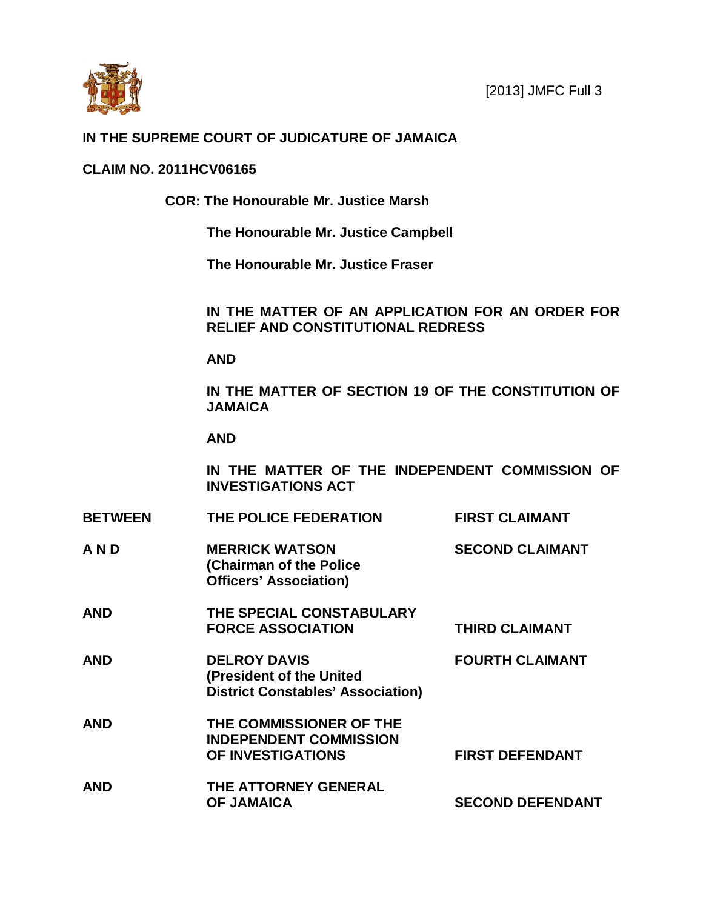[2013] JMFC Full 3

**IN THE SUPREME COURT OF JUDICATURE OF JAMAICA**

**CLAIM NO. 2011HCV06165**

**COR: The Honourable Mr. Justice Marsh**

**The Honourable Mr. Justice Campbell**

**The Honourable Mr. Justice Fraser**

**IN THE MATTER OF AN APPLICATION FOR AN ORDER FOR RELIEF AND CONSTITUTIONAL REDRESS**

**AND**

**IN THE MATTER OF SECTION 19 OF THE CONSTITUTION OF JAMAICA**

**AND**

**IN THE MATTER OF THE INDEPENDENT COMMISSION OF INVESTIGATIONS ACT**

| | | |
|---|---|---|
| **BETWEEN** | **THE POLICE FEDERATION** | **FIRST CLAIMANT** |
| **A N D** | **MERRICK WATSON (Chairman of the Police Officers' Association)** | **SECOND CLAIMANT** |
| **AND** | **THE SPECIAL CONSTABULARY FORCE ASSOCIATION** | **THIRD CLAIMANT** |
| **AND** | **DELROY DAVIS (President of the United District Constables' Association)** | **FOURTH CLAIMANT** |
| **AND** | **THE COMMISSIONER OF THE INDEPENDENT COMMISSION OF INVESTIGATIONS** | **FIRST DEFENDANT** |
| **AND** | **THE ATTORNEY GENERAL OF JAMAICA** | **SECOND DEFENDANT** |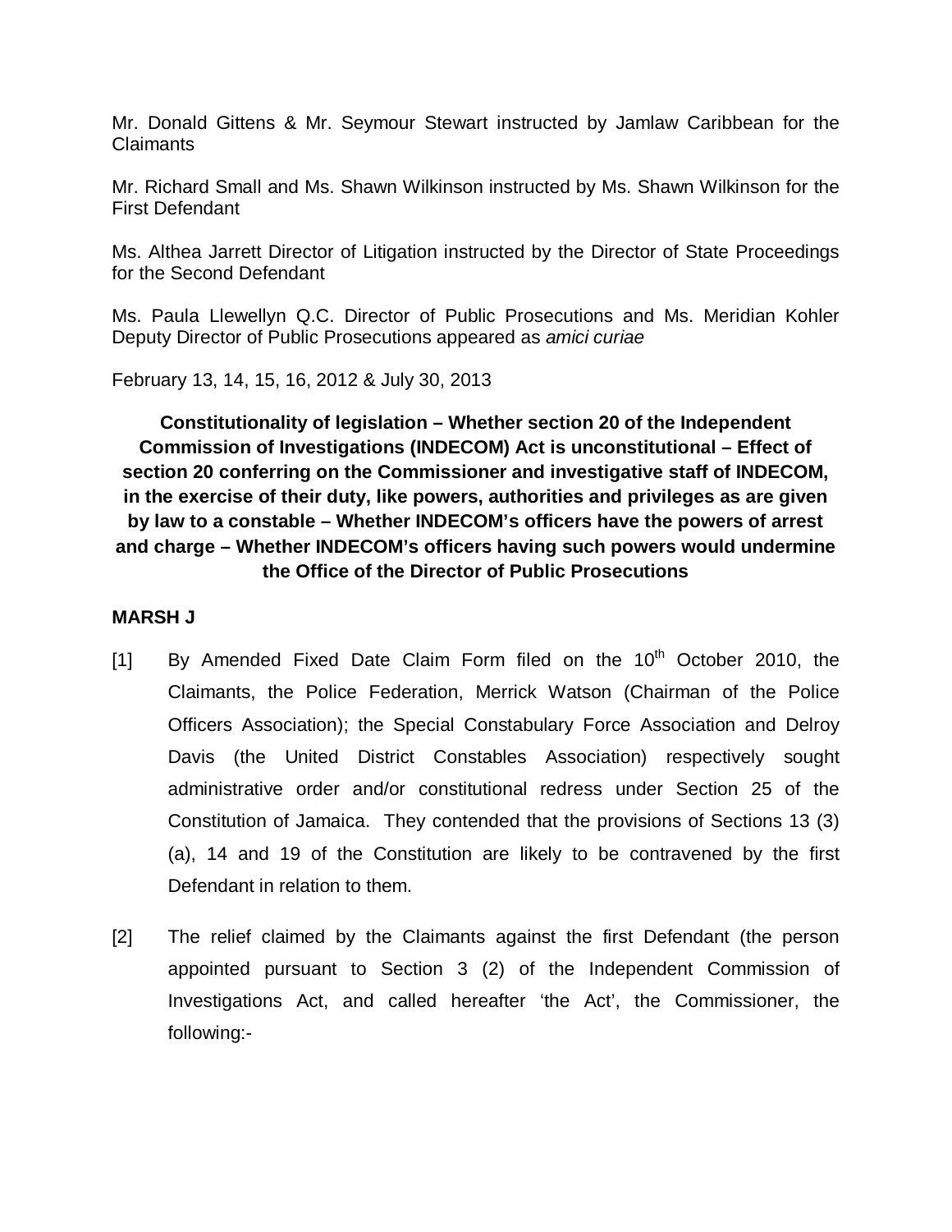Mr. Donald Gittens & Mr. Seymour Stewart instructed by Jamlaw Caribbean for the Claimants

Mr. Richard Small and Ms. Shawn Wilkinson instructed by Ms. Shawn Wilkinson for the First Defendant

Ms. Althea Jarrett Director of Litigation instructed by the Director of State Proceedings for the Second Defendant

Ms. Paula Llewellyn Q.C. Director of Public Prosecutions and Ms. Meridian Kohler Deputy Director of Public Prosecutions appeared as *amici curiae*

February 13, 14, 15, 16, 2012 & July 30, 2013

**Constitutionality of legislation – Whether section 20 of the Independent Commission of Investigations (INDECOM) Act is unconstitutional – Effect of section 20 conferring on the Commissioner and investigative staff of INDECOM, in the exercise of their duty, like powers, authorities and privileges as are given by law to a constable – Whether INDECOM's officers have the powers of arrest and charge – Whether INDECOM's officers having such powers would undermine the Office of the Director of Public Prosecutions**

**MARSH J**

[1] By Amended Fixed Date Claim Form filed on the 10th October 2010, the Claimants, the Police Federation, Merrick Watson (Chairman of the Police Officers Association); the Special Constabulary Force Association and Delroy Davis (the United District Constables Association) respectively sought administrative order and/or constitutional redress under Section 25 of the Constitution of Jamaica. They contended that the provisions of Sections 13 (3) (a), 14 and 19 of the Constitution are likely to be contravened by the first Defendant in relation to them.

[2] The relief claimed by the Claimants against the first Defendant (the person appointed pursuant to Section 3 (2) of the Independent Commission of Investigations Act, and called hereafter 'the Act', the Commissioner, the following:-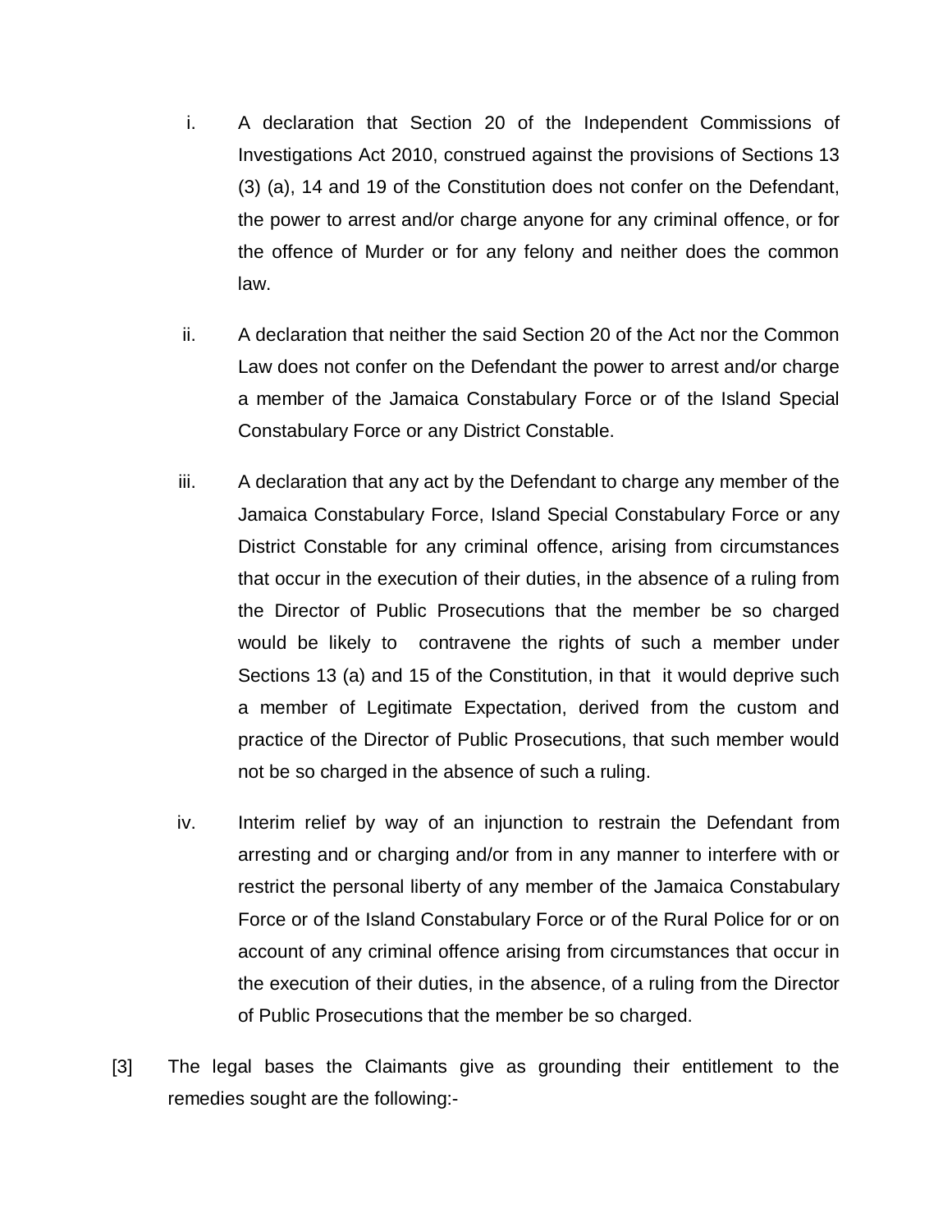i. A declaration that Section 20 of the Independent Commissions of Investigations Act 2010, construed against the provisions of Sections 13 (3) (a), 14 and 19 of the Constitution does not confer on the Defendant, the power to arrest and/or charge anyone for any criminal offence, or for the offence of Murder or for any felony and neither does the common law.

ii. A declaration that neither the said Section 20 of the Act nor the Common Law does not confer on the Defendant the power to arrest and/or charge a member of the Jamaica Constabulary Force or of the Island Special Constabulary Force or any District Constable.

iii. A declaration that any act by the Defendant to charge any member of the Jamaica Constabulary Force, Island Special Constabulary Force or any District Constable for any criminal offence, arising from circumstances that occur in the execution of their duties, in the absence of a ruling from the Director of Public Prosecutions that the member be so charged would be likely to contravene the rights of such a member under Sections 13 (a) and 15 of the Constitution, in that it would deprive such a member of Legitimate Expectation, derived from the custom and practice of the Director of Public Prosecutions, that such member would not be so charged in the absence of such a ruling.

iv. Interim relief by way of an injunction to restrain the Defendant from arresting and or charging and/or from in any manner to interfere with or restrict the personal liberty of any member of the Jamaica Constabulary Force or of the Island Constabulary Force or of the Rural Police for or on account of any criminal offence arising from circumstances that occur in the execution of their duties, in the absence, of a ruling from the Director of Public Prosecutions that the member be so charged.

[3] The legal bases the Claimants give as grounding their entitlement to the remedies sought are the following:-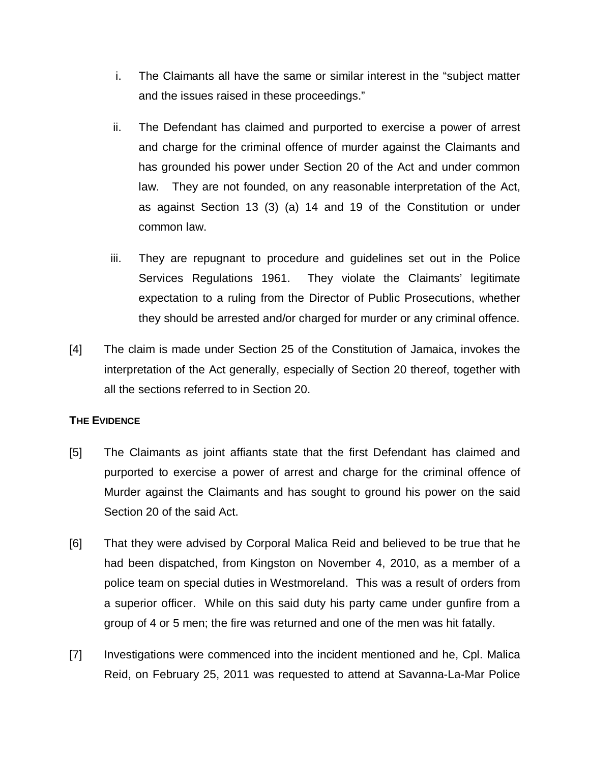i. The Claimants all have the same or similar interest in the "subject matter and the issues raised in these proceedings."

ii. The Defendant has claimed and purported to exercise a power of arrest and charge for the criminal offence of murder against the Claimants and has grounded his power under Section 20 of the Act and under common law. They are not founded, on any reasonable interpretation of the Act, as against Section 13 (3) (a) 14 and 19 of the Constitution or under common law.

iii. They are repugnant to procedure and guidelines set out in the Police Services Regulations 1961. They violate the Claimants' legitimate expectation to a ruling from the Director of Public Prosecutions, whether they should be arrested and/or charged for murder or any criminal offence.

[4] The claim is made under Section 25 of the Constitution of Jamaica, invokes the interpretation of the Act generally, especially of Section 20 thereof, together with all the sections referred to in Section 20.

**THE EVIDENCE**

[5] The Claimants as joint affiants state that the first Defendant has claimed and purported to exercise a power of arrest and charge for the criminal offence of Murder against the Claimants and has sought to ground his power on the said Section 20 of the said Act.

[6] That they were advised by Corporal Malica Reid and believed to be true that he had been dispatched, from Kingston on November 4, 2010, as a member of a police team on special duties in Westmoreland. This was a result of orders from a superior officer. While on this said duty his party came under gunfire from a group of 4 or 5 men; the fire was returned and one of the men was hit fatally.

[7] Investigations were commenced into the incident mentioned and he, Cpl. Malica Reid, on February 25, 2011 was requested to attend at Savanna-La-Mar Police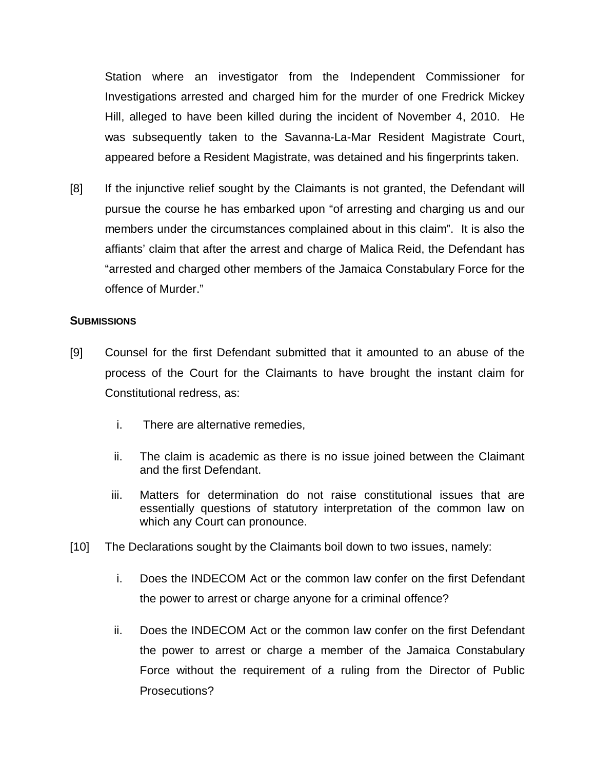Station where an investigator from the Independent Commissioner for Investigations arrested and charged him for the murder of one Fredrick Mickey Hill, alleged to have been killed during the incident of November 4, 2010. He was subsequently taken to the Savanna-La-Mar Resident Magistrate Court, appeared before a Resident Magistrate, was detained and his fingerprints taken.

[8] If the injunctive relief sought by the Claimants is not granted, the Defendant will pursue the course he has embarked upon "of arresting and charging us and our members under the circumstances complained about in this claim". It is also the affiants' claim that after the arrest and charge of Malica Reid, the Defendant has "arrested and charged other members of the Jamaica Constabulary Force for the offence of Murder."

**SUBMISSIONS**

[9] Counsel for the first Defendant submitted that it amounted to an abuse of the process of the Court for the Claimants to have brought the instant claim for Constitutional redress, as:

i. There are alternative remedies,

ii. The claim is academic as there is no issue joined between the Claimant and the first Defendant.

iii. Matters for determination do not raise constitutional issues that are essentially questions of statutory interpretation of the common law on which any Court can pronounce.

[10] The Declarations sought by the Claimants boil down to two issues, namely:

i. Does the INDECOM Act or the common law confer on the first Defendant the power to arrest or charge anyone for a criminal offence?

ii. Does the INDECOM Act or the common law confer on the first Defendant the power to arrest or charge a member of the Jamaica Constabulary Force without the requirement of a ruling from the Director of Public Prosecutions?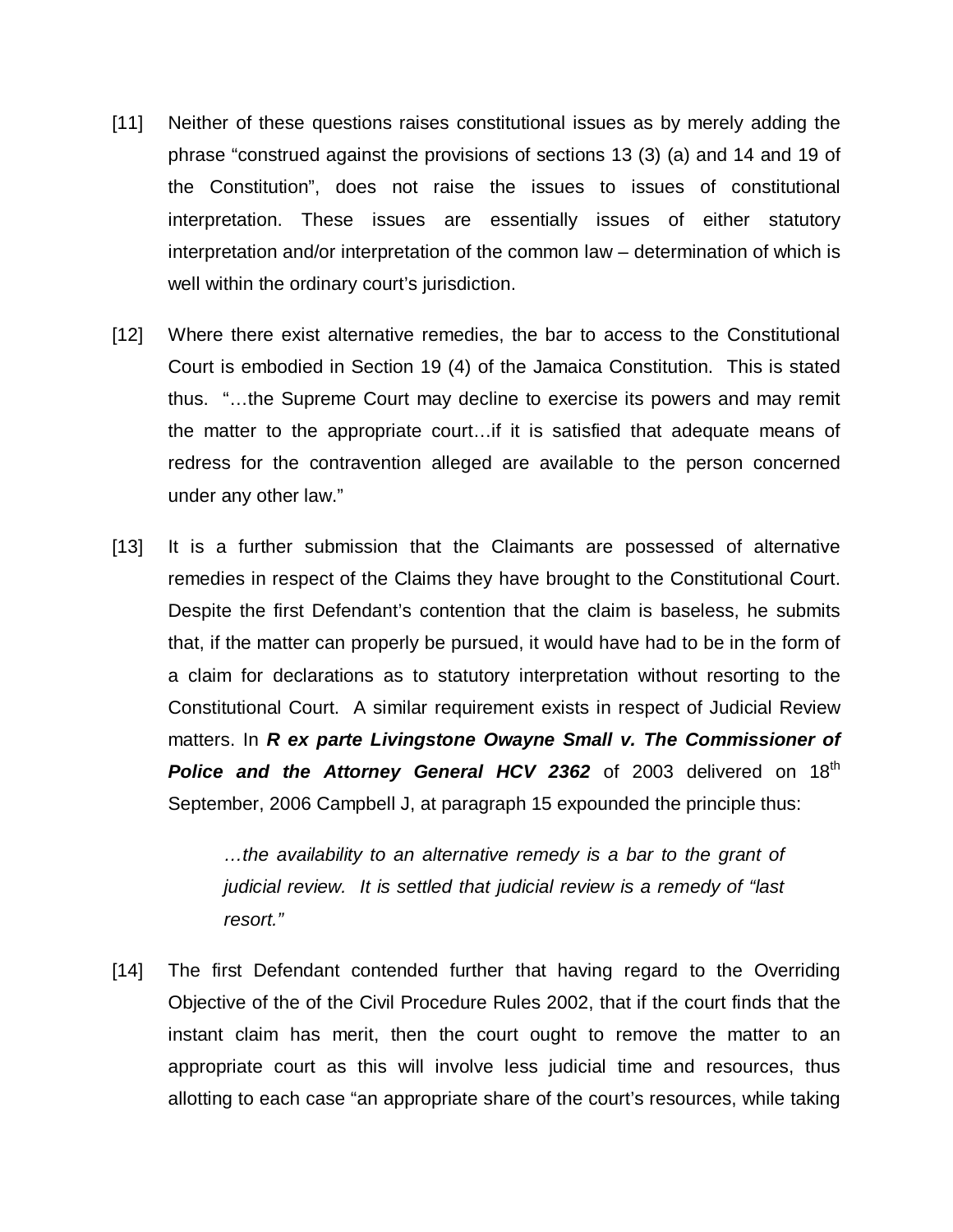[11] Neither of these questions raises constitutional issues as by merely adding the phrase "construed against the provisions of sections 13 (3) (a) and 14 and 19 of the Constitution", does not raise the issues to issues of constitutional interpretation. These issues are essentially issues of either statutory interpretation and/or interpretation of the common law – determination of which is well within the ordinary court's jurisdiction.

[12] Where there exist alternative remedies, the bar to access to the Constitutional Court is embodied in Section 19 (4) of the Jamaica Constitution. This is stated thus. "…the Supreme Court may decline to exercise its powers and may remit the matter to the appropriate court…if it is satisfied that adequate means of redress for the contravention alleged are available to the person concerned under any other law."

[13] It is a further submission that the Claimants are possessed of alternative remedies in respect of the Claims they have brought to the Constitutional Court. Despite the first Defendant's contention that the claim is baseless, he submits that, if the matter can properly be pursued, it would have had to be in the form of a claim for declarations as to statutory interpretation without resorting to the Constitutional Court. A similar requirement exists in respect of Judicial Review matters. In ***R ex parte Livingstone Owayne Small v. The Commissioner of Police and the Attorney General HCV 2362*** of 2003 delivered on 18th September, 2006 Campbell J, at paragraph 15 expounded the principle thus:

> *…the availability to an alternative remedy is a bar to the grant of judicial review. It is settled that judicial review is a remedy of "last resort."*

[14] The first Defendant contended further that having regard to the Overriding Objective of the of the Civil Procedure Rules 2002, that if the court finds that the instant claim has merit, then the court ought to remove the matter to an appropriate court as this will involve less judicial time and resources, thus allotting to each case "an appropriate share of the court's resources, while taking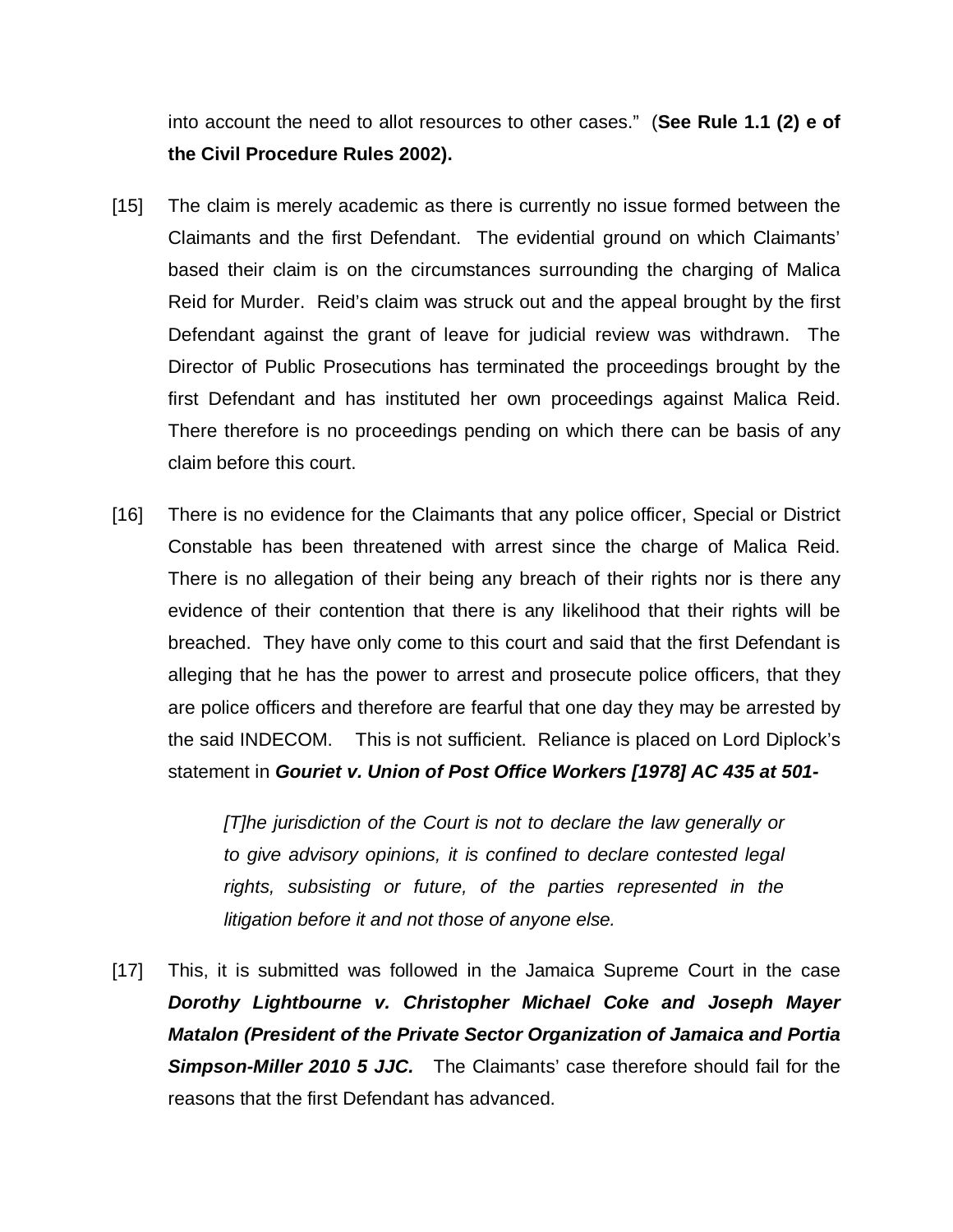into account the need to allot resources to other cases." (**See Rule 1.1 (2) e of the Civil Procedure Rules 2002).**

[15] The claim is merely academic as there is currently no issue formed between the Claimants and the first Defendant. The evidential ground on which Claimants' based their claim is on the circumstances surrounding the charging of Malica Reid for Murder. Reid's claim was struck out and the appeal brought by the first Defendant against the grant of leave for judicial review was withdrawn. The Director of Public Prosecutions has terminated the proceedings brought by the first Defendant and has instituted her own proceedings against Malica Reid. There therefore is no proceedings pending on which there can be basis of any claim before this court.

[16] There is no evidence for the Claimants that any police officer, Special or District Constable has been threatened with arrest since the charge of Malica Reid. There is no allegation of their being any breach of their rights nor is there any evidence of their contention that there is any likelihood that their rights will be breached. They have only come to this court and said that the first Defendant is alleging that he has the power to arrest and prosecute police officers, that they are police officers and therefore are fearful that one day they may be arrested by the said INDECOM. This is not sufficient. Reliance is placed on Lord Diplock's statement in ***Gouriet v. Union of Post Office Workers [1978] AC 435 at 501-***

> *[T]he jurisdiction of the Court is not to declare the law generally or to give advisory opinions, it is confined to declare contested legal rights, subsisting or future, of the parties represented in the litigation before it and not those of anyone else.*

[17] This, it is submitted was followed in the Jamaica Supreme Court in the case ***Dorothy Lightbourne v. Christopher Michael Coke and Joseph Mayer Matalon (President of the Private Sector Organization of Jamaica and Portia Simpson-Miller 2010 5 JJC.*** The Claimants' case therefore should fail for the reasons that the first Defendant has advanced.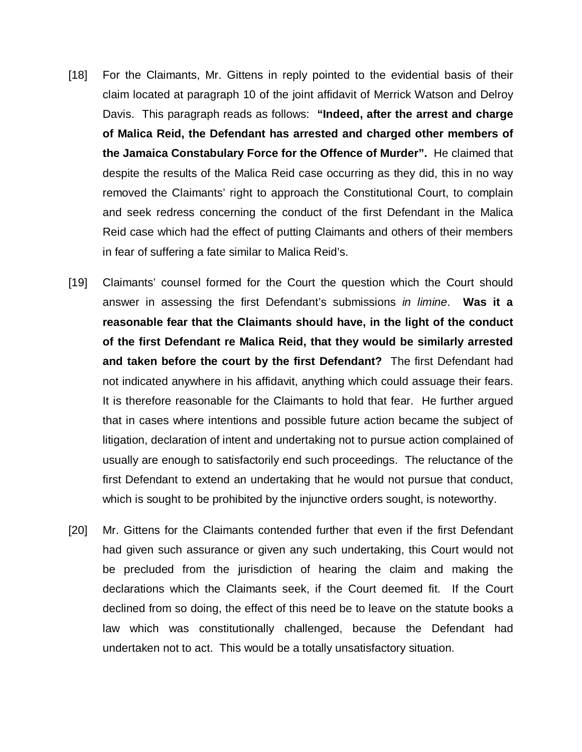[18] For the Claimants, Mr. Gittens in reply pointed to the evidential basis of their claim located at paragraph 10 of the joint affidavit of Merrick Watson and Delroy Davis. This paragraph reads as follows: **"Indeed, after the arrest and charge of Malica Reid, the Defendant has arrested and charged other members of the Jamaica Constabulary Force for the Offence of Murder".** He claimed that despite the results of the Malica Reid case occurring as they did, this in no way removed the Claimants' right to approach the Constitutional Court, to complain and seek redress concerning the conduct of the first Defendant in the Malica Reid case which had the effect of putting Claimants and others of their members in fear of suffering a fate similar to Malica Reid's.

[19] Claimants' counsel formed for the Court the question which the Court should answer in assessing the first Defendant's submissions *in limine*. **Was it a reasonable fear that the Claimants should have, in the light of the conduct of the first Defendant re Malica Reid, that they would be similarly arrested and taken before the court by the first Defendant?** The first Defendant had not indicated anywhere in his affidavit, anything which could assuage their fears. It is therefore reasonable for the Claimants to hold that fear. He further argued that in cases where intentions and possible future action became the subject of litigation, declaration of intent and undertaking not to pursue action complained of usually are enough to satisfactorily end such proceedings. The reluctance of the first Defendant to extend an undertaking that he would not pursue that conduct, which is sought to be prohibited by the injunctive orders sought, is noteworthy.

[20] Mr. Gittens for the Claimants contended further that even if the first Defendant had given such assurance or given any such undertaking, this Court would not be precluded from the jurisdiction of hearing the claim and making the declarations which the Claimants seek, if the Court deemed fit. If the Court declined from so doing, the effect of this need be to leave on the statute books a law which was constitutionally challenged, because the Defendant had undertaken not to act. This would be a totally unsatisfactory situation.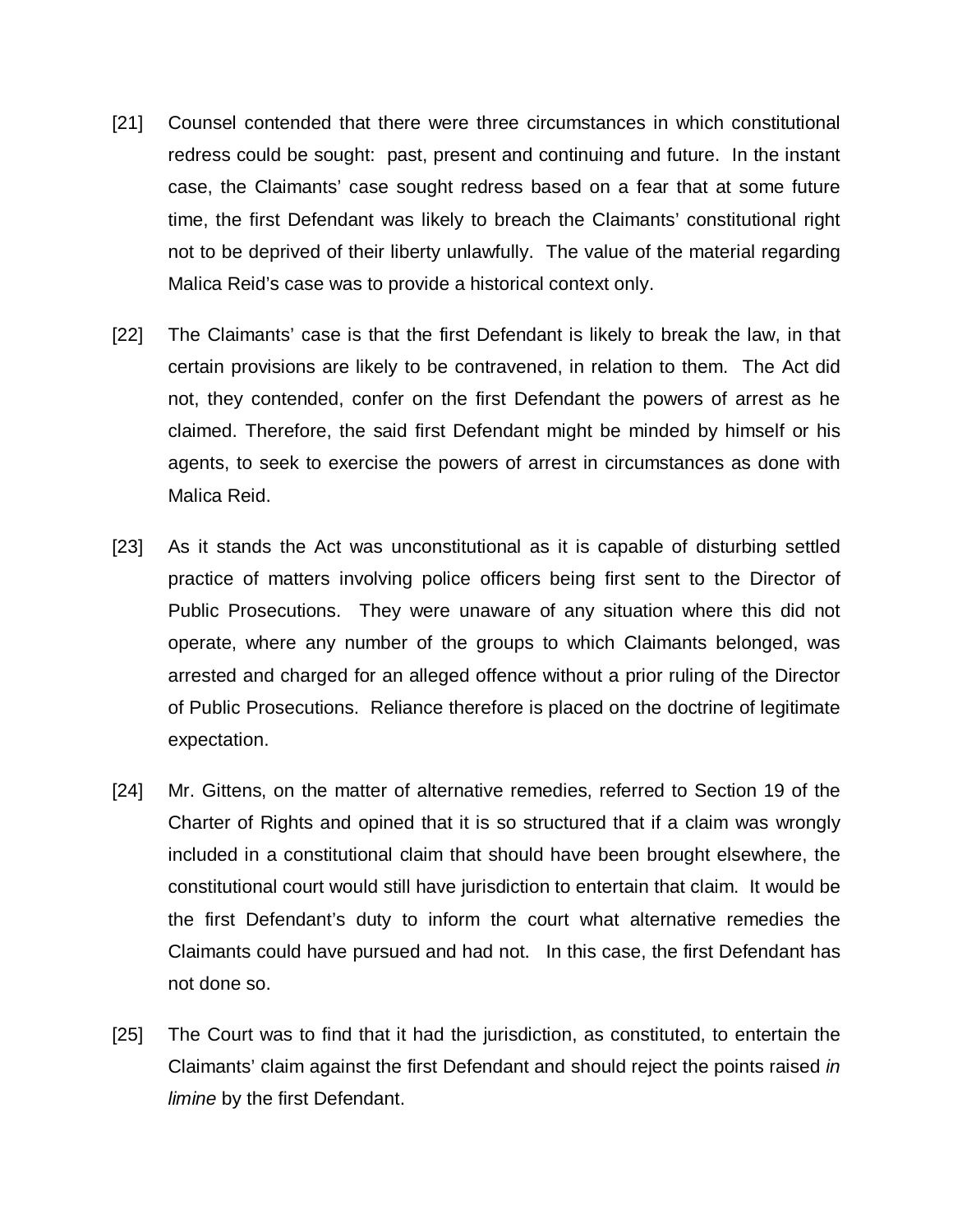[21] Counsel contended that there were three circumstances in which constitutional redress could be sought: past, present and continuing and future. In the instant case, the Claimants' case sought redress based on a fear that at some future time, the first Defendant was likely to breach the Claimants' constitutional right not to be deprived of their liberty unlawfully. The value of the material regarding Malica Reid's case was to provide a historical context only.

[22] The Claimants' case is that the first Defendant is likely to break the law, in that certain provisions are likely to be contravened, in relation to them. The Act did not, they contended, confer on the first Defendant the powers of arrest as he claimed. Therefore, the said first Defendant might be minded by himself or his agents, to seek to exercise the powers of arrest in circumstances as done with Malica Reid.

[23] As it stands the Act was unconstitutional as it is capable of disturbing settled practice of matters involving police officers being first sent to the Director of Public Prosecutions. They were unaware of any situation where this did not operate, where any number of the groups to which Claimants belonged, was arrested and charged for an alleged offence without a prior ruling of the Director of Public Prosecutions. Reliance therefore is placed on the doctrine of legitimate expectation.

[24] Mr. Gittens, on the matter of alternative remedies, referred to Section 19 of the Charter of Rights and opined that it is so structured that if a claim was wrongly included in a constitutional claim that should have been brought elsewhere, the constitutional court would still have jurisdiction to entertain that claim. It would be the first Defendant's duty to inform the court what alternative remedies the Claimants could have pursued and had not. In this case, the first Defendant has not done so.

[25] The Court was to find that it had the jurisdiction, as constituted, to entertain the Claimants' claim against the first Defendant and should reject the points raised *in limine* by the first Defendant.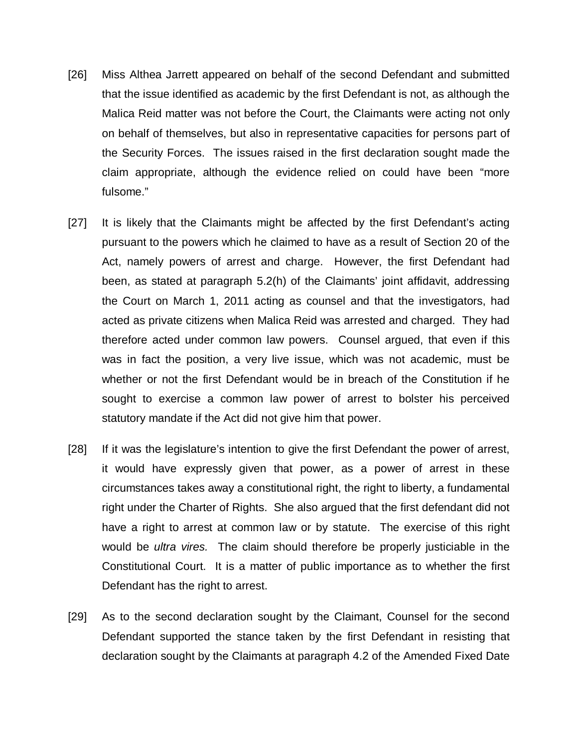[26] Miss Althea Jarrett appeared on behalf of the second Defendant and submitted that the issue identified as academic by the first Defendant is not, as although the Malica Reid matter was not before the Court, the Claimants were acting not only on behalf of themselves, but also in representative capacities for persons part of the Security Forces. The issues raised in the first declaration sought made the claim appropriate, although the evidence relied on could have been "more fulsome."

[27] It is likely that the Claimants might be affected by the first Defendant's acting pursuant to the powers which he claimed to have as a result of Section 20 of the Act, namely powers of arrest and charge. However, the first Defendant had been, as stated at paragraph 5.2(h) of the Claimants' joint affidavit, addressing the Court on March 1, 2011 acting as counsel and that the investigators, had acted as private citizens when Malica Reid was arrested and charged. They had therefore acted under common law powers. Counsel argued, that even if this was in fact the position, a very live issue, which was not academic, must be whether or not the first Defendant would be in breach of the Constitution if he sought to exercise a common law power of arrest to bolster his perceived statutory mandate if the Act did not give him that power.

[28] If it was the legislature's intention to give the first Defendant the power of arrest, it would have expressly given that power, as a power of arrest in these circumstances takes away a constitutional right, the right to liberty, a fundamental right under the Charter of Rights. She also argued that the first defendant did not have a right to arrest at common law or by statute. The exercise of this right would be *ultra vires.* The claim should therefore be properly justiciable in the Constitutional Court. It is a matter of public importance as to whether the first Defendant has the right to arrest.

[29] As to the second declaration sought by the Claimant, Counsel for the second Defendant supported the stance taken by the first Defendant in resisting that declaration sought by the Claimants at paragraph 4.2 of the Amended Fixed Date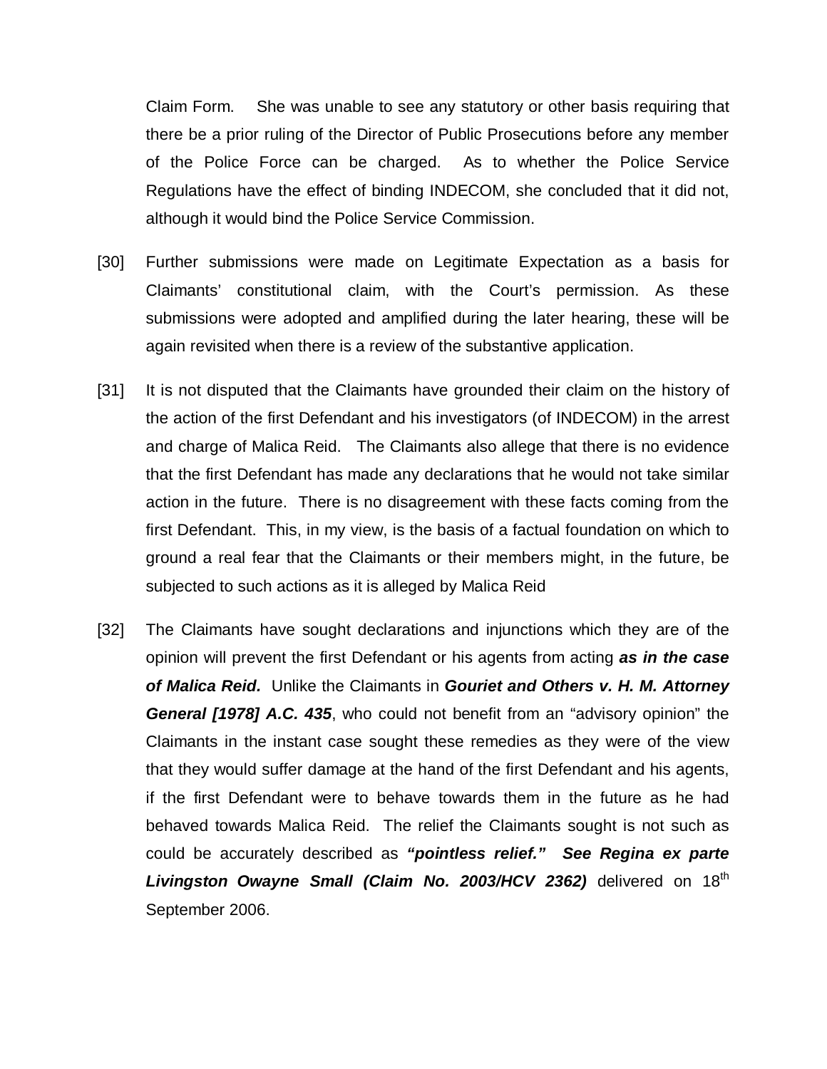Claim Form. She was unable to see any statutory or other basis requiring that there be a prior ruling of the Director of Public Prosecutions before any member of the Police Force can be charged. As to whether the Police Service Regulations have the effect of binding INDECOM, she concluded that it did not, although it would bind the Police Service Commission.

[30] Further submissions were made on Legitimate Expectation as a basis for Claimants' constitutional claim, with the Court's permission. As these submissions were adopted and amplified during the later hearing, these will be again revisited when there is a review of the substantive application.

[31] It is not disputed that the Claimants have grounded their claim on the history of the action of the first Defendant and his investigators (of INDECOM) in the arrest and charge of Malica Reid. The Claimants also allege that there is no evidence that the first Defendant has made any declarations that he would not take similar action in the future. There is no disagreement with these facts coming from the first Defendant. This, in my view, is the basis of a factual foundation on which to ground a real fear that the Claimants or their members might, in the future, be subjected to such actions as it is alleged by Malica Reid

[32] The Claimants have sought declarations and injunctions which they are of the opinion will prevent the first Defendant or his agents from acting ***as in the case of Malica Reid.*** Unlike the Claimants in ***Gouriet and Others v. H. M. Attorney General [1978] A.C. 435***, who could not benefit from an "advisory opinion" the Claimants in the instant case sought these remedies as they were of the view that they would suffer damage at the hand of the first Defendant and his agents, if the first Defendant were to behave towards them in the future as he had behaved towards Malica Reid. The relief the Claimants sought is not such as could be accurately described as ***"pointless relief." See Regina ex parte Livingston Owayne Small (Claim No. 2003/HCV 2362)*** delivered on 18th September 2006.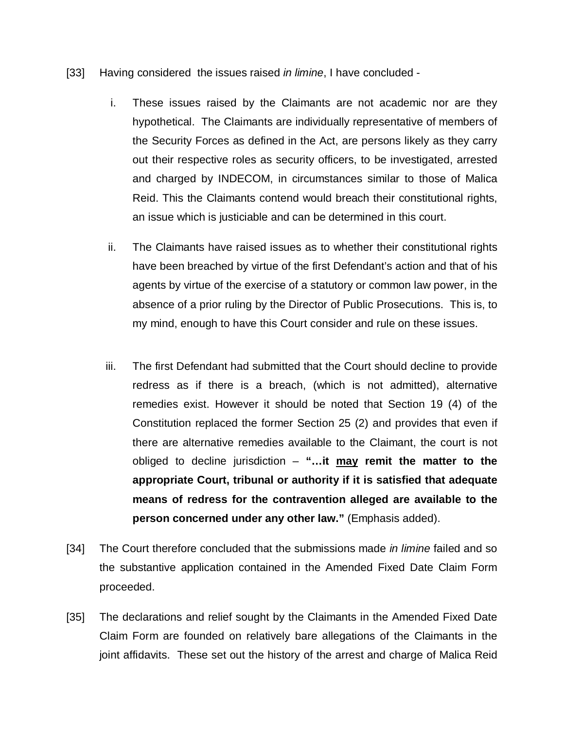[33] Having considered the issues raised *in limine*, I have concluded -

i. These issues raised by the Claimants are not academic nor are they hypothetical. The Claimants are individually representative of members of the Security Forces as defined in the Act, are persons likely as they carry out their respective roles as security officers, to be investigated, arrested and charged by INDECOM, in circumstances similar to those of Malica Reid. This the Claimants contend would breach their constitutional rights, an issue which is justiciable and can be determined in this court.

ii. The Claimants have raised issues as to whether their constitutional rights have been breached by virtue of the first Defendant's action and that of his agents by virtue of the exercise of a statutory or common law power, in the absence of a prior ruling by the Director of Public Prosecutions. This is, to my mind, enough to have this Court consider and rule on these issues.

iii. The first Defendant had submitted that the Court should decline to provide redress as if there is a breach, (which is not admitted), alternative remedies exist. However it should be noted that Section 19 (4) of the Constitution replaced the former Section 25 (2) and provides that even if there are alternative remedies available to the Claimant, the court is not obliged to decline jurisdiction – **"…it <u>may</u> remit the matter to the appropriate Court, tribunal or authority if it is satisfied that adequate means of redress for the contravention alleged are available to the person concerned under any other law."** (Emphasis added).

[34] The Court therefore concluded that the submissions made *in limine* failed and so the substantive application contained in the Amended Fixed Date Claim Form proceeded.

[35] The declarations and relief sought by the Claimants in the Amended Fixed Date Claim Form are founded on relatively bare allegations of the Claimants in the joint affidavits. These set out the history of the arrest and charge of Malica Reid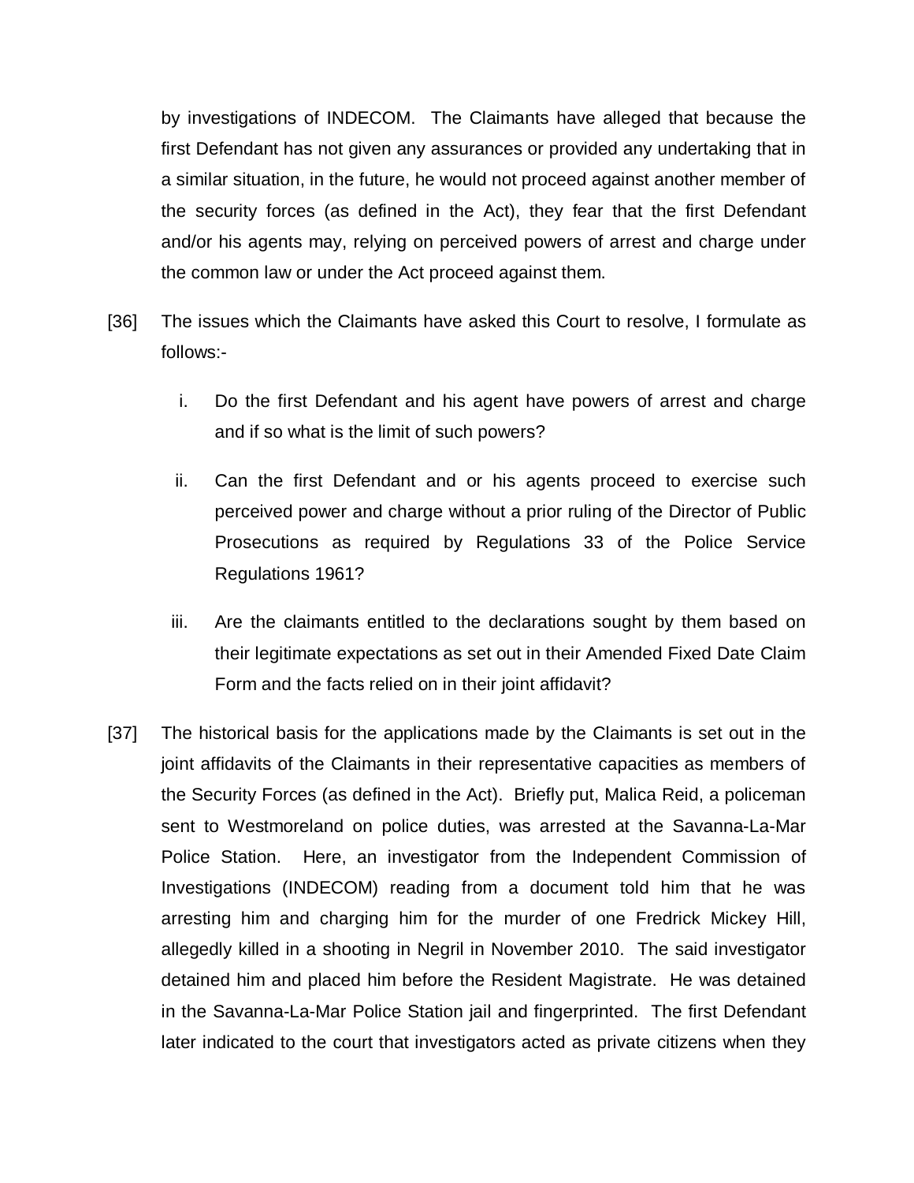by investigations of INDECOM. The Claimants have alleged that because the first Defendant has not given any assurances or provided any undertaking that in a similar situation, in the future, he would not proceed against another member of the security forces (as defined in the Act), they fear that the first Defendant and/or his agents may, relying on perceived powers of arrest and charge under the common law or under the Act proceed against them.

[36] The issues which the Claimants have asked this Court to resolve, I formulate as follows:-

i. Do the first Defendant and his agent have powers of arrest and charge and if so what is the limit of such powers?

ii. Can the first Defendant and or his agents proceed to exercise such perceived power and charge without a prior ruling of the Director of Public Prosecutions as required by Regulations 33 of the Police Service Regulations 1961?

iii. Are the claimants entitled to the declarations sought by them based on their legitimate expectations as set out in their Amended Fixed Date Claim Form and the facts relied on in their joint affidavit?

[37] The historical basis for the applications made by the Claimants is set out in the joint affidavits of the Claimants in their representative capacities as members of the Security Forces (as defined in the Act). Briefly put, Malica Reid, a policeman sent to Westmoreland on police duties, was arrested at the Savanna-La-Mar Police Station. Here, an investigator from the Independent Commission of Investigations (INDECOM) reading from a document told him that he was arresting him and charging him for the murder of one Fredrick Mickey Hill, allegedly killed in a shooting in Negril in November 2010. The said investigator detained him and placed him before the Resident Magistrate. He was detained in the Savanna-La-Mar Police Station jail and fingerprinted. The first Defendant later indicated to the court that investigators acted as private citizens when they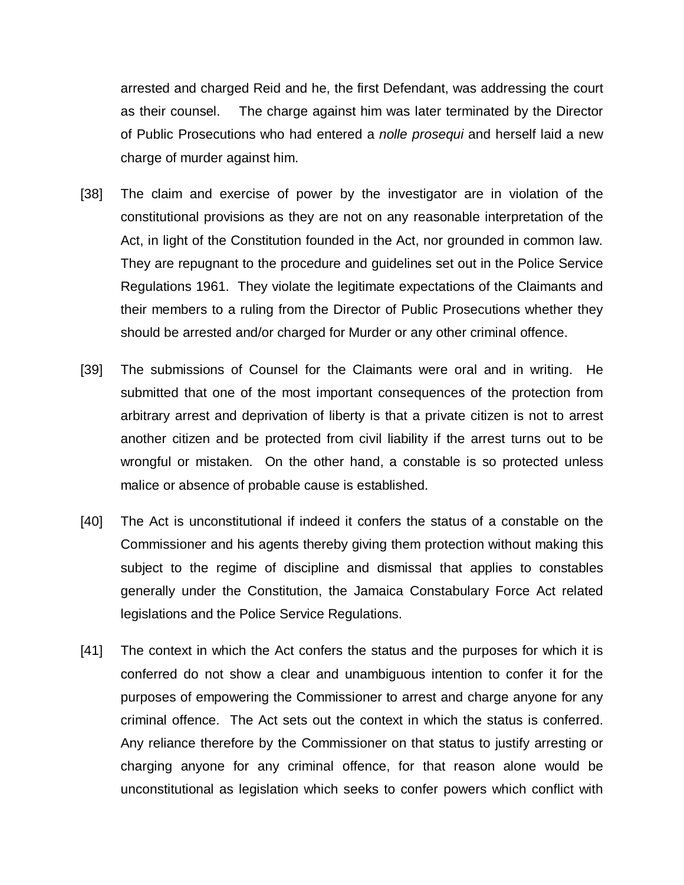arrested and charged Reid and he, the first Defendant, was addressing the court as their counsel. The charge against him was later terminated by the Director of Public Prosecutions who had entered a *nolle prosequi* and herself laid a new charge of murder against him.

[38] The claim and exercise of power by the investigator are in violation of the constitutional provisions as they are not on any reasonable interpretation of the Act, in light of the Constitution founded in the Act, nor grounded in common law. They are repugnant to the procedure and guidelines set out in the Police Service Regulations 1961. They violate the legitimate expectations of the Claimants and their members to a ruling from the Director of Public Prosecutions whether they should be arrested and/or charged for Murder or any other criminal offence.

[39] The submissions of Counsel for the Claimants were oral and in writing. He submitted that one of the most important consequences of the protection from arbitrary arrest and deprivation of liberty is that a private citizen is not to arrest another citizen and be protected from civil liability if the arrest turns out to be wrongful or mistaken. On the other hand, a constable is so protected unless malice or absence of probable cause is established.

[40] The Act is unconstitutional if indeed it confers the status of a constable on the Commissioner and his agents thereby giving them protection without making this subject to the regime of discipline and dismissal that applies to constables generally under the Constitution, the Jamaica Constabulary Force Act related legislations and the Police Service Regulations.

[41] The context in which the Act confers the status and the purposes for which it is conferred do not show a clear and unambiguous intention to confer it for the purposes of empowering the Commissioner to arrest and charge anyone for any criminal offence. The Act sets out the context in which the status is conferred. Any reliance therefore by the Commissioner on that status to justify arresting or charging anyone for any criminal offence, for that reason alone would be unconstitutional as legislation which seeks to confer powers which conflict with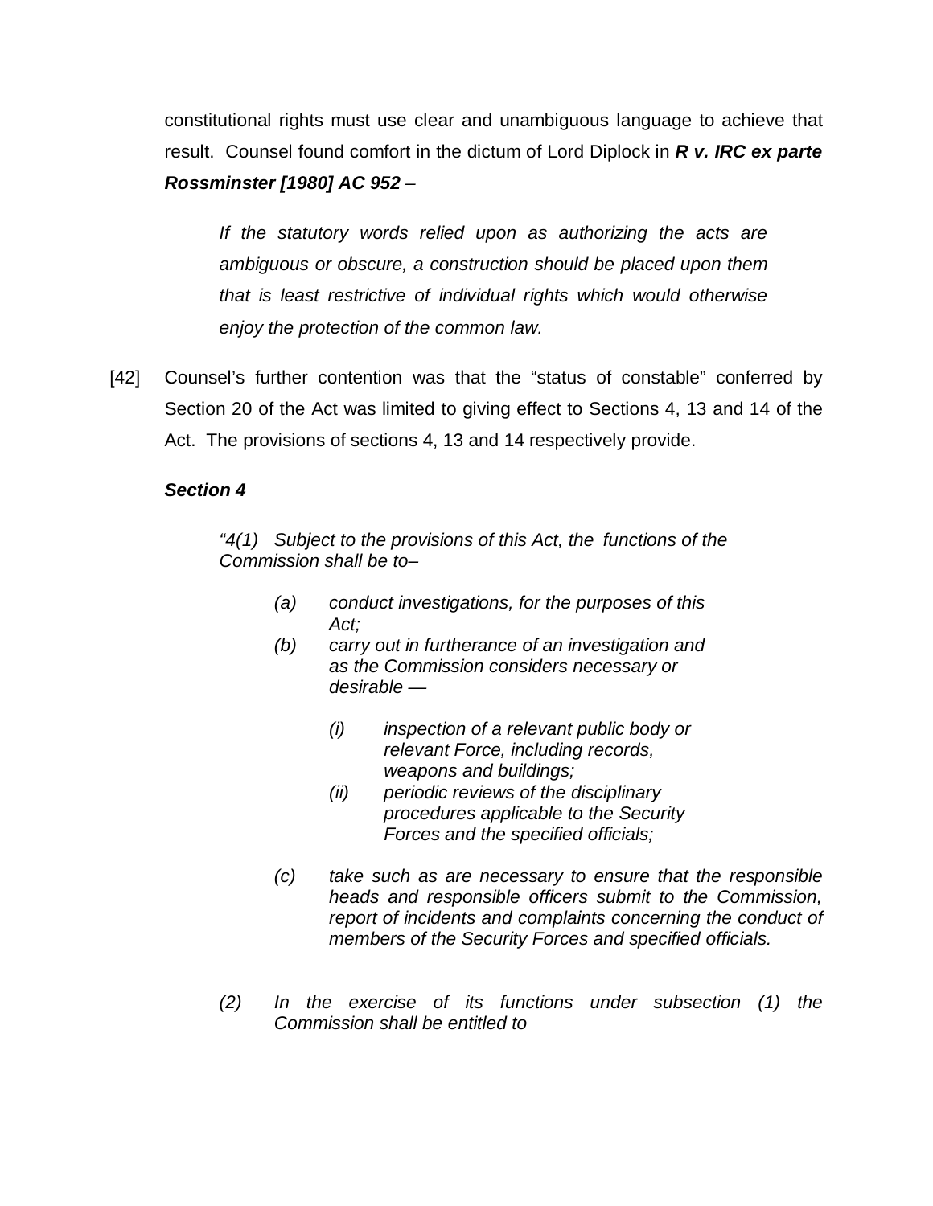constitutional rights must use clear and unambiguous language to achieve that result. Counsel found comfort in the dictum of Lord Diplock in ***R v. IRC ex parte Rossminster [1980] AC 952*** –

> *If the statutory words relied upon as authorizing the acts are ambiguous or obscure, a construction should be placed upon them that is least restrictive of individual rights which would otherwise enjoy the protection of the common law.*

[42] Counsel's further contention was that the "status of constable" conferred by Section 20 of the Act was limited to giving effect to Sections 4, 13 and 14 of the Act. The provisions of sections 4, 13 and 14 respectively provide.

***Section 4***

> *"4(1) Subject to the provisions of this Act, the functions of the Commission shall be to–*
>
> *(a) conduct investigations, for the purposes of this Act;*
>
> *(b) carry out in furtherance of an investigation and as the Commission considers necessary or desirable —*
>
> *(i) inspection of a relevant public body or relevant Force, including records, weapons and buildings;*
>
> *(ii) periodic reviews of the disciplinary procedures applicable to the Security Forces and the specified officials;*
>
> *(c) take such as are necessary to ensure that the responsible heads and responsible officers submit to the Commission, report of incidents and complaints concerning the conduct of members of the Security Forces and specified officials.*
>
> *(2) In the exercise of its functions under subsection (1) the Commission shall be entitled to*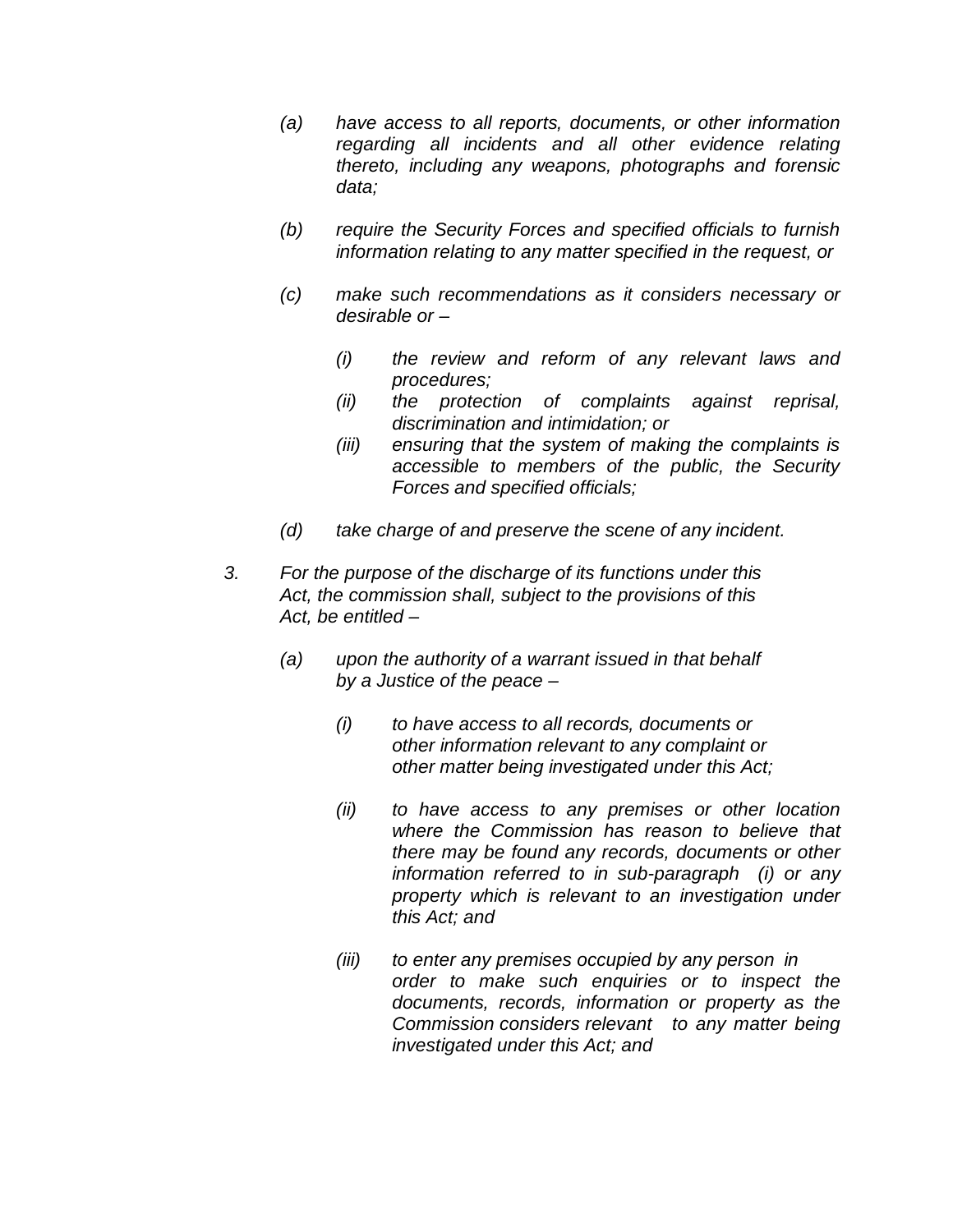*(a) have access to all reports, documents, or other information regarding all incidents and all other evidence relating thereto, including any weapons, photographs and forensic data;*

*(b) require the Security Forces and specified officials to furnish information relating to any matter specified in the request, or*

*(c) make such recommendations as it considers necessary or desirable or –*

*(i) the review and reform of any relevant laws and procedures;*
*(ii) the protection of complaints against reprisal, discrimination and intimidation; or*
*(iii) ensuring that the system of making the complaints is accessible to members of the public, the Security Forces and specified officials;*

*(d) take charge of and preserve the scene of any incident.*

*3. For the purpose of the discharge of its functions under this Act, the commission shall, subject to the provisions of this Act, be entitled –*

*(a) upon the authority of a warrant issued in that behalf by a Justice of the peace –*

*(i) to have access to all records, documents or other information relevant to any complaint or other matter being investigated under this Act;*

*(ii) to have access to any premises or other location where the Commission has reason to believe that there may be found any records, documents or other information referred to in sub-paragraph (i) or any property which is relevant to an investigation under this Act; and*

*(iii) to enter any premises occupied by any person in order to make such enquiries or to inspect the documents, records, information or property as the Commission considers relevant to any matter being investigated under this Act; and*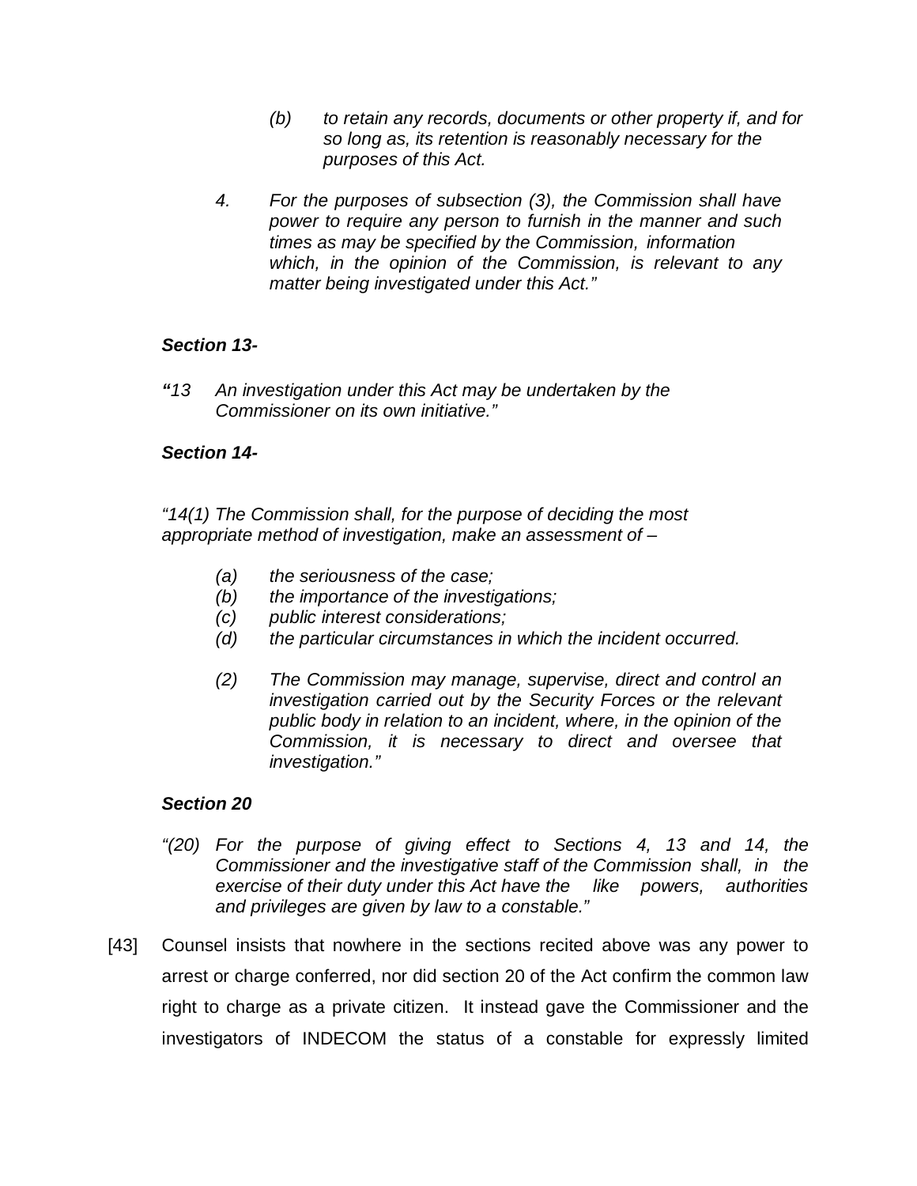*(b) to retain any records, documents or other property if, and for so long as, its retention is reasonably necessary for the purposes of this Act.*

*4. For the purposes of subsection (3), the Commission shall have power to require any person to furnish in the manner and such times as may be specified by the Commission, information which, in the opinion of the Commission, is relevant to any matter being investigated under this Act."*

***Section 13-***

***"****13 An investigation under this Act may be undertaken by the Commissioner on its own initiative."*

***Section 14-***

*"14(1) The Commission shall, for the purpose of deciding the most appropriate method of investigation, make an assessment of –*

*(a) the seriousness of the case;*
*(b) the importance of the investigations;*
*(c) public interest considerations;*
*(d) the particular circumstances in which the incident occurred.*

*(2) The Commission may manage, supervise, direct and control an investigation carried out by the Security Forces or the relevant public body in relation to an incident, where, in the opinion of the Commission, it is necessary to direct and oversee that investigation."*

***Section 20***

*"(20) For the purpose of giving effect to Sections 4, 13 and 14, the Commissioner and the investigative staff of the Commission shall, in the exercise of their duty under this Act have the like powers, authorities and privileges are given by law to a constable."*

[43] Counsel insists that nowhere in the sections recited above was any power to arrest or charge conferred, nor did section 20 of the Act confirm the common law right to charge as a private citizen. It instead gave the Commissioner and the investigators of INDECOM the status of a constable for expressly limited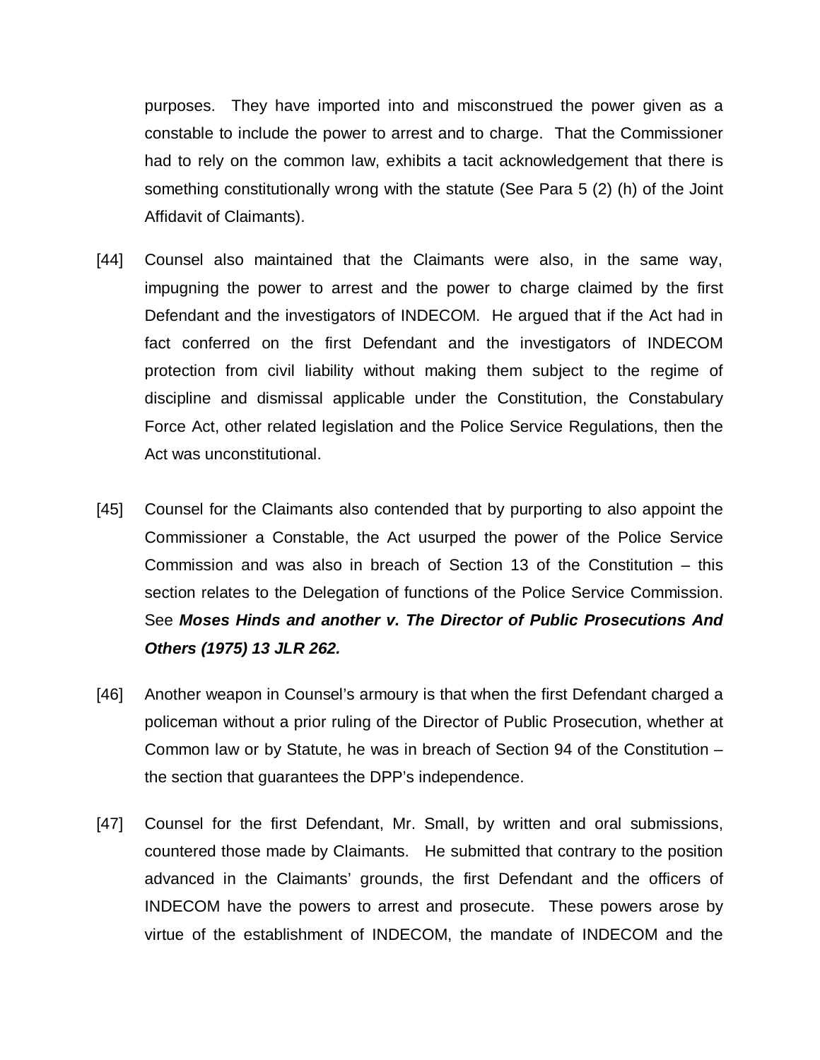purposes. They have imported into and misconstrued the power given as a constable to include the power to arrest and to charge. That the Commissioner had to rely on the common law, exhibits a tacit acknowledgement that there is something constitutionally wrong with the statute (See Para 5 (2) (h) of the Joint Affidavit of Claimants).

[44] Counsel also maintained that the Claimants were also, in the same way, impugning the power to arrest and the power to charge claimed by the first Defendant and the investigators of INDECOM. He argued that if the Act had in fact conferred on the first Defendant and the investigators of INDECOM protection from civil liability without making them subject to the regime of discipline and dismissal applicable under the Constitution, the Constabulary Force Act, other related legislation and the Police Service Regulations, then the Act was unconstitutional.

[45] Counsel for the Claimants also contended that by purporting to also appoint the Commissioner a Constable, the Act usurped the power of the Police Service Commission and was also in breach of Section 13 of the Constitution – this section relates to the Delegation of functions of the Police Service Commission. See ***Moses Hinds and another v. The Director of Public Prosecutions And Others (1975) 13 JLR 262.***

[46] Another weapon in Counsel's armoury is that when the first Defendant charged a policeman without a prior ruling of the Director of Public Prosecution, whether at Common law or by Statute, he was in breach of Section 94 of the Constitution – the section that guarantees the DPP's independence.

[47] Counsel for the first Defendant, Mr. Small, by written and oral submissions, countered those made by Claimants. He submitted that contrary to the position advanced in the Claimants' grounds, the first Defendant and the officers of INDECOM have the powers to arrest and prosecute. These powers arose by virtue of the establishment of INDECOM, the mandate of INDECOM and the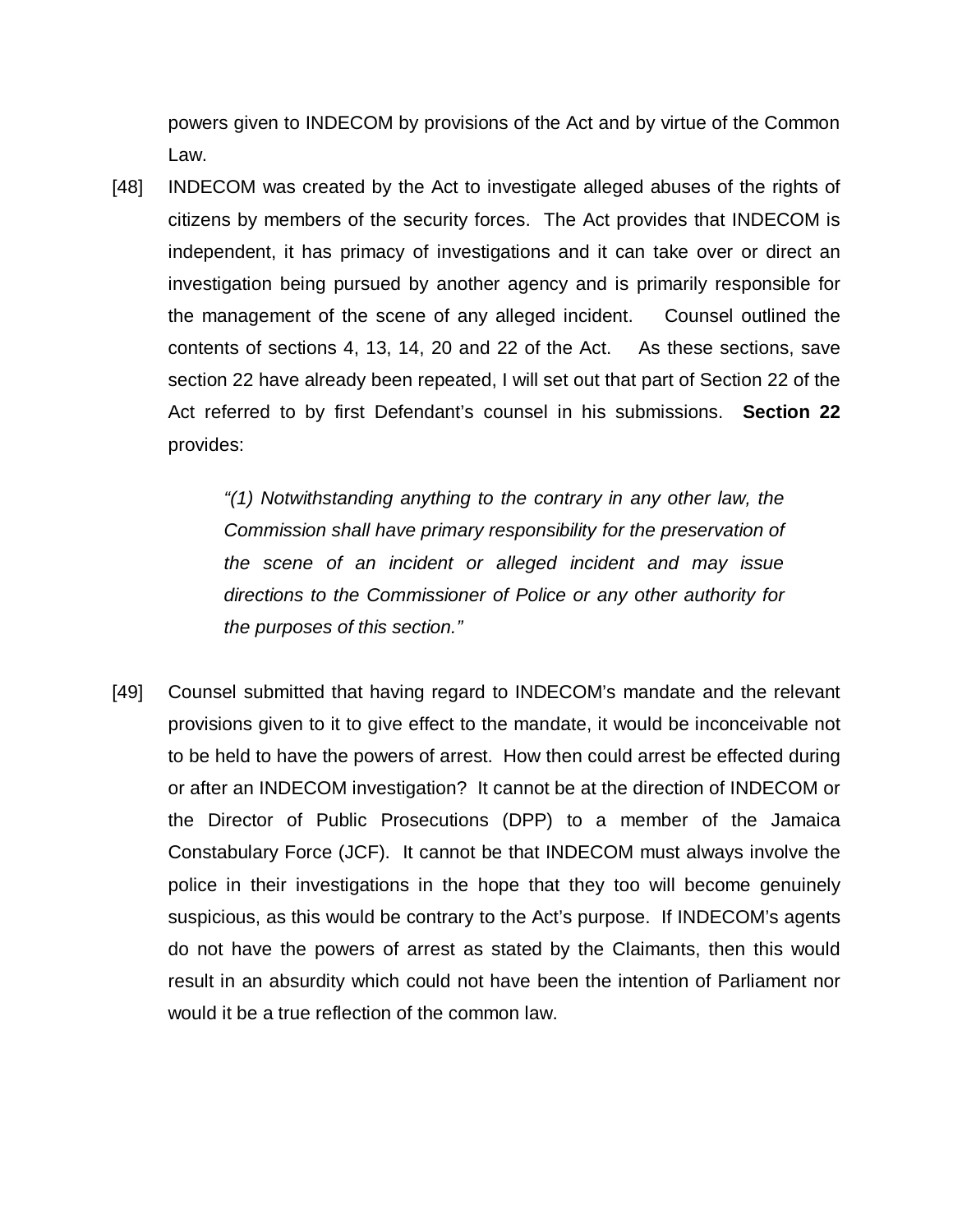powers given to INDECOM by provisions of the Act and by virtue of the Common Law.

[48] INDECOM was created by the Act to investigate alleged abuses of the rights of citizens by members of the security forces. The Act provides that INDECOM is independent, it has primacy of investigations and it can take over or direct an investigation being pursued by another agency and is primarily responsible for the management of the scene of any alleged incident. Counsel outlined the contents of sections 4, 13, 14, 20 and 22 of the Act. As these sections, save section 22 have already been repeated, I will set out that part of Section 22 of the Act referred to by first Defendant's counsel in his submissions. **Section 22** provides:

> *"(1) Notwithstanding anything to the contrary in any other law, the Commission shall have primary responsibility for the preservation of the scene of an incident or alleged incident and may issue directions to the Commissioner of Police or any other authority for the purposes of this section."*

[49] Counsel submitted that having regard to INDECOM's mandate and the relevant provisions given to it to give effect to the mandate, it would be inconceivable not to be held to have the powers of arrest. How then could arrest be effected during or after an INDECOM investigation? It cannot be at the direction of INDECOM or the Director of Public Prosecutions (DPP) to a member of the Jamaica Constabulary Force (JCF). It cannot be that INDECOM must always involve the police in their investigations in the hope that they too will become genuinely suspicious, as this would be contrary to the Act's purpose. If INDECOM's agents do not have the powers of arrest as stated by the Claimants, then this would result in an absurdity which could not have been the intention of Parliament nor would it be a true reflection of the common law.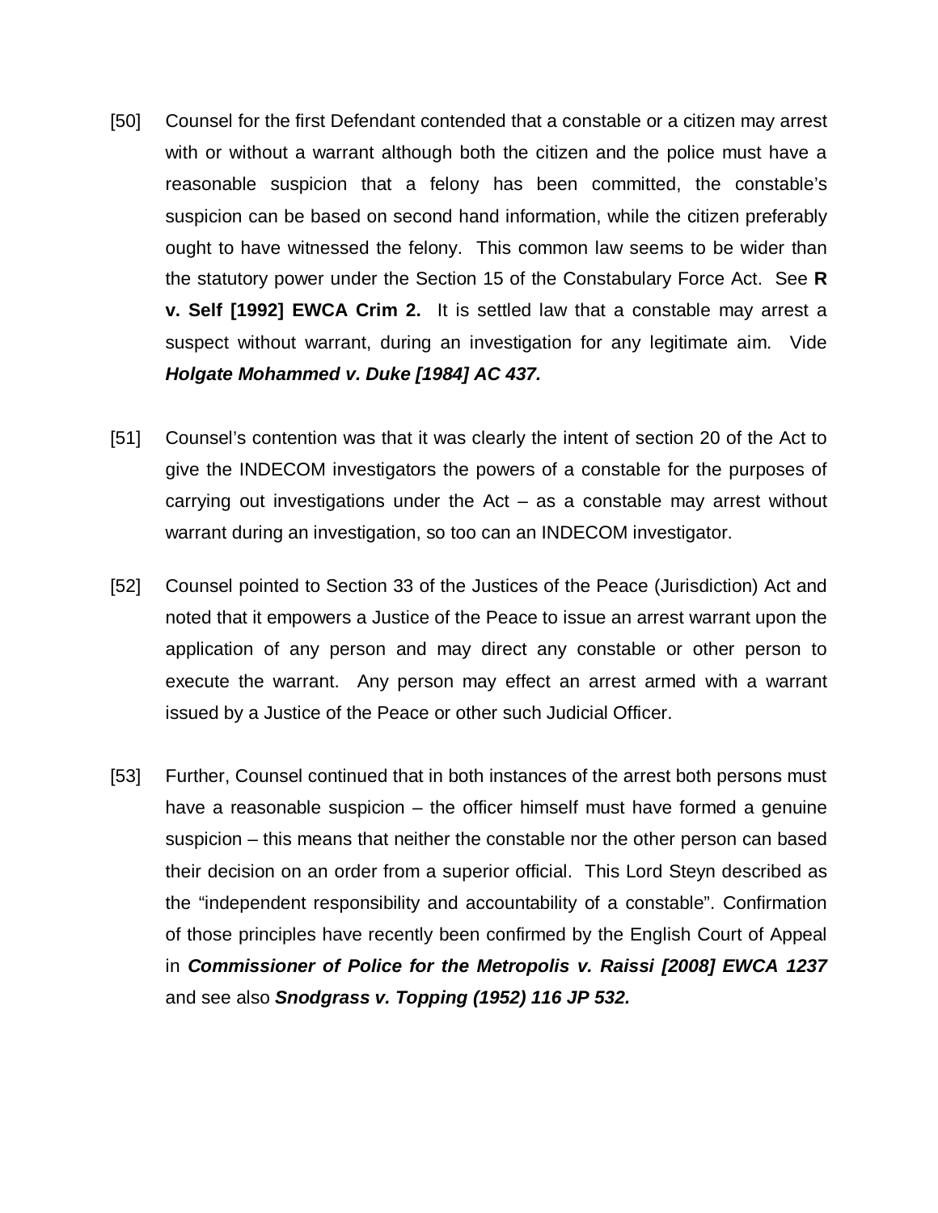[50] Counsel for the first Defendant contended that a constable or a citizen may arrest with or without a warrant although both the citizen and the police must have a reasonable suspicion that a felony has been committed, the constable's suspicion can be based on second hand information, while the citizen preferably ought to have witnessed the felony. This common law seems to be wider than the statutory power under the Section 15 of the Constabulary Force Act. See **R v. Self [1992] EWCA Crim 2.** It is settled law that a constable may arrest a suspect without warrant, during an investigation for any legitimate aim. Vide ***Holgate Mohammed v. Duke [1984] AC 437.***

[51] Counsel's contention was that it was clearly the intent of section 20 of the Act to give the INDECOM investigators the powers of a constable for the purposes of carrying out investigations under the Act – as a constable may arrest without warrant during an investigation, so too can an INDECOM investigator.

[52] Counsel pointed to Section 33 of the Justices of the Peace (Jurisdiction) Act and noted that it empowers a Justice of the Peace to issue an arrest warrant upon the application of any person and may direct any constable or other person to execute the warrant. Any person may effect an arrest armed with a warrant issued by a Justice of the Peace or other such Judicial Officer.

[53] Further, Counsel continued that in both instances of the arrest both persons must have a reasonable suspicion – the officer himself must have formed a genuine suspicion – this means that neither the constable nor the other person can based their decision on an order from a superior official. This Lord Steyn described as the "independent responsibility and accountability of a constable". Confirmation of those principles have recently been confirmed by the English Court of Appeal in ***Commissioner of Police for the Metropolis v. Raissi [2008] EWCA 1237*** and see also ***Snodgrass v. Topping (1952) 116 JP 532.***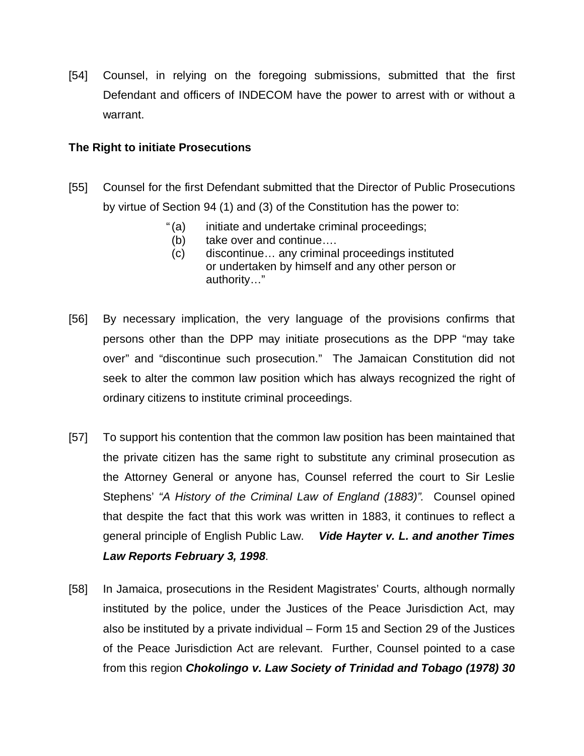[54] Counsel, in relying on the foregoing submissions, submitted that the first Defendant and officers of INDECOM have the power to arrest with or without a warrant.

**The Right to initiate Prosecutions**

[55] Counsel for the first Defendant submitted that the Director of Public Prosecutions by virtue of Section 94 (1) and (3) of the Constitution has the power to:

> "(a) initiate and undertake criminal proceedings;
> (b) take over and continue….
> (c) discontinue… any criminal proceedings instituted or undertaken by himself and any other person or authority…"

[56] By necessary implication, the very language of the provisions confirms that persons other than the DPP may initiate prosecutions as the DPP "may take over" and "discontinue such prosecution." The Jamaican Constitution did not seek to alter the common law position which has always recognized the right of ordinary citizens to institute criminal proceedings.

[57] To support his contention that the common law position has been maintained that the private citizen has the same right to substitute any criminal prosecution as the Attorney General or anyone has, Counsel referred the court to Sir Leslie Stephens' *"A History of the Criminal Law of England (1883)".* Counsel opined that despite the fact that this work was written in 1883, it continues to reflect a general principle of English Public Law. ***Vide Hayter v. L. and another Times Law Reports February 3, 1998***.

[58] In Jamaica, prosecutions in the Resident Magistrates' Courts, although normally instituted by the police, under the Justices of the Peace Jurisdiction Act, may also be instituted by a private individual – Form 15 and Section 29 of the Justices of the Peace Jurisdiction Act are relevant. Further, Counsel pointed to a case from this region ***Chokolingo v. Law Society of Trinidad and Tobago (1978) 30***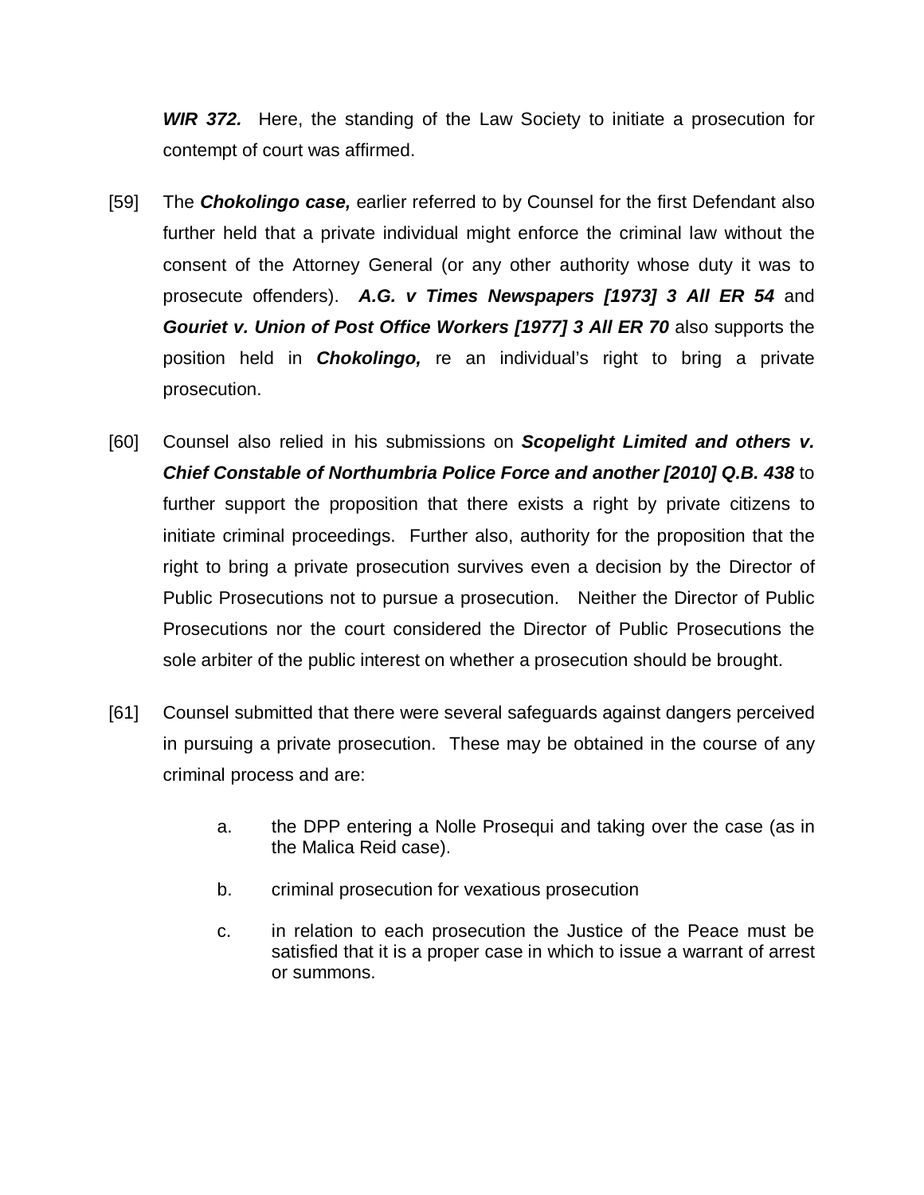***WIR 372.*** Here, the standing of the Law Society to initiate a prosecution for contempt of court was affirmed.

[59] The ***Chokolingo case,*** earlier referred to by Counsel for the first Defendant also further held that a private individual might enforce the criminal law without the consent of the Attorney General (or any other authority whose duty it was to prosecute offenders). ***A.G. v Times Newspapers [1973] 3 All ER 54*** and ***Gouriet v. Union of Post Office Workers [1977] 3 All ER 70*** also supports the position held in ***Chokolingo,*** re an individual's right to bring a private prosecution.

[60] Counsel also relied in his submissions on ***Scopelight Limited and others v. Chief Constable of Northumbria Police Force and another [2010] Q.B. 438*** to further support the proposition that there exists a right by private citizens to initiate criminal proceedings. Further also, authority for the proposition that the right to bring a private prosecution survives even a decision by the Director of Public Prosecutions not to pursue a prosecution. Neither the Director of Public Prosecutions nor the court considered the Director of Public Prosecutions the sole arbiter of the public interest on whether a prosecution should be brought.

[61] Counsel submitted that there were several safeguards against dangers perceived in pursuing a private prosecution. These may be obtained in the course of any criminal process and are:

a. the DPP entering a Nolle Prosequi and taking over the case (as in the Malica Reid case).

b. criminal prosecution for vexatious prosecution

c. in relation to each prosecution the Justice of the Peace must be satisfied that it is a proper case in which to issue a warrant of arrest or summons.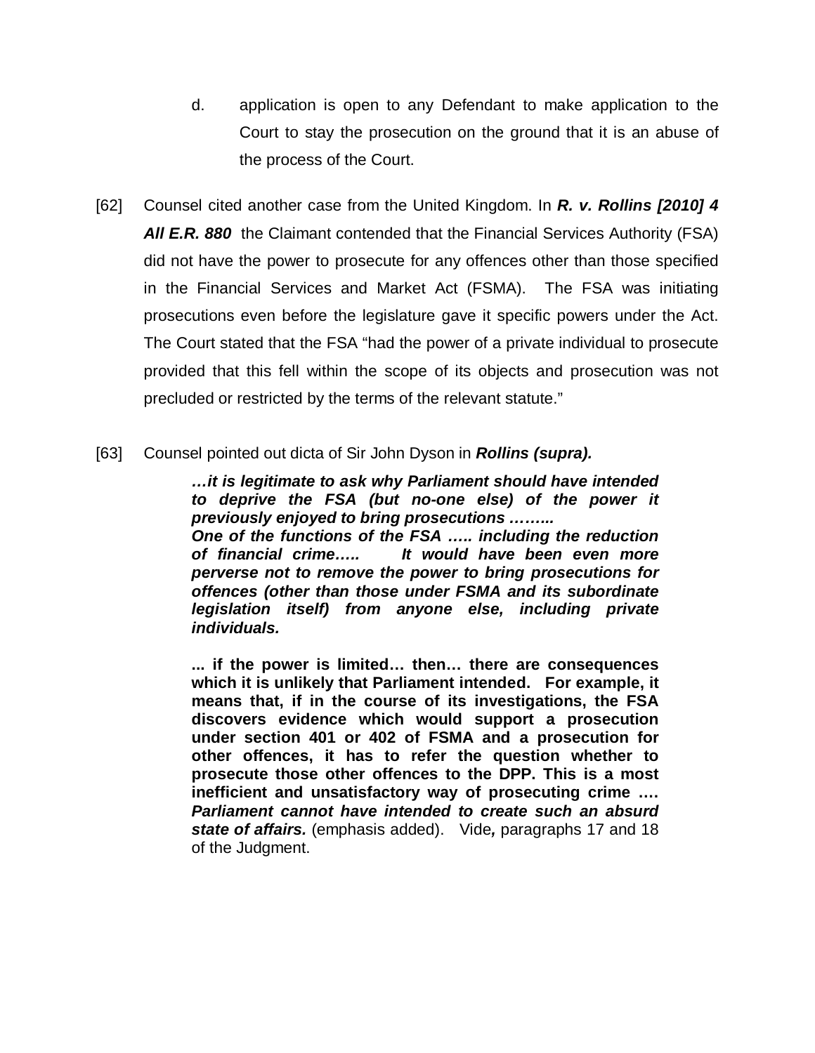d. application is open to any Defendant to make application to the Court to stay the prosecution on the ground that it is an abuse of the process of the Court.

[62] Counsel cited another case from the United Kingdom. In ***R. v. Rollins [2010] 4 All E.R. 880*** the Claimant contended that the Financial Services Authority (FSA) did not have the power to prosecute for any offences other than those specified in the Financial Services and Market Act (FSMA). The FSA was initiating prosecutions even before the legislature gave it specific powers under the Act. The Court stated that the FSA "had the power of a private individual to prosecute provided that this fell within the scope of its objects and prosecution was not precluded or restricted by the terms of the relevant statute."

[63] Counsel pointed out dicta of Sir John Dyson in ***Rollins (supra).***

> ***…it is legitimate to ask why Parliament should have intended to deprive the FSA (but no-one else) of the power it previously enjoyed to bring prosecutions ……..***
> ***One of the functions of the FSA ….. including the reduction of financial crime….. It would have been even more perverse not to remove the power to bring prosecutions for offences (other than those under FSMA and its subordinate legislation itself) from anyone else, including private individuals.***
>
> **... if the power is limited… then… there are consequences which it is unlikely that Parliament intended. For example, it means that, if in the course of its investigations, the FSA discovers evidence which would support a prosecution under section 401 or 402 of FSMA and a prosecution for other offences, it has to refer the question whether to prosecute those other offences to the DPP. This is a most inefficient and unsatisfactory way of prosecuting crime ….** ***Parliament cannot have intended to create such an absurd state of affairs.*** (emphasis added). Vide***,*** paragraphs 17 and 18 of the Judgment.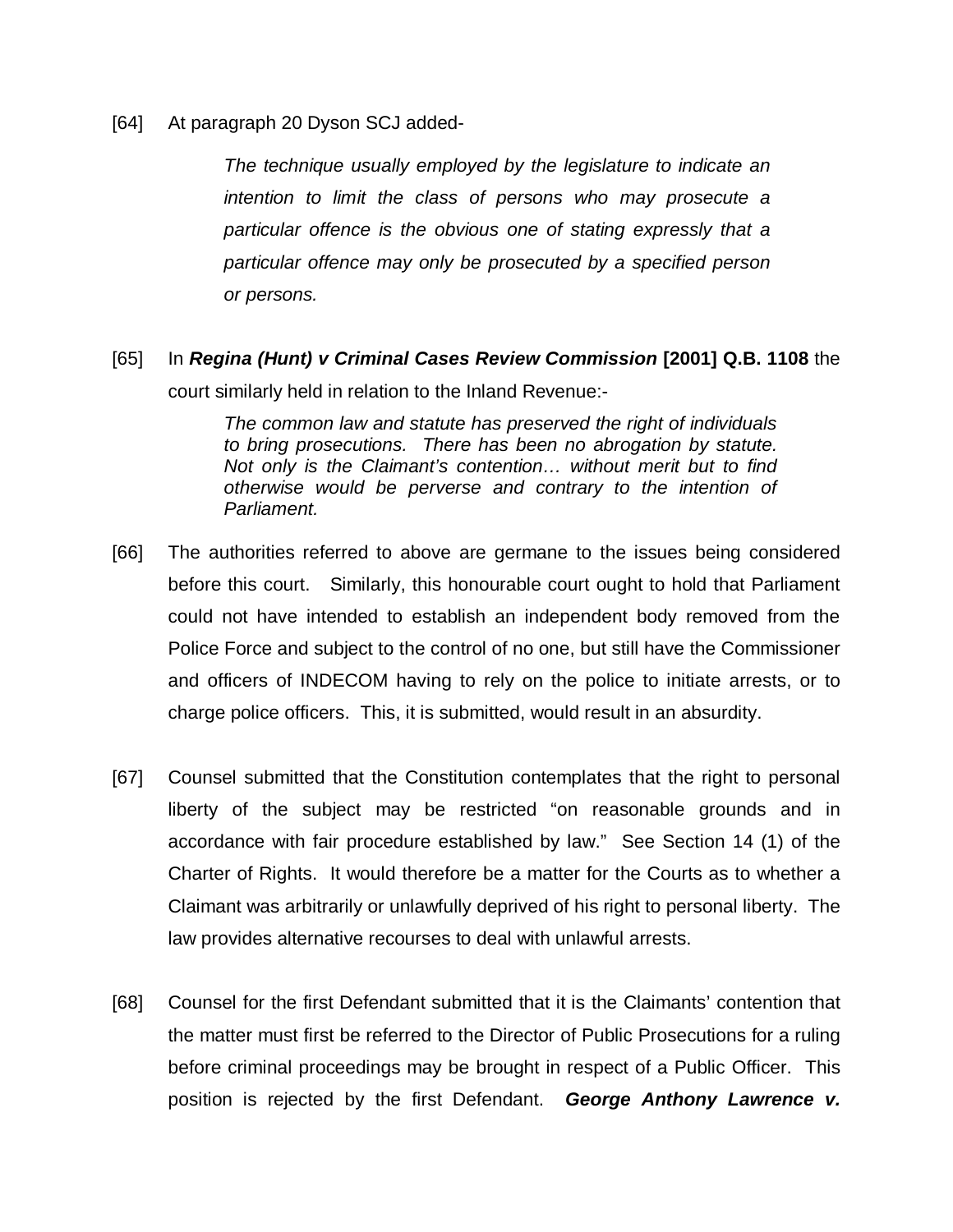[64] At paragraph 20 Dyson SCJ added-

> *The technique usually employed by the legislature to indicate an intention to limit the class of persons who may prosecute a particular offence is the obvious one of stating expressly that a particular offence may only be prosecuted by a specified person or persons.*

[65] In ***Regina (Hunt) v Criminal Cases Review Commission* [2001] Q.B. 1108** the court similarly held in relation to the Inland Revenue:-

> *The common law and statute has preserved the right of individuals to bring prosecutions. There has been no abrogation by statute. Not only is the Claimant's contention… without merit but to find otherwise would be perverse and contrary to the intention of Parliament.*

[66] The authorities referred to above are germane to the issues being considered before this court. Similarly, this honourable court ought to hold that Parliament could not have intended to establish an independent body removed from the Police Force and subject to the control of no one, but still have the Commissioner and officers of INDECOM having to rely on the police to initiate arrests, or to charge police officers. This, it is submitted, would result in an absurdity.

[67] Counsel submitted that the Constitution contemplates that the right to personal liberty of the subject may be restricted "on reasonable grounds and in accordance with fair procedure established by law." See Section 14 (1) of the Charter of Rights. It would therefore be a matter for the Courts as to whether a Claimant was arbitrarily or unlawfully deprived of his right to personal liberty. The law provides alternative recourses to deal with unlawful arrests.

[68] Counsel for the first Defendant submitted that it is the Claimants' contention that the matter must first be referred to the Director of Public Prosecutions for a ruling before criminal proceedings may be brought in respect of a Public Officer. This position is rejected by the first Defendant. ***George Anthony Lawrence v.***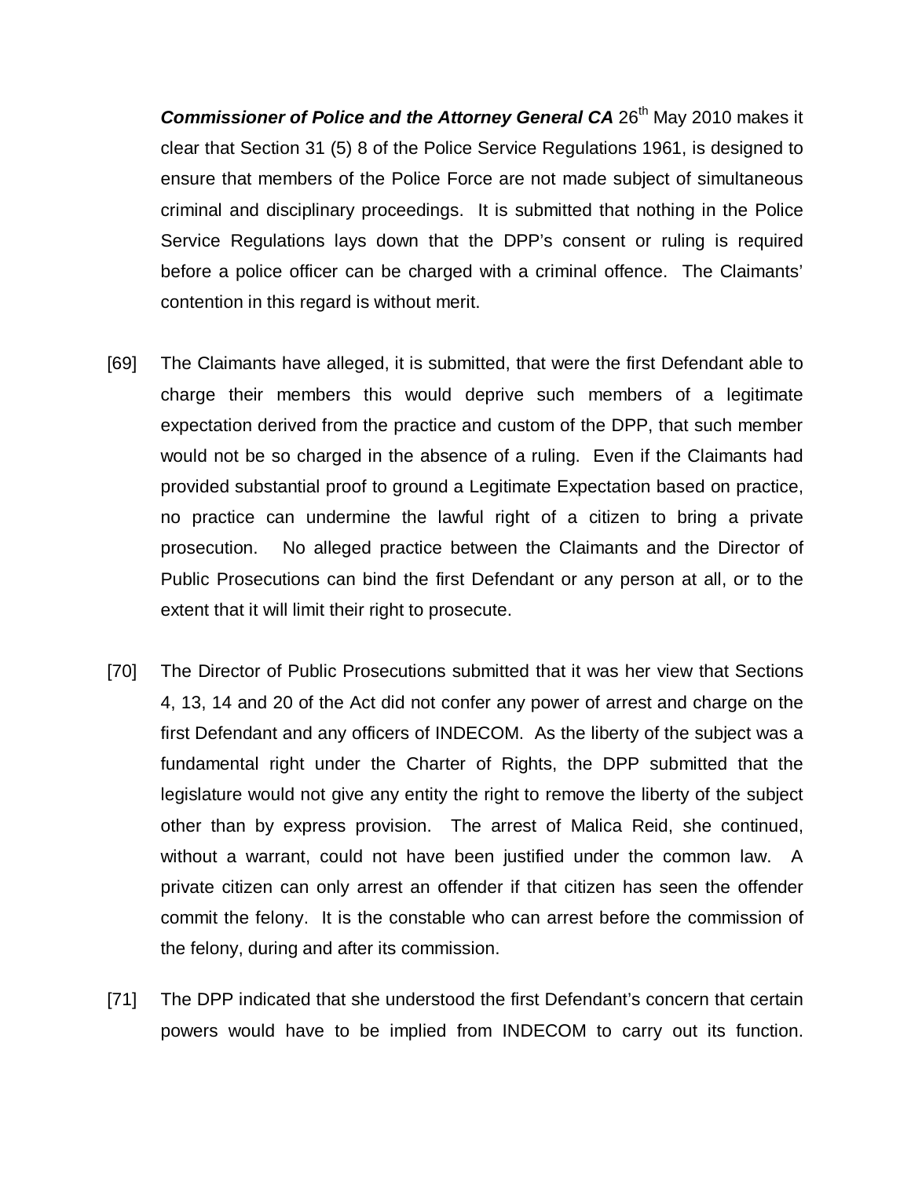***Commissioner of Police and the Attorney General CA*** 26th May 2010 makes it clear that Section 31 (5) 8 of the Police Service Regulations 1961, is designed to ensure that members of the Police Force are not made subject of simultaneous criminal and disciplinary proceedings. It is submitted that nothing in the Police Service Regulations lays down that the DPP's consent or ruling is required before a police officer can be charged with a criminal offence. The Claimants' contention in this regard is without merit.

[69] The Claimants have alleged, it is submitted, that were the first Defendant able to charge their members this would deprive such members of a legitimate expectation derived from the practice and custom of the DPP, that such member would not be so charged in the absence of a ruling. Even if the Claimants had provided substantial proof to ground a Legitimate Expectation based on practice, no practice can undermine the lawful right of a citizen to bring a private prosecution. No alleged practice between the Claimants and the Director of Public Prosecutions can bind the first Defendant or any person at all, or to the extent that it will limit their right to prosecute.

[70] The Director of Public Prosecutions submitted that it was her view that Sections 4, 13, 14 and 20 of the Act did not confer any power of arrest and charge on the first Defendant and any officers of INDECOM. As the liberty of the subject was a fundamental right under the Charter of Rights, the DPP submitted that the legislature would not give any entity the right to remove the liberty of the subject other than by express provision. The arrest of Malica Reid, she continued, without a warrant, could not have been justified under the common law. A private citizen can only arrest an offender if that citizen has seen the offender commit the felony. It is the constable who can arrest before the commission of the felony, during and after its commission.

[71] The DPP indicated that she understood the first Defendant's concern that certain powers would have to be implied from INDECOM to carry out its function.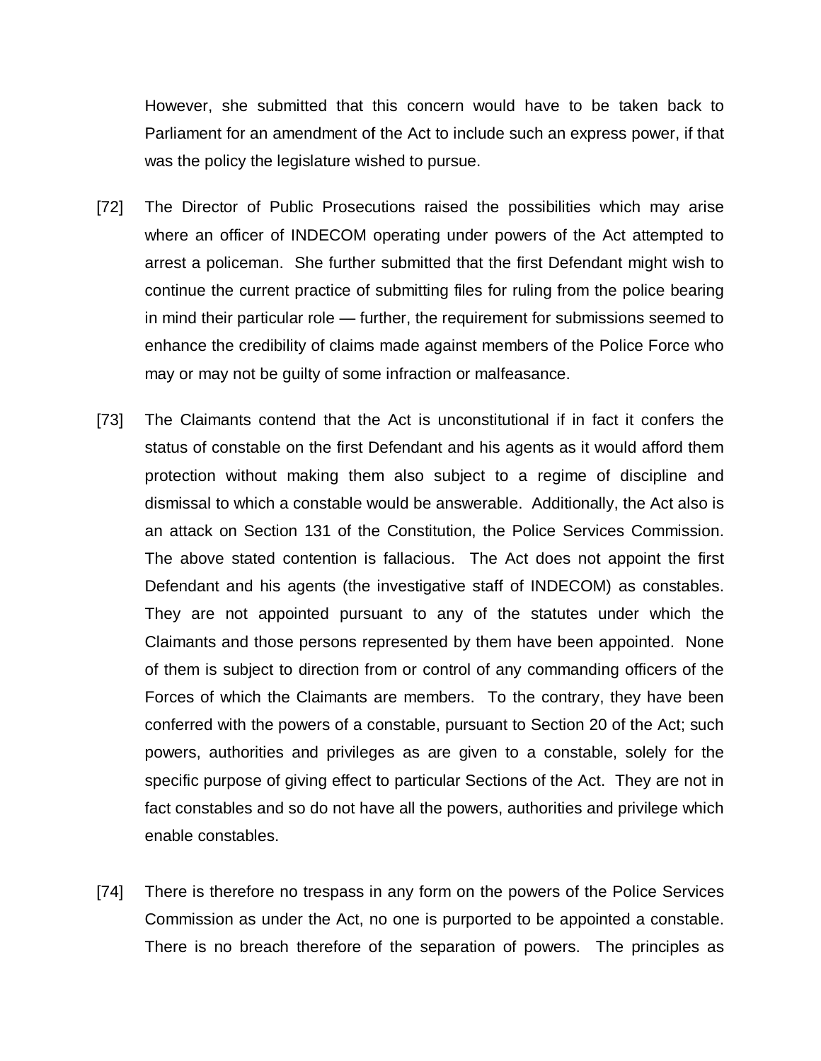However, she submitted that this concern would have to be taken back to Parliament for an amendment of the Act to include such an express power, if that was the policy the legislature wished to pursue.

[72] The Director of Public Prosecutions raised the possibilities which may arise where an officer of INDECOM operating under powers of the Act attempted to arrest a policeman. She further submitted that the first Defendant might wish to continue the current practice of submitting files for ruling from the police bearing in mind their particular role — further, the requirement for submissions seemed to enhance the credibility of claims made against members of the Police Force who may or may not be guilty of some infraction or malfeasance.

[73] The Claimants contend that the Act is unconstitutional if in fact it confers the status of constable on the first Defendant and his agents as it would afford them protection without making them also subject to a regime of discipline and dismissal to which a constable would be answerable. Additionally, the Act also is an attack on Section 131 of the Constitution, the Police Services Commission. The above stated contention is fallacious. The Act does not appoint the first Defendant and his agents (the investigative staff of INDECOM) as constables. They are not appointed pursuant to any of the statutes under which the Claimants and those persons represented by them have been appointed. None of them is subject to direction from or control of any commanding officers of the Forces of which the Claimants are members. To the contrary, they have been conferred with the powers of a constable, pursuant to Section 20 of the Act; such powers, authorities and privileges as are given to a constable, solely for the specific purpose of giving effect to particular Sections of the Act. They are not in fact constables and so do not have all the powers, authorities and privilege which enable constables.

[74] There is therefore no trespass in any form on the powers of the Police Services Commission as under the Act, no one is purported to be appointed a constable. There is no breach therefore of the separation of powers. The principles as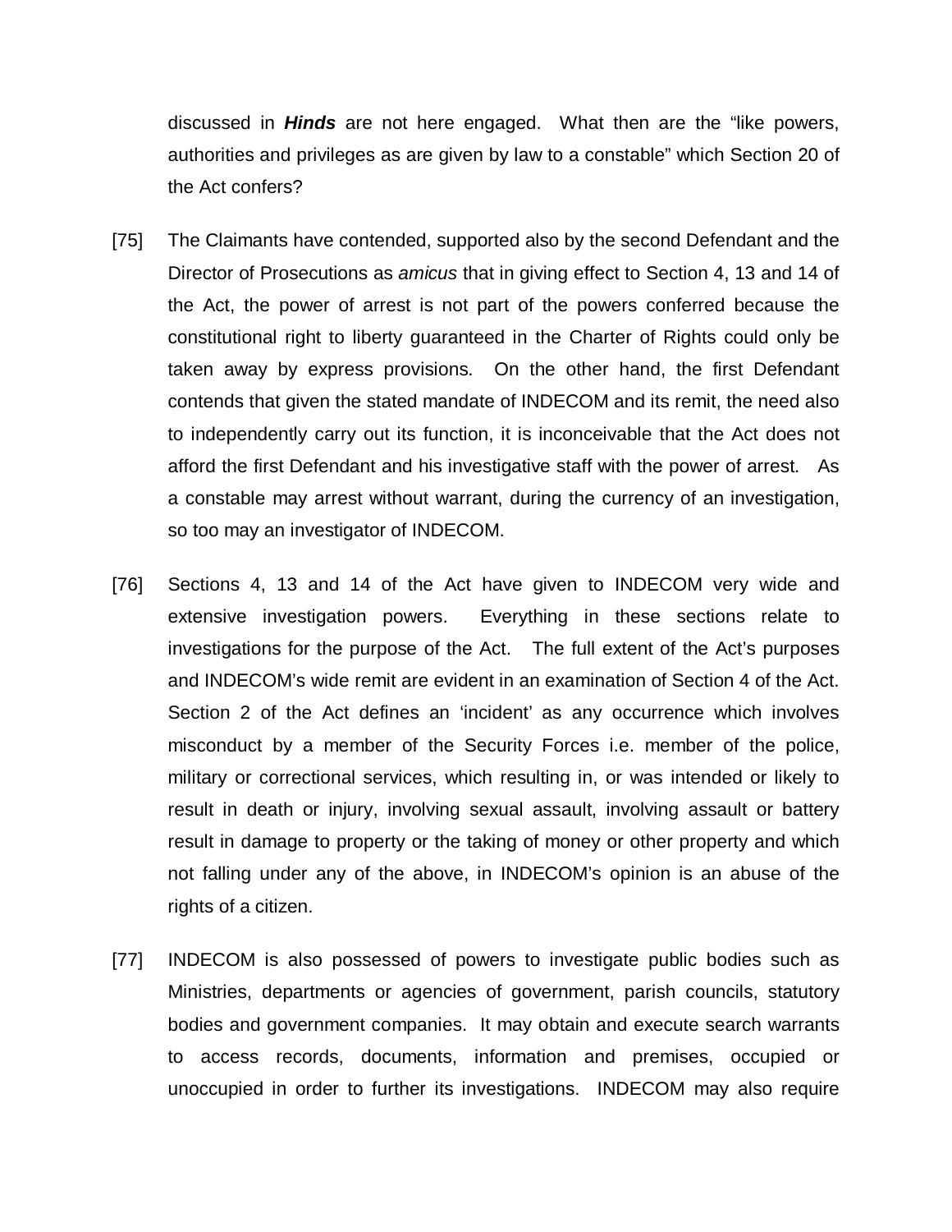discussed in ***Hinds*** are not here engaged. What then are the "like powers, authorities and privileges as are given by law to a constable" which Section 20 of the Act confers?

[75] The Claimants have contended, supported also by the second Defendant and the Director of Prosecutions as *amicus* that in giving effect to Section 4, 13 and 14 of the Act, the power of arrest is not part of the powers conferred because the constitutional right to liberty guaranteed in the Charter of Rights could only be taken away by express provisions. On the other hand, the first Defendant contends that given the stated mandate of INDECOM and its remit, the need also to independently carry out its function, it is inconceivable that the Act does not afford the first Defendant and his investigative staff with the power of arrest. As a constable may arrest without warrant, during the currency of an investigation, so too may an investigator of INDECOM.

[76] Sections 4, 13 and 14 of the Act have given to INDECOM very wide and extensive investigation powers. Everything in these sections relate to investigations for the purpose of the Act. The full extent of the Act's purposes and INDECOM's wide remit are evident in an examination of Section 4 of the Act. Section 2 of the Act defines an 'incident' as any occurrence which involves misconduct by a member of the Security Forces i.e. member of the police, military or correctional services, which resulting in, or was intended or likely to result in death or injury, involving sexual assault, involving assault or battery result in damage to property or the taking of money or other property and which not falling under any of the above, in INDECOM's opinion is an abuse of the rights of a citizen.

[77] INDECOM is also possessed of powers to investigate public bodies such as Ministries, departments or agencies of government, parish councils, statutory bodies and government companies. It may obtain and execute search warrants to access records, documents, information and premises, occupied or unoccupied in order to further its investigations. INDECOM may also require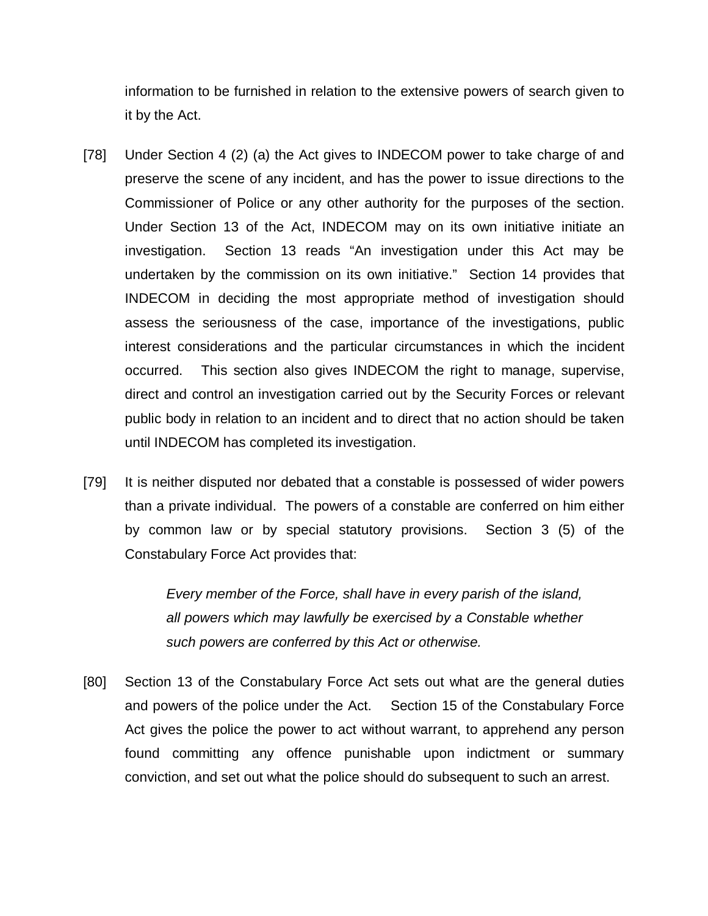information to be furnished in relation to the extensive powers of search given to it by the Act.

[78] Under Section 4 (2) (a) the Act gives to INDECOM power to take charge of and preserve the scene of any incident, and has the power to issue directions to the Commissioner of Police or any other authority for the purposes of the section. Under Section 13 of the Act, INDECOM may on its own initiative initiate an investigation. Section 13 reads "An investigation under this Act may be undertaken by the commission on its own initiative." Section 14 provides that INDECOM in deciding the most appropriate method of investigation should assess the seriousness of the case, importance of the investigations, public interest considerations and the particular circumstances in which the incident occurred. This section also gives INDECOM the right to manage, supervise, direct and control an investigation carried out by the Security Forces or relevant public body in relation to an incident and to direct that no action should be taken until INDECOM has completed its investigation.

[79] It is neither disputed nor debated that a constable is possessed of wider powers than a private individual. The powers of a constable are conferred on him either by common law or by special statutory provisions. Section 3 (5) of the Constabulary Force Act provides that:

> *Every member of the Force, shall have in every parish of the island, all powers which may lawfully be exercised by a Constable whether such powers are conferred by this Act or otherwise.*

[80] Section 13 of the Constabulary Force Act sets out what are the general duties and powers of the police under the Act. Section 15 of the Constabulary Force Act gives the police the power to act without warrant, to apprehend any person found committing any offence punishable upon indictment or summary conviction, and set out what the police should do subsequent to such an arrest.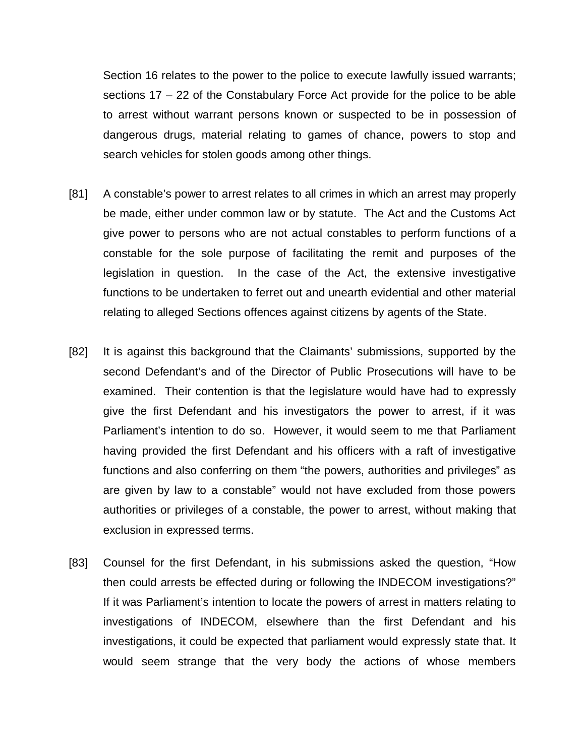Section 16 relates to the power to the police to execute lawfully issued warrants; sections 17 – 22 of the Constabulary Force Act provide for the police to be able to arrest without warrant persons known or suspected to be in possession of dangerous drugs, material relating to games of chance, powers to stop and search vehicles for stolen goods among other things.

[81] A constable's power to arrest relates to all crimes in which an arrest may properly be made, either under common law or by statute. The Act and the Customs Act give power to persons who are not actual constables to perform functions of a constable for the sole purpose of facilitating the remit and purposes of the legislation in question. In the case of the Act, the extensive investigative functions to be undertaken to ferret out and unearth evidential and other material relating to alleged Sections offences against citizens by agents of the State.

[82] It is against this background that the Claimants' submissions, supported by the second Defendant's and of the Director of Public Prosecutions will have to be examined. Their contention is that the legislature would have had to expressly give the first Defendant and his investigators the power to arrest, if it was Parliament's intention to do so. However, it would seem to me that Parliament having provided the first Defendant and his officers with a raft of investigative functions and also conferring on them "the powers, authorities and privileges" as are given by law to a constable" would not have excluded from those powers authorities or privileges of a constable, the power to arrest, without making that exclusion in expressed terms.

[83] Counsel for the first Defendant, in his submissions asked the question, "How then could arrests be effected during or following the INDECOM investigations?" If it was Parliament's intention to locate the powers of arrest in matters relating to investigations of INDECOM, elsewhere than the first Defendant and his investigations, it could be expected that parliament would expressly state that. It would seem strange that the very body the actions of whose members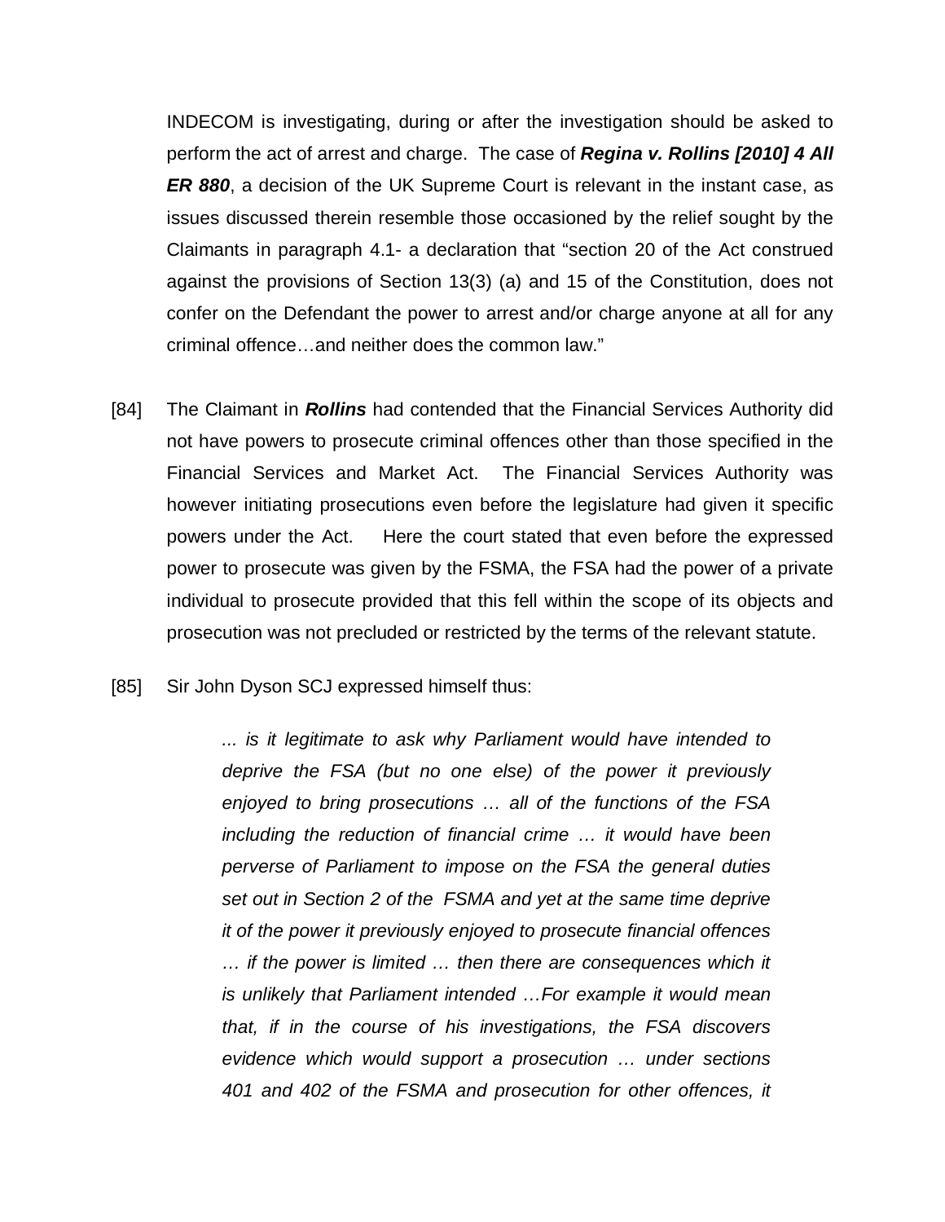INDECOM is investigating, during or after the investigation should be asked to perform the act of arrest and charge. The case of ***Regina v. Rollins [2010] 4 All ER 880***, a decision of the UK Supreme Court is relevant in the instant case, as issues discussed therein resemble those occasioned by the relief sought by the Claimants in paragraph 4.1- a declaration that "section 20 of the Act construed against the provisions of Section 13(3) (a) and 15 of the Constitution, does not confer on the Defendant the power to arrest and/or charge anyone at all for any criminal offence…and neither does the common law."

[84] The Claimant in ***Rollins*** had contended that the Financial Services Authority did not have powers to prosecute criminal offences other than those specified in the Financial Services and Market Act. The Financial Services Authority was however initiating prosecutions even before the legislature had given it specific powers under the Act. Here the court stated that even before the expressed power to prosecute was given by the FSMA, the FSA had the power of a private individual to prosecute provided that this fell within the scope of its objects and prosecution was not precluded or restricted by the terms of the relevant statute.

[85] Sir John Dyson SCJ expressed himself thus:

> *... is it legitimate to ask why Parliament would have intended to deprive the FSA (but no one else) of the power it previously enjoyed to bring prosecutions … all of the functions of the FSA including the reduction of financial crime … it would have been perverse of Parliament to impose on the FSA the general duties set out in Section 2 of the FSMA and yet at the same time deprive it of the power it previously enjoyed to prosecute financial offences … if the power is limited … then there are consequences which it is unlikely that Parliament intended …For example it would mean that, if in the course of his investigations, the FSA discovers evidence which would support a prosecution … under sections 401 and 402 of the FSMA and prosecution for other offences, it*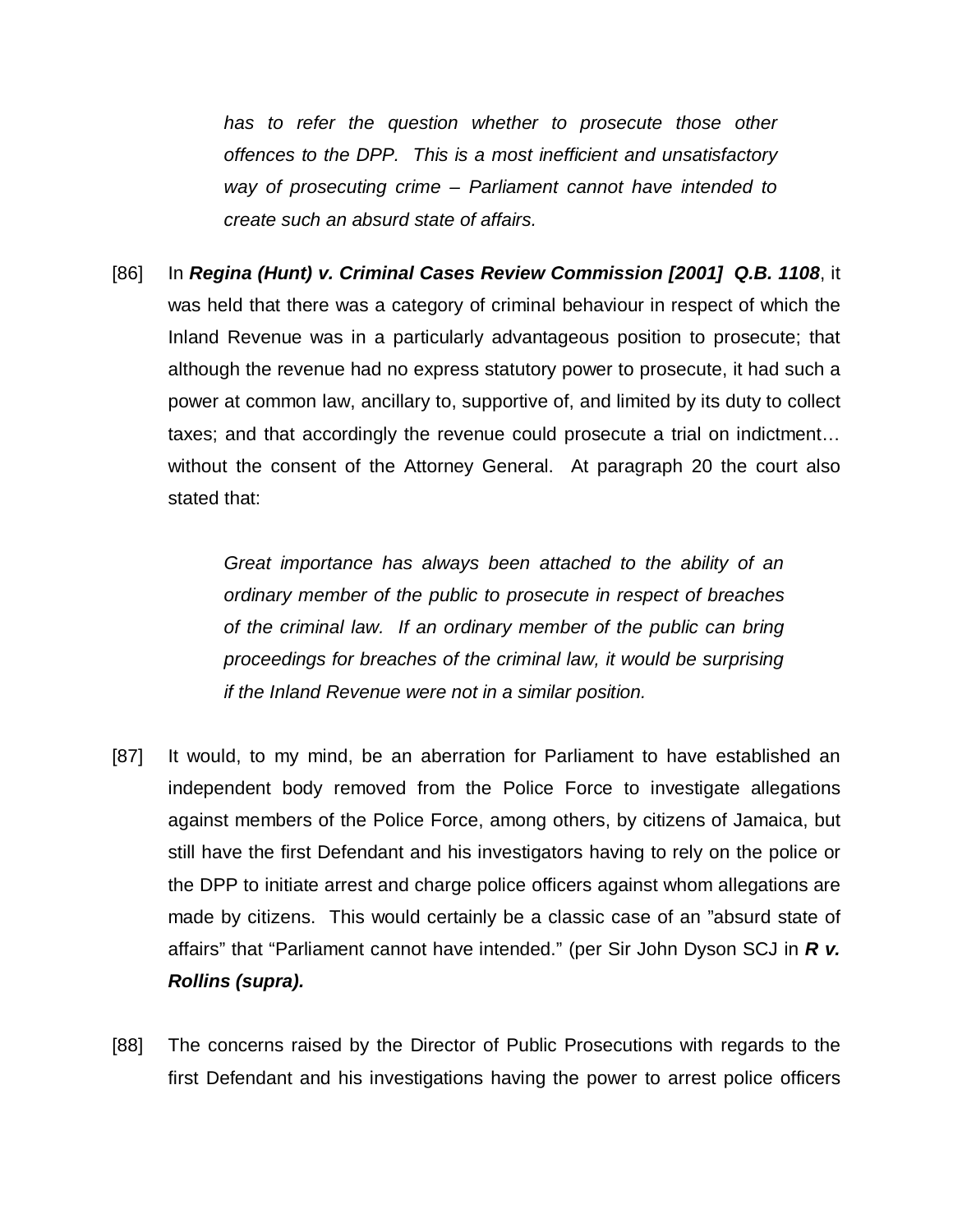*has to refer the question whether to prosecute those other offences to the DPP. This is a most inefficient and unsatisfactory way of prosecuting crime – Parliament cannot have intended to create such an absurd state of affairs.*

[86] In ***Regina (Hunt) v. Criminal Cases Review Commission [2001] Q.B. 1108***, it was held that there was a category of criminal behaviour in respect of which the Inland Revenue was in a particularly advantageous position to prosecute; that although the revenue had no express statutory power to prosecute, it had such a power at common law, ancillary to, supportive of, and limited by its duty to collect taxes; and that accordingly the revenue could prosecute a trial on indictment… without the consent of the Attorney General. At paragraph 20 the court also stated that:

> *Great importance has always been attached to the ability of an ordinary member of the public to prosecute in respect of breaches of the criminal law. If an ordinary member of the public can bring proceedings for breaches of the criminal law, it would be surprising if the Inland Revenue were not in a similar position.*

[87] It would, to my mind, be an aberration for Parliament to have established an independent body removed from the Police Force to investigate allegations against members of the Police Force, among others, by citizens of Jamaica, but still have the first Defendant and his investigators having to rely on the police or the DPP to initiate arrest and charge police officers against whom allegations are made by citizens. This would certainly be a classic case of an "absurd state of affairs" that "Parliament cannot have intended." (per Sir John Dyson SCJ in ***R v. Rollins (supra).***

[88] The concerns raised by the Director of Public Prosecutions with regards to the first Defendant and his investigations having the power to arrest police officers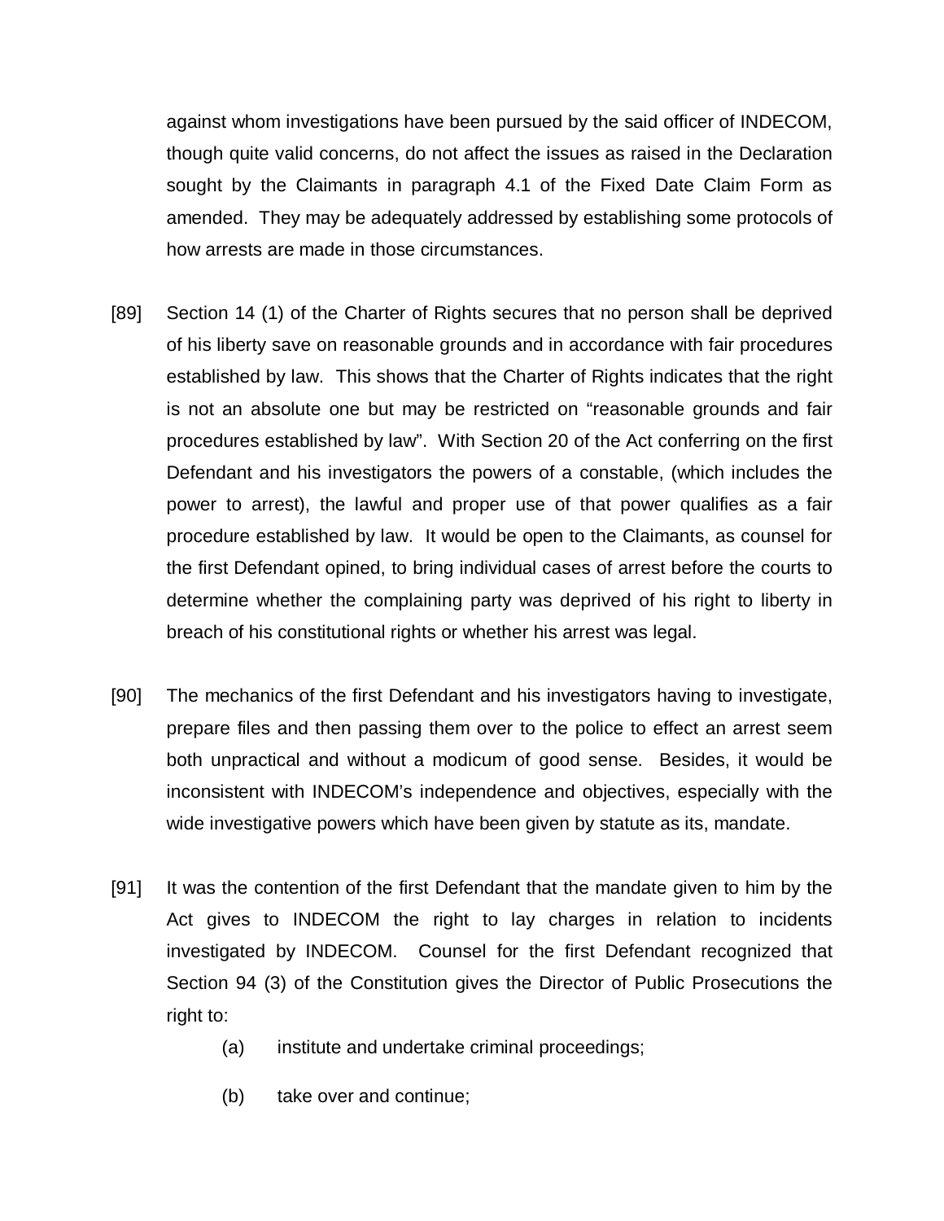against whom investigations have been pursued by the said officer of INDECOM, though quite valid concerns, do not affect the issues as raised in the Declaration sought by the Claimants in paragraph 4.1 of the Fixed Date Claim Form as amended. They may be adequately addressed by establishing some protocols of how arrests are made in those circumstances.

[89] Section 14 (1) of the Charter of Rights secures that no person shall be deprived of his liberty save on reasonable grounds and in accordance with fair procedures established by law. This shows that the Charter of Rights indicates that the right is not an absolute one but may be restricted on "reasonable grounds and fair procedures established by law". With Section 20 of the Act conferring on the first Defendant and his investigators the powers of a constable, (which includes the power to arrest), the lawful and proper use of that power qualifies as a fair procedure established by law. It would be open to the Claimants, as counsel for the first Defendant opined, to bring individual cases of arrest before the courts to determine whether the complaining party was deprived of his right to liberty in breach of his constitutional rights or whether his arrest was legal.

[90] The mechanics of the first Defendant and his investigators having to investigate, prepare files and then passing them over to the police to effect an arrest seem both unpractical and without a modicum of good sense. Besides, it would be inconsistent with INDECOM's independence and objectives, especially with the wide investigative powers which have been given by statute as its, mandate.

[91] It was the contention of the first Defendant that the mandate given to him by the Act gives to INDECOM the right to lay charges in relation to incidents investigated by INDECOM. Counsel for the first Defendant recognized that Section 94 (3) of the Constitution gives the Director of Public Prosecutions the right to:

(a) institute and undertake criminal proceedings;

(b) take over and continue;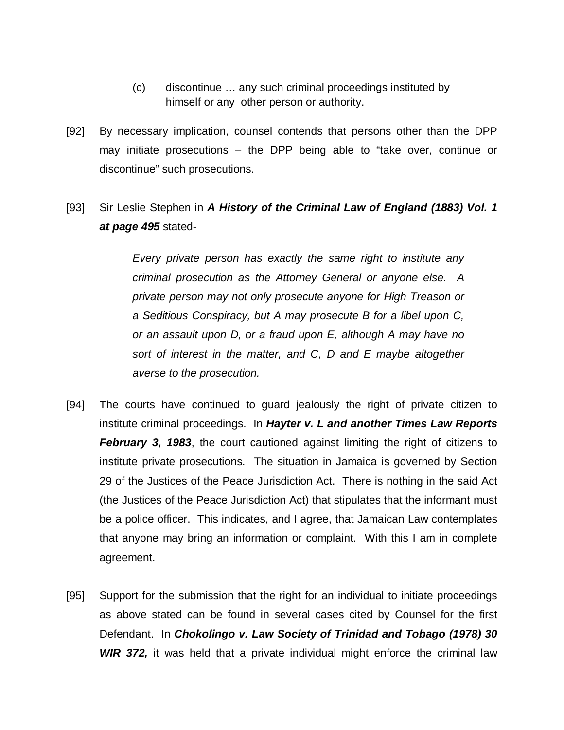(c) discontinue … any such criminal proceedings instituted by himself or any other person or authority.

[92] By necessary implication, counsel contends that persons other than the DPP may initiate prosecutions – the DPP being able to "take over, continue or discontinue" such prosecutions.

[93] Sir Leslie Stephen in ***A History of the Criminal Law of England (1883) Vol. 1 at page 495*** stated-

> *Every private person has exactly the same right to institute any criminal prosecution as the Attorney General or anyone else. A private person may not only prosecute anyone for High Treason or a Seditious Conspiracy, but A may prosecute B for a libel upon C, or an assault upon D, or a fraud upon E, although A may have no sort of interest in the matter, and C, D and E maybe altogether averse to the prosecution.*

[94] The courts have continued to guard jealously the right of private citizen to institute criminal proceedings. In ***Hayter v. L and another Times Law Reports February 3, 1983***, the court cautioned against limiting the right of citizens to institute private prosecutions. The situation in Jamaica is governed by Section 29 of the Justices of the Peace Jurisdiction Act. There is nothing in the said Act (the Justices of the Peace Jurisdiction Act) that stipulates that the informant must be a police officer. This indicates, and I agree, that Jamaican Law contemplates that anyone may bring an information or complaint. With this I am in complete agreement.

[95] Support for the submission that the right for an individual to initiate proceedings as above stated can be found in several cases cited by Counsel for the first Defendant. In ***Chokolingo v. Law Society of Trinidad and Tobago (1978) 30 WIR 372,*** it was held that a private individual might enforce the criminal law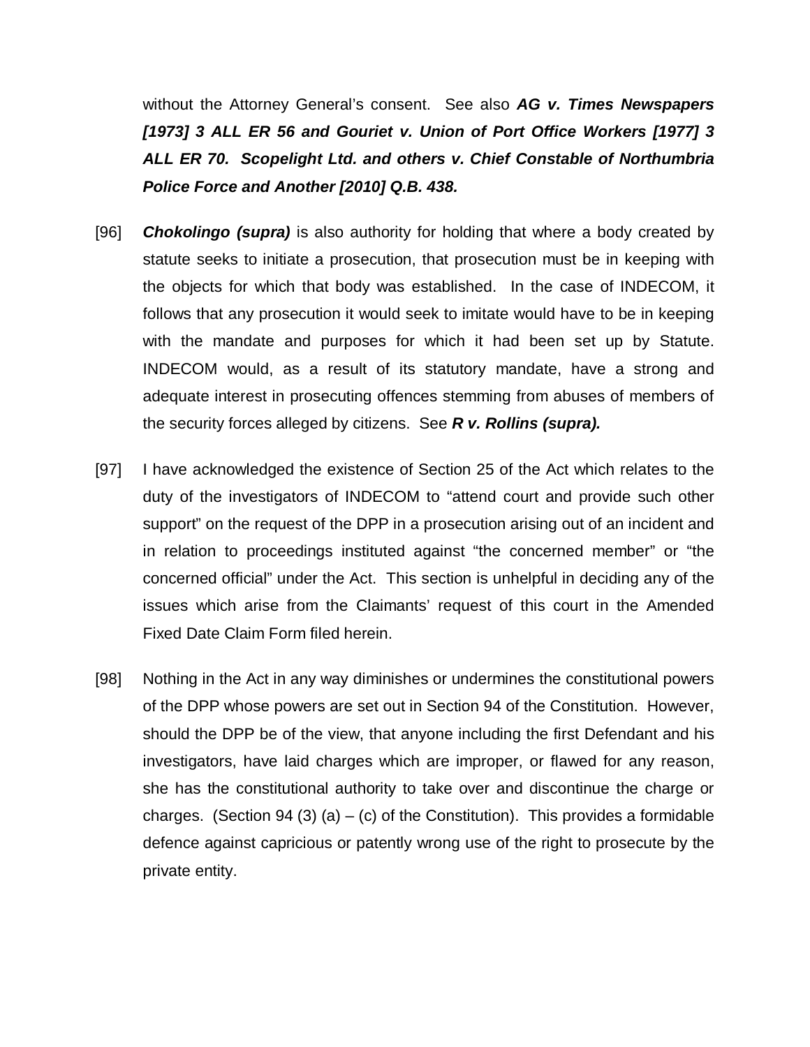without the Attorney General's consent. See also ***AG v. Times Newspapers [1973] 3 ALL ER 56 and Gouriet v. Union of Port Office Workers [1977] 3 ALL ER 70. Scopelight Ltd. and others v. Chief Constable of Northumbria Police Force and Another [2010] Q.B. 438.***

[96] ***Chokolingo (supra)*** is also authority for holding that where a body created by statute seeks to initiate a prosecution, that prosecution must be in keeping with the objects for which that body was established. In the case of INDECOM, it follows that any prosecution it would seek to imitate would have to be in keeping with the mandate and purposes for which it had been set up by Statute. INDECOM would, as a result of its statutory mandate, have a strong and adequate interest in prosecuting offences stemming from abuses of members of the security forces alleged by citizens. See ***R v. Rollins (supra).***

[97] I have acknowledged the existence of Section 25 of the Act which relates to the duty of the investigators of INDECOM to "attend court and provide such other support" on the request of the DPP in a prosecution arising out of an incident and in relation to proceedings instituted against "the concerned member" or "the concerned official" under the Act. This section is unhelpful in deciding any of the issues which arise from the Claimants' request of this court in the Amended Fixed Date Claim Form filed herein.

[98] Nothing in the Act in any way diminishes or undermines the constitutional powers of the DPP whose powers are set out in Section 94 of the Constitution. However, should the DPP be of the view, that anyone including the first Defendant and his investigators, have laid charges which are improper, or flawed for any reason, she has the constitutional authority to take over and discontinue the charge or charges. (Section 94 (3) (a) – (c) of the Constitution). This provides a formidable defence against capricious or patently wrong use of the right to prosecute by the private entity.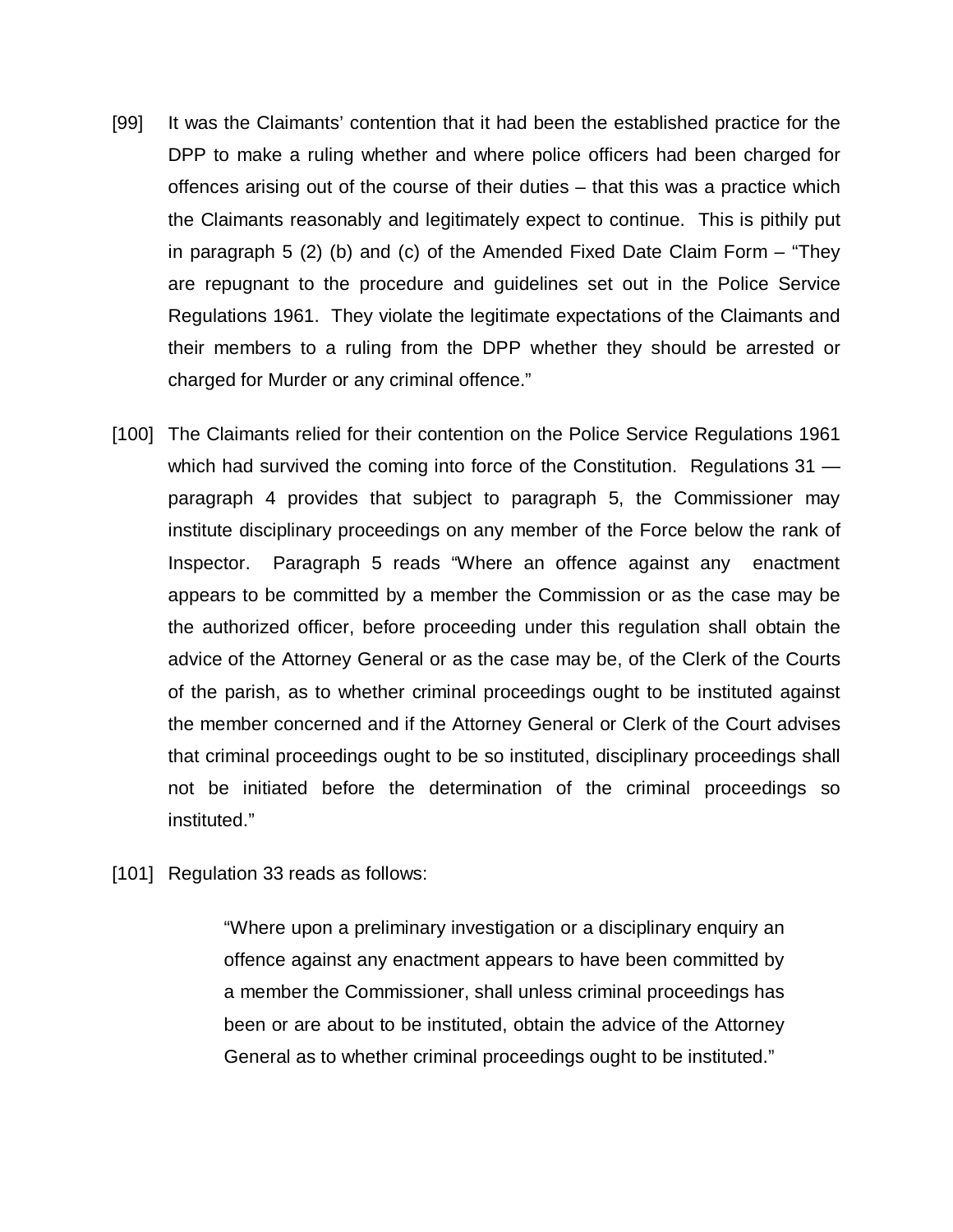[99] It was the Claimants' contention that it had been the established practice for the DPP to make a ruling whether and where police officers had been charged for offences arising out of the course of their duties – that this was a practice which the Claimants reasonably and legitimately expect to continue. This is pithily put in paragraph 5 (2) (b) and (c) of the Amended Fixed Date Claim Form – "They are repugnant to the procedure and guidelines set out in the Police Service Regulations 1961. They violate the legitimate expectations of the Claimants and their members to a ruling from the DPP whether they should be arrested or charged for Murder or any criminal offence."

[100] The Claimants relied for their contention on the Police Service Regulations 1961 which had survived the coming into force of the Constitution. Regulations 31 — paragraph 4 provides that subject to paragraph 5, the Commissioner may institute disciplinary proceedings on any member of the Force below the rank of Inspector. Paragraph 5 reads "Where an offence against any enactment appears to be committed by a member the Commission or as the case may be the authorized officer, before proceeding under this regulation shall obtain the advice of the Attorney General or as the case may be, of the Clerk of the Courts of the parish, as to whether criminal proceedings ought to be instituted against the member concerned and if the Attorney General or Clerk of the Court advises that criminal proceedings ought to be so instituted, disciplinary proceedings shall not be initiated before the determination of the criminal proceedings so instituted."

[101] Regulation 33 reads as follows:

> "Where upon a preliminary investigation or a disciplinary enquiry an offence against any enactment appears to have been committed by a member the Commissioner, shall unless criminal proceedings has been or are about to be instituted, obtain the advice of the Attorney General as to whether criminal proceedings ought to be instituted."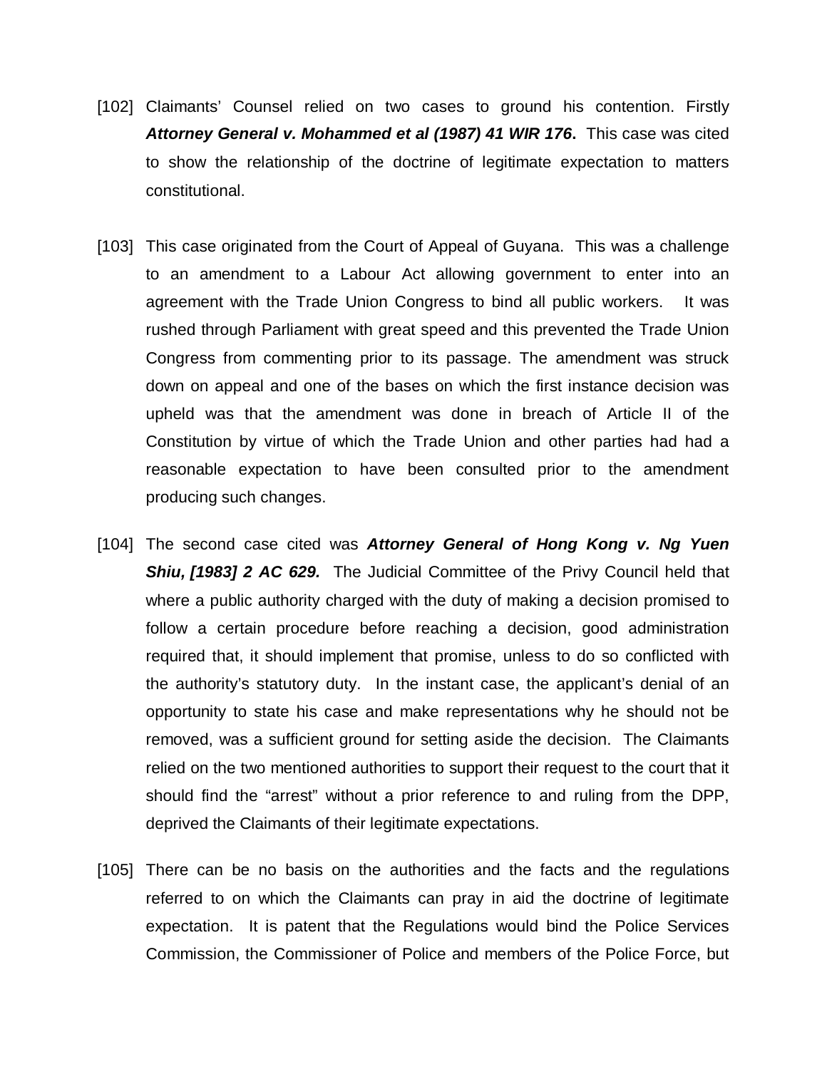[102] Claimants' Counsel relied on two cases to ground his contention. Firstly ***Attorney General v. Mohammed et al (1987) 41 WIR 176***. This case was cited to show the relationship of the doctrine of legitimate expectation to matters constitutional.

[103] This case originated from the Court of Appeal of Guyana. This was a challenge to an amendment to a Labour Act allowing government to enter into an agreement with the Trade Union Congress to bind all public workers. It was rushed through Parliament with great speed and this prevented the Trade Union Congress from commenting prior to its passage. The amendment was struck down on appeal and one of the bases on which the first instance decision was upheld was that the amendment was done in breach of Article II of the Constitution by virtue of which the Trade Union and other parties had had a reasonable expectation to have been consulted prior to the amendment producing such changes.

[104] The second case cited was ***Attorney General of Hong Kong v. Ng Yuen Shiu, [1983] 2 AC 629.*** The Judicial Committee of the Privy Council held that where a public authority charged with the duty of making a decision promised to follow a certain procedure before reaching a decision, good administration required that, it should implement that promise, unless to do so conflicted with the authority's statutory duty. In the instant case, the applicant's denial of an opportunity to state his case and make representations why he should not be removed, was a sufficient ground for setting aside the decision. The Claimants relied on the two mentioned authorities to support their request to the court that it should find the "arrest" without a prior reference to and ruling from the DPP, deprived the Claimants of their legitimate expectations.

[105] There can be no basis on the authorities and the facts and the regulations referred to on which the Claimants can pray in aid the doctrine of legitimate expectation. It is patent that the Regulations would bind the Police Services Commission, the Commissioner of Police and members of the Police Force, but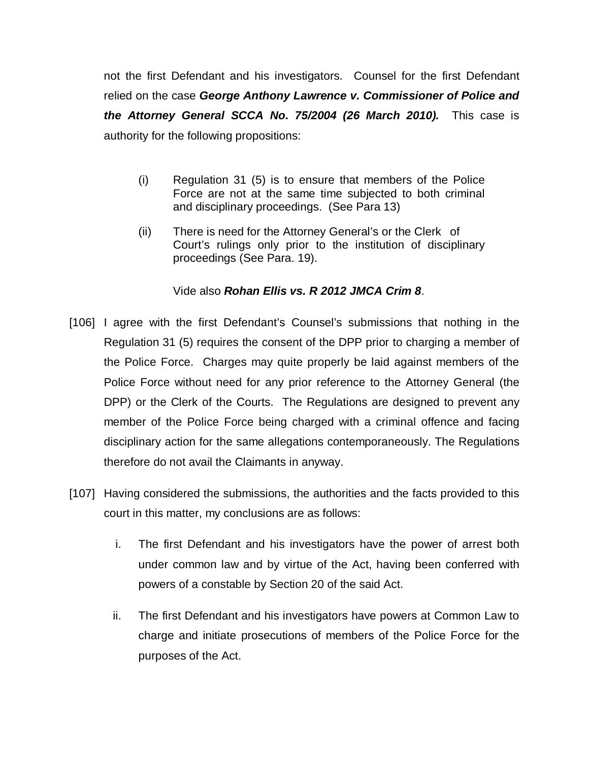not the first Defendant and his investigators. Counsel for the first Defendant relied on the case ***George Anthony Lawrence v. Commissioner of Police and the Attorney General SCCA No. 75/2004 (26 March 2010).*** This case is authority for the following propositions:

> (i) Regulation 31 (5) is to ensure that members of the Police Force are not at the same time subjected to both criminal and disciplinary proceedings. (See Para 13)
>
> (ii) There is need for the Attorney General's or the Clerk of Court's rulings only prior to the institution of disciplinary proceedings (See Para. 19).

Vide also ***Rohan Ellis vs. R 2012 JMCA Crim 8***.

[106] I agree with the first Defendant's Counsel's submissions that nothing in the Regulation 31 (5) requires the consent of the DPP prior to charging a member of the Police Force. Charges may quite properly be laid against members of the Police Force without need for any prior reference to the Attorney General (the DPP) or the Clerk of the Courts. The Regulations are designed to prevent any member of the Police Force being charged with a criminal offence and facing disciplinary action for the same allegations contemporaneously. The Regulations therefore do not avail the Claimants in anyway.

[107] Having considered the submissions, the authorities and the facts provided to this court in this matter, my conclusions are as follows:

i. The first Defendant and his investigators have the power of arrest both under common law and by virtue of the Act, having been conferred with powers of a constable by Section 20 of the said Act.

ii. The first Defendant and his investigators have powers at Common Law to charge and initiate prosecutions of members of the Police Force for the purposes of the Act.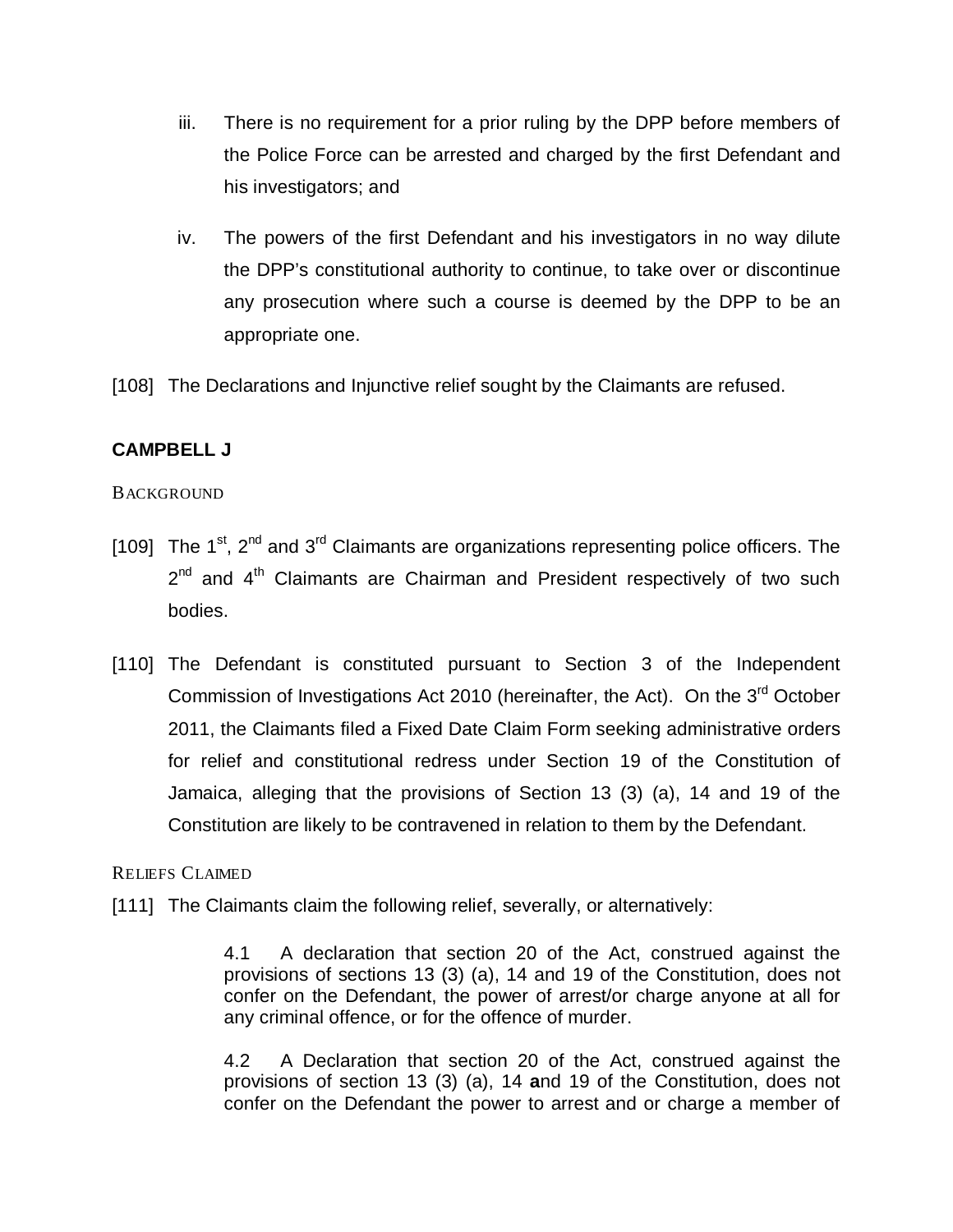iii. There is no requirement for a prior ruling by the DPP before members of the Police Force can be arrested and charged by the first Defendant and his investigators; and

iv. The powers of the first Defendant and his investigators in no way dilute the DPP's constitutional authority to continue, to take over or discontinue any prosecution where such a course is deemed by the DPP to be an appropriate one.

[108] The Declarations and Injunctive relief sought by the Claimants are refused.

**CAMPBELL J**

BACKGROUND

[109] The 1st, 2nd and 3rd Claimants are organizations representing police officers. The 2nd and 4th Claimants are Chairman and President respectively of two such bodies.

[110] The Defendant is constituted pursuant to Section 3 of the Independent Commission of Investigations Act 2010 (hereinafter, the Act). On the 3rd October 2011, the Claimants filed a Fixed Date Claim Form seeking administrative orders for relief and constitutional redress under Section 19 of the Constitution of Jamaica, alleging that the provisions of Section 13 (3) (a), 14 and 19 of the Constitution are likely to be contravened in relation to them by the Defendant.

RELIEFS CLAIMED

[111] The Claimants claim the following relief, severally, or alternatively:

> 4.1 A declaration that section 20 of the Act, construed against the provisions of sections 13 (3) (a), 14 and 19 of the Constitution, does not confer on the Defendant, the power of arrest/or charge anyone at all for any criminal offence, or for the offence of murder.
>
> 4.2 A Declaration that section 20 of the Act, construed against the provisions of section 13 (3) (a), 14 **a**nd 19 of the Constitution, does not confer on the Defendant the power to arrest and or charge a member of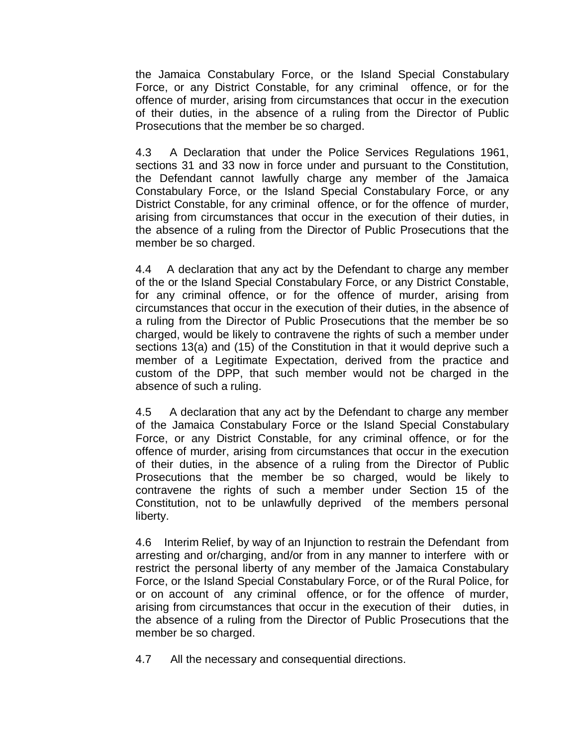the Jamaica Constabulary Force, or the Island Special Constabulary Force, or any District Constable, for any criminal offence, or for the offence of murder, arising from circumstances that occur in the execution of their duties, in the absence of a ruling from the Director of Public Prosecutions that the member be so charged.

4.3 A Declaration that under the Police Services Regulations 1961, sections 31 and 33 now in force under and pursuant to the Constitution, the Defendant cannot lawfully charge any member of the Jamaica Constabulary Force, or the Island Special Constabulary Force, or any District Constable, for any criminal offence, or for the offence of murder, arising from circumstances that occur in the execution of their duties, in the absence of a ruling from the Director of Public Prosecutions that the member be so charged.

4.4 A declaration that any act by the Defendant to charge any member of the or the Island Special Constabulary Force, or any District Constable, for any criminal offence, or for the offence of murder, arising from circumstances that occur in the execution of their duties, in the absence of a ruling from the Director of Public Prosecutions that the member be so charged, would be likely to contravene the rights of such a member under sections 13(a) and (15) of the Constitution in that it would deprive such a member of a Legitimate Expectation, derived from the practice and custom of the DPP, that such member would not be charged in the absence of such a ruling.

4.5 A declaration that any act by the Defendant to charge any member of the Jamaica Constabulary Force or the Island Special Constabulary Force, or any District Constable, for any criminal offence, or for the offence of murder, arising from circumstances that occur in the execution of their duties, in the absence of a ruling from the Director of Public Prosecutions that the member be so charged, would be likely to contravene the rights of such a member under Section 15 of the Constitution, not to be unlawfully deprived of the members personal liberty.

4.6 Interim Relief, by way of an Injunction to restrain the Defendant from arresting and or/charging, and/or from in any manner to interfere with or restrict the personal liberty of any member of the Jamaica Constabulary Force, or the Island Special Constabulary Force, or of the Rural Police, for or on account of any criminal offence, or for the offence of murder, arising from circumstances that occur in the execution of their duties, in the absence of a ruling from the Director of Public Prosecutions that the member be so charged.

4.7 All the necessary and consequential directions.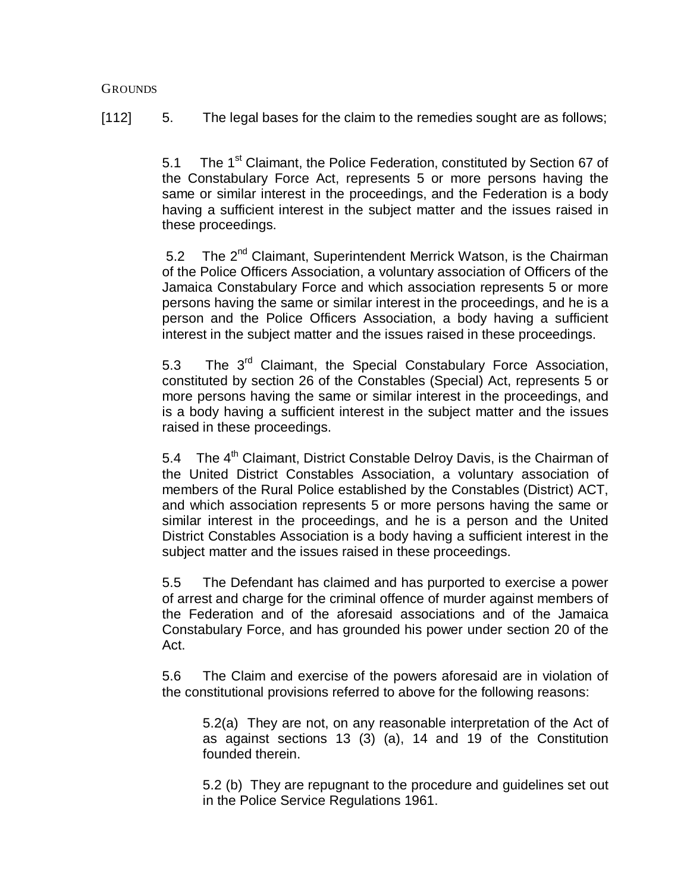GROUNDS

[112] 5. The legal bases for the claim to the remedies sought are as follows;

5.1 The 1st Claimant, the Police Federation, constituted by Section 67 of the Constabulary Force Act, represents 5 or more persons having the same or similar interest in the proceedings, and the Federation is a body having a sufficient interest in the subject matter and the issues raised in these proceedings.

5.2 The 2nd Claimant, Superintendent Merrick Watson, is the Chairman of the Police Officers Association, a voluntary association of Officers of the Jamaica Constabulary Force and which association represents 5 or more persons having the same or similar interest in the proceedings, and he is a person and the Police Officers Association, a body having a sufficient interest in the subject matter and the issues raised in these proceedings.

5.3 The 3rd Claimant, the Special Constabulary Force Association, constituted by section 26 of the Constables (Special) Act, represents 5 or more persons having the same or similar interest in the proceedings, and is a body having a sufficient interest in the subject matter and the issues raised in these proceedings.

5.4 The 4th Claimant, District Constable Delroy Davis, is the Chairman of the United District Constables Association, a voluntary association of members of the Rural Police established by the Constables (District) ACT, and which association represents 5 or more persons having the same or similar interest in the proceedings, and he is a person and the United District Constables Association is a body having a sufficient interest in the subject matter and the issues raised in these proceedings.

5.5 The Defendant has claimed and has purported to exercise a power of arrest and charge for the criminal offence of murder against members of the Federation and of the aforesaid associations and of the Jamaica Constabulary Force, and has grounded his power under section 20 of the Act.

5.6 The Claim and exercise of the powers aforesaid are in violation of the constitutional provisions referred to above for the following reasons:

> 5.2(a) They are not, on any reasonable interpretation of the Act of as against sections 13 (3) (a), 14 and 19 of the Constitution founded therein.
>
> 5.2 (b) They are repugnant to the procedure and guidelines set out in the Police Service Regulations 1961.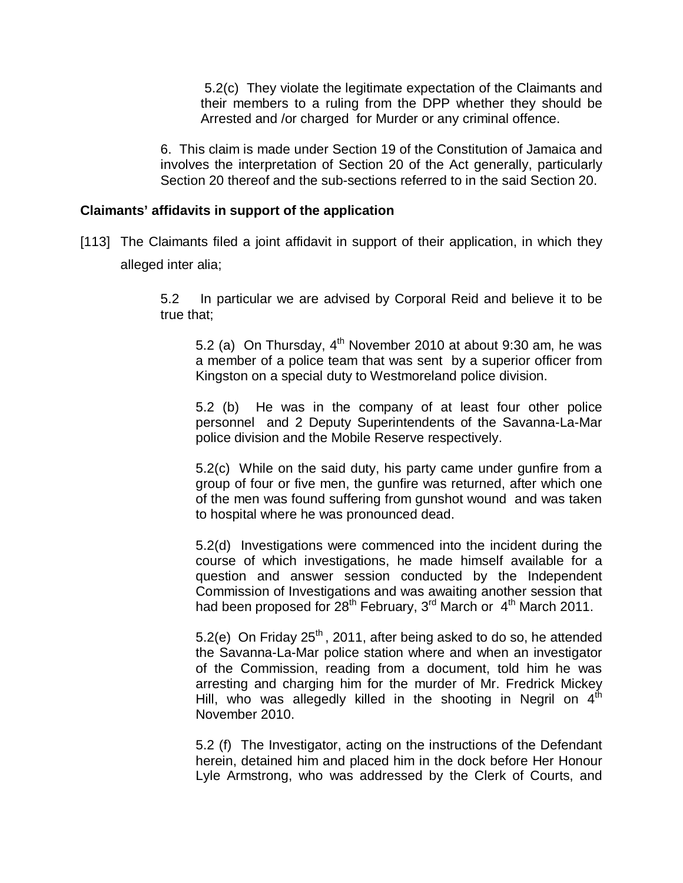5.2(c) They violate the legitimate expectation of the Claimants and their members to a ruling from the DPP whether they should be Arrested and /or charged for Murder or any criminal offence.

6. This claim is made under Section 19 of the Constitution of Jamaica and involves the interpretation of Section 20 of the Act generally, particularly Section 20 thereof and the sub-sections referred to in the said Section 20.

**Claimants' affidavits in support of the application**

[113] The Claimants filed a joint affidavit in support of their application, in which they alleged inter alia;

> 5.2 In particular we are advised by Corporal Reid and believe it to be true that;
>
> 5.2 (a) On Thursday, 4th November 2010 at about 9:30 am, he was a member of a police team that was sent by a superior officer from Kingston on a special duty to Westmoreland police division.
>
> 5.2 (b) He was in the company of at least four other police personnel and 2 Deputy Superintendents of the Savanna-La-Mar police division and the Mobile Reserve respectively.
>
> 5.2(c) While on the said duty, his party came under gunfire from a group of four or five men, the gunfire was returned, after which one of the men was found suffering from gunshot wound and was taken to hospital where he was pronounced dead.
>
> 5.2(d) Investigations were commenced into the incident during the course of which investigations, he made himself available for a question and answer session conducted by the Independent Commission of Investigations and was awaiting another session that had been proposed for 28th February, 3rd March or 4th March 2011.
>
> 5.2(e) On Friday 25th, 2011, after being asked to do so, he attended the Savanna-La-Mar police station where and when an investigator of the Commission, reading from a document, told him he was arresting and charging him for the murder of Mr. Fredrick Mickey Hill, who was allegedly killed in the shooting in Negril on 4th November 2010.
>
> 5.2 (f) The Investigator, acting on the instructions of the Defendant herein, detained him and placed him in the dock before Her Honour Lyle Armstrong, who was addressed by the Clerk of Courts, and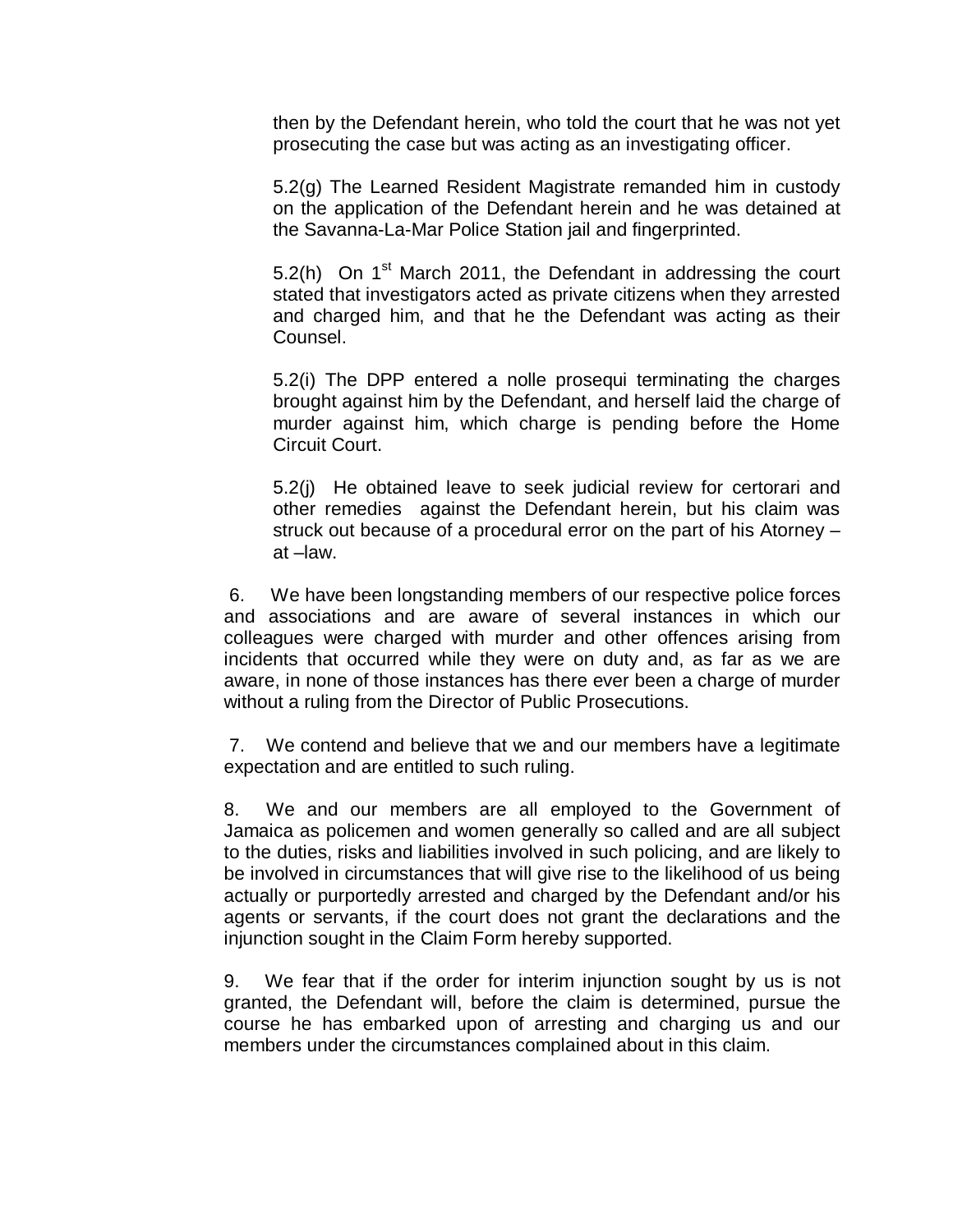then by the Defendant herein, who told the court that he was not yet prosecuting the case but was acting as an investigating officer.

5.2(g) The Learned Resident Magistrate remanded him in custody on the application of the Defendant herein and he was detained at the Savanna-La-Mar Police Station jail and fingerprinted.

5.2(h) On 1st March 2011, the Defendant in addressing the court stated that investigators acted as private citizens when they arrested and charged him, and that he the Defendant was acting as their Counsel.

5.2(i) The DPP entered a nolle prosequi terminating the charges brought against him by the Defendant, and herself laid the charge of murder against him, which charge is pending before the Home Circuit Court.

5.2(j) He obtained leave to seek judicial review for certorari and other remedies against the Defendant herein, but his claim was struck out because of a procedural error on the part of his Atorney – at –law.

6. We have been longstanding members of our respective police forces and associations and are aware of several instances in which our colleagues were charged with murder and other offences arising from incidents that occurred while they were on duty and, as far as we are aware, in none of those instances has there ever been a charge of murder without a ruling from the Director of Public Prosecutions.

7. We contend and believe that we and our members have a legitimate expectation and are entitled to such ruling.

8. We and our members are all employed to the Government of Jamaica as policemen and women generally so called and are all subject to the duties, risks and liabilities involved in such policing, and are likely to be involved in circumstances that will give rise to the likelihood of us being actually or purportedly arrested and charged by the Defendant and/or his agents or servants, if the court does not grant the declarations and the injunction sought in the Claim Form hereby supported.

9. We fear that if the order for interim injunction sought by us is not granted, the Defendant will, before the claim is determined, pursue the course he has embarked upon of arresting and charging us and our members under the circumstances complained about in this claim.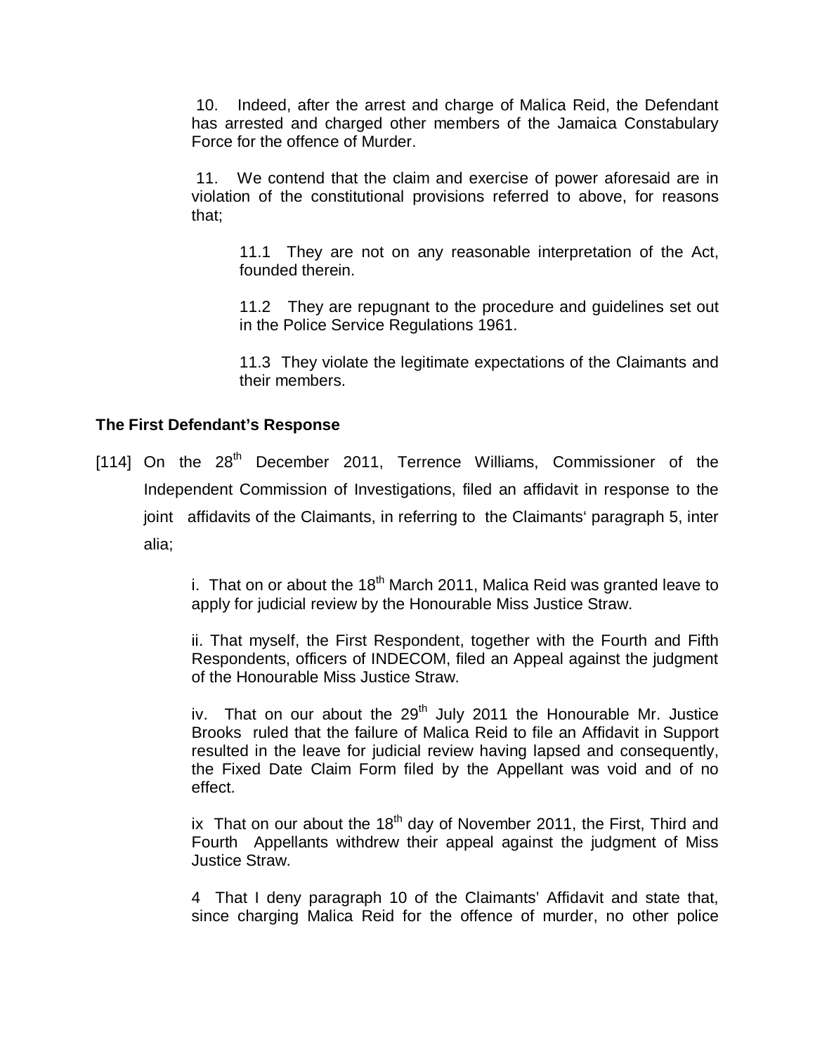> 10. Indeed, after the arrest and charge of Malica Reid, the Defendant has arrested and charged other members of the Jamaica Constabulary Force for the offence of Murder.
>
> 11. We contend that the claim and exercise of power aforesaid are in violation of the constitutional provisions referred to above, for reasons that;
>
> > 11.1 They are not on any reasonable interpretation of the Act, founded therein.
> >
> > 11.2 They are repugnant to the procedure and guidelines set out in the Police Service Regulations 1961.
> >
> > 11.3 They violate the legitimate expectations of the Claimants and their members.

**The First Defendant's Response**

[114] On the 28th December 2011, Terrence Williams, Commissioner of the Independent Commission of Investigations, filed an affidavit in response to the joint affidavits of the Claimants, in referring to the Claimants' paragraph 5, inter alia;

> i. That on or about the 18th March 2011, Malica Reid was granted leave to apply for judicial review by the Honourable Miss Justice Straw.
>
> ii. That myself, the First Respondent, together with the Fourth and Fifth Respondents, officers of INDECOM, filed an Appeal against the judgment of the Honourable Miss Justice Straw.
>
> iv. That on our about the 29th July 2011 the Honourable Mr. Justice Brooks ruled that the failure of Malica Reid to file an Affidavit in Support resulted in the leave for judicial review having lapsed and consequently, the Fixed Date Claim Form filed by the Appellant was void and of no effect.
>
> ix That on our about the 18th day of November 2011, the First, Third and Fourth Appellants withdrew their appeal against the judgment of Miss Justice Straw.
>
> 4 That I deny paragraph 10 of the Claimants' Affidavit and state that, since charging Malica Reid for the offence of murder, no other police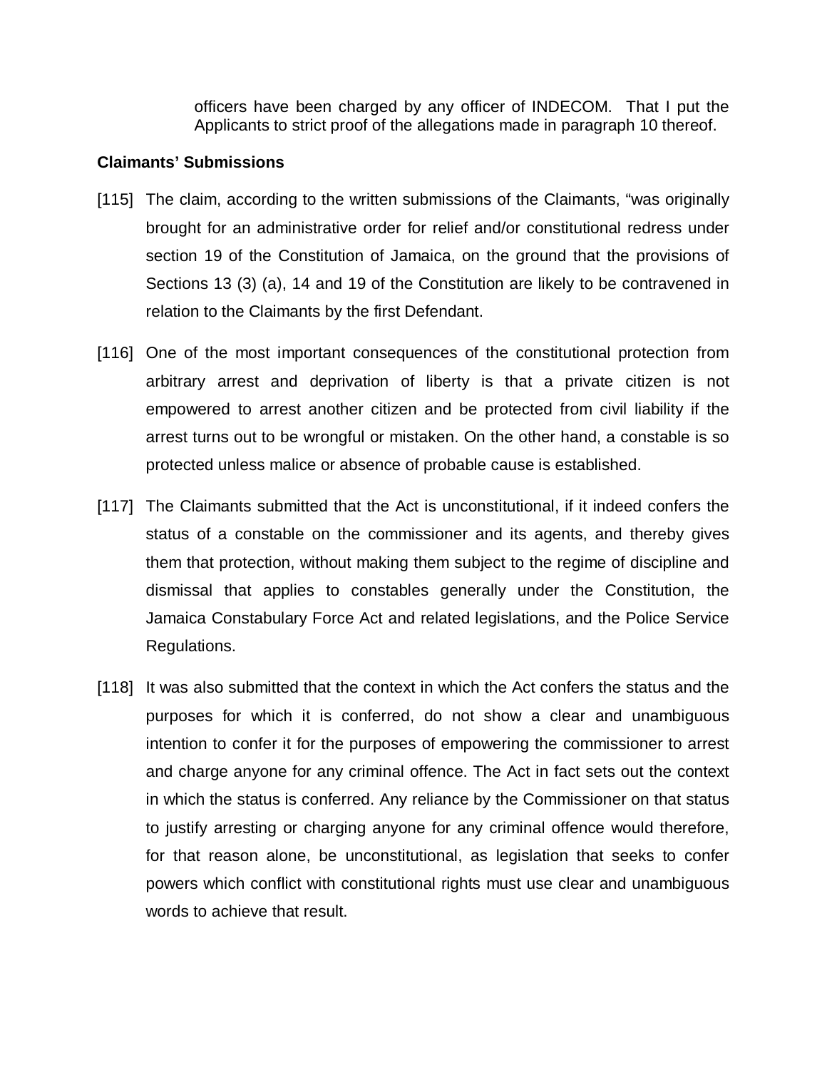officers have been charged by any officer of INDECOM. That I put the Applicants to strict proof of the allegations made in paragraph 10 thereof.

**Claimants' Submissions**

[115] The claim, according to the written submissions of the Claimants, "was originally brought for an administrative order for relief and/or constitutional redress under section 19 of the Constitution of Jamaica, on the ground that the provisions of Sections 13 (3) (a), 14 and 19 of the Constitution are likely to be contravened in relation to the Claimants by the first Defendant.

[116] One of the most important consequences of the constitutional protection from arbitrary arrest and deprivation of liberty is that a private citizen is not empowered to arrest another citizen and be protected from civil liability if the arrest turns out to be wrongful or mistaken. On the other hand, a constable is so protected unless malice or absence of probable cause is established.

[117] The Claimants submitted that the Act is unconstitutional, if it indeed confers the status of a constable on the commissioner and its agents, and thereby gives them that protection, without making them subject to the regime of discipline and dismissal that applies to constables generally under the Constitution, the Jamaica Constabulary Force Act and related legislations, and the Police Service Regulations.

[118] It was also submitted that the context in which the Act confers the status and the purposes for which it is conferred, do not show a clear and unambiguous intention to confer it for the purposes of empowering the commissioner to arrest and charge anyone for any criminal offence. The Act in fact sets out the context in which the status is conferred. Any reliance by the Commissioner on that status to justify arresting or charging anyone for any criminal offence would therefore, for that reason alone, be unconstitutional, as legislation that seeks to confer powers which conflict with constitutional rights must use clear and unambiguous words to achieve that result.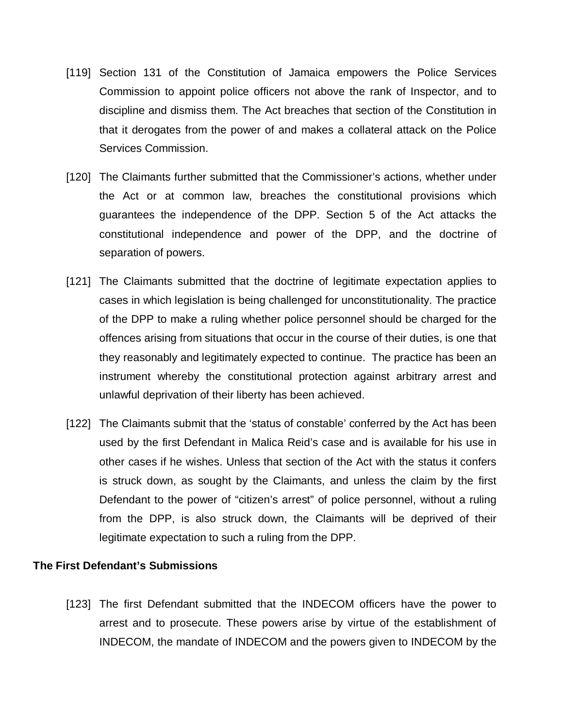[119] Section 131 of the Constitution of Jamaica empowers the Police Services Commission to appoint police officers not above the rank of Inspector, and to discipline and dismiss them. The Act breaches that section of the Constitution in that it derogates from the power of and makes a collateral attack on the Police Services Commission.

[120] The Claimants further submitted that the Commissioner's actions, whether under the Act or at common law, breaches the constitutional provisions which guarantees the independence of the DPP. Section 5 of the Act attacks the constitutional independence and power of the DPP, and the doctrine of separation of powers.

[121] The Claimants submitted that the doctrine of legitimate expectation applies to cases in which legislation is being challenged for unconstitutionality. The practice of the DPP to make a ruling whether police personnel should be charged for the offences arising from situations that occur in the course of their duties, is one that they reasonably and legitimately expected to continue. The practice has been an instrument whereby the constitutional protection against arbitrary arrest and unlawful deprivation of their liberty has been achieved.

[122] The Claimants submit that the 'status of constable' conferred by the Act has been used by the first Defendant in Malica Reid's case and is available for his use in other cases if he wishes. Unless that section of the Act with the status it confers is struck down, as sought by the Claimants, and unless the claim by the first Defendant to the power of "citizen's arrest" of police personnel, without a ruling from the DPP, is also struck down, the Claimants will be deprived of their legitimate expectation to such a ruling from the DPP.

### The First Defendant's Submissions

[123] The first Defendant submitted that the INDECOM officers have the power to arrest and to prosecute. These powers arise by virtue of the establishment of INDECOM, the mandate of INDECOM and the powers given to INDECOM by the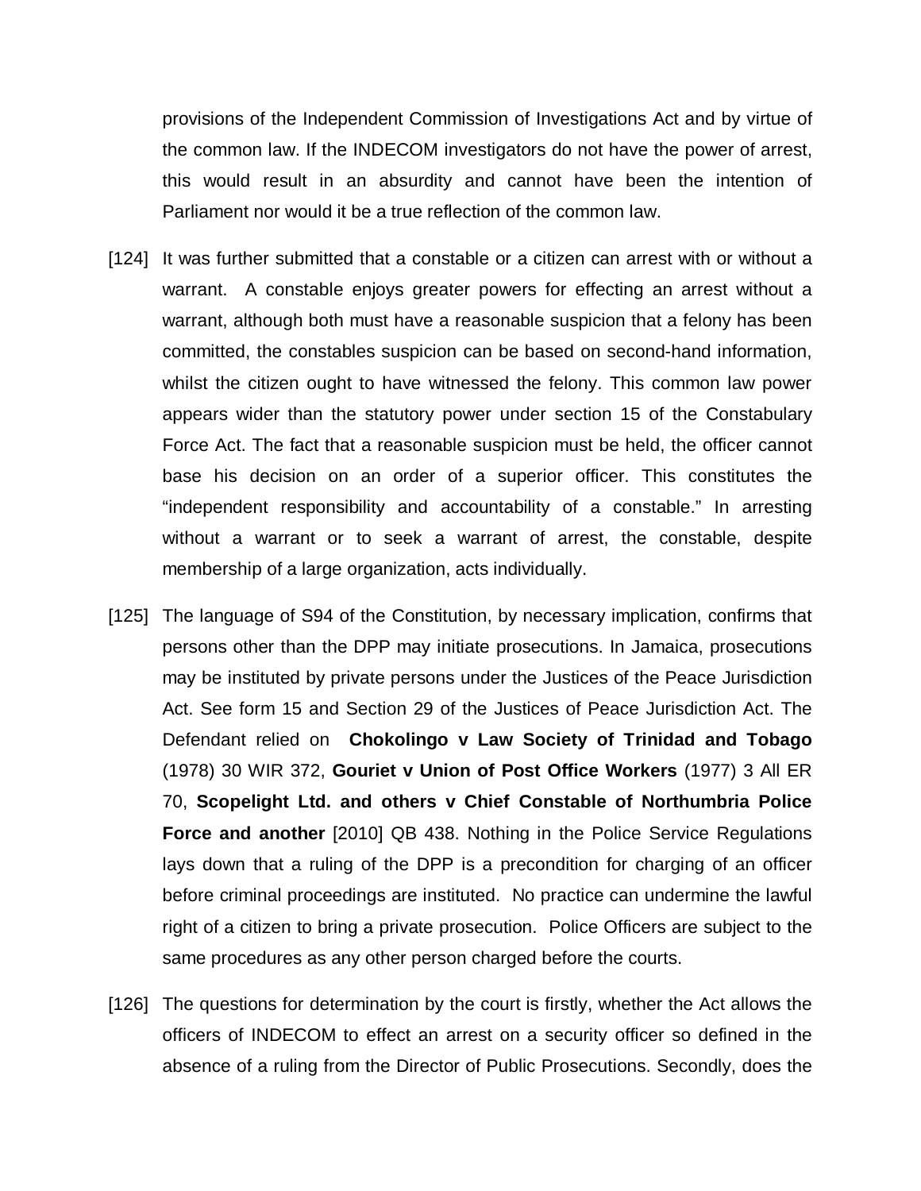provisions of the Independent Commission of Investigations Act and by virtue of the common law. If the INDECOM investigators do not have the power of arrest, this would result in an absurdity and cannot have been the intention of Parliament nor would it be a true reflection of the common law.

[124] It was further submitted that a constable or a citizen can arrest with or without a warrant. A constable enjoys greater powers for effecting an arrest without a warrant, although both must have a reasonable suspicion that a felony has been committed, the constables suspicion can be based on second-hand information, whilst the citizen ought to have witnessed the felony. This common law power appears wider than the statutory power under section 15 of the Constabulary Force Act. The fact that a reasonable suspicion must be held, the officer cannot base his decision on an order of a superior officer. This constitutes the "independent responsibility and accountability of a constable." In arresting without a warrant or to seek a warrant of arrest, the constable, despite membership of a large organization, acts individually.

[125] The language of S94 of the Constitution, by necessary implication, confirms that persons other than the DPP may initiate prosecutions. In Jamaica, prosecutions may be instituted by private persons under the Justices of the Peace Jurisdiction Act. See form 15 and Section 29 of the Justices of Peace Jurisdiction Act. The Defendant relied on **Chokolingo v Law Society of Trinidad and Tobago** (1978) 30 WIR 372, **Gouriet v Union of Post Office Workers** (1977) 3 All ER 70, **Scopelight Ltd. and others v Chief Constable of Northumbria Police Force and another** [2010] QB 438. Nothing in the Police Service Regulations lays down that a ruling of the DPP is a precondition for charging of an officer before criminal proceedings are instituted. No practice can undermine the lawful right of a citizen to bring a private prosecution. Police Officers are subject to the same procedures as any other person charged before the courts.

[126] The questions for determination by the court is firstly, whether the Act allows the officers of INDECOM to effect an arrest on a security officer so defined in the absence of a ruling from the Director of Public Prosecutions. Secondly, does the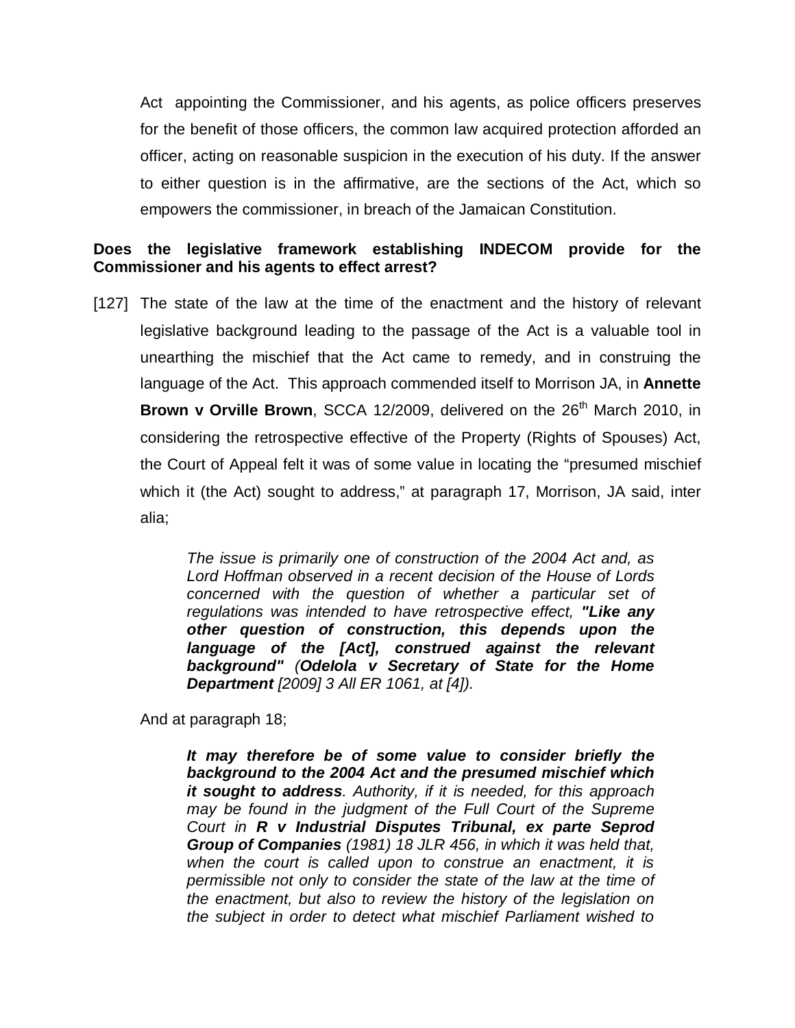Act appointing the Commissioner, and his agents, as police officers preserves for the benefit of those officers, the common law acquired protection afforded an officer, acting on reasonable suspicion in the execution of his duty. If the answer to either question is in the affirmative, are the sections of the Act, which so empowers the commissioner, in breach of the Jamaican Constitution.

**Does the legislative framework establishing INDECOM provide for the Commissioner and his agents to effect arrest?**

[127] The state of the law at the time of the enactment and the history of relevant legislative background leading to the passage of the Act is a valuable tool in unearthing the mischief that the Act came to remedy, and in construing the language of the Act. This approach commended itself to Morrison JA, in **Annette Brown v Orville Brown**, SCCA 12/2009, delivered on the 26th March 2010, in considering the retrospective effective of the Property (Rights of Spouses) Act, the Court of Appeal felt it was of some value in locating the "presumed mischief which it (the Act) sought to address," at paragraph 17, Morrison, JA said, inter alia;

> *The issue is primarily one of construction of the 2004 Act and, as Lord Hoffman observed in a recent decision of the House of Lords concerned with the question of whether a particular set of regulations was intended to have retrospective effect,* ***"Like any other question of construction, this depends upon the language of the [Act], construed against the relevant background"*** *(****Odelola v Secretary of State for the Home Department*** *[2009] 3 All ER 1061, at [4]).*

And at paragraph 18;

> ***It may therefore be of some value to consider briefly the background to the 2004 Act and the presumed mischief which it sought to address****. Authority, if it is needed, for this approach may be found in the judgment of the Full Court of the Supreme Court in* ***R v Industrial Disputes Tribunal, ex parte Seprod Group of Companies*** *(1981) 18 JLR 456, in which it was held that, when the court is called upon to construe an enactment, it is permissible not only to consider the state of the law at the time of the enactment, but also to review the history of the legislation on the subject in order to detect what mischief Parliament wished to*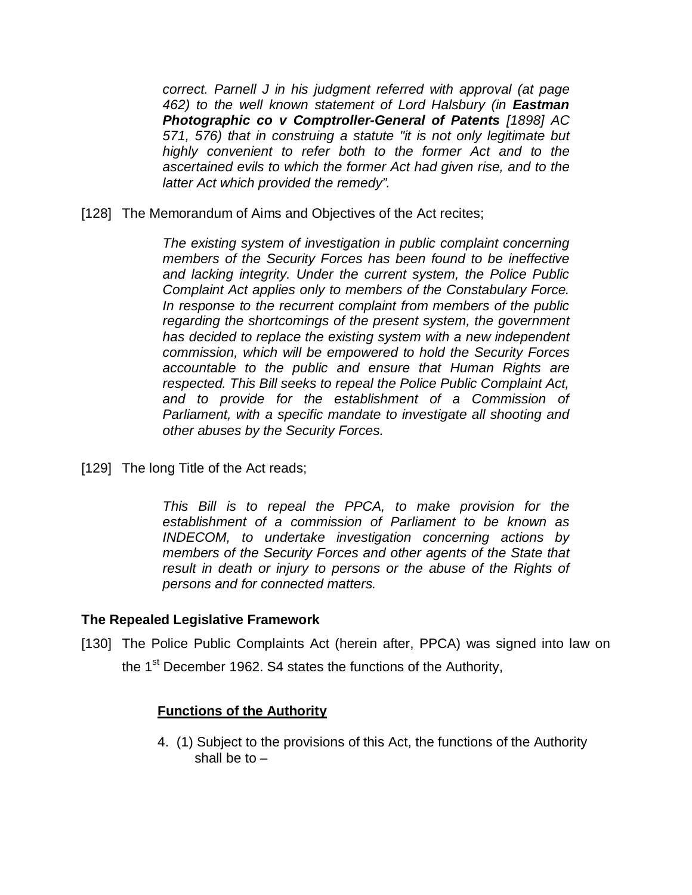> *correct. Parnell J in his judgment referred with approval (at page 462) to the well known statement of Lord Halsbury (in* ***Eastman Photographic co v Comptroller-General of Patents*** *[1898] AC 571, 576) that in construing a statute "it is not only legitimate but highly convenient to refer both to the former Act and to the ascertained evils to which the former Act had given rise, and to the latter Act which provided the remedy".*

[128] The Memorandum of Aims and Objectives of the Act recites;

> *The existing system of investigation in public complaint concerning members of the Security Forces has been found to be ineffective and lacking integrity. Under the current system, the Police Public Complaint Act applies only to members of the Constabulary Force. In response to the recurrent complaint from members of the public regarding the shortcomings of the present system, the government has decided to replace the existing system with a new independent commission, which will be empowered to hold the Security Forces accountable to the public and ensure that Human Rights are respected. This Bill seeks to repeal the Police Public Complaint Act, and to provide for the establishment of a Commission of Parliament, with a specific mandate to investigate all shooting and other abuses by the Security Forces.*

[129] The long Title of the Act reads;

> *This Bill is to repeal the PPCA, to make provision for the establishment of a commission of Parliament to be known as INDECOM, to undertake investigation concerning actions by members of the Security Forces and other agents of the State that result in death or injury to persons or the abuse of the Rights of persons and for connected matters.*

**The Repealed Legislative Framework**

[130] The Police Public Complaints Act (herein after, PPCA) was signed into law on the 1st December 1962. S4 states the functions of the Authority,

> **<u>Functions of the Authority</u>**
>
> 4. (1) Subject to the provisions of this Act, the functions of the Authority shall be to –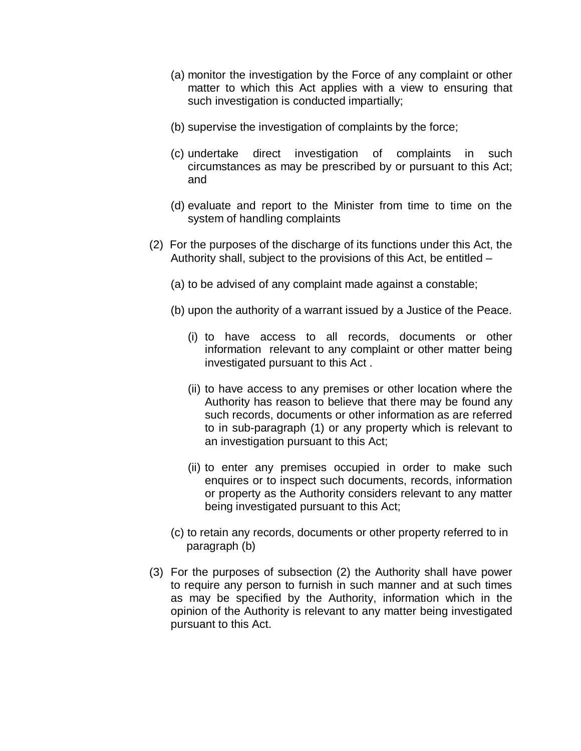(a) monitor the investigation by the Force of any complaint or other matter to which this Act applies with a view to ensuring that such investigation is conducted impartially;

(b) supervise the investigation of complaints by the force;

(c) undertake direct investigation of complaints in such circumstances as may be prescribed by or pursuant to this Act; and

(d) evaluate and report to the Minister from time to time on the system of handling complaints

(2) For the purposes of the discharge of its functions under this Act, the Authority shall, subject to the provisions of this Act, be entitled –

(a) to be advised of any complaint made against a constable;

(b) upon the authority of a warrant issued by a Justice of the Peace.

(i) to have access to all records, documents or other information relevant to any complaint or other matter being investigated pursuant to this Act .

(ii) to have access to any premises or other location where the Authority has reason to believe that there may be found any such records, documents or other information as are referred to in sub-paragraph (1) or any property which is relevant to an investigation pursuant to this Act;

(ii) to enter any premises occupied in order to make such enquires or to inspect such documents, records, information or property as the Authority considers relevant to any matter being investigated pursuant to this Act;

(c) to retain any records, documents or other property referred to in paragraph (b)

(3) For the purposes of subsection (2) the Authority shall have power to require any person to furnish in such manner and at such times as may be specified by the Authority, information which in the opinion of the Authority is relevant to any matter being investigated pursuant to this Act.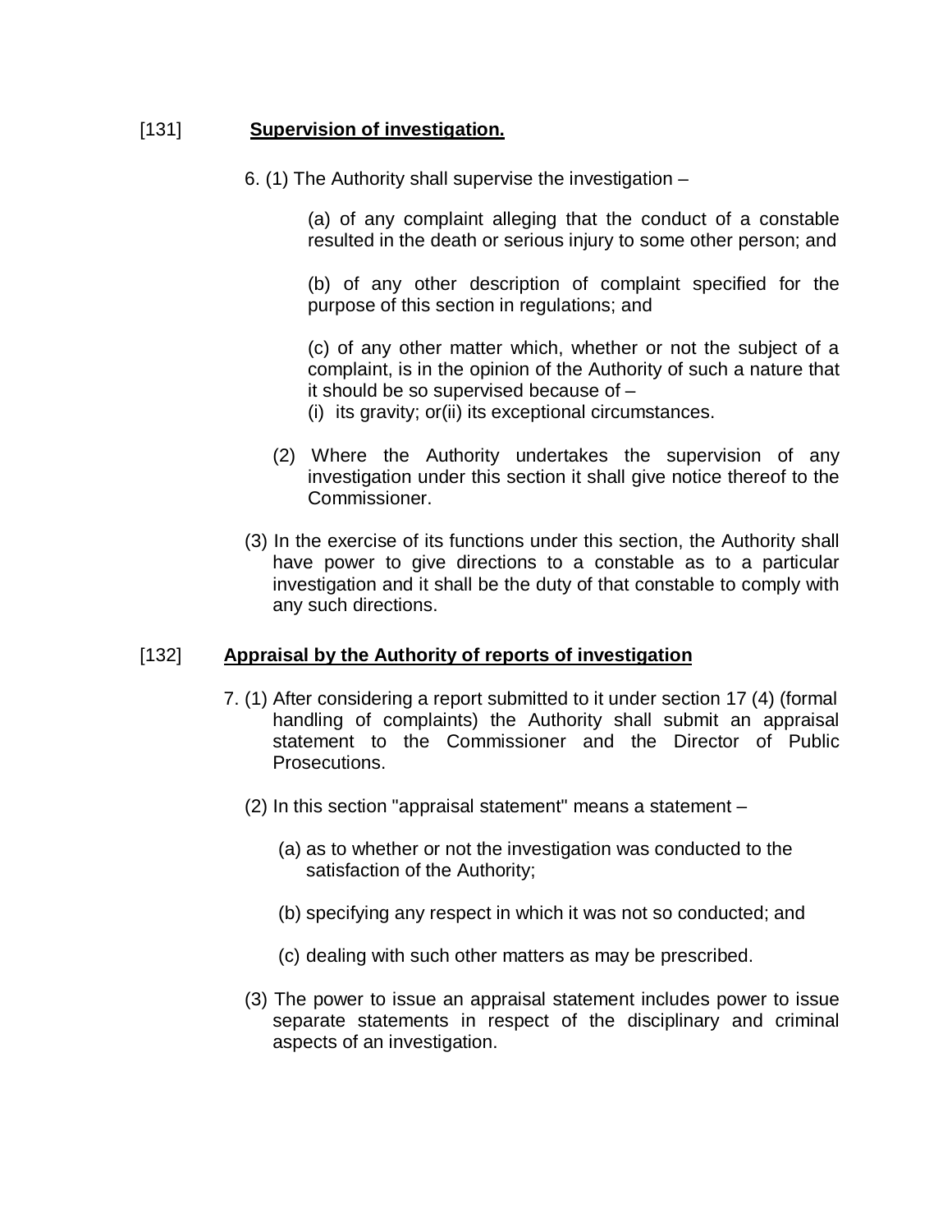[131] **<u>Supervision of investigation.</u>**

6. (1) The Authority shall supervise the investigation –

(a) of any complaint alleging that the conduct of a constable resulted in the death or serious injury to some other person; and

(b) of any other description of complaint specified for the purpose of this section in regulations; and

(c) of any other matter which, whether or not the subject of a complaint, is in the opinion of the Authority of such a nature that it should be so supervised because of –
(i) its gravity; or(ii) its exceptional circumstances.

(2) Where the Authority undertakes the supervision of any investigation under this section it shall give notice thereof to the Commissioner.

(3) In the exercise of its functions under this section, the Authority shall have power to give directions to a constable as to a particular investigation and it shall be the duty of that constable to comply with any such directions.

[132] **<u>Appraisal by the Authority of reports of investigation</u>**

7. (1) After considering a report submitted to it under section 17 (4) (formal handling of complaints) the Authority shall submit an appraisal statement to the Commissioner and the Director of Public Prosecutions.

(2) In this section "appraisal statement" means a statement –

(a) as to whether or not the investigation was conducted to the satisfaction of the Authority;

(b) specifying any respect in which it was not so conducted; and

(c) dealing with such other matters as may be prescribed.

(3) The power to issue an appraisal statement includes power to issue separate statements in respect of the disciplinary and criminal aspects of an investigation.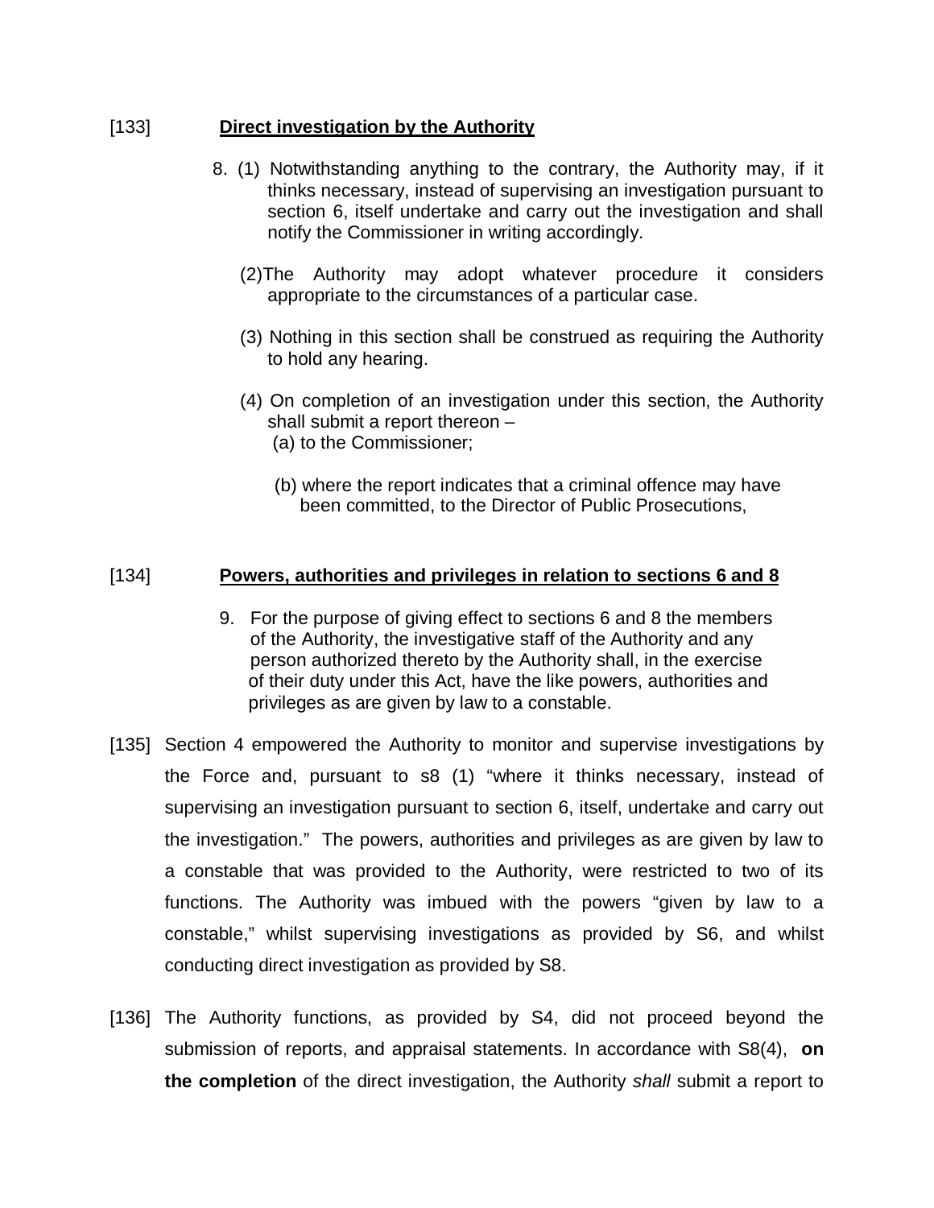[133] **Direct investigation by the Authority**

> 8. (1) Notwithstanding anything to the contrary, the Authority may, if it thinks necessary, instead of supervising an investigation pursuant to section 6, itself undertake and carry out the investigation and shall notify the Commissioner in writing accordingly.
>
> (2)The Authority may adopt whatever procedure it considers appropriate to the circumstances of a particular case.
>
> (3) Nothing in this section shall be construed as requiring the Authority to hold any hearing.
>
> (4) On completion of an investigation under this section, the Authority shall submit a report thereon –
>
> (a) to the Commissioner;
>
> (b) where the report indicates that a criminal offence may have been committed, to the Director of Public Prosecutions,

[134] **Powers, authorities and privileges in relation to sections 6 and 8**

> 9. For the purpose of giving effect to sections 6 and 8 the members of the Authority, the investigative staff of the Authority and any person authorized thereto by the Authority shall, in the exercise of their duty under this Act, have the like powers, authorities and privileges as are given by law to a constable.

[135] Section 4 empowered the Authority to monitor and supervise investigations by the Force and, pursuant to s8 (1) "where it thinks necessary, instead of supervising an investigation pursuant to section 6, itself, undertake and carry out the investigation." The powers, authorities and privileges as are given by law to a constable that was provided to the Authority, were restricted to two of its functions. The Authority was imbued with the powers "given by law to a constable," whilst supervising investigations as provided by S6, and whilst conducting direct investigation as provided by S8.

[136] The Authority functions, as provided by S4, did not proceed beyond the submission of reports, and appraisal statements. In accordance with S8(4), **on the completion** of the direct investigation, the Authority *shall* submit a report to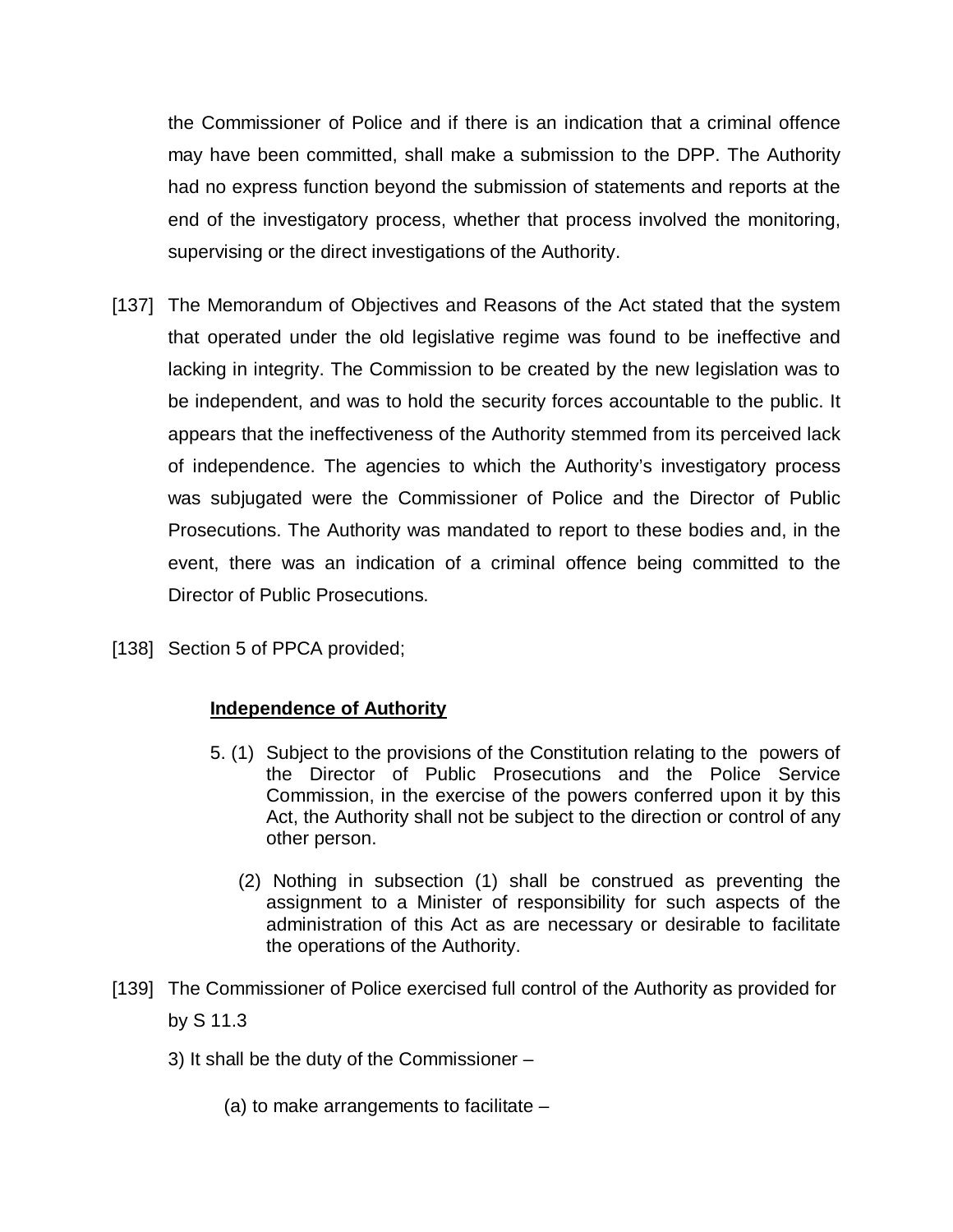the Commissioner of Police and if there is an indication that a criminal offence may have been committed, shall make a submission to the DPP. The Authority had no express function beyond the submission of statements and reports at the end of the investigatory process, whether that process involved the monitoring, supervising or the direct investigations of the Authority.

[137] The Memorandum of Objectives and Reasons of the Act stated that the system that operated under the old legislative regime was found to be ineffective and lacking in integrity. The Commission to be created by the new legislation was to be independent, and was to hold the security forces accountable to the public. It appears that the ineffectiveness of the Authority stemmed from its perceived lack of independence. The agencies to which the Authority's investigatory process was subjugated were the Commissioner of Police and the Director of Public Prosecutions. The Authority was mandated to report to these bodies and, in the event, there was an indication of a criminal offence being committed to the Director of Public Prosecutions.

[138] Section 5 of PPCA provided;

> **<u>Independence of Authority</u>**
>
> 5. (1) Subject to the provisions of the Constitution relating to the powers of the Director of Public Prosecutions and the Police Service Commission, in the exercise of the powers conferred upon it by this Act, the Authority shall not be subject to the direction or control of any other person.
>
> (2) Nothing in subsection (1) shall be construed as preventing the assignment to a Minister of responsibility for such aspects of the administration of this Act as are necessary or desirable to facilitate the operations of the Authority.

[139] The Commissioner of Police exercised full control of the Authority as provided for by S 11.3

3) It shall be the duty of the Commissioner –

(a) to make arrangements to facilitate –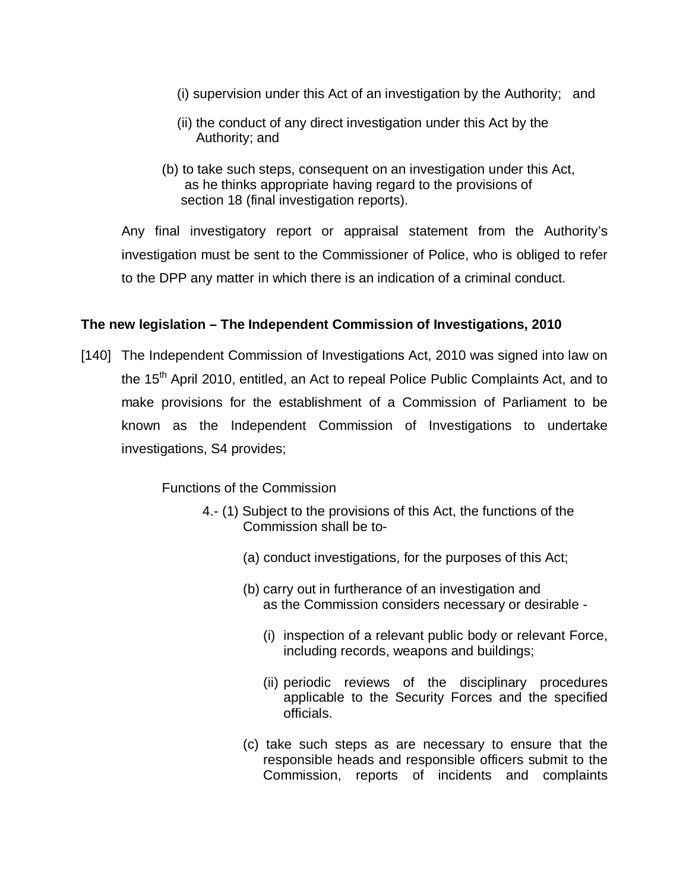(i) supervision under this Act of an investigation by the Authority; and

(ii) the conduct of any direct investigation under this Act by the Authority; and

(b) to take such steps, consequent on an investigation under this Act, as he thinks appropriate having regard to the provisions of section 18 (final investigation reports).

Any final investigatory report or appraisal statement from the Authority's investigation must be sent to the Commissioner of Police, who is obliged to refer to the DPP any matter in which there is an indication of a criminal conduct.

**The new legislation – The Independent Commission of Investigations, 2010**

[140] The Independent Commission of Investigations Act, 2010 was signed into law on the 15th April 2010, entitled, an Act to repeal Police Public Complaints Act, and to make provisions for the establishment of a Commission of Parliament to be known as the Independent Commission of Investigations to undertake investigations, S4 provides;

Functions of the Commission

4.- (1) Subject to the provisions of this Act, the functions of the Commission shall be to-

(a) conduct investigations, for the purposes of this Act;

(b) carry out in furtherance of an investigation and as the Commission considers necessary or desirable -

(i) inspection of a relevant public body or relevant Force, including records, weapons and buildings;

(ii) periodic reviews of the disciplinary procedures applicable to the Security Forces and the specified officials.

(c) take such steps as are necessary to ensure that the responsible heads and responsible officers submit to the Commission, reports of incidents and complaints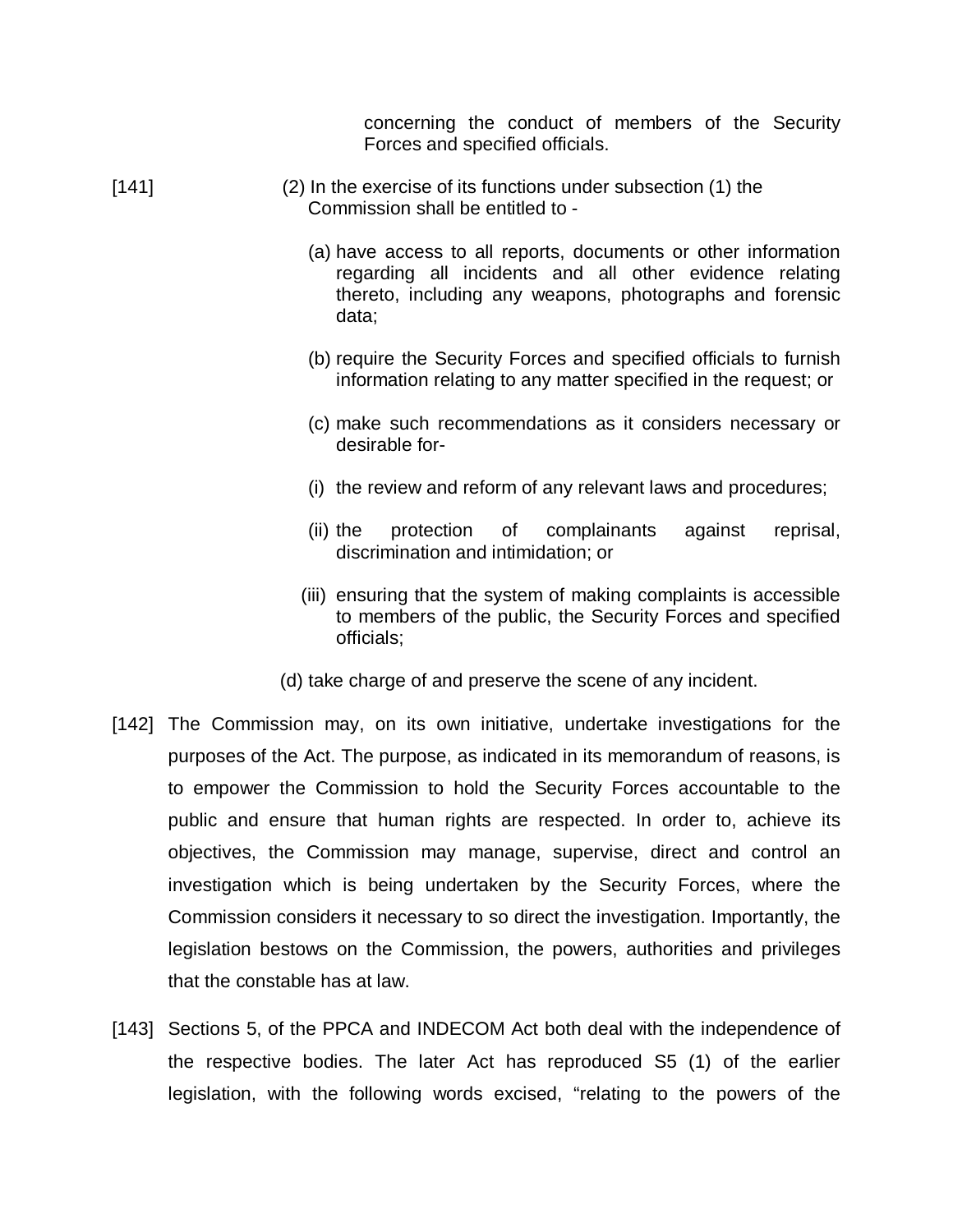concerning the conduct of members of the Security Forces and specified officials.

[141] (2) In the exercise of its functions under subsection (1) the Commission shall be entitled to -

(a) have access to all reports, documents or other information regarding all incidents and all other evidence relating thereto, including any weapons, photographs and forensic data;

(b) require the Security Forces and specified officials to furnish information relating to any matter specified in the request; or

(c) make such recommendations as it considers necessary or desirable for-

(i) the review and reform of any relevant laws and procedures;

(ii) the protection of complainants against reprisal, discrimination and intimidation; or

(iii) ensuring that the system of making complaints is accessible to members of the public, the Security Forces and specified officials;

(d) take charge of and preserve the scene of any incident.

[142] The Commission may, on its own initiative, undertake investigations for the purposes of the Act. The purpose, as indicated in its memorandum of reasons, is to empower the Commission to hold the Security Forces accountable to the public and ensure that human rights are respected. In order to, achieve its objectives, the Commission may manage, supervise, direct and control an investigation which is being undertaken by the Security Forces, where the Commission considers it necessary to so direct the investigation. Importantly, the legislation bestows on the Commission, the powers, authorities and privileges that the constable has at law.

[143] Sections 5, of the PPCA and INDECOM Act both deal with the independence of the respective bodies. The later Act has reproduced S5 (1) of the earlier legislation, with the following words excised, "relating to the powers of the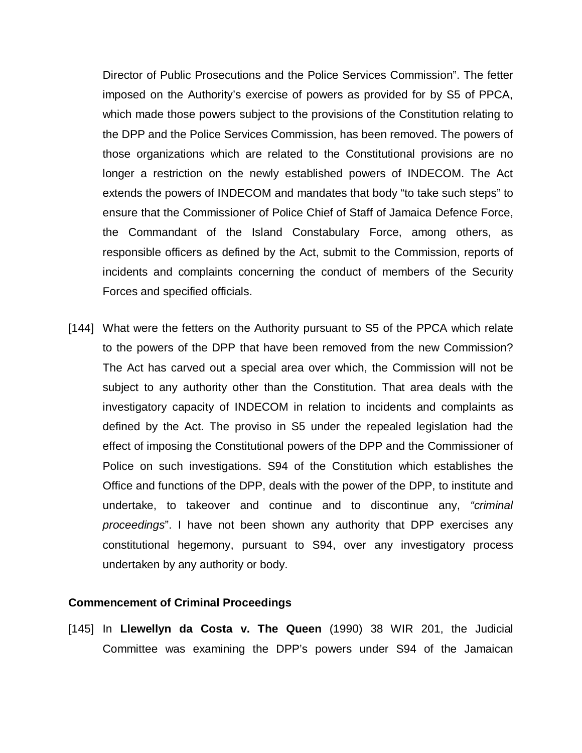Director of Public Prosecutions and the Police Services Commission". The fetter imposed on the Authority's exercise of powers as provided for by S5 of PPCA, which made those powers subject to the provisions of the Constitution relating to the DPP and the Police Services Commission, has been removed. The powers of those organizations which are related to the Constitutional provisions are no longer a restriction on the newly established powers of INDECOM. The Act extends the powers of INDECOM and mandates that body "to take such steps" to ensure that the Commissioner of Police Chief of Staff of Jamaica Defence Force, the Commandant of the Island Constabulary Force, among others, as responsible officers as defined by the Act, submit to the Commission, reports of incidents and complaints concerning the conduct of members of the Security Forces and specified officials.

[144] What were the fetters on the Authority pursuant to S5 of the PPCA which relate to the powers of the DPP that have been removed from the new Commission? The Act has carved out a special area over which, the Commission will not be subject to any authority other than the Constitution. That area deals with the investigatory capacity of INDECOM in relation to incidents and complaints as defined by the Act. The proviso in S5 under the repealed legislation had the effect of imposing the Constitutional powers of the DPP and the Commissioner of Police on such investigations. S94 of the Constitution which establishes the Office and functions of the DPP, deals with the power of the DPP, to institute and undertake, to takeover and continue and to discontinue any, *"criminal proceedings*". I have not been shown any authority that DPP exercises any constitutional hegemony, pursuant to S94, over any investigatory process undertaken by any authority or body.

**Commencement of Criminal Proceedings**

[145] In **Llewellyn da Costa v. The Queen** (1990) 38 WIR 201, the Judicial Committee was examining the DPP's powers under S94 of the Jamaican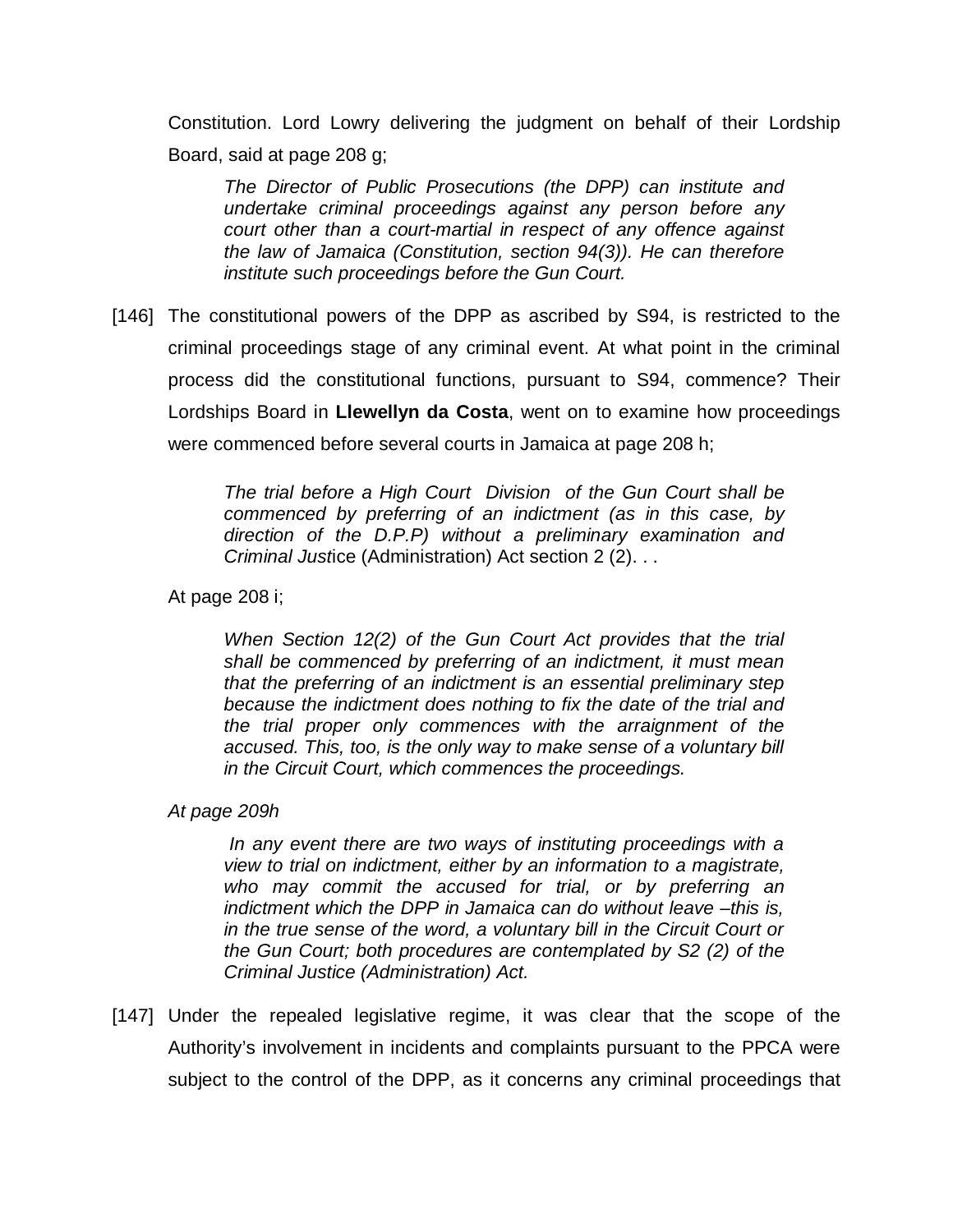Constitution. Lord Lowry delivering the judgment on behalf of their Lordship Board, said at page 208 g;

> *The Director of Public Prosecutions (the DPP) can institute and undertake criminal proceedings against any person before any court other than a court-martial in respect of any offence against the law of Jamaica (Constitution, section 94(3)). He can therefore institute such proceedings before the Gun Court.*

[146] The constitutional powers of the DPP as ascribed by S94, is restricted to the criminal proceedings stage of any criminal event. At what point in the criminal process did the constitutional functions, pursuant to S94, commence? Their Lordships Board in **Llewellyn da Costa**, went on to examine how proceedings were commenced before several courts in Jamaica at page 208 h;

> *The trial before a High Court Division of the Gun Court shall be commenced by preferring of an indictment (as in this case, by direction of the D.P.P) without a preliminary examination and Criminal Just*ice (Administration) Act section 2 (2). . .

At page 208 i;

> *When Section 12(2) of the Gun Court Act provides that the trial shall be commenced by preferring of an indictment, it must mean that the preferring of an indictment is an essential preliminary step because the indictment does nothing to fix the date of the trial and the trial proper only commences with the arraignment of the accused. This, too, is the only way to make sense of a voluntary bill in the Circuit Court, which commences the proceedings.*

*At page 209h*

> *In any event there are two ways of instituting proceedings with a view to trial on indictment, either by an information to a magistrate, who may commit the accused for trial, or by preferring an indictment which the DPP in Jamaica can do without leave –this is, in the true sense of the word, a voluntary bill in the Circuit Court or the Gun Court; both procedures are contemplated by S2 (2) of the Criminal Justice (Administration) Act.*

[147] Under the repealed legislative regime, it was clear that the scope of the Authority's involvement in incidents and complaints pursuant to the PPCA were subject to the control of the DPP, as it concerns any criminal proceedings that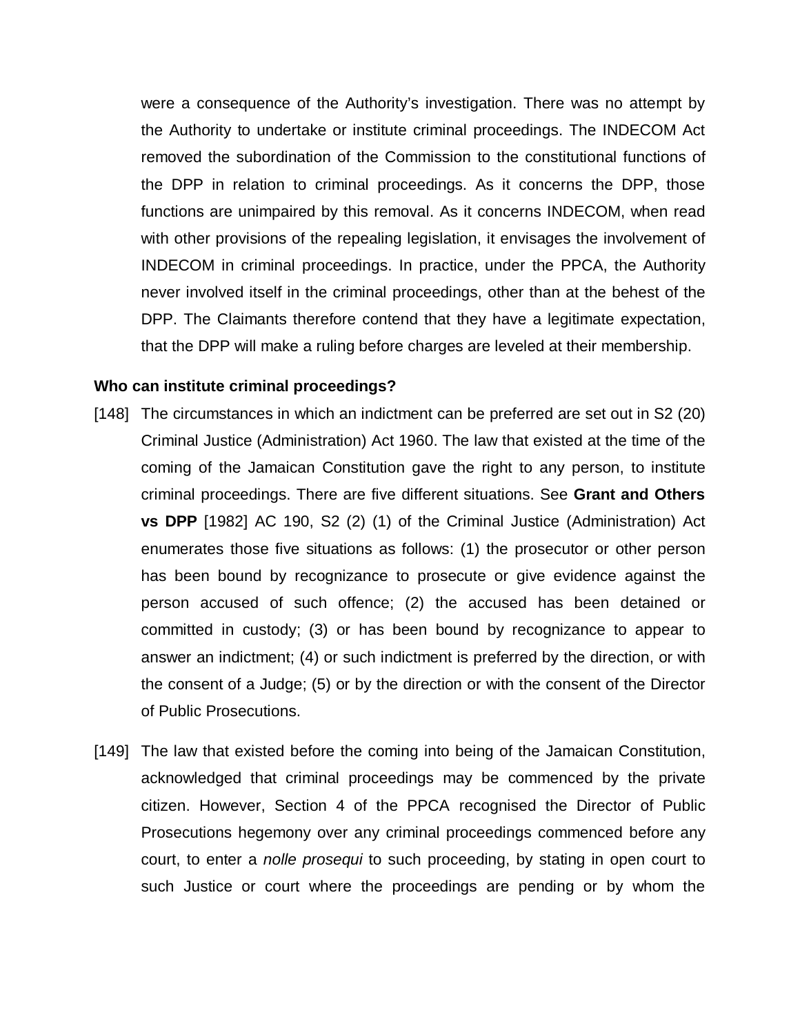were a consequence of the Authority's investigation. There was no attempt by the Authority to undertake or institute criminal proceedings. The INDECOM Act removed the subordination of the Commission to the constitutional functions of the DPP in relation to criminal proceedings. As it concerns the DPP, those functions are unimpaired by this removal. As it concerns INDECOM, when read with other provisions of the repealing legislation, it envisages the involvement of INDECOM in criminal proceedings. In practice, under the PPCA, the Authority never involved itself in the criminal proceedings, other than at the behest of the DPP. The Claimants therefore contend that they have a legitimate expectation, that the DPP will make a ruling before charges are leveled at their membership.

**Who can institute criminal proceedings?**

[148] The circumstances in which an indictment can be preferred are set out in S2 (20) Criminal Justice (Administration) Act 1960. The law that existed at the time of the coming of the Jamaican Constitution gave the right to any person, to institute criminal proceedings. There are five different situations. See **Grant and Others vs DPP** [1982] AC 190, S2 (2) (1) of the Criminal Justice (Administration) Act enumerates those five situations as follows: (1) the prosecutor or other person has been bound by recognizance to prosecute or give evidence against the person accused of such offence; (2) the accused has been detained or committed in custody; (3) or has been bound by recognizance to appear to answer an indictment; (4) or such indictment is preferred by the direction, or with the consent of a Judge; (5) or by the direction or with the consent of the Director of Public Prosecutions.

[149] The law that existed before the coming into being of the Jamaican Constitution, acknowledged that criminal proceedings may be commenced by the private citizen. However, Section 4 of the PPCA recognised the Director of Public Prosecutions hegemony over any criminal proceedings commenced before any court, to enter a *nolle prosequi* to such proceeding, by stating in open court to such Justice or court where the proceedings are pending or by whom the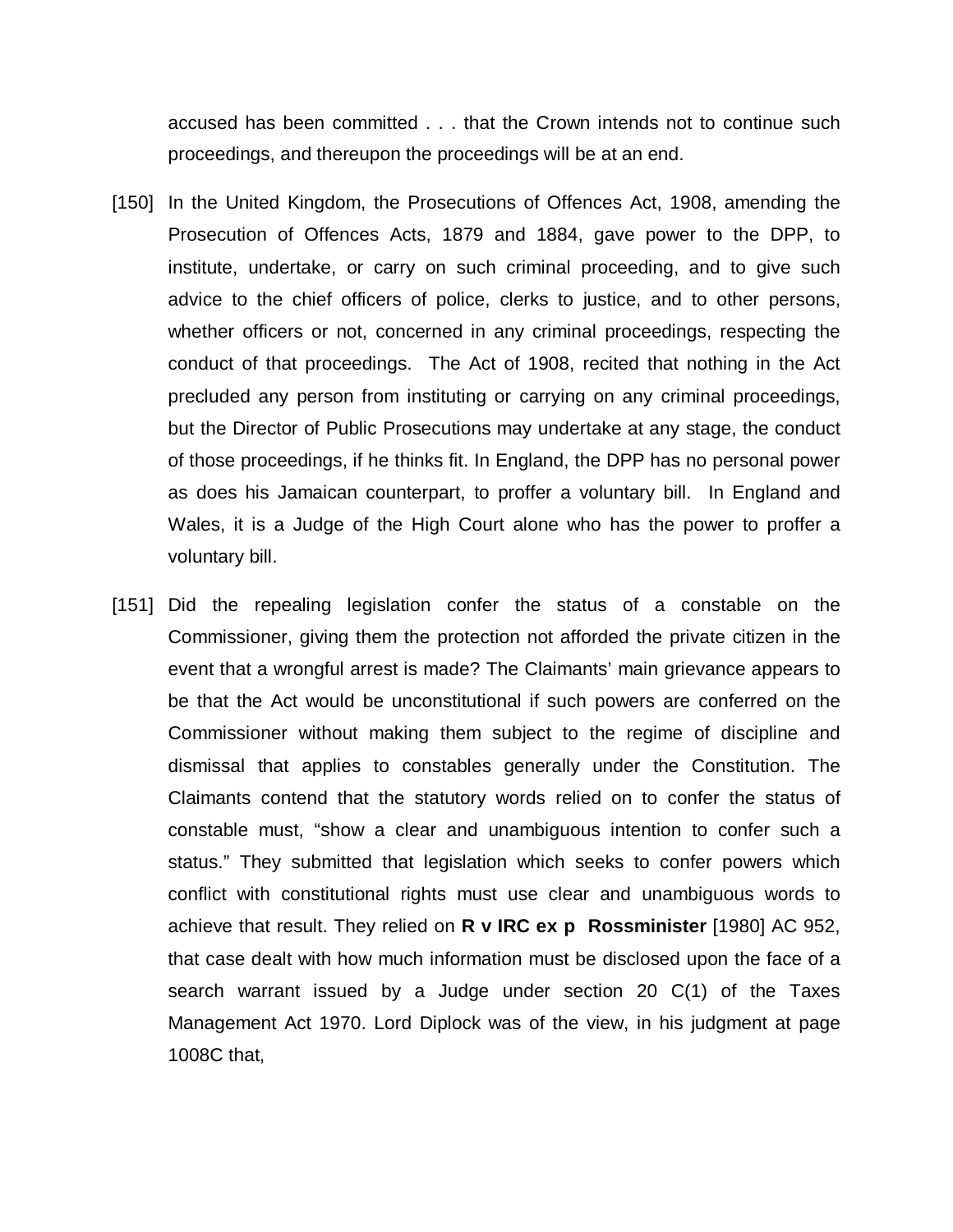accused has been committed . . . that the Crown intends not to continue such proceedings, and thereupon the proceedings will be at an end.

[150] In the United Kingdom, the Prosecutions of Offences Act, 1908, amending the Prosecution of Offences Acts, 1879 and 1884, gave power to the DPP, to institute, undertake, or carry on such criminal proceeding, and to give such advice to the chief officers of police, clerks to justice, and to other persons, whether officers or not, concerned in any criminal proceedings, respecting the conduct of that proceedings. The Act of 1908, recited that nothing in the Act precluded any person from instituting or carrying on any criminal proceedings, but the Director of Public Prosecutions may undertake at any stage, the conduct of those proceedings, if he thinks fit. In England, the DPP has no personal power as does his Jamaican counterpart, to proffer a voluntary bill. In England and Wales, it is a Judge of the High Court alone who has the power to proffer a voluntary bill.

[151] Did the repealing legislation confer the status of a constable on the Commissioner, giving them the protection not afforded the private citizen in the event that a wrongful arrest is made? The Claimants' main grievance appears to be that the Act would be unconstitutional if such powers are conferred on the Commissioner without making them subject to the regime of discipline and dismissal that applies to constables generally under the Constitution. The Claimants contend that the statutory words relied on to confer the status of constable must, "show a clear and unambiguous intention to confer such a status." They submitted that legislation which seeks to confer powers which conflict with constitutional rights must use clear and unambiguous words to achieve that result. They relied on **R v IRC ex p Rossminister** [1980] AC 952, that case dealt with how much information must be disclosed upon the face of a search warrant issued by a Judge under section 20 C(1) of the Taxes Management Act 1970. Lord Diplock was of the view, in his judgment at page 1008C that,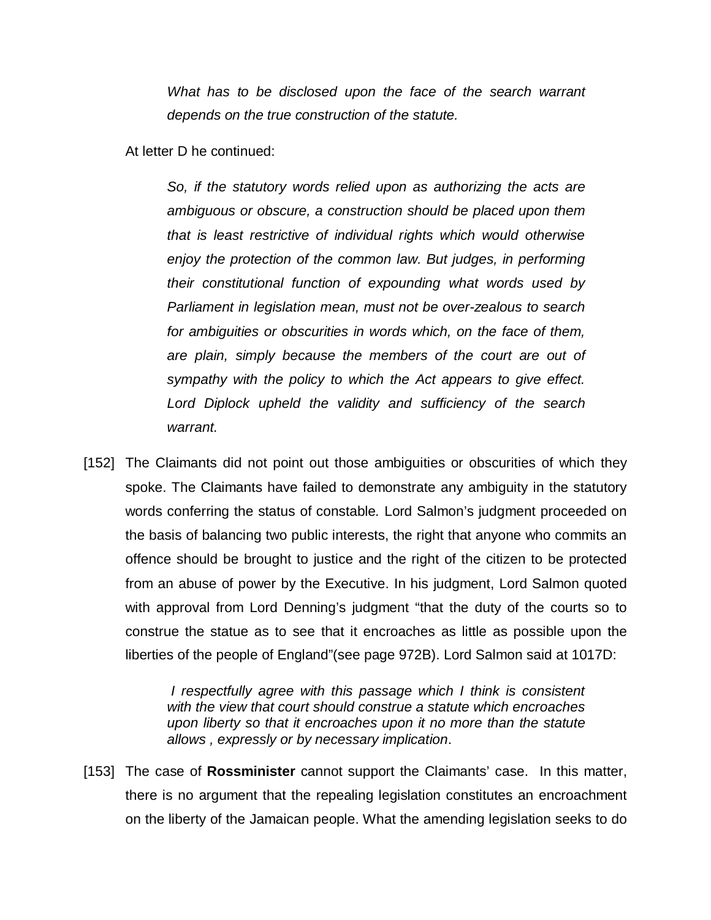> *What has to be disclosed upon the face of the search warrant depends on the true construction of the statute.*

At letter D he continued:

> *So, if the statutory words relied upon as authorizing the acts are ambiguous or obscure, a construction should be placed upon them that is least restrictive of individual rights which would otherwise enjoy the protection of the common law. But judges, in performing their constitutional function of expounding what words used by Parliament in legislation mean, must not be over-zealous to search for ambiguities or obscurities in words which, on the face of them, are plain, simply because the members of the court are out of sympathy with the policy to which the Act appears to give effect. Lord Diplock upheld the validity and sufficiency of the search warrant.*

[152] The Claimants did not point out those ambiguities or obscurities of which they spoke. The Claimants have failed to demonstrate any ambiguity in the statutory words conferring the status of constable. Lord Salmon's judgment proceeded on the basis of balancing two public interests, the right that anyone who commits an offence should be brought to justice and the right of the citizen to be protected from an abuse of power by the Executive. In his judgment, Lord Salmon quoted with approval from Lord Denning's judgment "that the duty of the courts so to construe the statue as to see that it encroaches as little as possible upon the liberties of the people of England"(see page 972B). Lord Salmon said at 1017D:

> *I respectfully agree with this passage which I think is consistent with the view that court should construe a statute which encroaches upon liberty so that it encroaches upon it no more than the statute allows , expressly or by necessary implication*.

[153] The case of **Rossminister** cannot support the Claimants' case. In this matter, there is no argument that the repealing legislation constitutes an encroachment on the liberty of the Jamaican people. What the amending legislation seeks to do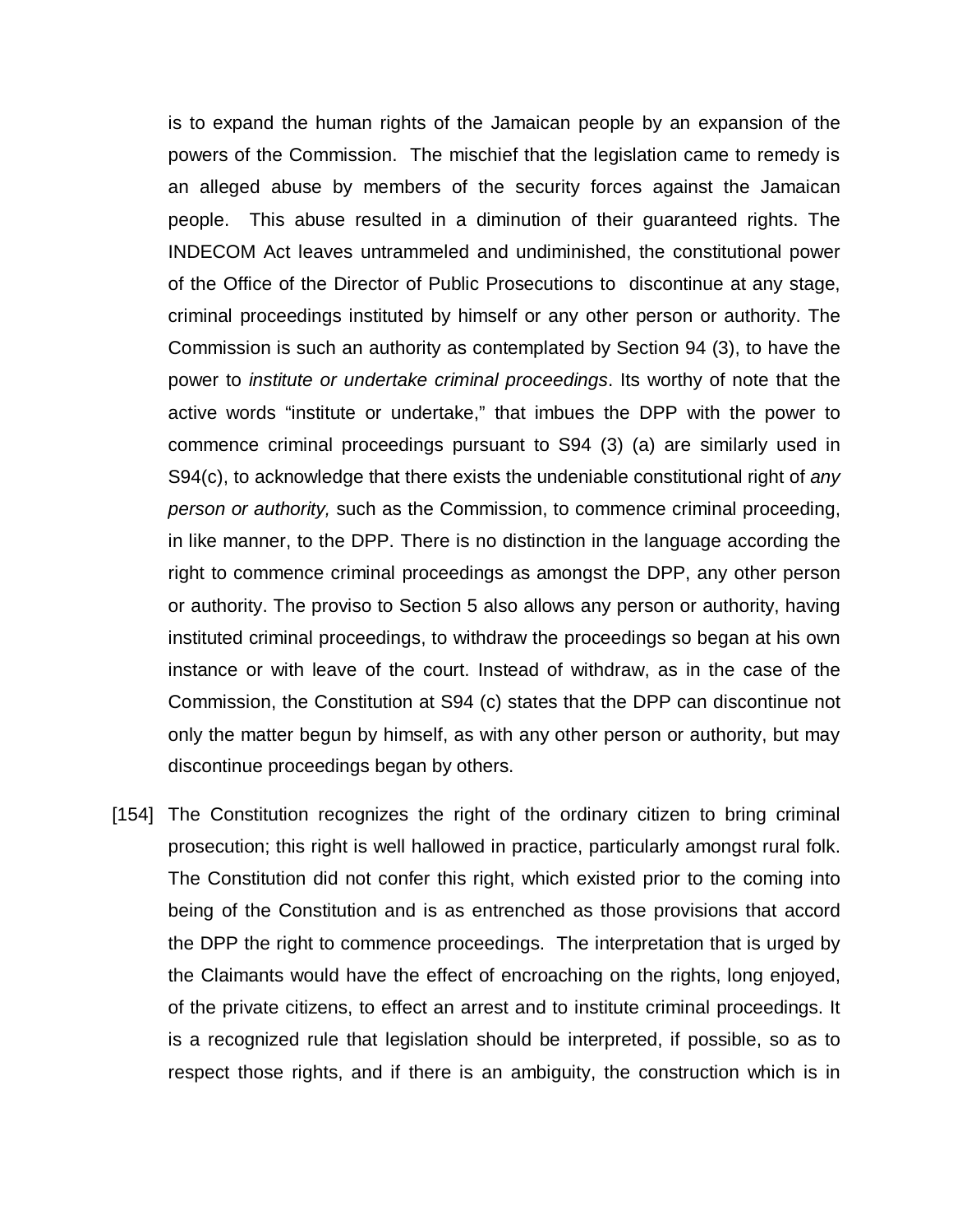is to expand the human rights of the Jamaican people by an expansion of the powers of the Commission. The mischief that the legislation came to remedy is an alleged abuse by members of the security forces against the Jamaican people. This abuse resulted in a diminution of their guaranteed rights. The INDECOM Act leaves untrammeled and undiminished, the constitutional power of the Office of the Director of Public Prosecutions to discontinue at any stage, criminal proceedings instituted by himself or any other person or authority. The Commission is such an authority as contemplated by Section 94 (3), to have the power to *institute or undertake criminal proceedings*. Its worthy of note that the active words "institute or undertake," that imbues the DPP with the power to commence criminal proceedings pursuant to S94 (3) (a) are similarly used in S94(c), to acknowledge that there exists the undeniable constitutional right of *any person or authority,* such as the Commission, to commence criminal proceeding, in like manner, to the DPP. There is no distinction in the language according the right to commence criminal proceedings as amongst the DPP, any other person or authority. The proviso to Section 5 also allows any person or authority, having instituted criminal proceedings, to withdraw the proceedings so began at his own instance or with leave of the court. Instead of withdraw, as in the case of the Commission, the Constitution at S94 (c) states that the DPP can discontinue not only the matter begun by himself, as with any other person or authority, but may discontinue proceedings began by others.

[154] The Constitution recognizes the right of the ordinary citizen to bring criminal prosecution; this right is well hallowed in practice, particularly amongst rural folk. The Constitution did not confer this right, which existed prior to the coming into being of the Constitution and is as entrenched as those provisions that accord the DPP the right to commence proceedings. The interpretation that is urged by the Claimants would have the effect of encroaching on the rights, long enjoyed, of the private citizens, to effect an arrest and to institute criminal proceedings. It is a recognized rule that legislation should be interpreted, if possible, so as to respect those rights, and if there is an ambiguity, the construction which is in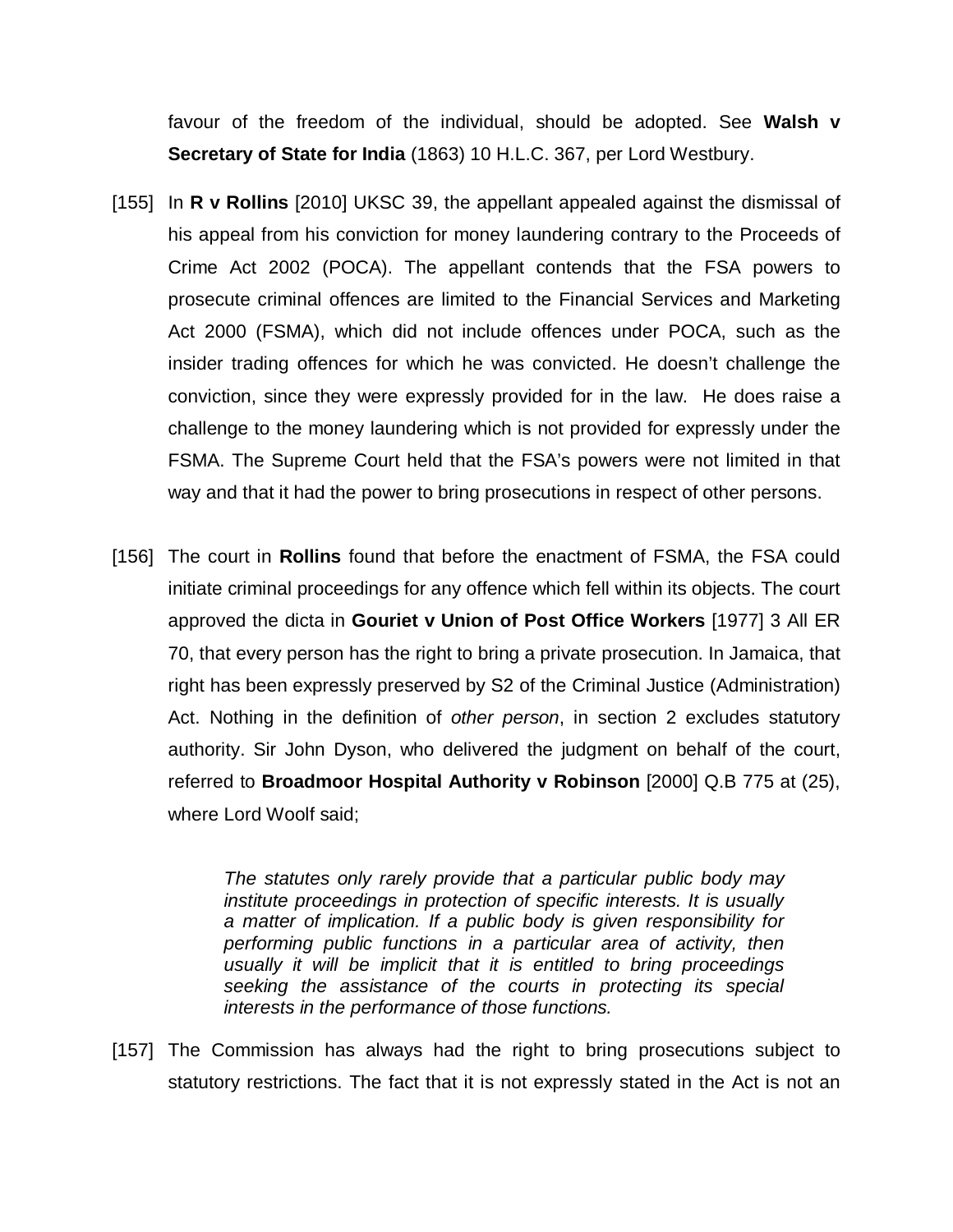favour of the freedom of the individual, should be adopted. See **Walsh v Secretary of State for India** (1863) 10 H.L.C. 367, per Lord Westbury.

[155] In **R v Rollins** [2010] UKSC 39, the appellant appealed against the dismissal of his appeal from his conviction for money laundering contrary to the Proceeds of Crime Act 2002 (POCA). The appellant contends that the FSA powers to prosecute criminal offences are limited to the Financial Services and Marketing Act 2000 (FSMA), which did not include offences under POCA, such as the insider trading offences for which he was convicted. He doesn't challenge the conviction, since they were expressly provided for in the law. He does raise a challenge to the money laundering which is not provided for expressly under the FSMA. The Supreme Court held that the FSA's powers were not limited in that way and that it had the power to bring prosecutions in respect of other persons.

[156] The court in **Rollins** found that before the enactment of FSMA, the FSA could initiate criminal proceedings for any offence which fell within its objects. The court approved the dicta in **Gouriet v Union of Post Office Workers** [1977] 3 All ER 70, that every person has the right to bring a private prosecution. In Jamaica, that right has been expressly preserved by S2 of the Criminal Justice (Administration) Act. Nothing in the definition of *other person*, in section 2 excludes statutory authority. Sir John Dyson, who delivered the judgment on behalf of the court, referred to **Broadmoor Hospital Authority v Robinson** [2000] Q.B 775 at (25), where Lord Woolf said;

> *The statutes only rarely provide that a particular public body may institute proceedings in protection of specific interests. It is usually a matter of implication. If a public body is given responsibility for performing public functions in a particular area of activity, then usually it will be implicit that it is entitled to bring proceedings seeking the assistance of the courts in protecting its special interests in the performance of those functions.*

[157] The Commission has always had the right to bring prosecutions subject to statutory restrictions. The fact that it is not expressly stated in the Act is not an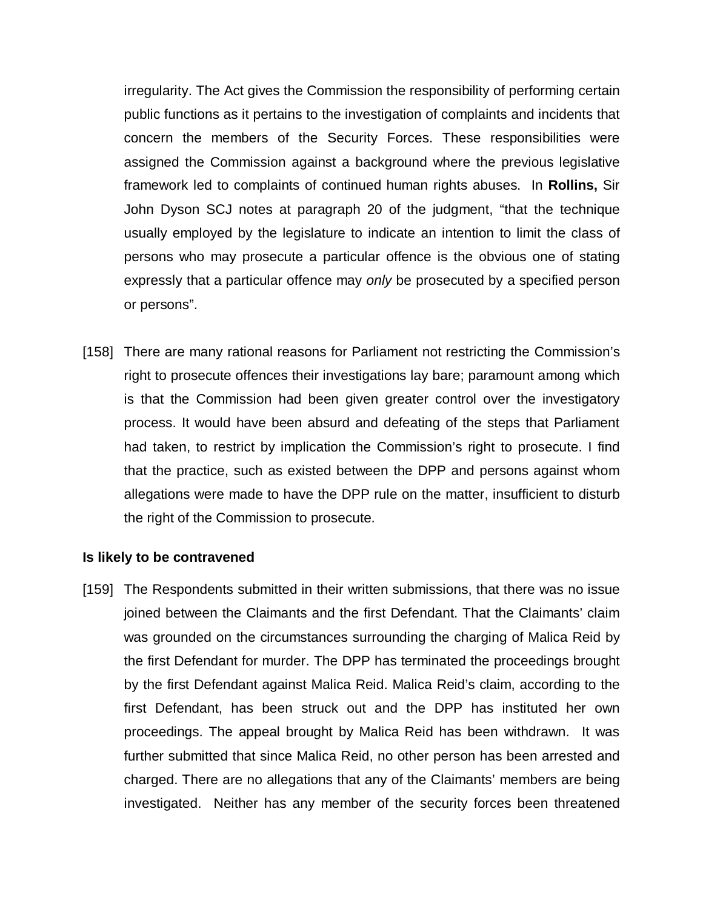irregularity. The Act gives the Commission the responsibility of performing certain public functions as it pertains to the investigation of complaints and incidents that concern the members of the Security Forces. These responsibilities were assigned the Commission against a background where the previous legislative framework led to complaints of continued human rights abuses. In **Rollins,** Sir John Dyson SCJ notes at paragraph 20 of the judgment, "that the technique usually employed by the legislature to indicate an intention to limit the class of persons who may prosecute a particular offence is the obvious one of stating expressly that a particular offence may *only* be prosecuted by a specified person or persons".

[158] There are many rational reasons for Parliament not restricting the Commission's right to prosecute offences their investigations lay bare; paramount among which is that the Commission had been given greater control over the investigatory process. It would have been absurd and defeating of the steps that Parliament had taken, to restrict by implication the Commission's right to prosecute. I find that the practice, such as existed between the DPP and persons against whom allegations were made to have the DPP rule on the matter, insufficient to disturb the right of the Commission to prosecute.

**Is likely to be contravened**

[159] The Respondents submitted in their written submissions, that there was no issue joined between the Claimants and the first Defendant. That the Claimants' claim was grounded on the circumstances surrounding the charging of Malica Reid by the first Defendant for murder. The DPP has terminated the proceedings brought by the first Defendant against Malica Reid. Malica Reid's claim, according to the first Defendant, has been struck out and the DPP has instituted her own proceedings. The appeal brought by Malica Reid has been withdrawn. It was further submitted that since Malica Reid, no other person has been arrested and charged. There are no allegations that any of the Claimants' members are being investigated. Neither has any member of the security forces been threatened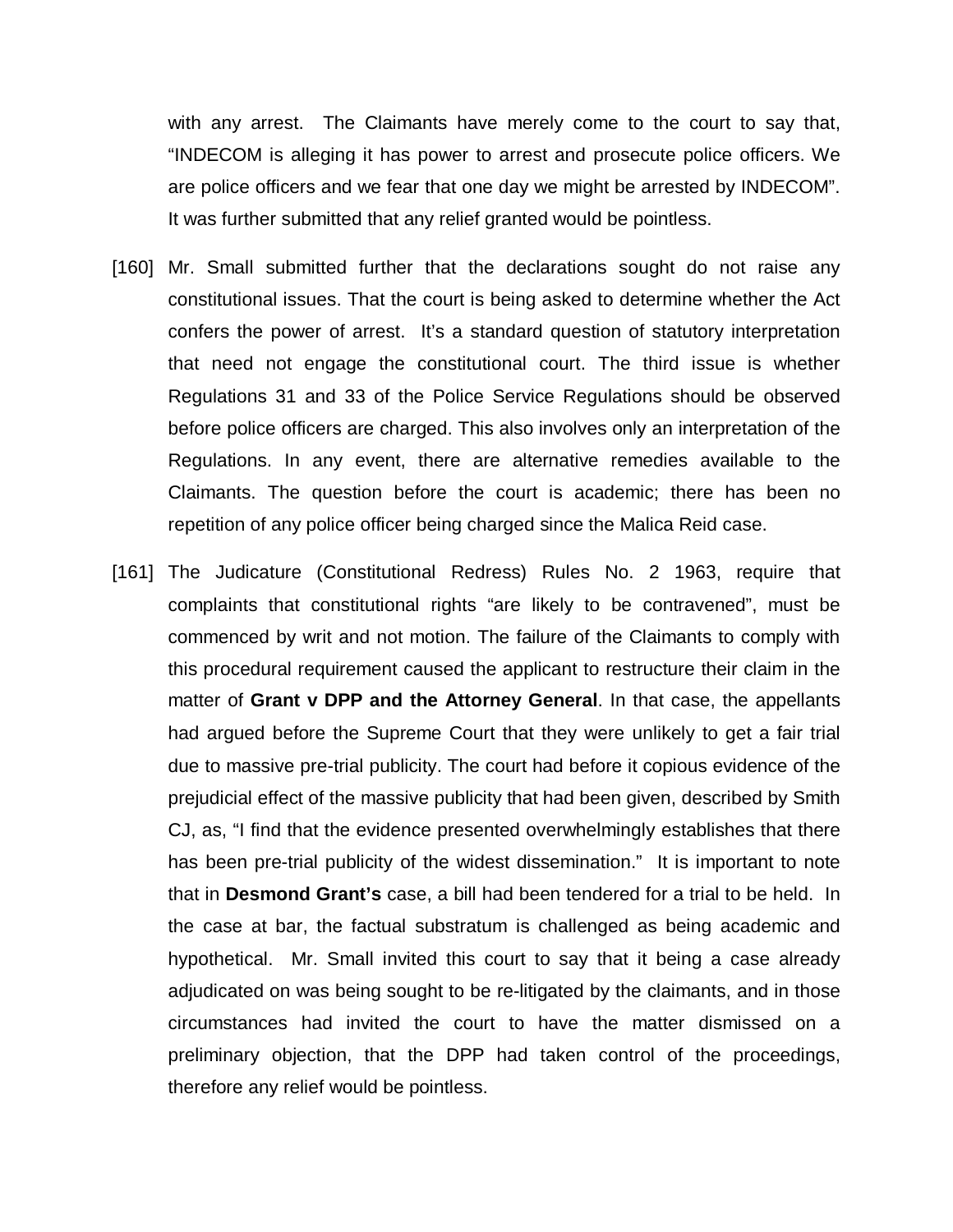with any arrest. The Claimants have merely come to the court to say that, "INDECOM is alleging it has power to arrest and prosecute police officers. We are police officers and we fear that one day we might be arrested by INDECOM". It was further submitted that any relief granted would be pointless.

[160] Mr. Small submitted further that the declarations sought do not raise any constitutional issues. That the court is being asked to determine whether the Act confers the power of arrest. It's a standard question of statutory interpretation that need not engage the constitutional court. The third issue is whether Regulations 31 and 33 of the Police Service Regulations should be observed before police officers are charged. This also involves only an interpretation of the Regulations. In any event, there are alternative remedies available to the Claimants. The question before the court is academic; there has been no repetition of any police officer being charged since the Malica Reid case.

[161] The Judicature (Constitutional Redress) Rules No. 2 1963, require that complaints that constitutional rights "are likely to be contravened", must be commenced by writ and not motion. The failure of the Claimants to comply with this procedural requirement caused the applicant to restructure their claim in the matter of **Grant v DPP and the Attorney General**. In that case, the appellants had argued before the Supreme Court that they were unlikely to get a fair trial due to massive pre-trial publicity. The court had before it copious evidence of the prejudicial effect of the massive publicity that had been given, described by Smith CJ, as, "I find that the evidence presented overwhelmingly establishes that there has been pre-trial publicity of the widest dissemination." It is important to note that in **Desmond Grant's** case, a bill had been tendered for a trial to be held. In the case at bar, the factual substratum is challenged as being academic and hypothetical. Mr. Small invited this court to say that it being a case already adjudicated on was being sought to be re-litigated by the claimants, and in those circumstances had invited the court to have the matter dismissed on a preliminary objection, that the DPP had taken control of the proceedings, therefore any relief would be pointless.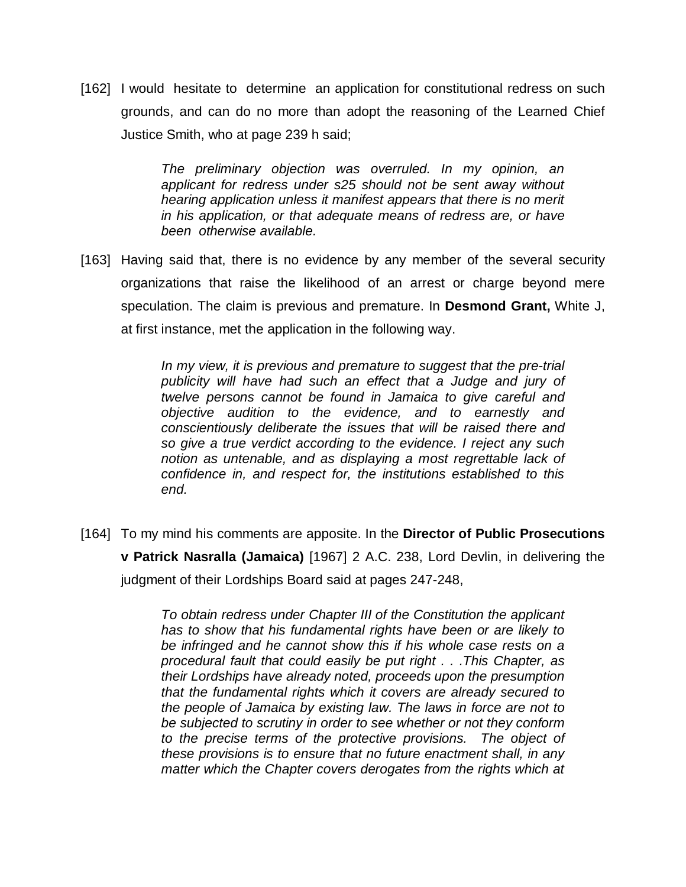[162] I would hesitate to determine an application for constitutional redress on such grounds, and can do no more than adopt the reasoning of the Learned Chief Justice Smith, who at page 239 h said;

> *The preliminary objection was overruled. In my opinion, an applicant for redress under s25 should not be sent away without hearing application unless it manifest appears that there is no merit in his application, or that adequate means of redress are, or have been otherwise available.*

[163] Having said that, there is no evidence by any member of the several security organizations that raise the likelihood of an arrest or charge beyond mere speculation. The claim is previous and premature. In **Desmond Grant,** White J, at first instance, met the application in the following way.

> *In my view, it is previous and premature to suggest that the pre-trial publicity will have had such an effect that a Judge and jury of twelve persons cannot be found in Jamaica to give careful and objective audition to the evidence, and to earnestly and conscientiously deliberate the issues that will be raised there and so give a true verdict according to the evidence. I reject any such notion as untenable, and as displaying a most regrettable lack of confidence in, and respect for, the institutions established to this end.*

[164] To my mind his comments are apposite. In the **Director of Public Prosecutions v Patrick Nasralla (Jamaica)** [1967] 2 A.C. 238, Lord Devlin, in delivering the judgment of their Lordships Board said at pages 247-248,

> *To obtain redress under Chapter III of the Constitution the applicant has to show that his fundamental rights have been or are likely to be infringed and he cannot show this if his whole case rests on a procedural fault that could easily be put right . . .This Chapter, as their Lordships have already noted, proceeds upon the presumption that the fundamental rights which it covers are already secured to the people of Jamaica by existing law. The laws in force are not to be subjected to scrutiny in order to see whether or not they conform to the precise terms of the protective provisions. The object of these provisions is to ensure that no future enactment shall, in any matter which the Chapter covers derogates from the rights which at*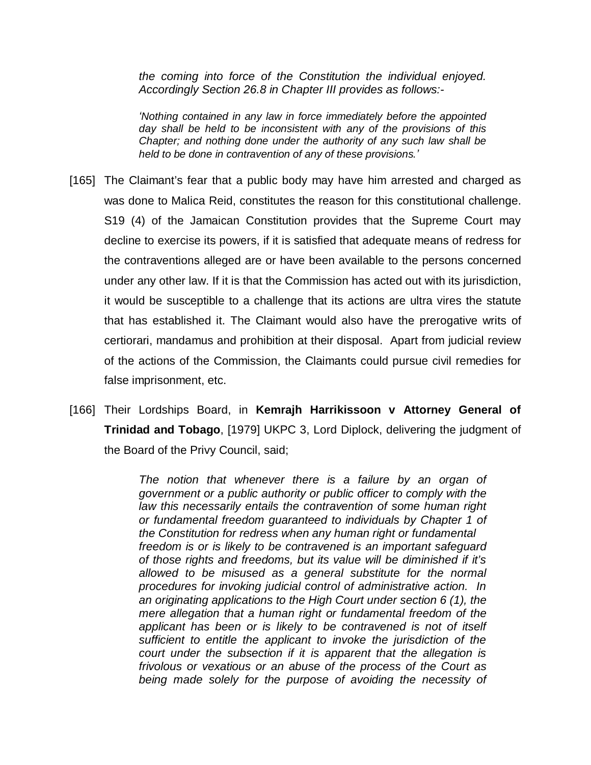> *the coming into force of the Constitution the individual enjoyed. Accordingly Section 26.8 in Chapter III provides as follows:-*
>
> *'Nothing contained in any law in force immediately before the appointed day shall be held to be inconsistent with any of the provisions of this Chapter; and nothing done under the authority of any such law shall be held to be done in contravention of any of these provisions.'*

[165] The Claimant's fear that a public body may have him arrested and charged as was done to Malica Reid, constitutes the reason for this constitutional challenge. S19 (4) of the Jamaican Constitution provides that the Supreme Court may decline to exercise its powers, if it is satisfied that adequate means of redress for the contraventions alleged are or have been available to the persons concerned under any other law. If it is that the Commission has acted out with its jurisdiction, it would be susceptible to a challenge that its actions are ultra vires the statute that has established it. The Claimant would also have the prerogative writs of certiorari, mandamus and prohibition at their disposal. Apart from judicial review of the actions of the Commission, the Claimants could pursue civil remedies for false imprisonment, etc.

[166] Their Lordships Board, in **Kemrajh Harrikissoon v Attorney General of Trinidad and Tobago**, [1979] UKPC 3, Lord Diplock, delivering the judgment of the Board of the Privy Council, said;

> *The notion that whenever there is a failure by an organ of government or a public authority or public officer to comply with the law this necessarily entails the contravention of some human right or fundamental freedom guaranteed to individuals by Chapter 1 of the Constitution for redress when any human right or fundamental freedom is or is likely to be contravened is an important safeguard of those rights and freedoms, but its value will be diminished if it's allowed to be misused as a general substitute for the normal procedures for invoking judicial control of administrative action. In an originating applications to the High Court under section 6 (1), the mere allegation that a human right or fundamental freedom of the applicant has been or is likely to be contravened is not of itself sufficient to entitle the applicant to invoke the jurisdiction of the court under the subsection if it is apparent that the allegation is frivolous or vexatious or an abuse of the process of the Court as being made solely for the purpose of avoiding the necessity of*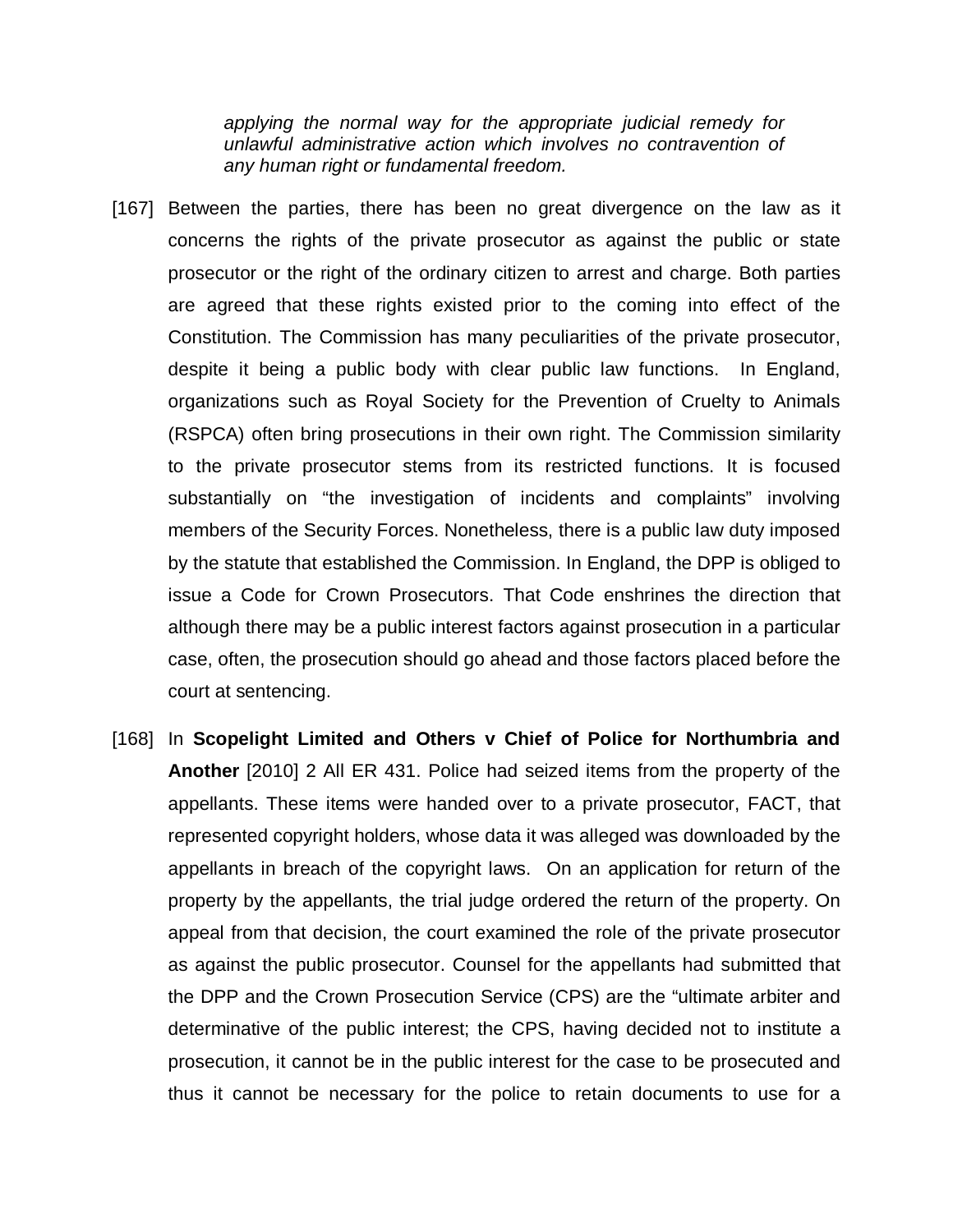*applying the normal way for the appropriate judicial remedy for unlawful administrative action which involves no contravention of any human right or fundamental freedom.*

[167] Between the parties, there has been no great divergence on the law as it concerns the rights of the private prosecutor as against the public or state prosecutor or the right of the ordinary citizen to arrest and charge. Both parties are agreed that these rights existed prior to the coming into effect of the Constitution. The Commission has many peculiarities of the private prosecutor, despite it being a public body with clear public law functions. In England, organizations such as Royal Society for the Prevention of Cruelty to Animals (RSPCA) often bring prosecutions in their own right. The Commission similarity to the private prosecutor stems from its restricted functions. It is focused substantially on "the investigation of incidents and complaints" involving members of the Security Forces. Nonetheless, there is a public law duty imposed by the statute that established the Commission. In England, the DPP is obliged to issue a Code for Crown Prosecutors. That Code enshrines the direction that although there may be a public interest factors against prosecution in a particular case, often, the prosecution should go ahead and those factors placed before the court at sentencing.

[168] In **Scopelight Limited and Others v Chief of Police for Northumbria and Another** [2010] 2 All ER 431. Police had seized items from the property of the appellants. These items were handed over to a private prosecutor, FACT, that represented copyright holders, whose data it was alleged was downloaded by the appellants in breach of the copyright laws. On an application for return of the property by the appellants, the trial judge ordered the return of the property. On appeal from that decision, the court examined the role of the private prosecutor as against the public prosecutor. Counsel for the appellants had submitted that the DPP and the Crown Prosecution Service (CPS) are the "ultimate arbiter and determinative of the public interest; the CPS, having decided not to institute a prosecution, it cannot be in the public interest for the case to be prosecuted and thus it cannot be necessary for the police to retain documents to use for a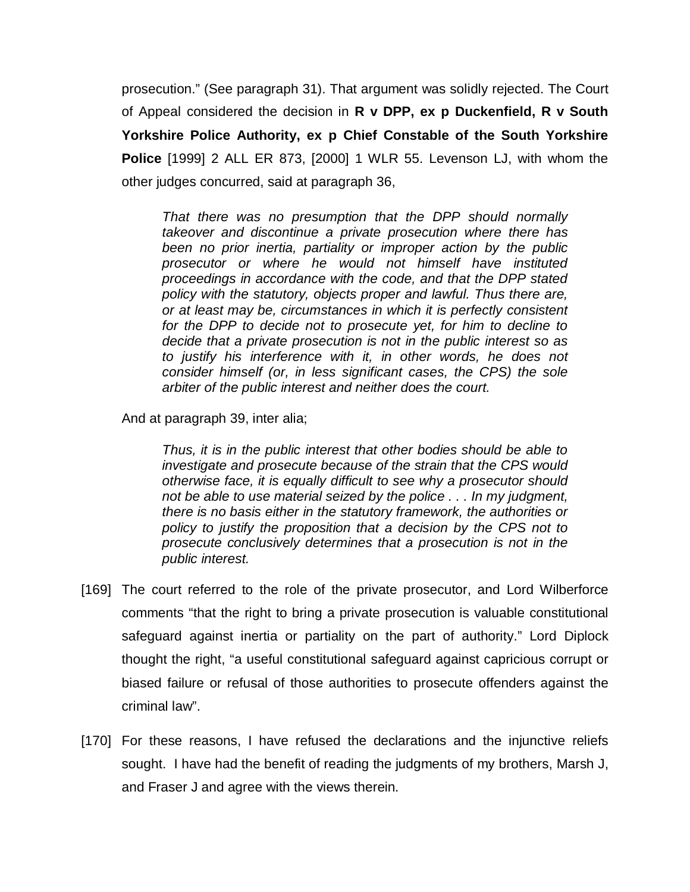prosecution." (See paragraph 31). That argument was solidly rejected. The Court of Appeal considered the decision in **R v DPP, ex p Duckenfield, R v South Yorkshire Police Authority, ex p Chief Constable of the South Yorkshire Police** [1999] 2 ALL ER 873, [2000] 1 WLR 55. Levenson LJ, with whom the other judges concurred, said at paragraph 36,

> *That there was no presumption that the DPP should normally takeover and discontinue a private prosecution where there has been no prior inertia, partiality or improper action by the public prosecutor or where he would not himself have instituted proceedings in accordance with the code, and that the DPP stated policy with the statutory, objects proper and lawful. Thus there are, or at least may be, circumstances in which it is perfectly consistent for the DPP to decide not to prosecute yet, for him to decline to decide that a private prosecution is not in the public interest so as to justify his interference with it, in other words, he does not consider himself (or, in less significant cases, the CPS) the sole arbiter of the public interest and neither does the court.*

And at paragraph 39, inter alia;

> *Thus, it is in the public interest that other bodies should be able to investigate and prosecute because of the strain that the CPS would otherwise face, it is equally difficult to see why a prosecutor should not be able to use material seized by the police . . . In my judgment, there is no basis either in the statutory framework, the authorities or policy to justify the proposition that a decision by the CPS not to prosecute conclusively determines that a prosecution is not in the public interest.*

[169] The court referred to the role of the private prosecutor, and Lord Wilberforce comments "that the right to bring a private prosecution is valuable constitutional safeguard against inertia or partiality on the part of authority." Lord Diplock thought the right, "a useful constitutional safeguard against capricious corrupt or biased failure or refusal of those authorities to prosecute offenders against the criminal law".

[170] For these reasons, I have refused the declarations and the injunctive reliefs sought. I have had the benefit of reading the judgments of my brothers, Marsh J, and Fraser J and agree with the views therein.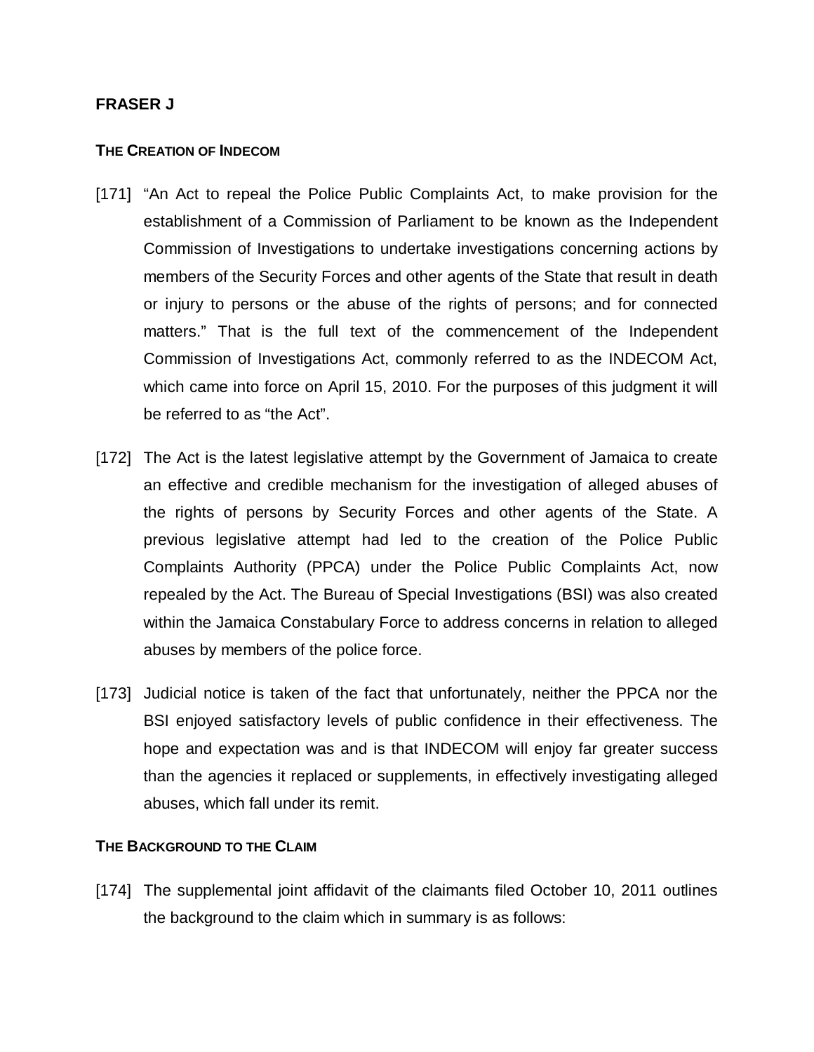**FRASER J**

**THE CREATION OF INDECOM**

[171] "An Act to repeal the Police Public Complaints Act, to make provision for the establishment of a Commission of Parliament to be known as the Independent Commission of Investigations to undertake investigations concerning actions by members of the Security Forces and other agents of the State that result in death or injury to persons or the abuse of the rights of persons; and for connected matters." That is the full text of the commencement of the Independent Commission of Investigations Act, commonly referred to as the INDECOM Act, which came into force on April 15, 2010. For the purposes of this judgment it will be referred to as "the Act".

[172] The Act is the latest legislative attempt by the Government of Jamaica to create an effective and credible mechanism for the investigation of alleged abuses of the rights of persons by Security Forces and other agents of the State. A previous legislative attempt had led to the creation of the Police Public Complaints Authority (PPCA) under the Police Public Complaints Act, now repealed by the Act. The Bureau of Special Investigations (BSI) was also created within the Jamaica Constabulary Force to address concerns in relation to alleged abuses by members of the police force.

[173] Judicial notice is taken of the fact that unfortunately, neither the PPCA nor the BSI enjoyed satisfactory levels of public confidence in their effectiveness. The hope and expectation was and is that INDECOM will enjoy far greater success than the agencies it replaced or supplements, in effectively investigating alleged abuses, which fall under its remit.

**THE BACKGROUND TO THE CLAIM**

[174] The supplemental joint affidavit of the claimants filed October 10, 2011 outlines the background to the claim which in summary is as follows: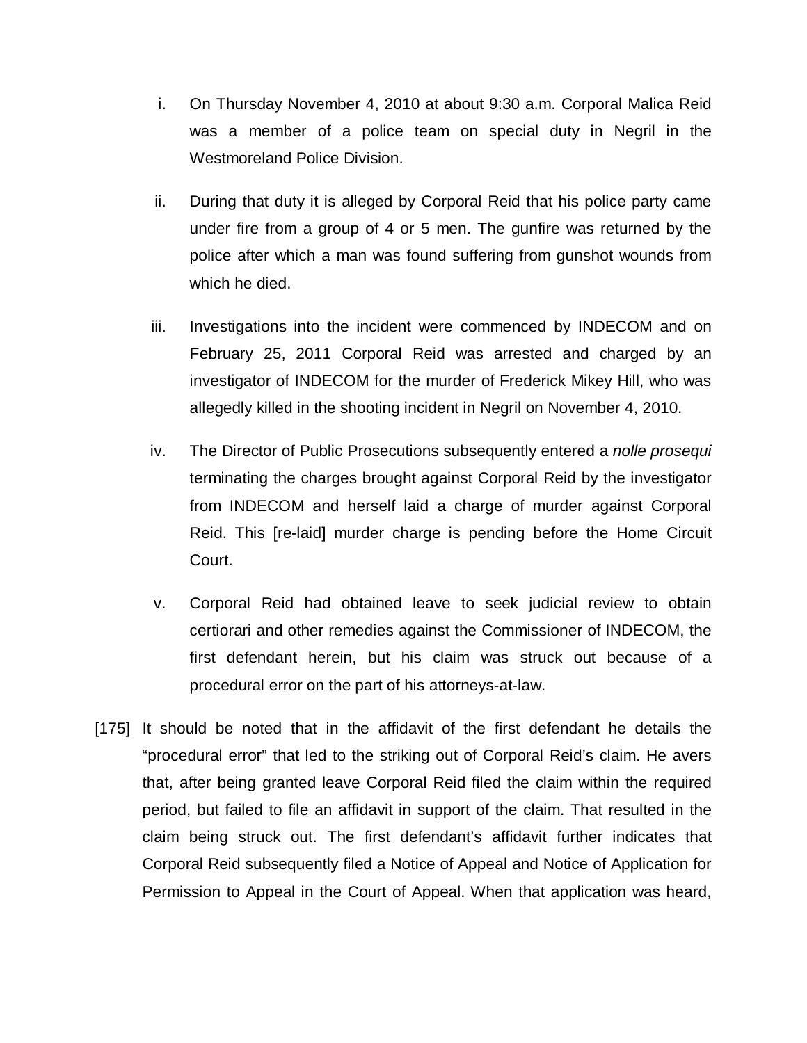i. On Thursday November 4, 2010 at about 9:30 a.m. Corporal Malica Reid was a member of a police team on special duty in Negril in the Westmoreland Police Division.

ii. During that duty it is alleged by Corporal Reid that his police party came under fire from a group of 4 or 5 men. The gunfire was returned by the police after which a man was found suffering from gunshot wounds from which he died.

iii. Investigations into the incident were commenced by INDECOM and on February 25, 2011 Corporal Reid was arrested and charged by an investigator of INDECOM for the murder of Frederick Mikey Hill, who was allegedly killed in the shooting incident in Negril on November 4, 2010.

iv. The Director of Public Prosecutions subsequently entered a *nolle prosequi* terminating the charges brought against Corporal Reid by the investigator from INDECOM and herself laid a charge of murder against Corporal Reid. This [re-laid] murder charge is pending before the Home Circuit Court.

v. Corporal Reid had obtained leave to seek judicial review to obtain certiorari and other remedies against the Commissioner of INDECOM, the first defendant herein, but his claim was struck out because of a procedural error on the part of his attorneys-at-law.

[175] It should be noted that in the affidavit of the first defendant he details the "procedural error" that led to the striking out of Corporal Reid's claim. He avers that, after being granted leave Corporal Reid filed the claim within the required period, but failed to file an affidavit in support of the claim. That resulted in the claim being struck out. The first defendant's affidavit further indicates that Corporal Reid subsequently filed a Notice of Appeal and Notice of Application for Permission to Appeal in the Court of Appeal. When that application was heard,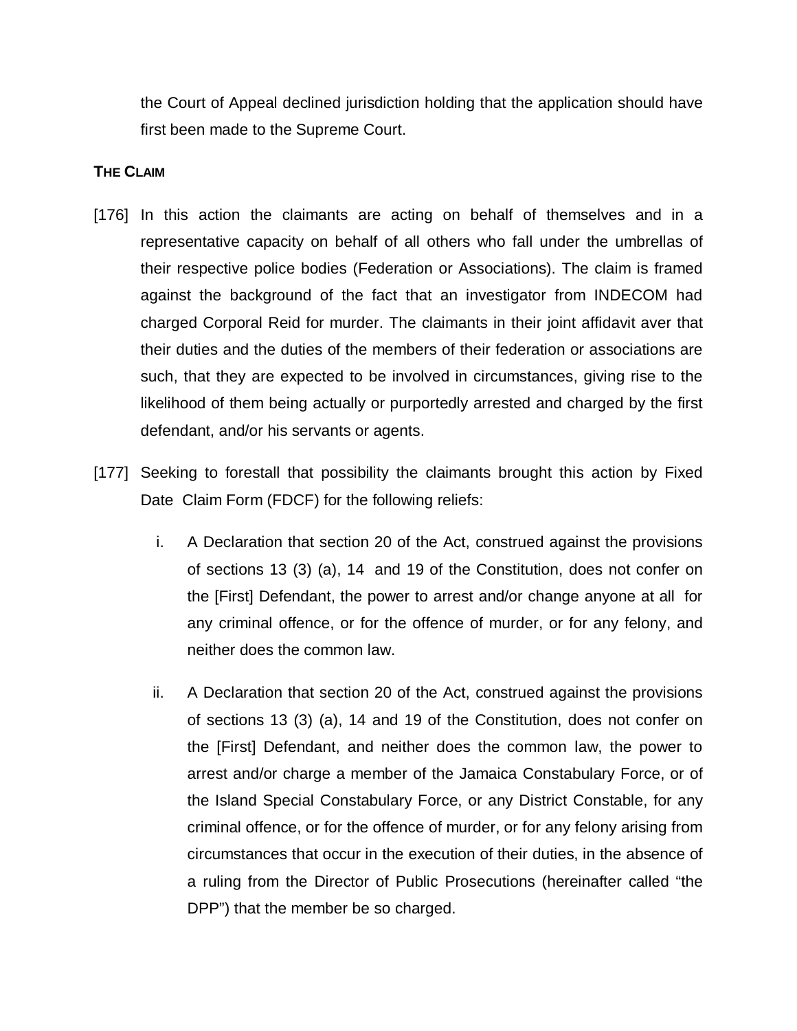the Court of Appeal declined jurisdiction holding that the application should have first been made to the Supreme Court.

**THE CLAIM**

[176] In this action the claimants are acting on behalf of themselves and in a representative capacity on behalf of all others who fall under the umbrellas of their respective police bodies (Federation or Associations). The claim is framed against the background of the fact that an investigator from INDECOM had charged Corporal Reid for murder. The claimants in their joint affidavit aver that their duties and the duties of the members of their federation or associations are such, that they are expected to be involved in circumstances, giving rise to the likelihood of them being actually or purportedly arrested and charged by the first defendant, and/or his servants or agents.

[177] Seeking to forestall that possibility the claimants brought this action by Fixed Date Claim Form (FDCF) for the following reliefs:

i. A Declaration that section 20 of the Act, construed against the provisions of sections 13 (3) (a), 14 and 19 of the Constitution, does not confer on the [First] Defendant, the power to arrest and/or change anyone at all for any criminal offence, or for the offence of murder, or for any felony, and neither does the common law.

ii. A Declaration that section 20 of the Act, construed against the provisions of sections 13 (3) (a), 14 and 19 of the Constitution, does not confer on the [First] Defendant, and neither does the common law, the power to arrest and/or charge a member of the Jamaica Constabulary Force, or of the Island Special Constabulary Force, or any District Constable, for any criminal offence, or for the offence of murder, or for any felony arising from circumstances that occur in the execution of their duties, in the absence of a ruling from the Director of Public Prosecutions (hereinafter called "the DPP") that the member be so charged.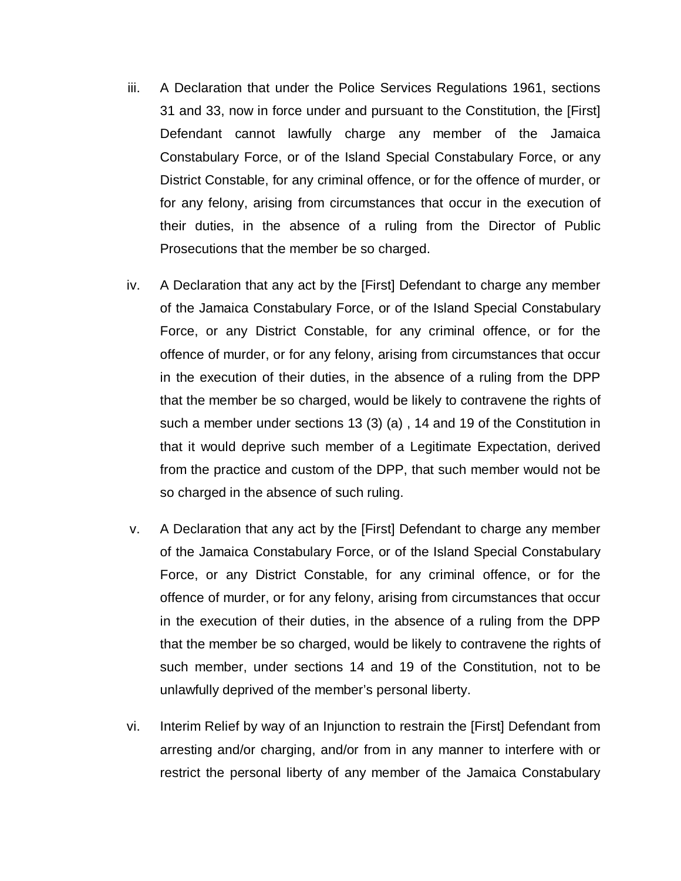iii. A Declaration that under the Police Services Regulations 1961, sections 31 and 33, now in force under and pursuant to the Constitution, the [First] Defendant cannot lawfully charge any member of the Jamaica Constabulary Force, or of the Island Special Constabulary Force, or any District Constable, for any criminal offence, or for the offence of murder, or for any felony, arising from circumstances that occur in the execution of their duties, in the absence of a ruling from the Director of Public Prosecutions that the member be so charged.

iv. A Declaration that any act by the [First] Defendant to charge any member of the Jamaica Constabulary Force, or of the Island Special Constabulary Force, or any District Constable, for any criminal offence, or for the offence of murder, or for any felony, arising from circumstances that occur in the execution of their duties, in the absence of a ruling from the DPP that the member be so charged, would be likely to contravene the rights of such a member under sections 13 (3) (a) , 14 and 19 of the Constitution in that it would deprive such member of a Legitimate Expectation, derived from the practice and custom of the DPP, that such member would not be so charged in the absence of such ruling.

v. A Declaration that any act by the [First] Defendant to charge any member of the Jamaica Constabulary Force, or of the Island Special Constabulary Force, or any District Constable, for any criminal offence, or for the offence of murder, or for any felony, arising from circumstances that occur in the execution of their duties, in the absence of a ruling from the DPP that the member be so charged, would be likely to contravene the rights of such member, under sections 14 and 19 of the Constitution, not to be unlawfully deprived of the member's personal liberty.

vi. Interim Relief by way of an Injunction to restrain the [First] Defendant from arresting and/or charging, and/or from in any manner to interfere with or restrict the personal liberty of any member of the Jamaica Constabulary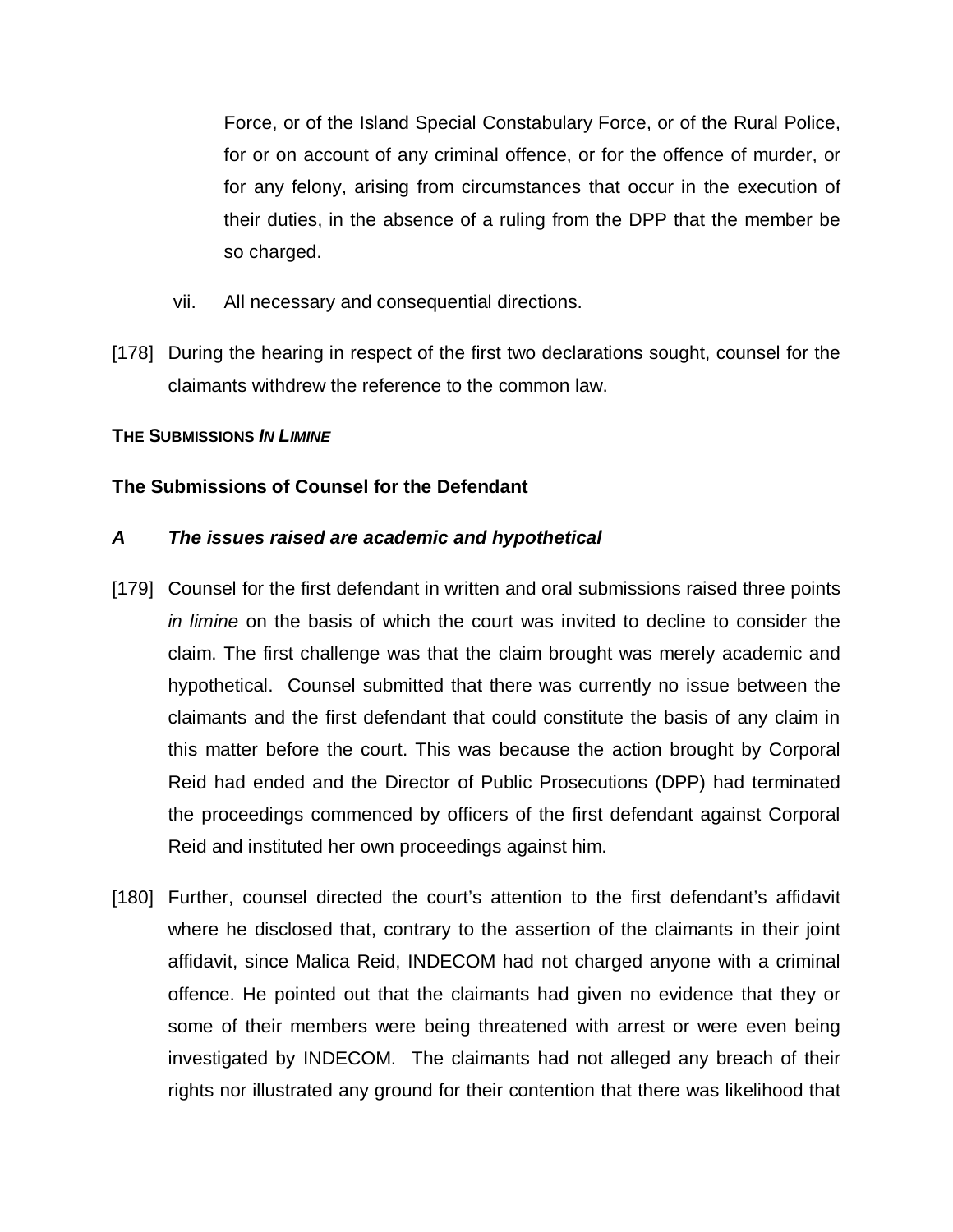Force, or of the Island Special Constabulary Force, or of the Rural Police, for or on account of any criminal offence, or for the offence of murder, or for any felony, arising from circumstances that occur in the execution of their duties, in the absence of a ruling from the DPP that the member be so charged.

vii. All necessary and consequential directions.

[178] During the hearing in respect of the first two declarations sought, counsel for the claimants withdrew the reference to the common law.

**THE SUBMISSIONS *IN LIMINE***

**The Submissions of Counsel for the Defendant**

***A The issues raised are academic and hypothetical***

[179] Counsel for the first defendant in written and oral submissions raised three points *in limine* on the basis of which the court was invited to decline to consider the claim. The first challenge was that the claim brought was merely academic and hypothetical. Counsel submitted that there was currently no issue between the claimants and the first defendant that could constitute the basis of any claim in this matter before the court. This was because the action brought by Corporal Reid had ended and the Director of Public Prosecutions (DPP) had terminated the proceedings commenced by officers of the first defendant against Corporal Reid and instituted her own proceedings against him.

[180] Further, counsel directed the court's attention to the first defendant's affidavit where he disclosed that, contrary to the assertion of the claimants in their joint affidavit, since Malica Reid, INDECOM had not charged anyone with a criminal offence. He pointed out that the claimants had given no evidence that they or some of their members were being threatened with arrest or were even being investigated by INDECOM. The claimants had not alleged any breach of their rights nor illustrated any ground for their contention that there was likelihood that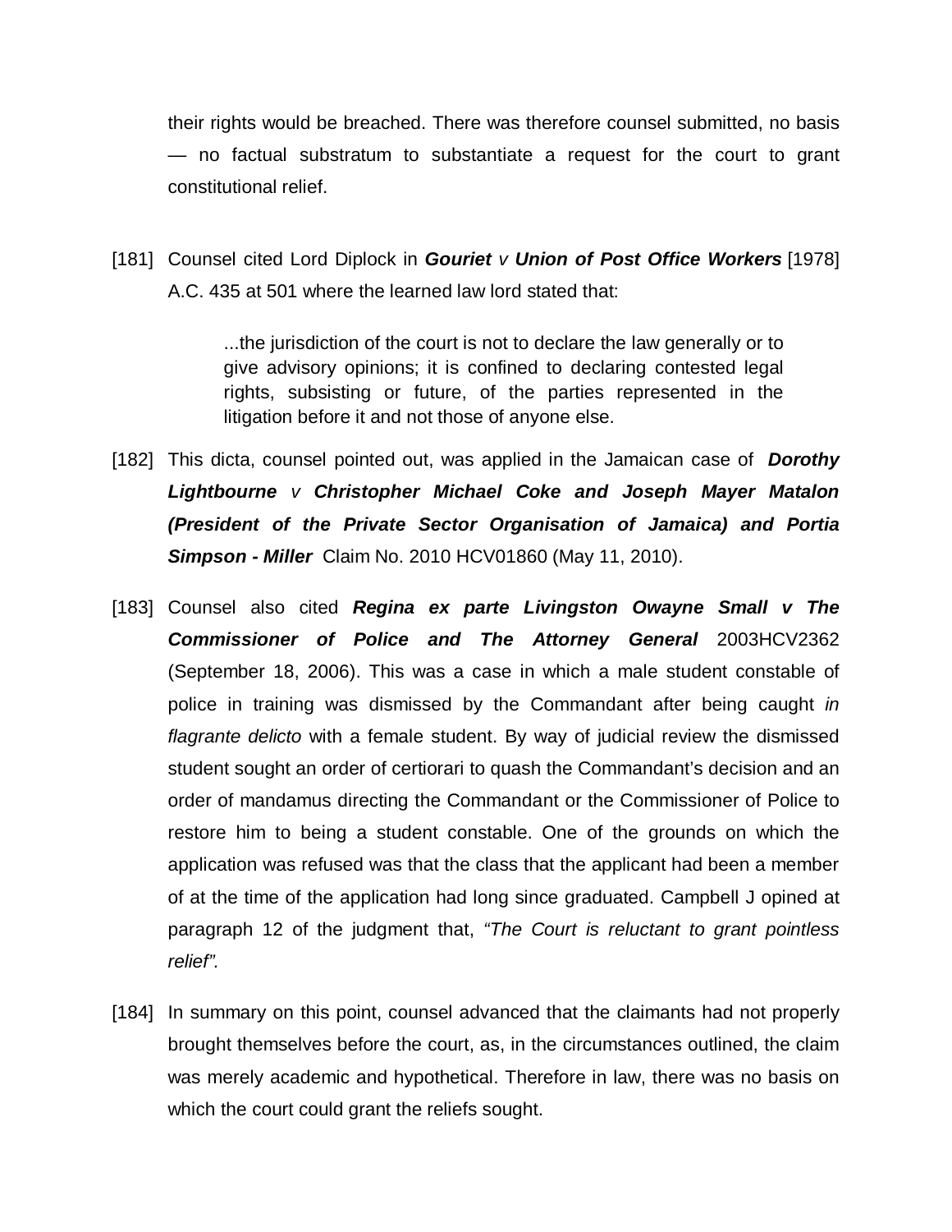their rights would be breached. There was therefore counsel submitted, no basis — no factual substratum to substantiate a request for the court to grant constitutional relief.

[181] Counsel cited Lord Diplock in ***Gouriet** v **Union of Post Office Workers*** [1978] A.C. 435 at 501 where the learned law lord stated that:

> ...the jurisdiction of the court is not to declare the law generally or to give advisory opinions; it is confined to declaring contested legal rights, subsisting or future, of the parties represented in the litigation before it and not those of anyone else.

[182] This dicta, counsel pointed out, was applied in the Jamaican case of ***Dorothy Lightbourne** v **Christopher Michael Coke and Joseph Mayer Matalon (President of the Private Sector Organisation of Jamaica) and Portia Simpson - Miller*** Claim No. 2010 HCV01860 (May 11, 2010).

[183] Counsel also cited ***Regina ex parte Livingston Owayne Small v The Commissioner of Police and The Attorney General*** 2003HCV2362 (September 18, 2006). This was a case in which a male student constable of police in training was dismissed by the Commandant after being caught *in flagrante delicto* with a female student. By way of judicial review the dismissed student sought an order of certiorari to quash the Commandant's decision and an order of mandamus directing the Commandant or the Commissioner of Police to restore him to being a student constable. One of the grounds on which the application was refused was that the class that the applicant had been a member of at the time of the application had long since graduated. Campbell J opined at paragraph 12 of the judgment that, *"The Court is reluctant to grant pointless relief".*

[184] In summary on this point, counsel advanced that the claimants had not properly brought themselves before the court, as, in the circumstances outlined, the claim was merely academic and hypothetical. Therefore in law, there was no basis on which the court could grant the reliefs sought.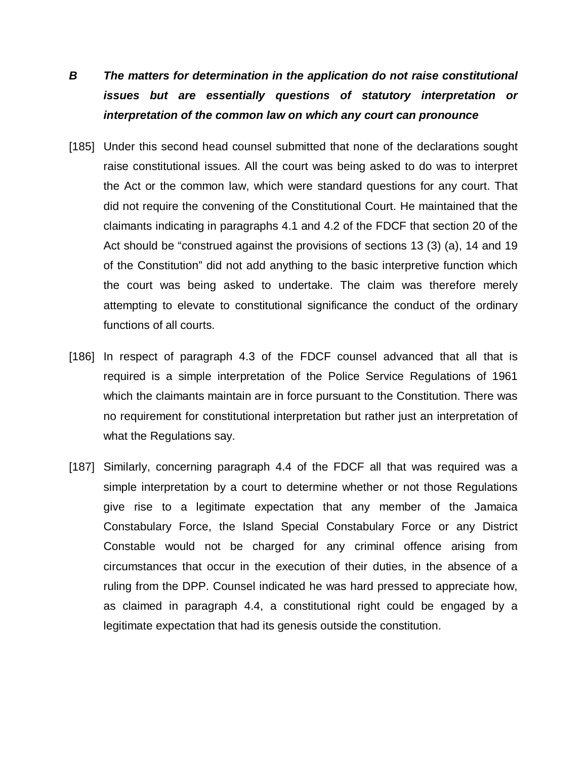***B The matters for determination in the application do not raise constitutional issues but are essentially questions of statutory interpretation or interpretation of the common law on which any court can pronounce***

[185] Under this second head counsel submitted that none of the declarations sought raise constitutional issues. All the court was being asked to do was to interpret the Act or the common law, which were standard questions for any court. That did not require the convening of the Constitutional Court. He maintained that the claimants indicating in paragraphs 4.1 and 4.2 of the FDCF that section 20 of the Act should be "construed against the provisions of sections 13 (3) (a), 14 and 19 of the Constitution" did not add anything to the basic interpretive function which the court was being asked to undertake. The claim was therefore merely attempting to elevate to constitutional significance the conduct of the ordinary functions of all courts.

[186] In respect of paragraph 4.3 of the FDCF counsel advanced that all that is required is a simple interpretation of the Police Service Regulations of 1961 which the claimants maintain are in force pursuant to the Constitution. There was no requirement for constitutional interpretation but rather just an interpretation of what the Regulations say.

[187] Similarly, concerning paragraph 4.4 of the FDCF all that was required was a simple interpretation by a court to determine whether or not those Regulations give rise to a legitimate expectation that any member of the Jamaica Constabulary Force, the Island Special Constabulary Force or any District Constable would not be charged for any criminal offence arising from circumstances that occur in the execution of their duties, in the absence of a ruling from the DPP. Counsel indicated he was hard pressed to appreciate how, as claimed in paragraph 4.4, a constitutional right could be engaged by a legitimate expectation that had its genesis outside the constitution.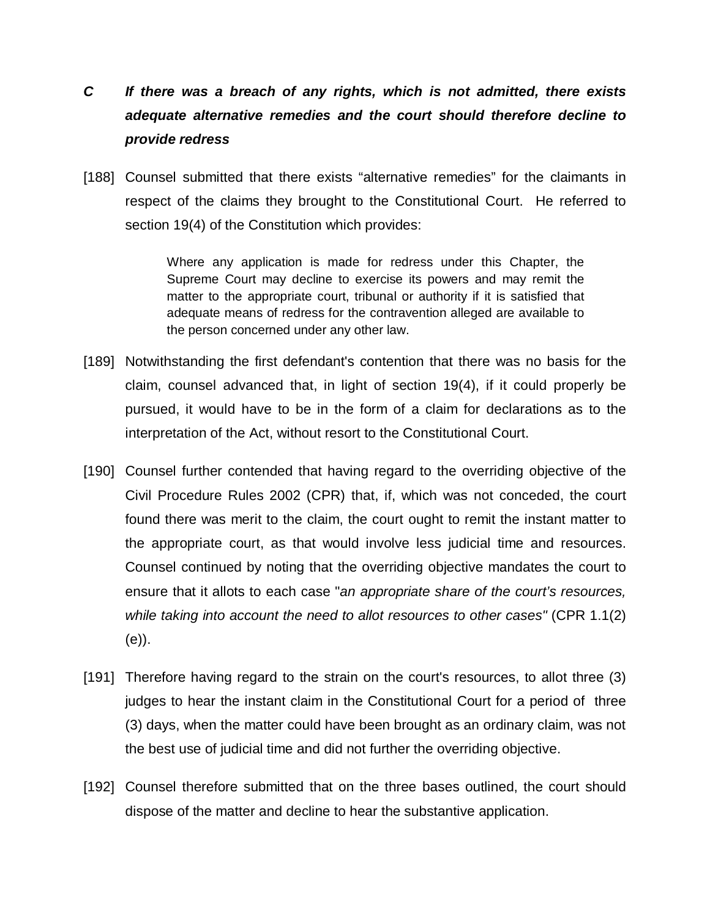***C If there was a breach of any rights, which is not admitted, there exists adequate alternative remedies and the court should therefore decline to provide redress***

[188] Counsel submitted that there exists "alternative remedies" for the claimants in respect of the claims they brought to the Constitutional Court. He referred to section 19(4) of the Constitution which provides:

> Where any application is made for redress under this Chapter, the Supreme Court may decline to exercise its powers and may remit the matter to the appropriate court, tribunal or authority if it is satisfied that adequate means of redress for the contravention alleged are available to the person concerned under any other law.

[189] Notwithstanding the first defendant's contention that there was no basis for the claim, counsel advanced that, in light of section 19(4), if it could properly be pursued, it would have to be in the form of a claim for declarations as to the interpretation of the Act, without resort to the Constitutional Court.

[190] Counsel further contended that having regard to the overriding objective of the Civil Procedure Rules 2002 (CPR) that, if, which was not conceded, the court found there was merit to the claim, the court ought to remit the instant matter to the appropriate court, as that would involve less judicial time and resources. Counsel continued by noting that the overriding objective mandates the court to ensure that it allots to each case "*an appropriate share of the court's resources, while taking into account the need to allot resources to other cases"* (CPR 1.1(2)(e)).

[191] Therefore having regard to the strain on the court's resources, to allot three (3) judges to hear the instant claim in the Constitutional Court for a period of three (3) days, when the matter could have been brought as an ordinary claim, was not the best use of judicial time and did not further the overriding objective.

[192] Counsel therefore submitted that on the three bases outlined, the court should dispose of the matter and decline to hear the substantive application.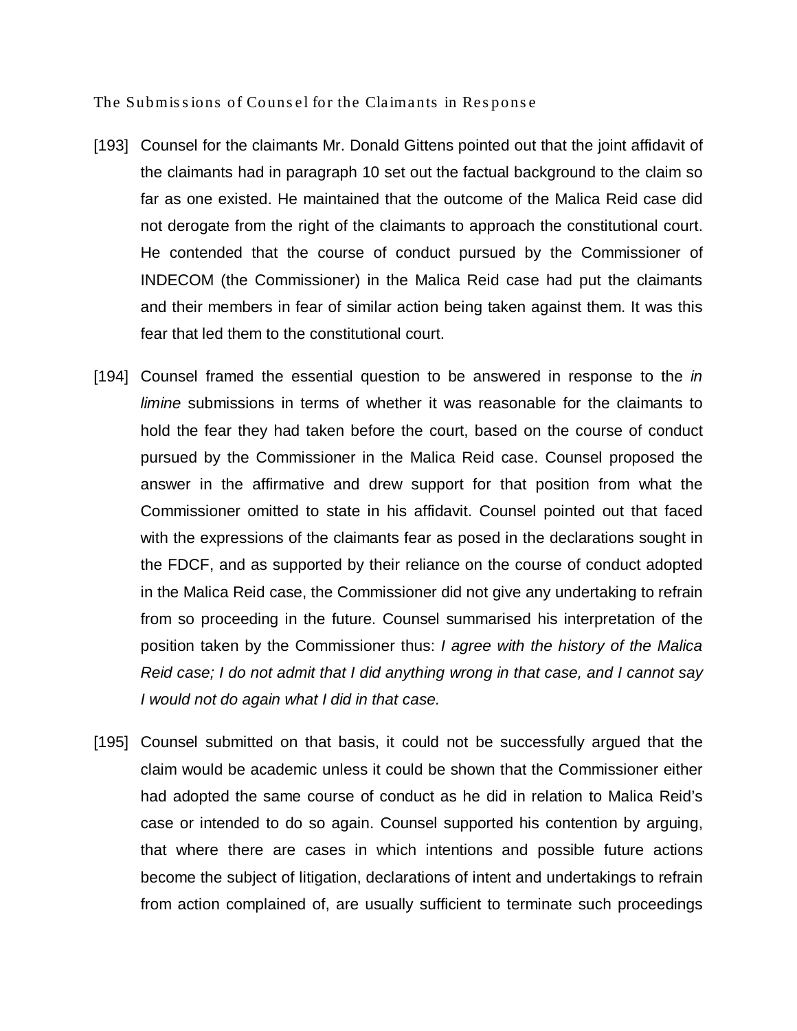The Submissions of Counsel for the Claimants in Response

[193] Counsel for the claimants Mr. Donald Gittens pointed out that the joint affidavit of the claimants had in paragraph 10 set out the factual background to the claim so far as one existed. He maintained that the outcome of the Malica Reid case did not derogate from the right of the claimants to approach the constitutional court. He contended that the course of conduct pursued by the Commissioner of INDECOM (the Commissioner) in the Malica Reid case had put the claimants and their members in fear of similar action being taken against them. It was this fear that led them to the constitutional court.

[194] Counsel framed the essential question to be answered in response to the *in limine* submissions in terms of whether it was reasonable for the claimants to hold the fear they had taken before the court, based on the course of conduct pursued by the Commissioner in the Malica Reid case. Counsel proposed the answer in the affirmative and drew support for that position from what the Commissioner omitted to state in his affidavit. Counsel pointed out that faced with the expressions of the claimants fear as posed in the declarations sought in the FDCF, and as supported by their reliance on the course of conduct adopted in the Malica Reid case, the Commissioner did not give any undertaking to refrain from so proceeding in the future. Counsel summarised his interpretation of the position taken by the Commissioner thus: *I agree with the history of the Malica Reid case; I do not admit that I did anything wrong in that case, and I cannot say I would not do again what I did in that case.*

[195] Counsel submitted on that basis, it could not be successfully argued that the claim would be academic unless it could be shown that the Commissioner either had adopted the same course of conduct as he did in relation to Malica Reid's case or intended to do so again. Counsel supported his contention by arguing, that where there are cases in which intentions and possible future actions become the subject of litigation, declarations of intent and undertakings to refrain from action complained of, are usually sufficient to terminate such proceedings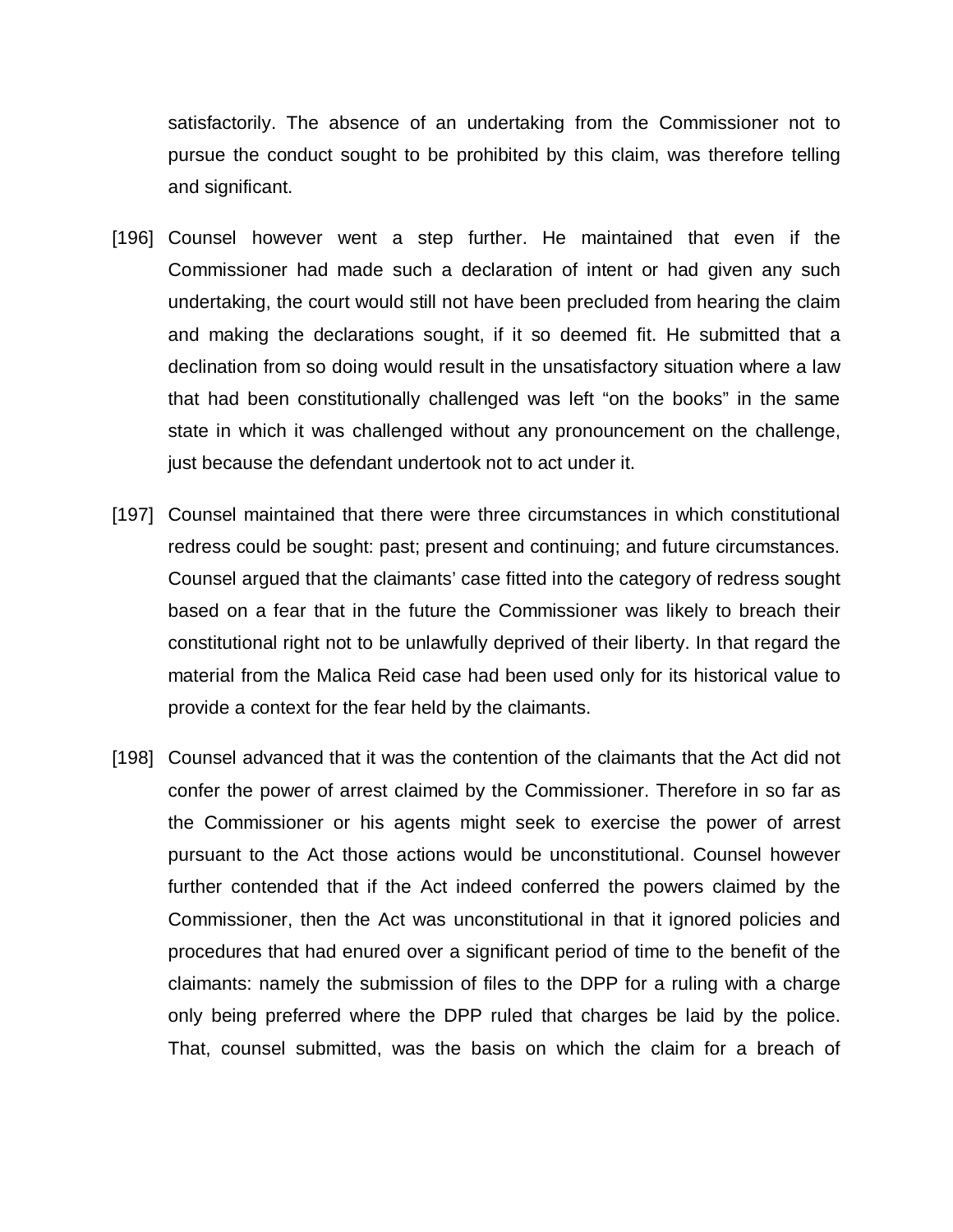satisfactorily. The absence of an undertaking from the Commissioner not to pursue the conduct sought to be prohibited by this claim, was therefore telling and significant.

[196] Counsel however went a step further. He maintained that even if the Commissioner had made such a declaration of intent or had given any such undertaking, the court would still not have been precluded from hearing the claim and making the declarations sought, if it so deemed fit. He submitted that a declination from so doing would result in the unsatisfactory situation where a law that had been constitutionally challenged was left "on the books" in the same state in which it was challenged without any pronouncement on the challenge, just because the defendant undertook not to act under it.

[197] Counsel maintained that there were three circumstances in which constitutional redress could be sought: past; present and continuing; and future circumstances. Counsel argued that the claimants' case fitted into the category of redress sought based on a fear that in the future the Commissioner was likely to breach their constitutional right not to be unlawfully deprived of their liberty. In that regard the material from the Malica Reid case had been used only for its historical value to provide a context for the fear held by the claimants.

[198] Counsel advanced that it was the contention of the claimants that the Act did not confer the power of arrest claimed by the Commissioner. Therefore in so far as the Commissioner or his agents might seek to exercise the power of arrest pursuant to the Act those actions would be unconstitutional. Counsel however further contended that if the Act indeed conferred the powers claimed by the Commissioner, then the Act was unconstitutional in that it ignored policies and procedures that had enured over a significant period of time to the benefit of the claimants: namely the submission of files to the DPP for a ruling with a charge only being preferred where the DPP ruled that charges be laid by the police. That, counsel submitted, was the basis on which the claim for a breach of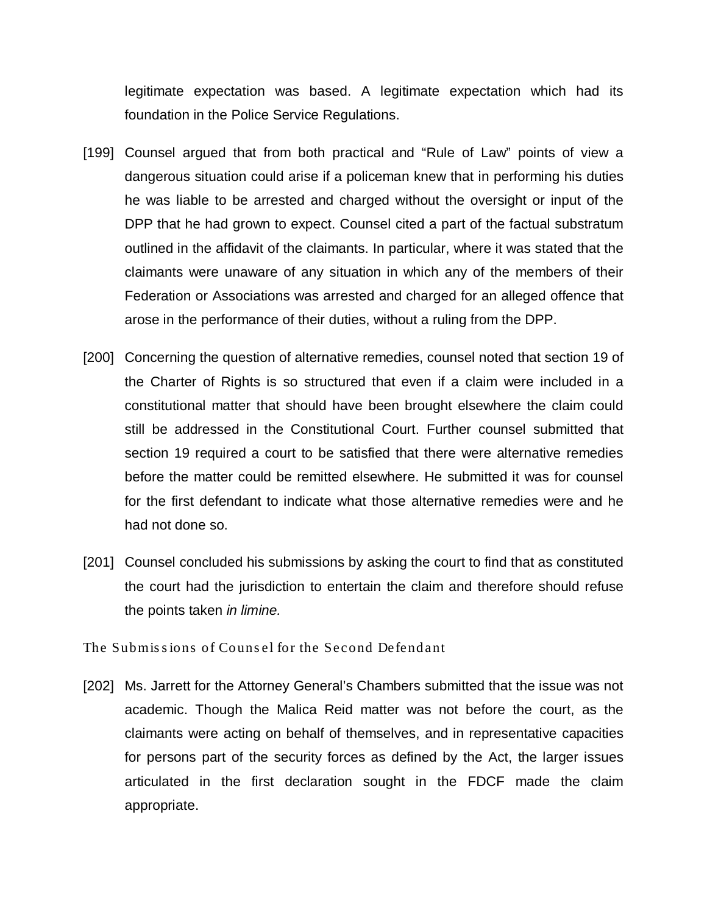legitimate expectation was based. A legitimate expectation which had its foundation in the Police Service Regulations.

[199] Counsel argued that from both practical and "Rule of Law" points of view a dangerous situation could arise if a policeman knew that in performing his duties he was liable to be arrested and charged without the oversight or input of the DPP that he had grown to expect. Counsel cited a part of the factual substratum outlined in the affidavit of the claimants. In particular, where it was stated that the claimants were unaware of any situation in which any of the members of their Federation or Associations was arrested and charged for an alleged offence that arose in the performance of their duties, without a ruling from the DPP.

[200] Concerning the question of alternative remedies, counsel noted that section 19 of the Charter of Rights is so structured that even if a claim were included in a constitutional matter that should have been brought elsewhere the claim could still be addressed in the Constitutional Court. Further counsel submitted that section 19 required a court to be satisfied that there were alternative remedies before the matter could be remitted elsewhere. He submitted it was for counsel for the first defendant to indicate what those alternative remedies were and he had not done so.

[201] Counsel concluded his submissions by asking the court to find that as constituted the court had the jurisdiction to entertain the claim and therefore should refuse the points taken *in limine.*

## The Submissions of Counsel for the Second Defendant

[202] Ms. Jarrett for the Attorney General's Chambers submitted that the issue was not academic. Though the Malica Reid matter was not before the court, as the claimants were acting on behalf of themselves, and in representative capacities for persons part of the security forces as defined by the Act, the larger issues articulated in the first declaration sought in the FDCF made the claim appropriate.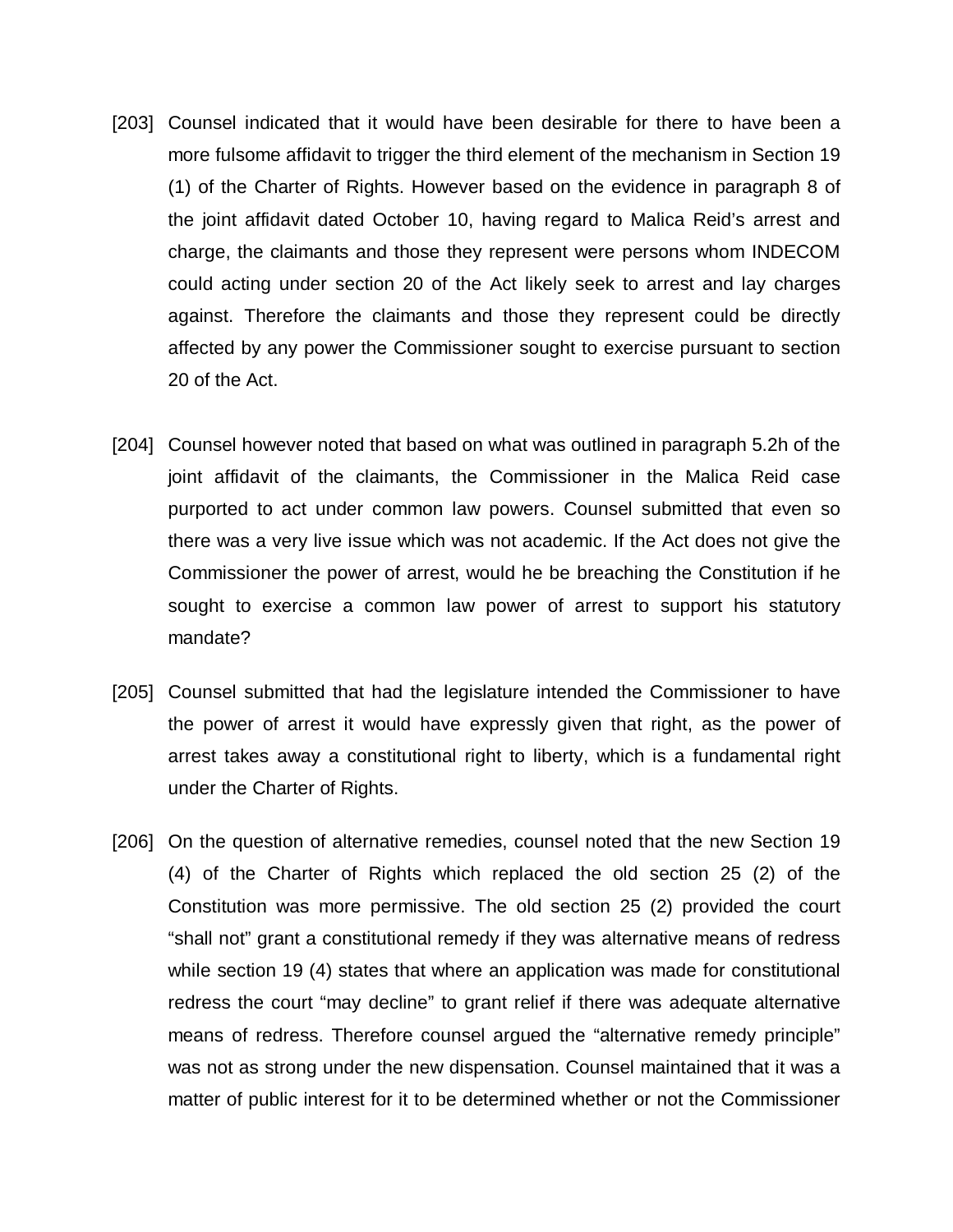[203] Counsel indicated that it would have been desirable for there to have been a more fulsome affidavit to trigger the third element of the mechanism in Section 19 (1) of the Charter of Rights. However based on the evidence in paragraph 8 of the joint affidavit dated October 10, having regard to Malica Reid's arrest and charge, the claimants and those they represent were persons whom INDECOM could acting under section 20 of the Act likely seek to arrest and lay charges against. Therefore the claimants and those they represent could be directly affected by any power the Commissioner sought to exercise pursuant to section 20 of the Act.

[204] Counsel however noted that based on what was outlined in paragraph 5.2h of the joint affidavit of the claimants, the Commissioner in the Malica Reid case purported to act under common law powers. Counsel submitted that even so there was a very live issue which was not academic. If the Act does not give the Commissioner the power of arrest, would he be breaching the Constitution if he sought to exercise a common law power of arrest to support his statutory mandate?

[205] Counsel submitted that had the legislature intended the Commissioner to have the power of arrest it would have expressly given that right, as the power of arrest takes away a constitutional right to liberty, which is a fundamental right under the Charter of Rights.

[206] On the question of alternative remedies, counsel noted that the new Section 19 (4) of the Charter of Rights which replaced the old section 25 (2) of the Constitution was more permissive. The old section 25 (2) provided the court "shall not" grant a constitutional remedy if they was alternative means of redress while section 19 (4) states that where an application was made for constitutional redress the court "may decline" to grant relief if there was adequate alternative means of redress. Therefore counsel argued the "alternative remedy principle" was not as strong under the new dispensation. Counsel maintained that it was a matter of public interest for it to be determined whether or not the Commissioner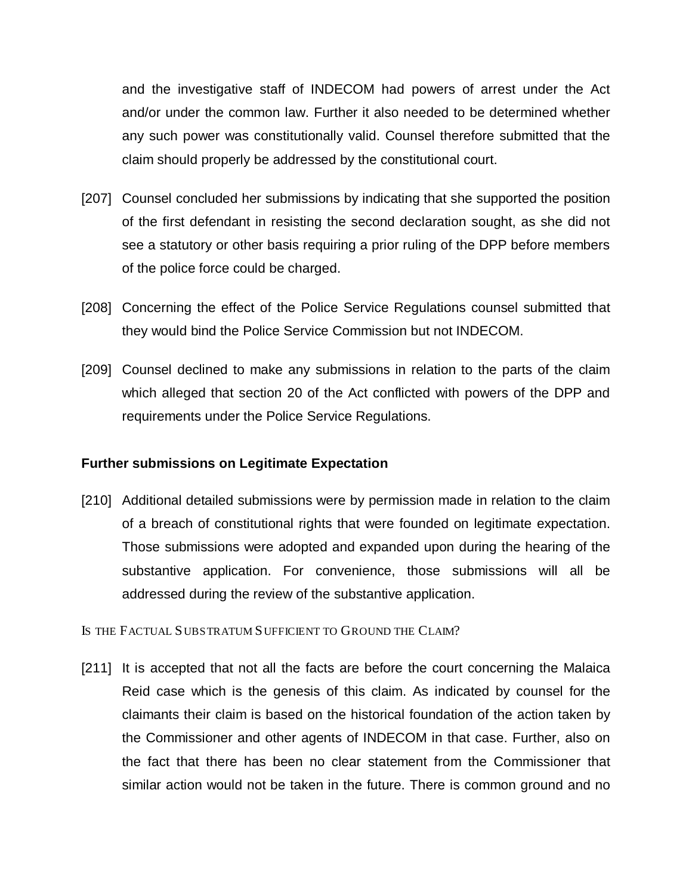and the investigative staff of INDECOM had powers of arrest under the Act and/or under the common law. Further it also needed to be determined whether any such power was constitutionally valid. Counsel therefore submitted that the claim should properly be addressed by the constitutional court.

[207] Counsel concluded her submissions by indicating that she supported the position of the first defendant in resisting the second declaration sought, as she did not see a statutory or other basis requiring a prior ruling of the DPP before members of the police force could be charged.

[208] Concerning the effect of the Police Service Regulations counsel submitted that they would bind the Police Service Commission but not INDECOM.

[209] Counsel declined to make any submissions in relation to the parts of the claim which alleged that section 20 of the Act conflicted with powers of the DPP and requirements under the Police Service Regulations.

**Further submissions on Legitimate Expectation**

[210] Additional detailed submissions were by permission made in relation to the claim of a breach of constitutional rights that were founded on legitimate expectation. Those submissions were adopted and expanded upon during the hearing of the substantive application. For convenience, those submissions will all be addressed during the review of the substantive application.

IS THE FACTUAL SUBSTRATUM SUFFICIENT TO GROUND THE CLAIM?

[211] It is accepted that not all the facts are before the court concerning the Malaica Reid case which is the genesis of this claim. As indicated by counsel for the claimants their claim is based on the historical foundation of the action taken by the Commissioner and other agents of INDECOM in that case. Further, also on the fact that there has been no clear statement from the Commissioner that similar action would not be taken in the future. There is common ground and no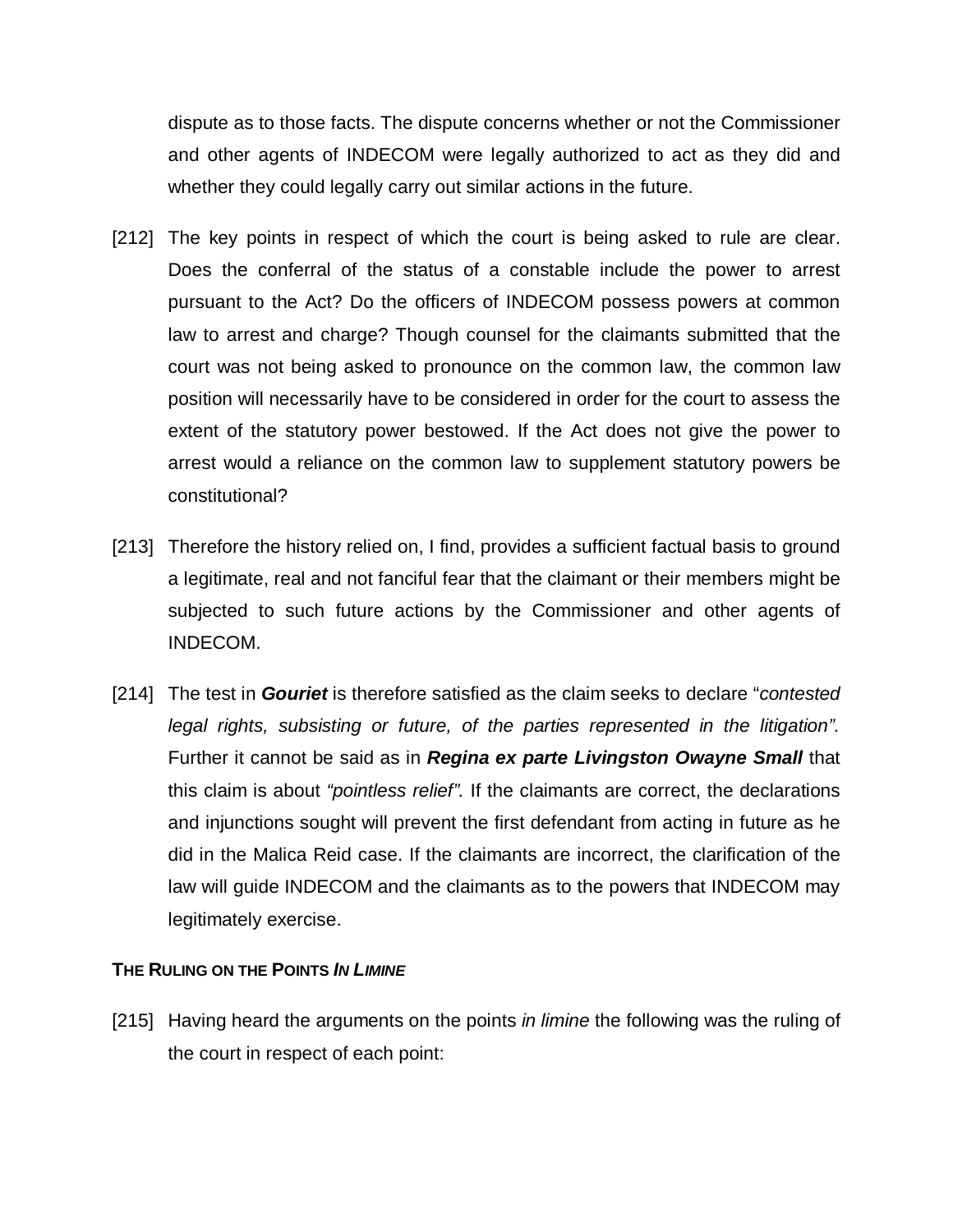dispute as to those facts. The dispute concerns whether or not the Commissioner and other agents of INDECOM were legally authorized to act as they did and whether they could legally carry out similar actions in the future.

[212] The key points in respect of which the court is being asked to rule are clear. Does the conferral of the status of a constable include the power to arrest pursuant to the Act? Do the officers of INDECOM possess powers at common law to arrest and charge? Though counsel for the claimants submitted that the court was not being asked to pronounce on the common law, the common law position will necessarily have to be considered in order for the court to assess the extent of the statutory power bestowed. If the Act does not give the power to arrest would a reliance on the common law to supplement statutory powers be constitutional?

[213] Therefore the history relied on, I find, provides a sufficient factual basis to ground a legitimate, real and not fanciful fear that the claimant or their members might be subjected to such future actions by the Commissioner and other agents of INDECOM.

[214] The test in ***Gouriet*** is therefore satisfied as the claim seeks to declare "*contested legal rights, subsisting or future, of the parties represented in the litigation".* Further it cannot be said as in ***Regina ex parte Livingston Owayne Small*** that this claim is about *"pointless relief".* If the claimants are correct, the declarations and injunctions sought will prevent the first defendant from acting in future as he did in the Malica Reid case. If the claimants are incorrect, the clarification of the law will guide INDECOM and the claimants as to the powers that INDECOM may legitimately exercise.

**THE RULING ON THE POINTS *IN LIMINE***

[215] Having heard the arguments on the points *in limine* the following was the ruling of the court in respect of each point: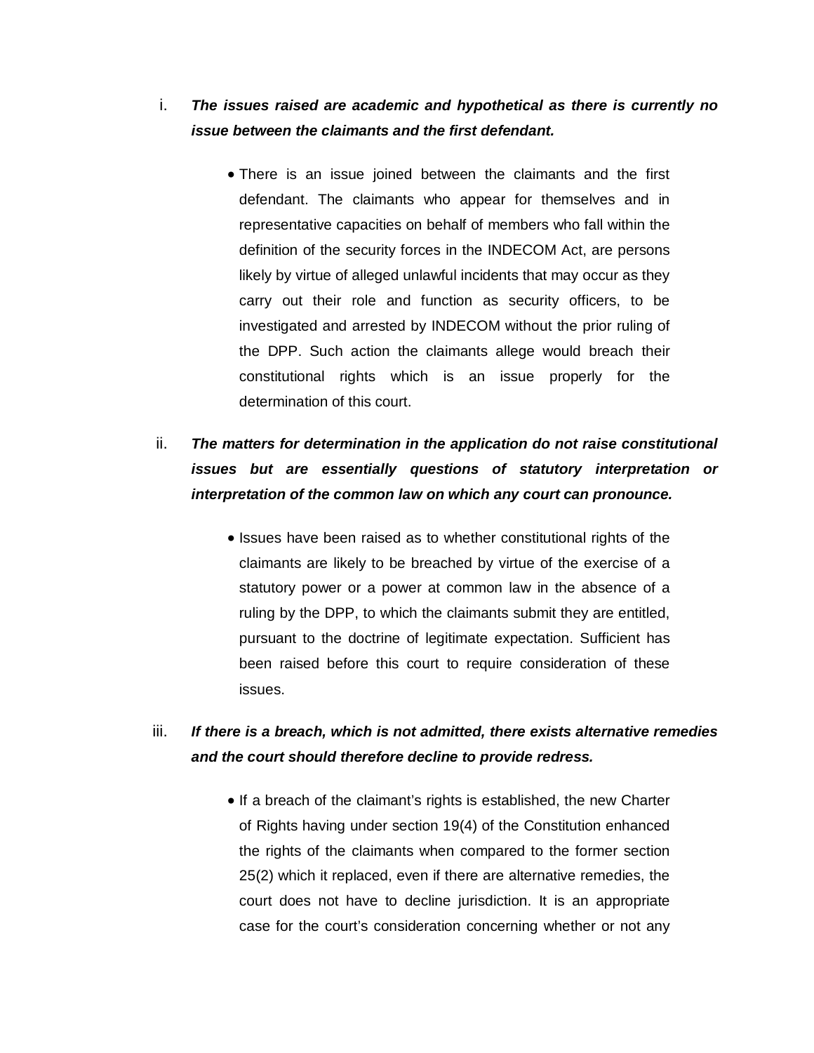i. ***The issues raised are academic and hypothetical as there is currently no issue between the claimants and the first defendant.***

   - There is an issue joined between the claimants and the first defendant. The claimants who appear for themselves and in representative capacities on behalf of members who fall within the definition of the security forces in the INDECOM Act, are persons likely by virtue of alleged unlawful incidents that may occur as they carry out their role and function as security officers, to be investigated and arrested by INDECOM without the prior ruling of the DPP. Such action the claimants allege would breach their constitutional rights which is an issue properly for the determination of this court.

ii. ***The matters for determination in the application do not raise constitutional issues but are essentially questions of statutory interpretation or interpretation of the common law on which any court can pronounce.***

   - Issues have been raised as to whether constitutional rights of the claimants are likely to be breached by virtue of the exercise of a statutory power or a power at common law in the absence of a ruling by the DPP, to which the claimants submit they are entitled, pursuant to the doctrine of legitimate expectation. Sufficient has been raised before this court to require consideration of these issues.

iii. ***If there is a breach, which is not admitted, there exists alternative remedies and the court should therefore decline to provide redress.***

   - If a breach of the claimant's rights is established, the new Charter of Rights having under section 19(4) of the Constitution enhanced the rights of the claimants when compared to the former section 25(2) which it replaced, even if there are alternative remedies, the court does not have to decline jurisdiction. It is an appropriate case for the court's consideration concerning whether or not any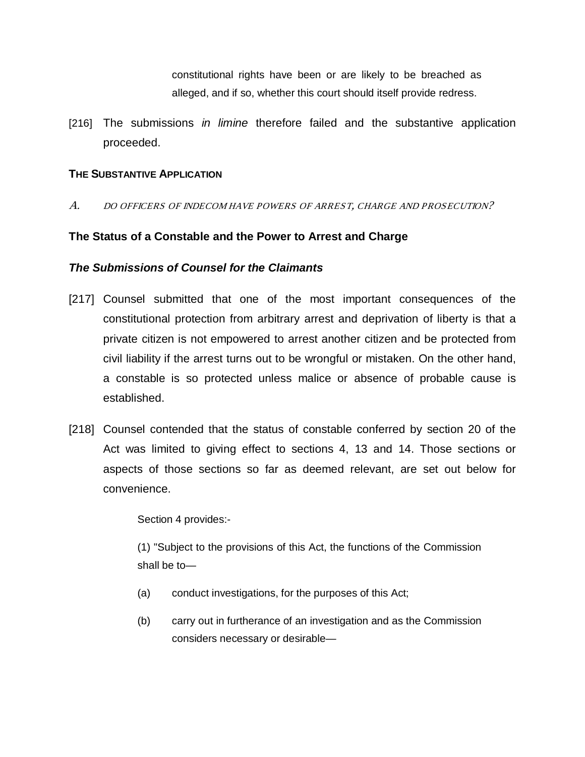constitutional rights have been or are likely to be breached as alleged, and if so, whether this court should itself provide redress.

[216] The submissions *in limine* therefore failed and the substantive application proceeded.

**THE SUBSTANTIVE APPLICATION**

*A. DO OFFICERS OF INDECOM HAVE POWERS OF ARREST, CHARGE AND PROSECUTION?*

**The Status of a Constable and the Power to Arrest and Charge**

***The Submissions of Counsel for the Claimants***

[217] Counsel submitted that one of the most important consequences of the constitutional protection from arbitrary arrest and deprivation of liberty is that a private citizen is not empowered to arrest another citizen and be protected from civil liability if the arrest turns out to be wrongful or mistaken. On the other hand, a constable is so protected unless malice or absence of probable cause is established.

[218] Counsel contended that the status of constable conferred by section 20 of the Act was limited to giving effect to sections 4, 13 and 14. Those sections or aspects of those sections so far as deemed relevant, are set out below for convenience.

> Section 4 provides:-
>
> (1) "Subject to the provisions of this Act, the functions of the Commission shall be to—
>
> (a) conduct investigations, for the purposes of this Act;
>
> (b) carry out in furtherance of an investigation and as the Commission considers necessary or desirable—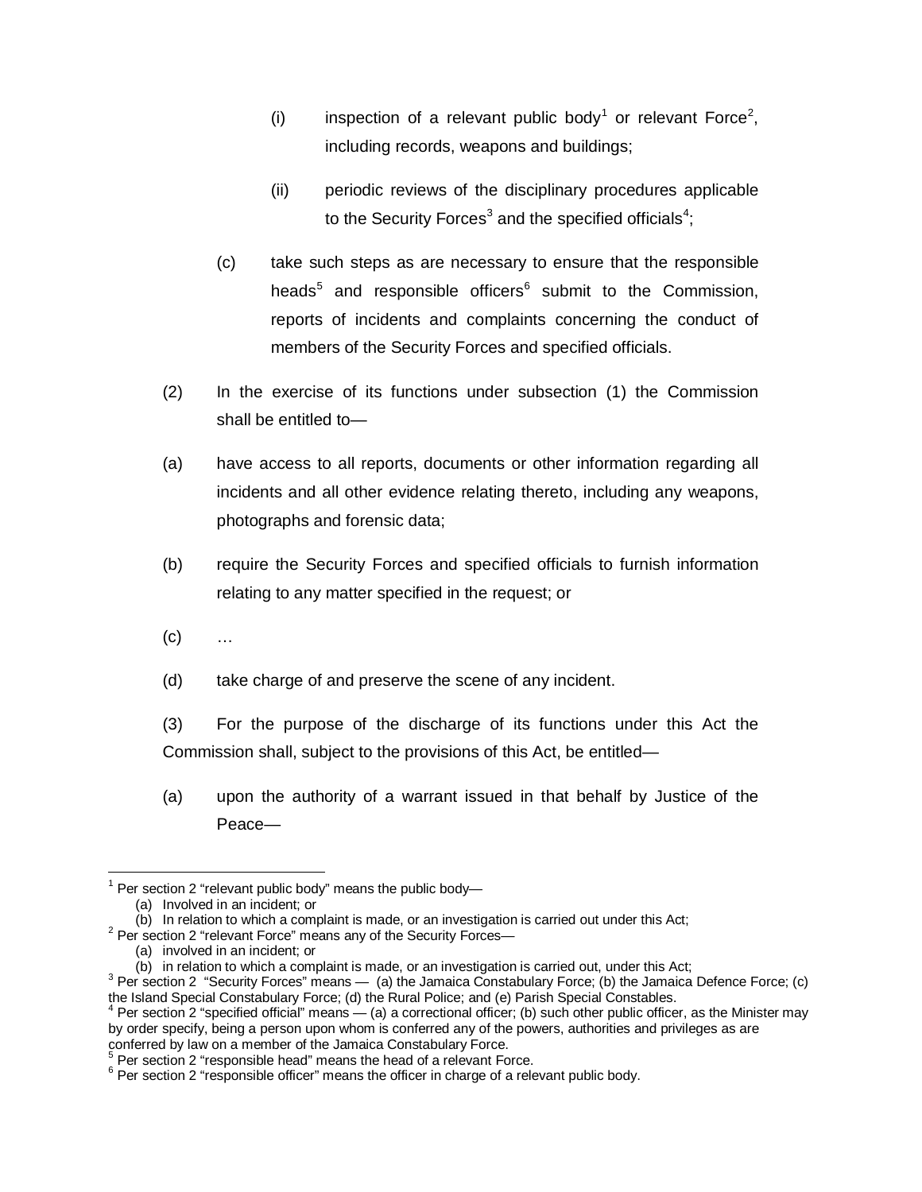(i) inspection of a relevant public body[1] or relevant Force[2], including records, weapons and buildings;

(ii) periodic reviews of the disciplinary procedures applicable to the Security Forces[3] and the specified officials[4];

(c) take such steps as are necessary to ensure that the responsible heads[5] and responsible officers[6] submit to the Commission, reports of incidents and complaints concerning the conduct of members of the Security Forces and specified officials.

(2) In the exercise of its functions under subsection (1) the Commission shall be entitled to—

(a) have access to all reports, documents or other information regarding all incidents and all other evidence relating thereto, including any weapons, photographs and forensic data;

(b) require the Security Forces and specified officials to furnish information relating to any matter specified in the request; or

(c) …

(d) take charge of and preserve the scene of any incident.

(3) For the purpose of the discharge of its functions under this Act the Commission shall, subject to the provisions of this Act, be entitled—

(a) upon the authority of a warrant issued in that behalf by Justice of the Peace—

---

[1] Per section 2 "relevant public body" means the public body—
(a) Involved in an incident; or
(b) In relation to which a complaint is made, or an investigation is carried out under this Act;

[2] Per section 2 "relevant Force" means any of the Security Forces—
(a) involved in an incident; or
(b) in relation to which a complaint is made, or an investigation is carried out, under this Act;

[3] Per section 2 "Security Forces" means — (a) the Jamaica Constabulary Force; (b) the Jamaica Defence Force; (c) the Island Special Constabulary Force; (d) the Rural Police; and (e) Parish Special Constables.

[4] Per section 2 "specified official" means — (a) a correctional officer; (b) such other public officer, as the Minister may by order specify, being a person upon whom is conferred any of the powers, authorities and privileges as are conferred by law on a member of the Jamaica Constabulary Force.

[5] Per section 2 "responsible head" means the head of a relevant Force.

[6] Per section 2 "responsible officer" means the officer in charge of a relevant public body.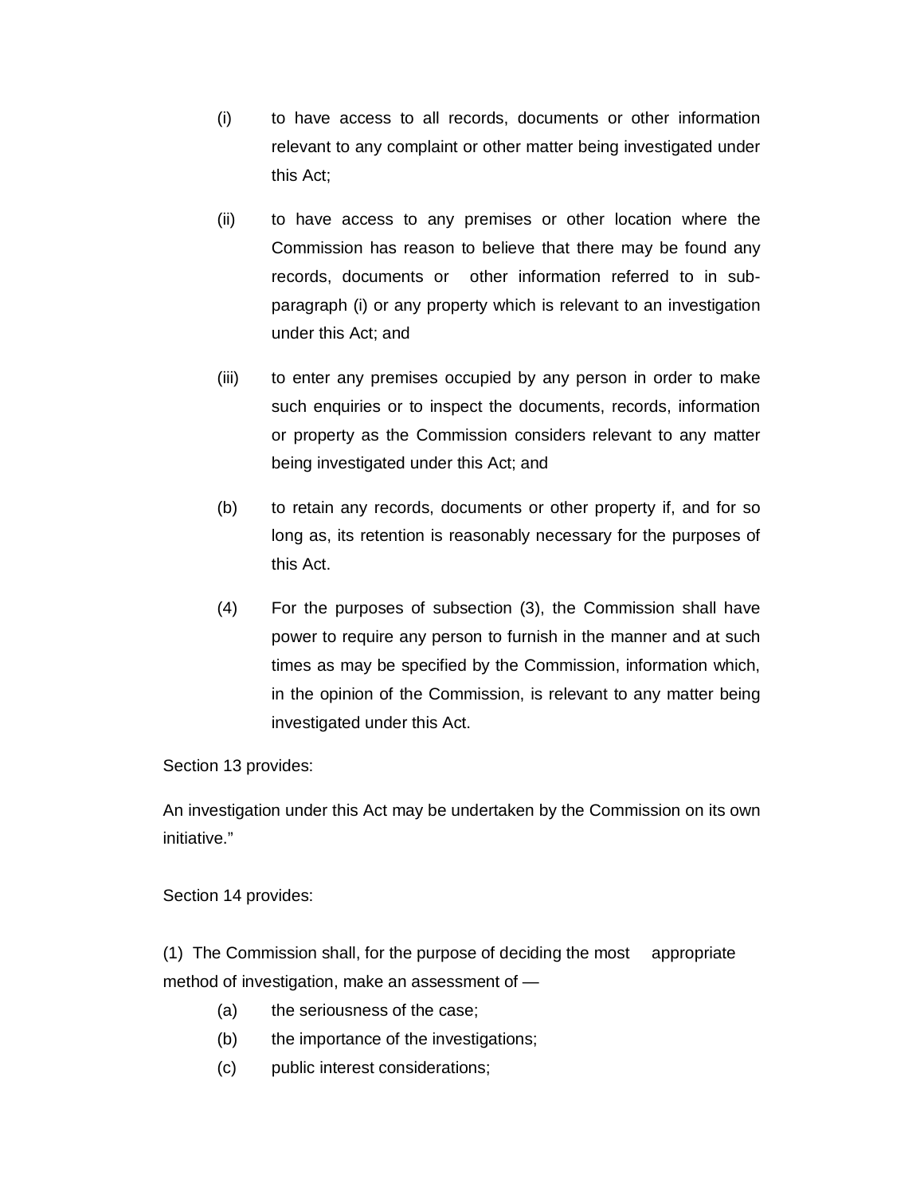(i) to have access to all records, documents or other information relevant to any complaint or other matter being investigated under this Act;

(ii) to have access to any premises or other location where the Commission has reason to believe that there may be found any records, documents or other information referred to in sub-paragraph (i) or any property which is relevant to an investigation under this Act; and

(iii) to enter any premises occupied by any person in order to make such enquiries or to inspect the documents, records, information or property as the Commission considers relevant to any matter being investigated under this Act; and

(b) to retain any records, documents or other property if, and for so long as, its retention is reasonably necessary for the purposes of this Act.

(4) For the purposes of subsection (3), the Commission shall have power to require any person to furnish in the manner and at such times as may be specified by the Commission, information which, in the opinion of the Commission, is relevant to any matter being investigated under this Act.

Section 13 provides:

An investigation under this Act may be undertaken by the Commission on its own initiative."

Section 14 provides:

(1) The Commission shall, for the purpose of deciding the most appropriate method of investigation, make an assessment of —

(a) the seriousness of the case;

(b) the importance of the investigations;

(c) public interest considerations;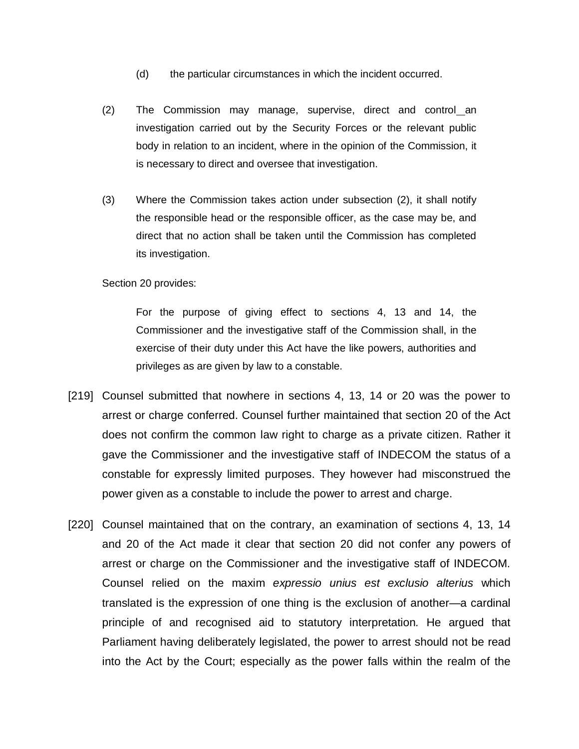(d) the particular circumstances in which the incident occurred.

(2) The Commission may manage, supervise, direct and control an investigation carried out by the Security Forces or the relevant public body in relation to an incident, where in the opinion of the Commission, it is necessary to direct and oversee that investigation.

(3) Where the Commission takes action under subsection (2), it shall notify the responsible head or the responsible officer, as the case may be, and direct that no action shall be taken until the Commission has completed its investigation.

Section 20 provides:

> For the purpose of giving effect to sections 4, 13 and 14, the Commissioner and the investigative staff of the Commission shall, in the exercise of their duty under this Act have the like powers, authorities and privileges as are given by law to a constable.

[219] Counsel submitted that nowhere in sections 4, 13, 14 or 20 was the power to arrest or charge conferred. Counsel further maintained that section 20 of the Act does not confirm the common law right to charge as a private citizen. Rather it gave the Commissioner and the investigative staff of INDECOM the status of a constable for expressly limited purposes. They however had misconstrued the power given as a constable to include the power to arrest and charge.

[220] Counsel maintained that on the contrary, an examination of sections 4, 13, 14 and 20 of the Act made it clear that section 20 did not confer any powers of arrest or charge on the Commissioner and the investigative staff of INDECOM. Counsel relied on the maxim *expressio unius est exclusio alterius* which translated is the expression of one thing is the exclusion of another—a cardinal principle of and recognised aid to statutory interpretation*.* He argued that Parliament having deliberately legislated, the power to arrest should not be read into the Act by the Court; especially as the power falls within the realm of the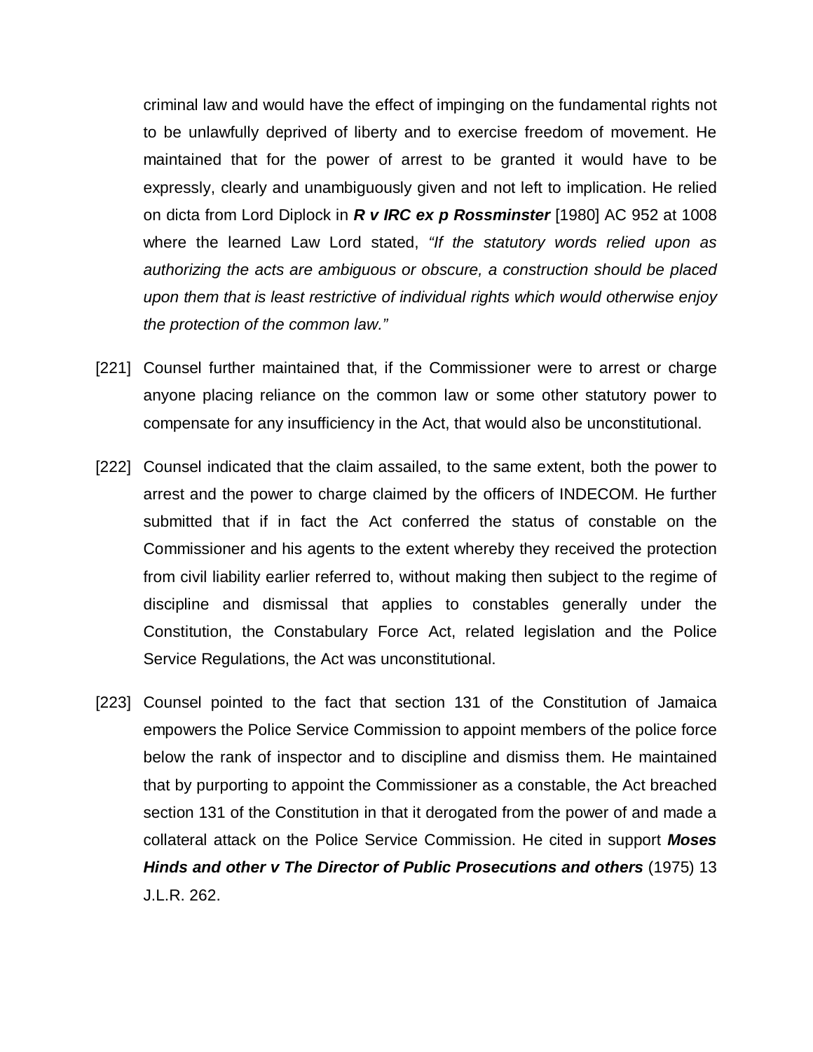criminal law and would have the effect of impinging on the fundamental rights not to be unlawfully deprived of liberty and to exercise freedom of movement. He maintained that for the power of arrest to be granted it would have to be expressly, clearly and unambiguously given and not left to implication. He relied on dicta from Lord Diplock in ***R v IRC ex p Rossminster*** [1980] AC 952 at 1008 where the learned Law Lord stated, *"If the statutory words relied upon as authorizing the acts are ambiguous or obscure, a construction should be placed upon them that is least restrictive of individual rights which would otherwise enjoy the protection of the common law."*

[221] Counsel further maintained that, if the Commissioner were to arrest or charge anyone placing reliance on the common law or some other statutory power to compensate for any insufficiency in the Act, that would also be unconstitutional.

[222] Counsel indicated that the claim assailed, to the same extent, both the power to arrest and the power to charge claimed by the officers of INDECOM. He further submitted that if in fact the Act conferred the status of constable on the Commissioner and his agents to the extent whereby they received the protection from civil liability earlier referred to, without making then subject to the regime of discipline and dismissal that applies to constables generally under the Constitution, the Constabulary Force Act, related legislation and the Police Service Regulations, the Act was unconstitutional.

[223] Counsel pointed to the fact that section 131 of the Constitution of Jamaica empowers the Police Service Commission to appoint members of the police force below the rank of inspector and to discipline and dismiss them. He maintained that by purporting to appoint the Commissioner as a constable, the Act breached section 131 of the Constitution in that it derogated from the power of and made a collateral attack on the Police Service Commission. He cited in support ***Moses Hinds and other v The Director of Public Prosecutions and others*** (1975) 13 J.L.R. 262.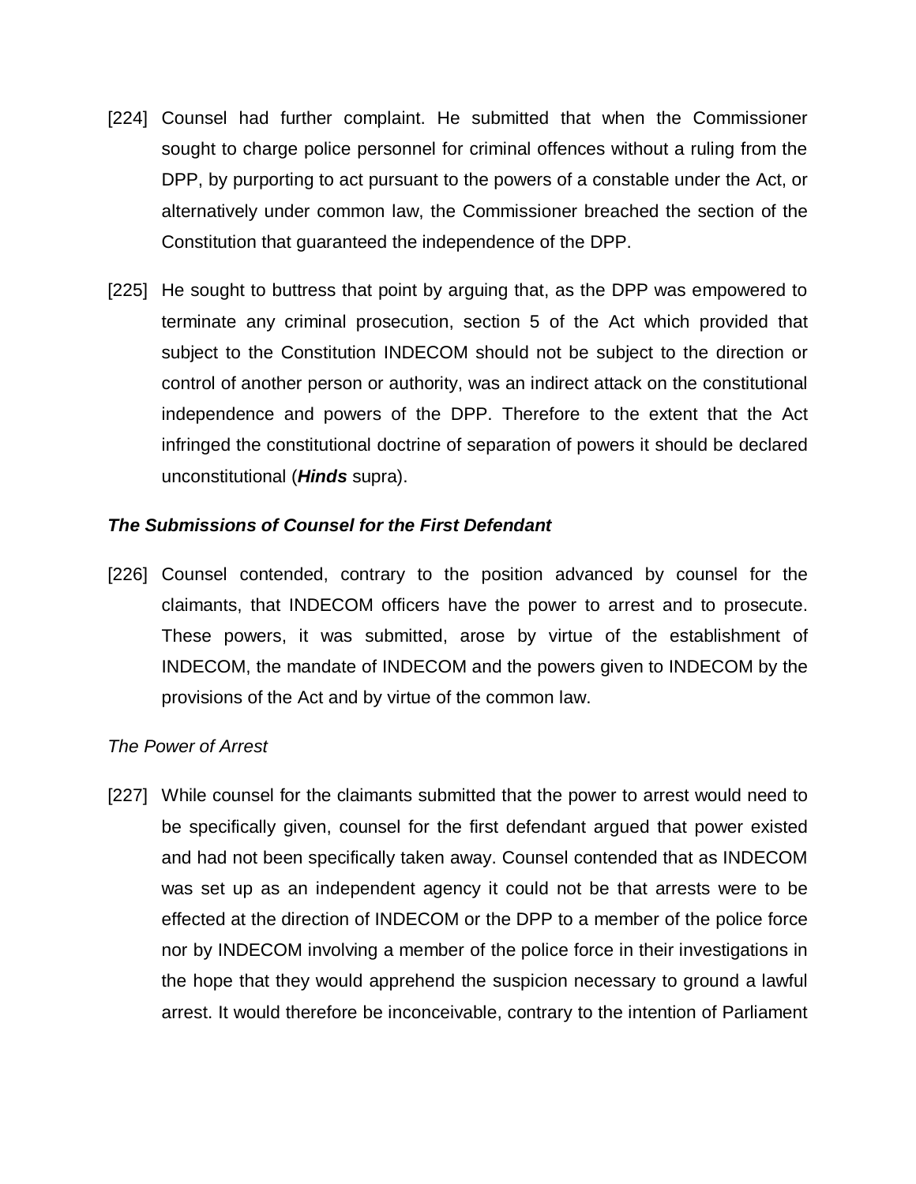[224] Counsel had further complaint. He submitted that when the Commissioner sought to charge police personnel for criminal offences without a ruling from the DPP, by purporting to act pursuant to the powers of a constable under the Act, or alternatively under common law, the Commissioner breached the section of the Constitution that guaranteed the independence of the DPP.

[225] He sought to buttress that point by arguing that, as the DPP was empowered to terminate any criminal prosecution, section 5 of the Act which provided that subject to the Constitution INDECOM should not be subject to the direction or control of another person or authority, was an indirect attack on the constitutional independence and powers of the DPP. Therefore to the extent that the Act infringed the constitutional doctrine of separation of powers it should be declared unconstitutional (***Hinds*** supra).

***The Submissions of Counsel for the First Defendant***

[226] Counsel contended, contrary to the position advanced by counsel for the claimants, that INDECOM officers have the power to arrest and to prosecute. These powers, it was submitted, arose by virtue of the establishment of INDECOM, the mandate of INDECOM and the powers given to INDECOM by the provisions of the Act and by virtue of the common law.

*The Power of Arrest*

[227] While counsel for the claimants submitted that the power to arrest would need to be specifically given, counsel for the first defendant argued that power existed and had not been specifically taken away. Counsel contended that as INDECOM was set up as an independent agency it could not be that arrests were to be effected at the direction of INDECOM or the DPP to a member of the police force nor by INDECOM involving a member of the police force in their investigations in the hope that they would apprehend the suspicion necessary to ground a lawful arrest. It would therefore be inconceivable, contrary to the intention of Parliament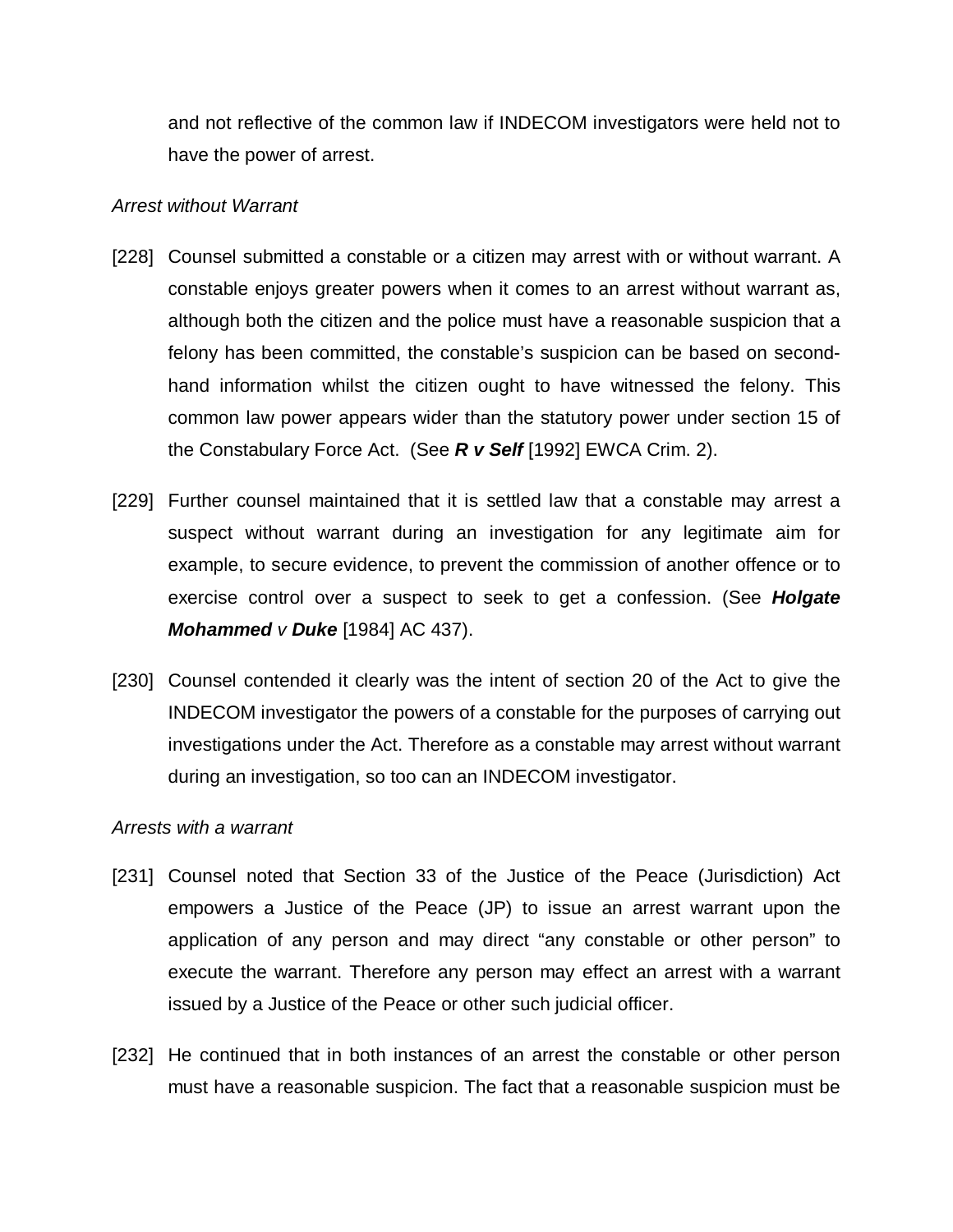and not reflective of the common law if INDECOM investigators were held not to have the power of arrest.

*Arrest without Warrant*

[228] Counsel submitted a constable or a citizen may arrest with or without warrant. A constable enjoys greater powers when it comes to an arrest without warrant as, although both the citizen and the police must have a reasonable suspicion that a felony has been committed, the constable's suspicion can be based on second-hand information whilst the citizen ought to have witnessed the felony. This common law power appears wider than the statutory power under section 15 of the Constabulary Force Act. (See ***R v Self*** [1992] EWCA Crim. 2).

[229] Further counsel maintained that it is settled law that a constable may arrest a suspect without warrant during an investigation for any legitimate aim for example, to secure evidence, to prevent the commission of another offence or to exercise control over a suspect to seek to get a confession. (See ***Holgate Mohammed*** *v* ***Duke*** [1984] AC 437).

[230] Counsel contended it clearly was the intent of section 20 of the Act to give the INDECOM investigator the powers of a constable for the purposes of carrying out investigations under the Act. Therefore as a constable may arrest without warrant during an investigation, so too can an INDECOM investigator.

*Arrests with a warrant*

[231] Counsel noted that Section 33 of the Justice of the Peace (Jurisdiction) Act empowers a Justice of the Peace (JP) to issue an arrest warrant upon the application of any person and may direct "any constable or other person" to execute the warrant. Therefore any person may effect an arrest with a warrant issued by a Justice of the Peace or other such judicial officer.

[232] He continued that in both instances of an arrest the constable or other person must have a reasonable suspicion. The fact that a reasonable suspicion must be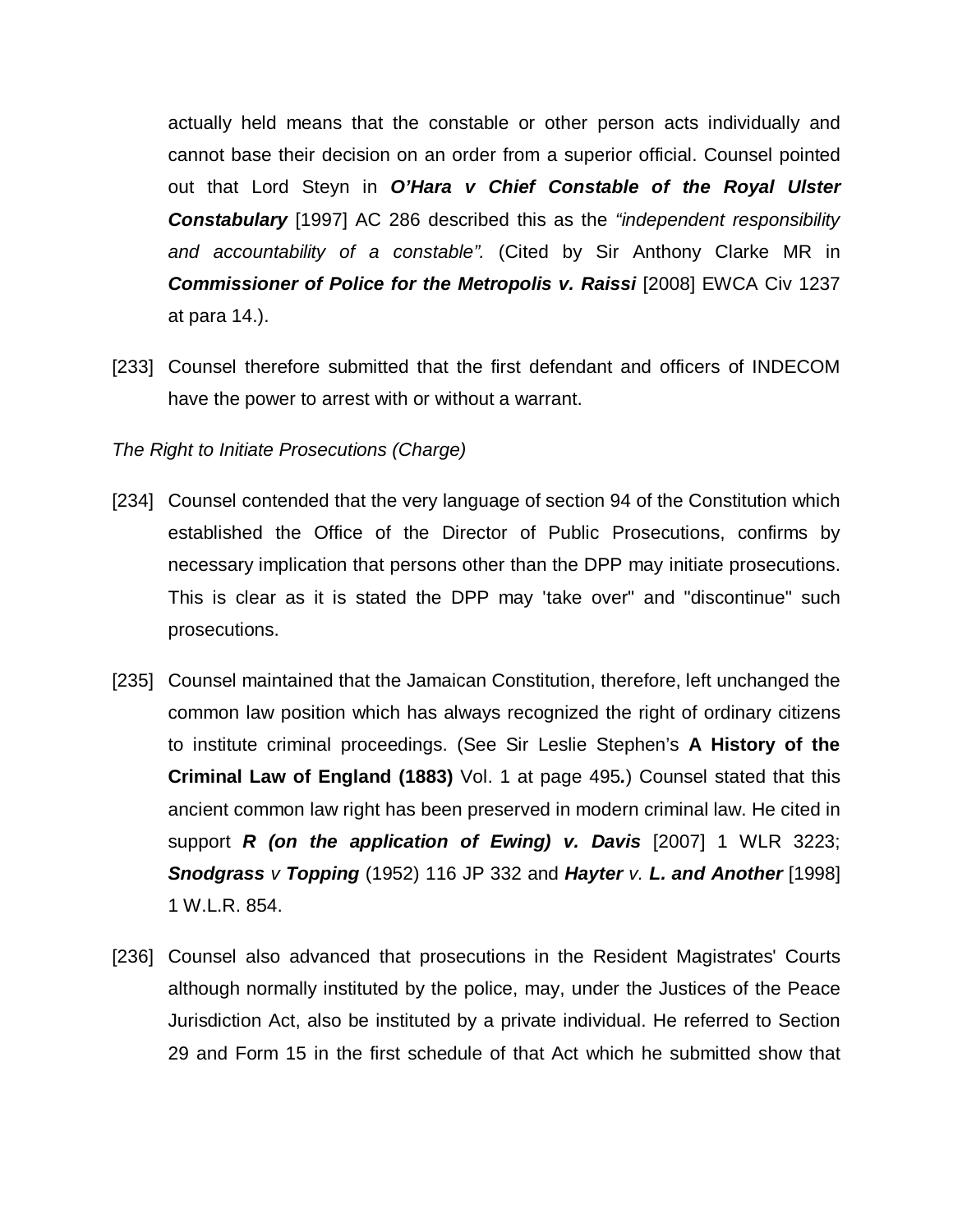actually held means that the constable or other person acts individually and cannot base their decision on an order from a superior official. Counsel pointed out that Lord Steyn in ***O'Hara v Chief Constable of the Royal Ulster Constabulary*** [1997] AC 286 described this as the *"independent responsibility and accountability of a constable".* (Cited by Sir Anthony Clarke MR in ***Commissioner of Police for the Metropolis v. Raissi*** [2008] EWCA Civ 1237 at para 14.).

[233] Counsel therefore submitted that the first defendant and officers of INDECOM have the power to arrest with or without a warrant.

*The Right to Initiate Prosecutions (Charge)*

[234] Counsel contended that the very language of section 94 of the Constitution which established the Office of the Director of Public Prosecutions, confirms by necessary implication that persons other than the DPP may initiate prosecutions. This is clear as it is stated the DPP may 'take over" and "discontinue" such prosecutions.

[235] Counsel maintained that the Jamaican Constitution, therefore, left unchanged the common law position which has always recognized the right of ordinary citizens to institute criminal proceedings. (See Sir Leslie Stephen's **A History of the Criminal Law of England (1883)** Vol. 1 at page 495**.**) Counsel stated that this ancient common law right has been preserved in modern criminal law. He cited in support ***R (on the application of Ewing) v. Davis*** [2007] 1 WLR 3223; ***Snodgrass*** *v* ***Topping*** (1952) 116 JP 332 and ***Hayter*** *v.* ***L. and Another*** [1998] 1 W.L.R. 854.

[236] Counsel also advanced that prosecutions in the Resident Magistrates' Courts although normally instituted by the police, may, under the Justices of the Peace Jurisdiction Act, also be instituted by a private individual. He referred to Section 29 and Form 15 in the first schedule of that Act which he submitted show that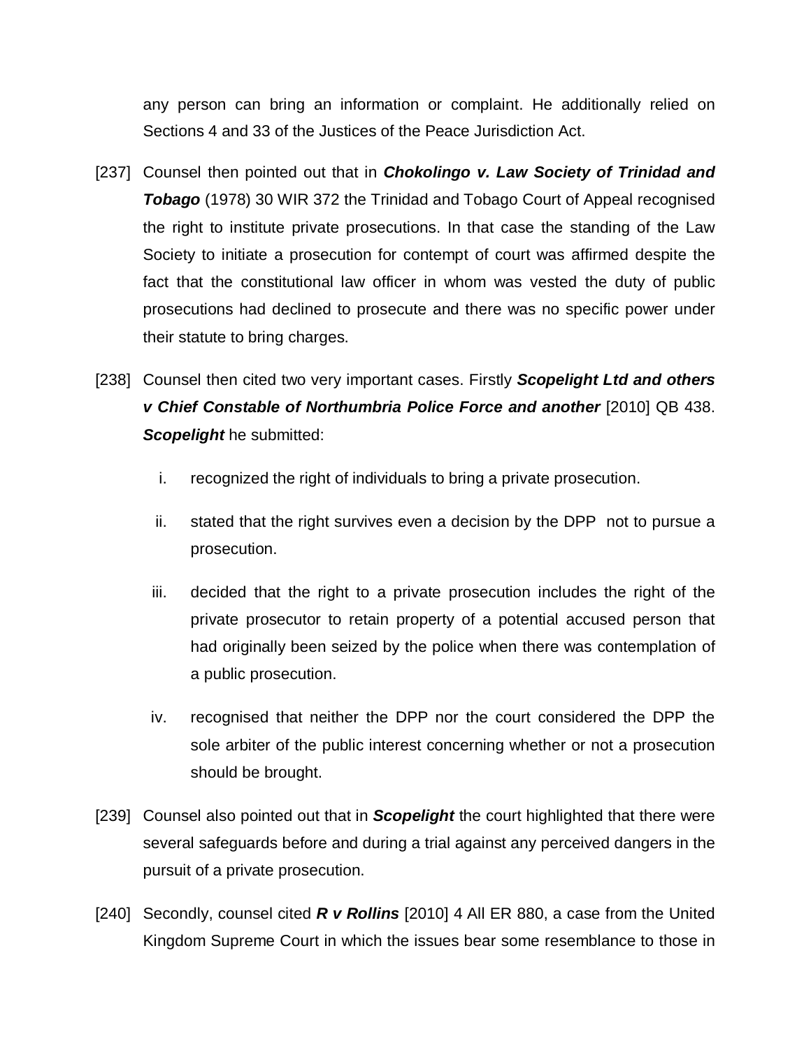any person can bring an information or complaint. He additionally relied on Sections 4 and 33 of the Justices of the Peace Jurisdiction Act.

[237] Counsel then pointed out that in ***Chokolingo v. Law Society of Trinidad and Tobago*** (1978) 30 WIR 372 the Trinidad and Tobago Court of Appeal recognised the right to institute private prosecutions. In that case the standing of the Law Society to initiate a prosecution for contempt of court was affirmed despite the fact that the constitutional law officer in whom was vested the duty of public prosecutions had declined to prosecute and there was no specific power under their statute to bring charges.

[238] Counsel then cited two very important cases. Firstly ***Scopelight Ltd and others v Chief Constable of Northumbria Police Force and another*** [2010] QB 438. ***Scopelight*** he submitted:

i. recognized the right of individuals to bring a private prosecution.

ii. stated that the right survives even a decision by the DPP not to pursue a prosecution.

iii. decided that the right to a private prosecution includes the right of the private prosecutor to retain property of a potential accused person that had originally been seized by the police when there was contemplation of a public prosecution.

iv. recognised that neither the DPP nor the court considered the DPP the sole arbiter of the public interest concerning whether or not a prosecution should be brought.

[239] Counsel also pointed out that in ***Scopelight*** the court highlighted that there were several safeguards before and during a trial against any perceived dangers in the pursuit of a private prosecution.

[240] Secondly, counsel cited ***R v Rollins*** [2010] 4 All ER 880, a case from the United Kingdom Supreme Court in which the issues bear some resemblance to those in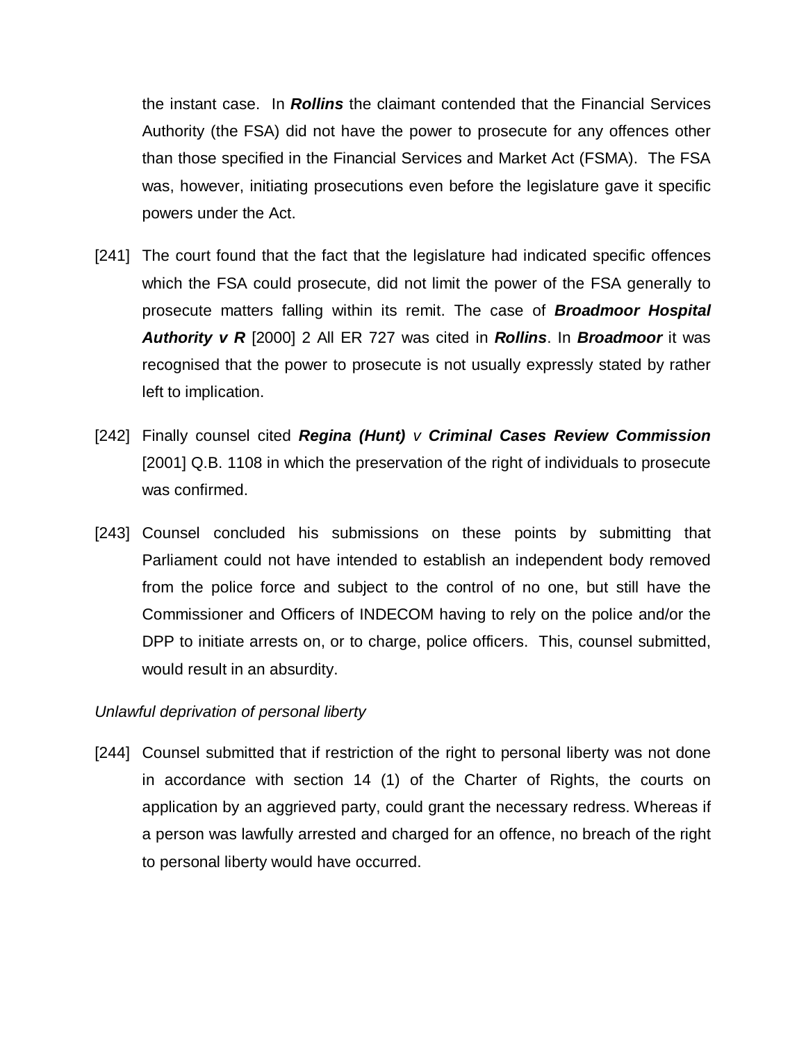the instant case. In ***Rollins*** the claimant contended that the Financial Services Authority (the FSA) did not have the power to prosecute for any offences other than those specified in the Financial Services and Market Act (FSMA). The FSA was, however, initiating prosecutions even before the legislature gave it specific powers under the Act.

[241] The court found that the fact that the legislature had indicated specific offences which the FSA could prosecute, did not limit the power of the FSA generally to prosecute matters falling within its remit. The case of ***Broadmoor Hospital Authority v R*** [2000] 2 All ER 727 was cited in ***Rollins***. In ***Broadmoor*** it was recognised that the power to prosecute is not usually expressly stated by rather left to implication.

[242] Finally counsel cited ***Regina (Hunt)*** *v* ***Criminal Cases Review Commission*** [2001] Q.B. 1108 in which the preservation of the right of individuals to prosecute was confirmed.

[243] Counsel concluded his submissions on these points by submitting that Parliament could not have intended to establish an independent body removed from the police force and subject to the control of no one, but still have the Commissioner and Officers of INDECOM having to rely on the police and/or the DPP to initiate arrests on, or to charge, police officers. This, counsel submitted, would result in an absurdity.

*Unlawful deprivation of personal liberty*

[244] Counsel submitted that if restriction of the right to personal liberty was not done in accordance with section 14 (1) of the Charter of Rights, the courts on application by an aggrieved party, could grant the necessary redress. Whereas if a person was lawfully arrested and charged for an offence, no breach of the right to personal liberty would have occurred.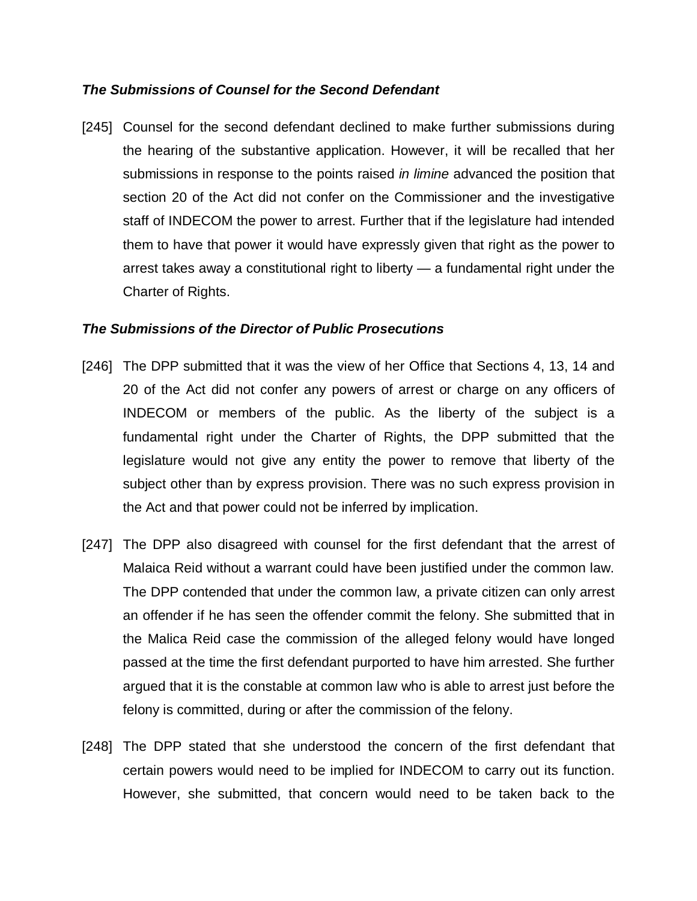### *The Submissions of Counsel for the Second Defendant*

[245] Counsel for the second defendant declined to make further submissions during the hearing of the substantive application. However, it will be recalled that her submissions in response to the points raised *in limine* advanced the position that section 20 of the Act did not confer on the Commissioner and the investigative staff of INDECOM the power to arrest. Further that if the legislature had intended them to have that power it would have expressly given that right as the power to arrest takes away a constitutional right to liberty — a fundamental right under the Charter of Rights.

### *The Submissions of the Director of Public Prosecutions*

[246] The DPP submitted that it was the view of her Office that Sections 4, 13, 14 and 20 of the Act did not confer any powers of arrest or charge on any officers of INDECOM or members of the public. As the liberty of the subject is a fundamental right under the Charter of Rights, the DPP submitted that the legislature would not give any entity the power to remove that liberty of the subject other than by express provision. There was no such express provision in the Act and that power could not be inferred by implication.

[247] The DPP also disagreed with counsel for the first defendant that the arrest of Malaica Reid without a warrant could have been justified under the common law. The DPP contended that under the common law, a private citizen can only arrest an offender if he has seen the offender commit the felony. She submitted that in the Malica Reid case the commission of the alleged felony would have longed passed at the time the first defendant purported to have him arrested. She further argued that it is the constable at common law who is able to arrest just before the felony is committed, during or after the commission of the felony.

[248] The DPP stated that she understood the concern of the first defendant that certain powers would need to be implied for INDECOM to carry out its function. However, she submitted, that concern would need to be taken back to the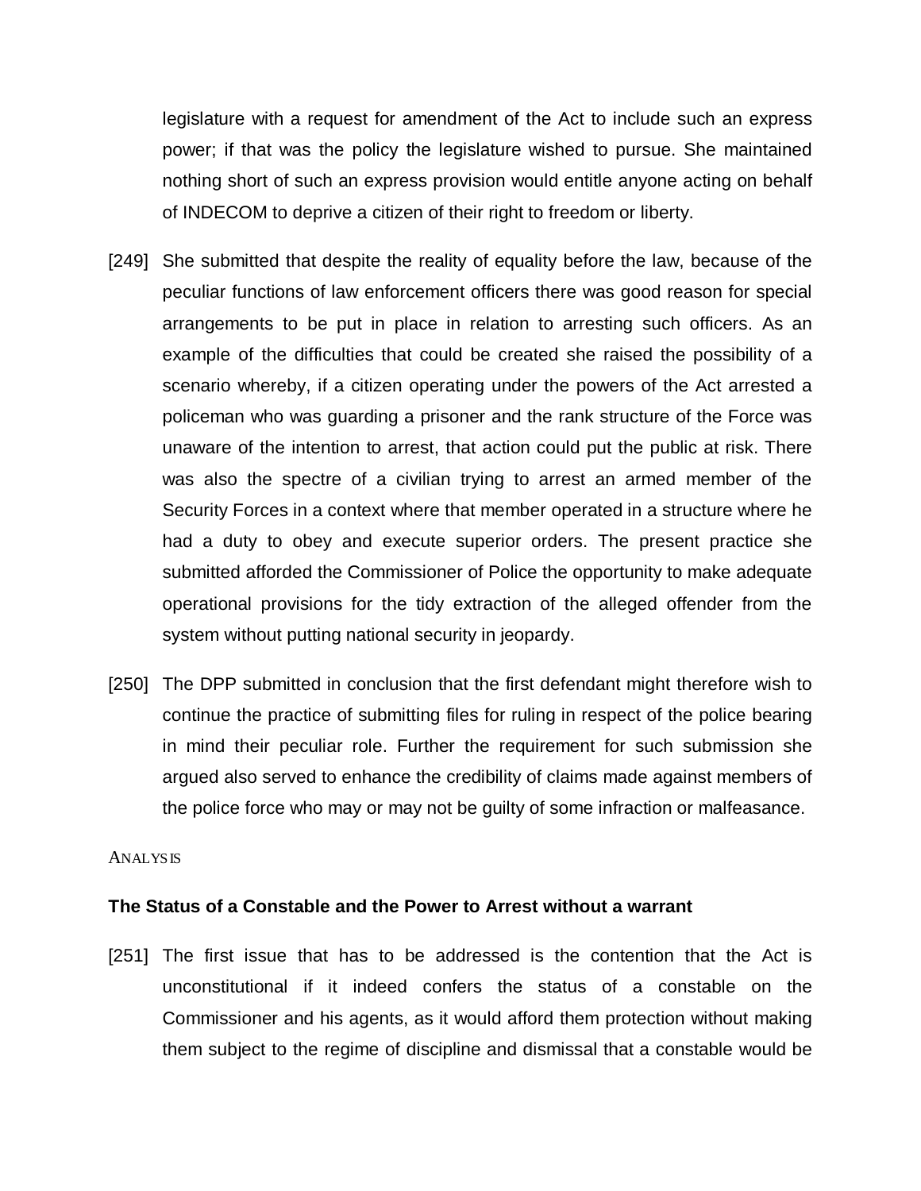legislature with a request for amendment of the Act to include such an express power; if that was the policy the legislature wished to pursue. She maintained nothing short of such an express provision would entitle anyone acting on behalf of INDECOM to deprive a citizen of their right to freedom or liberty.

[249] She submitted that despite the reality of equality before the law, because of the peculiar functions of law enforcement officers there was good reason for special arrangements to be put in place in relation to arresting such officers. As an example of the difficulties that could be created she raised the possibility of a scenario whereby, if a citizen operating under the powers of the Act arrested a policeman who was guarding a prisoner and the rank structure of the Force was unaware of the intention to arrest, that action could put the public at risk. There was also the spectre of a civilian trying to arrest an armed member of the Security Forces in a context where that member operated in a structure where he had a duty to obey and execute superior orders. The present practice she submitted afforded the Commissioner of Police the opportunity to make adequate operational provisions for the tidy extraction of the alleged offender from the system without putting national security in jeopardy.

[250] The DPP submitted in conclusion that the first defendant might therefore wish to continue the practice of submitting files for ruling in respect of the police bearing in mind their peculiar role. Further the requirement for such submission she argued also served to enhance the credibility of claims made against members of the police force who may or may not be guilty of some infraction or malfeasance.

ANALYSIS

**The Status of a Constable and the Power to Arrest without a warrant**

[251] The first issue that has to be addressed is the contention that the Act is unconstitutional if it indeed confers the status of a constable on the Commissioner and his agents, as it would afford them protection without making them subject to the regime of discipline and dismissal that a constable would be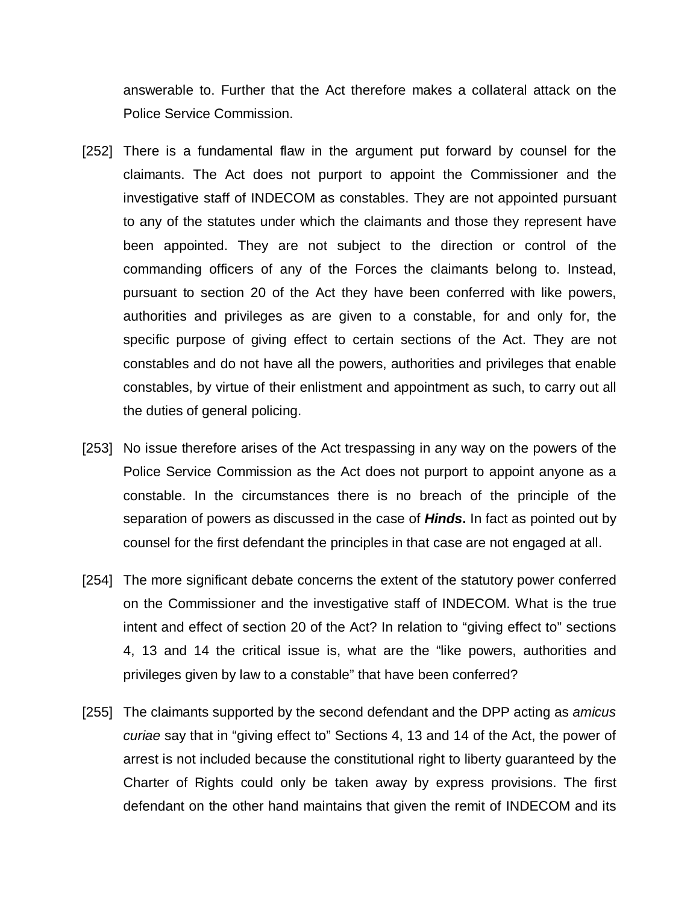answerable to. Further that the Act therefore makes a collateral attack on the Police Service Commission.

[252] There is a fundamental flaw in the argument put forward by counsel for the claimants. The Act does not purport to appoint the Commissioner and the investigative staff of INDECOM as constables. They are not appointed pursuant to any of the statutes under which the claimants and those they represent have been appointed. They are not subject to the direction or control of the commanding officers of any of the Forces the claimants belong to. Instead, pursuant to section 20 of the Act they have been conferred with like powers, authorities and privileges as are given to a constable, for and only for, the specific purpose of giving effect to certain sections of the Act. They are not constables and do not have all the powers, authorities and privileges that enable constables, by virtue of their enlistment and appointment as such, to carry out all the duties of general policing.

[253] No issue therefore arises of the Act trespassing in any way on the powers of the Police Service Commission as the Act does not purport to appoint anyone as a constable. In the circumstances there is no breach of the principle of the separation of powers as discussed in the case of ***Hinds*****.** In fact as pointed out by counsel for the first defendant the principles in that case are not engaged at all.

[254] The more significant debate concerns the extent of the statutory power conferred on the Commissioner and the investigative staff of INDECOM. What is the true intent and effect of section 20 of the Act? In relation to "giving effect to" sections 4, 13 and 14 the critical issue is, what are the "like powers, authorities and privileges given by law to a constable" that have been conferred?

[255] The claimants supported by the second defendant and the DPP acting as *amicus curiae* say that in "giving effect to" Sections 4, 13 and 14 of the Act, the power of arrest is not included because the constitutional right to liberty guaranteed by the Charter of Rights could only be taken away by express provisions. The first defendant on the other hand maintains that given the remit of INDECOM and its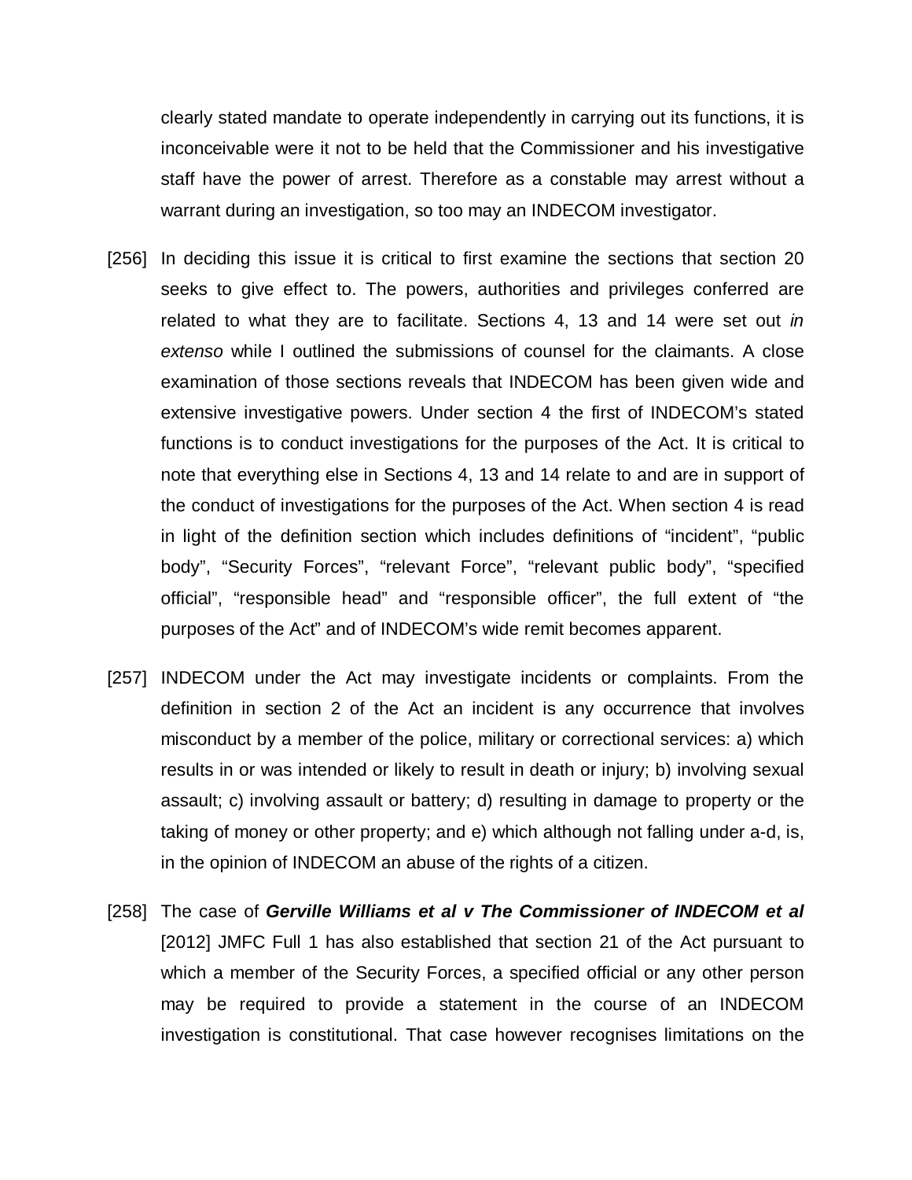clearly stated mandate to operate independently in carrying out its functions, it is inconceivable were it not to be held that the Commissioner and his investigative staff have the power of arrest. Therefore as a constable may arrest without a warrant during an investigation, so too may an INDECOM investigator.

[256] In deciding this issue it is critical to first examine the sections that section 20 seeks to give effect to. The powers, authorities and privileges conferred are related to what they are to facilitate. Sections 4, 13 and 14 were set out *in extenso* while I outlined the submissions of counsel for the claimants. A close examination of those sections reveals that INDECOM has been given wide and extensive investigative powers. Under section 4 the first of INDECOM's stated functions is to conduct investigations for the purposes of the Act. It is critical to note that everything else in Sections 4, 13 and 14 relate to and are in support of the conduct of investigations for the purposes of the Act. When section 4 is read in light of the definition section which includes definitions of "incident", "public body", "Security Forces", "relevant Force", "relevant public body", "specified official", "responsible head" and "responsible officer", the full extent of "the purposes of the Act" and of INDECOM's wide remit becomes apparent.

[257] INDECOM under the Act may investigate incidents or complaints. From the definition in section 2 of the Act an incident is any occurrence that involves misconduct by a member of the police, military or correctional services: a) which results in or was intended or likely to result in death or injury; b) involving sexual assault; c) involving assault or battery; d) resulting in damage to property or the taking of money or other property; and e) which although not falling under a-d, is, in the opinion of INDECOM an abuse of the rights of a citizen.

[258] The case of ***Gerville Williams et al v The Commissioner of INDECOM et al*** [2012] JMFC Full 1 has also established that section 21 of the Act pursuant to which a member of the Security Forces, a specified official or any other person may be required to provide a statement in the course of an INDECOM investigation is constitutional. That case however recognises limitations on the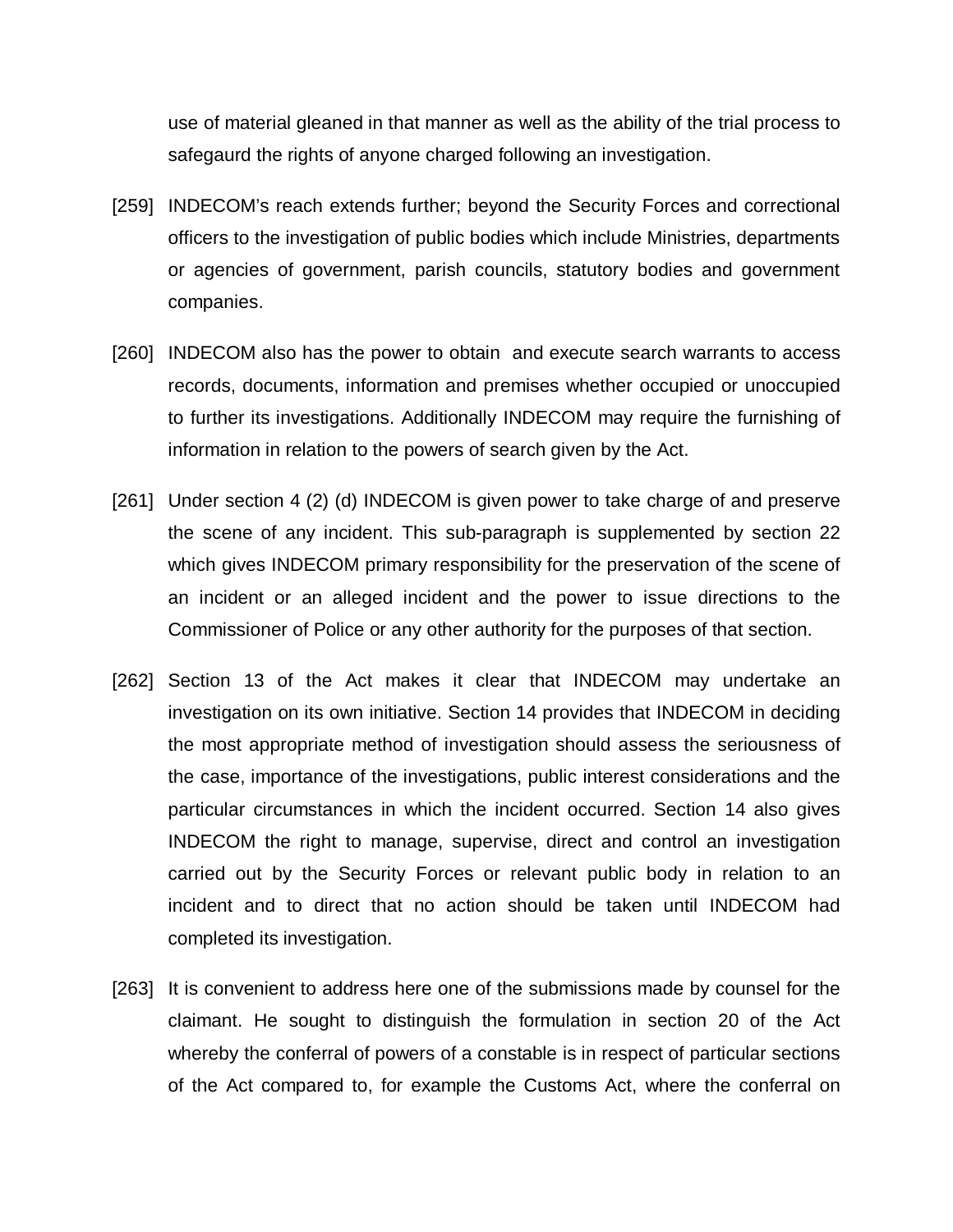use of material gleaned in that manner as well as the ability of the trial process to safegaurd the rights of anyone charged following an investigation.

[259] INDECOM's reach extends further; beyond the Security Forces and correctional officers to the investigation of public bodies which include Ministries, departments or agencies of government, parish councils, statutory bodies and government companies.

[260] INDECOM also has the power to obtain and execute search warrants to access records, documents, information and premises whether occupied or unoccupied to further its investigations. Additionally INDECOM may require the furnishing of information in relation to the powers of search given by the Act.

[261] Under section 4 (2) (d) INDECOM is given power to take charge of and preserve the scene of any incident. This sub-paragraph is supplemented by section 22 which gives INDECOM primary responsibility for the preservation of the scene of an incident or an alleged incident and the power to issue directions to the Commissioner of Police or any other authority for the purposes of that section.

[262] Section 13 of the Act makes it clear that INDECOM may undertake an investigation on its own initiative. Section 14 provides that INDECOM in deciding the most appropriate method of investigation should assess the seriousness of the case, importance of the investigations, public interest considerations and the particular circumstances in which the incident occurred. Section 14 also gives INDECOM the right to manage, supervise, direct and control an investigation carried out by the Security Forces or relevant public body in relation to an incident and to direct that no action should be taken until INDECOM had completed its investigation.

[263] It is convenient to address here one of the submissions made by counsel for the claimant. He sought to distinguish the formulation in section 20 of the Act whereby the conferral of powers of a constable is in respect of particular sections of the Act compared to, for example the Customs Act, where the conferral on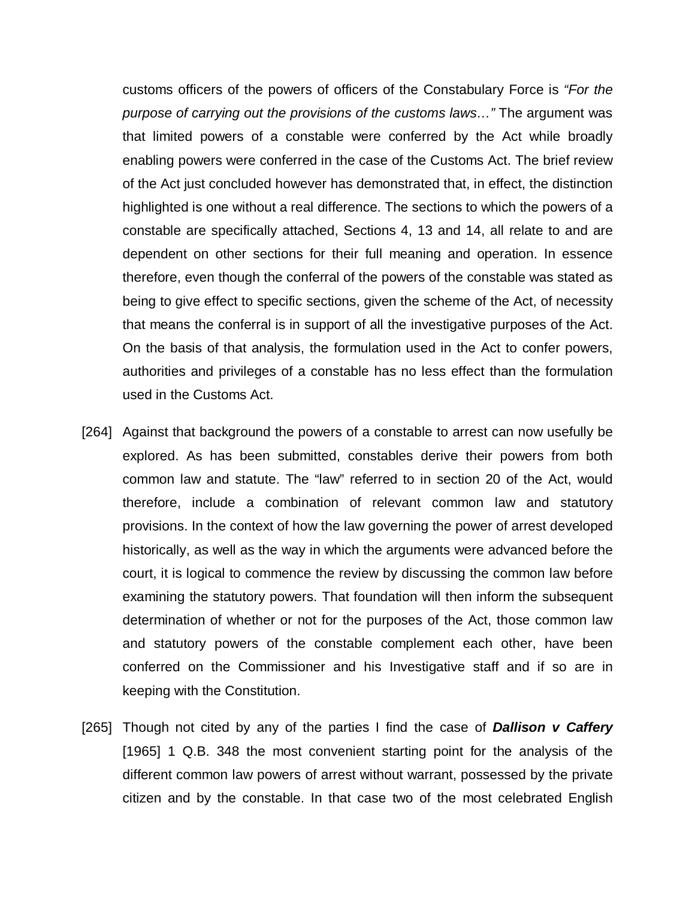customs officers of the powers of officers of the Constabulary Force is *"For the purpose of carrying out the provisions of the customs laws…"* The argument was that limited powers of a constable were conferred by the Act while broadly enabling powers were conferred in the case of the Customs Act. The brief review of the Act just concluded however has demonstrated that, in effect, the distinction highlighted is one without a real difference. The sections to which the powers of a constable are specifically attached, Sections 4, 13 and 14, all relate to and are dependent on other sections for their full meaning and operation. In essence therefore, even though the conferral of the powers of the constable was stated as being to give effect to specific sections, given the scheme of the Act, of necessity that means the conferral is in support of all the investigative purposes of the Act. On the basis of that analysis, the formulation used in the Act to confer powers, authorities and privileges of a constable has no less effect than the formulation used in the Customs Act.

[264] Against that background the powers of a constable to arrest can now usefully be explored. As has been submitted, constables derive their powers from both common law and statute. The "law" referred to in section 20 of the Act, would therefore, include a combination of relevant common law and statutory provisions. In the context of how the law governing the power of arrest developed historically, as well as the way in which the arguments were advanced before the court, it is logical to commence the review by discussing the common law before examining the statutory powers. That foundation will then inform the subsequent determination of whether or not for the purposes of the Act, those common law and statutory powers of the constable complement each other, have been conferred on the Commissioner and his Investigative staff and if so are in keeping with the Constitution.

[265] Though not cited by any of the parties I find the case of ***Dallison v Caffery*** [1965] 1 Q.B. 348 the most convenient starting point for the analysis of the different common law powers of arrest without warrant, possessed by the private citizen and by the constable. In that case two of the most celebrated English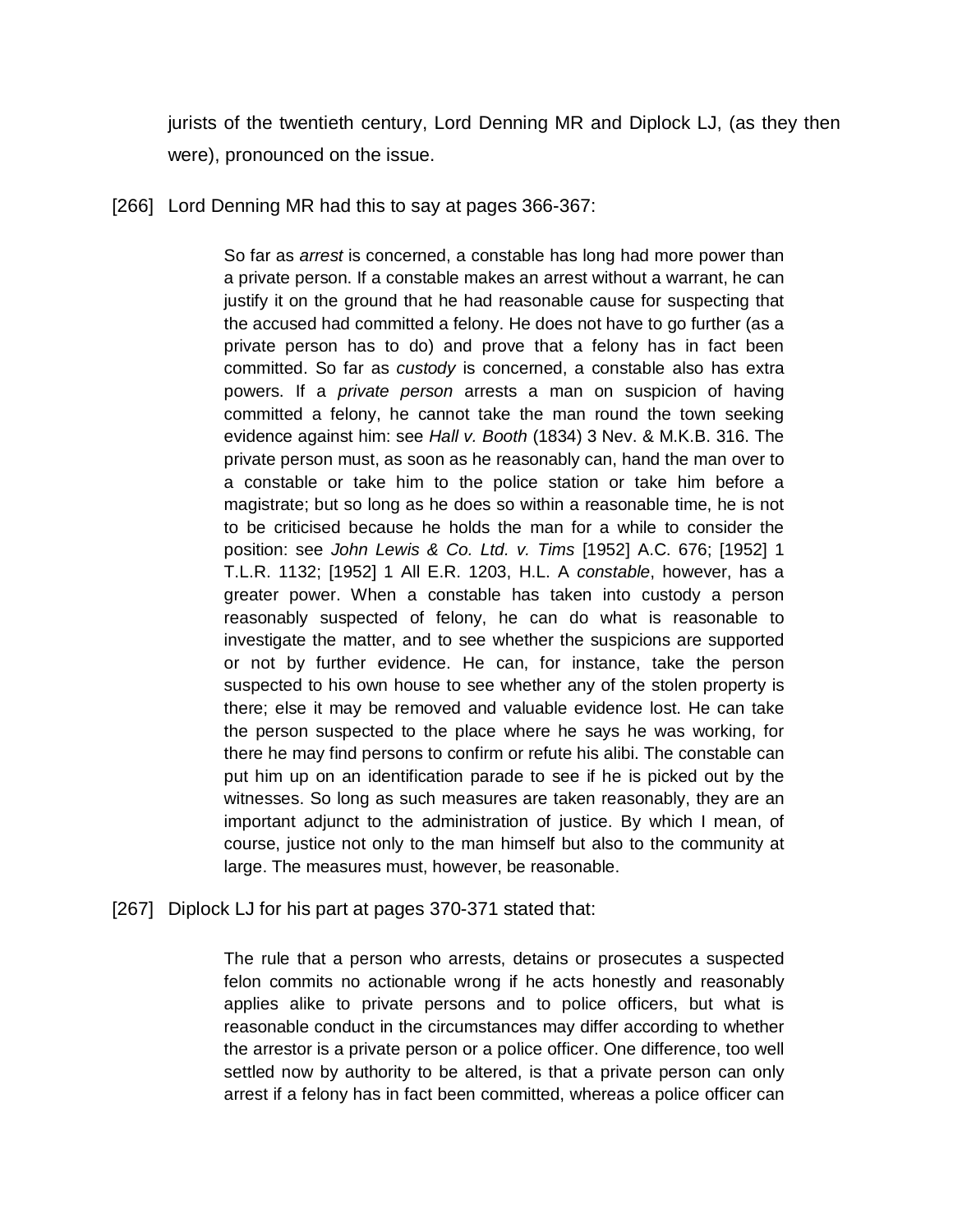jurists of the twentieth century, Lord Denning MR and Diplock LJ, (as they then were), pronounced on the issue.

[266] Lord Denning MR had this to say at pages 366-367:

> So far as *arrest* is concerned, a constable has long had more power than a private person. If a constable makes an arrest without a warrant, he can justify it on the ground that he had reasonable cause for suspecting that the accused had committed a felony. He does not have to go further (as a private person has to do) and prove that a felony has in fact been committed. So far as *custody* is concerned, a constable also has extra powers. If a *private person* arrests a man on suspicion of having committed a felony, he cannot take the man round the town seeking evidence against him: see *Hall v. Booth* (1834) 3 Nev. & M.K.B. 316. The private person must, as soon as he reasonably can, hand the man over to a constable or take him to the police station or take him before a magistrate; but so long as he does so within a reasonable time, he is not to be criticised because he holds the man for a while to consider the position: see *John Lewis & Co. Ltd. v. Tims* [1952] A.C. 676; [1952] 1 T.L.R. 1132; [1952] 1 All E.R. 1203, H.L. A *constable*, however, has a greater power. When a constable has taken into custody a person reasonably suspected of felony, he can do what is reasonable to investigate the matter, and to see whether the suspicions are supported or not by further evidence. He can, for instance, take the person suspected to his own house to see whether any of the stolen property is there; else it may be removed and valuable evidence lost. He can take the person suspected to the place where he says he was working, for there he may find persons to confirm or refute his alibi. The constable can put him up on an identification parade to see if he is picked out by the witnesses. So long as such measures are taken reasonably, they are an important adjunct to the administration of justice. By which I mean, of course, justice not only to the man himself but also to the community at large. The measures must, however, be reasonable.

[267] Diplock LJ for his part at pages 370-371 stated that:

> The rule that a person who arrests, detains or prosecutes a suspected felon commits no actionable wrong if he acts honestly and reasonably applies alike to private persons and to police officers, but what is reasonable conduct in the circumstances may differ according to whether the arrestor is a private person or a police officer. One difference, too well settled now by authority to be altered, is that a private person can only arrest if a felony has in fact been committed, whereas a police officer can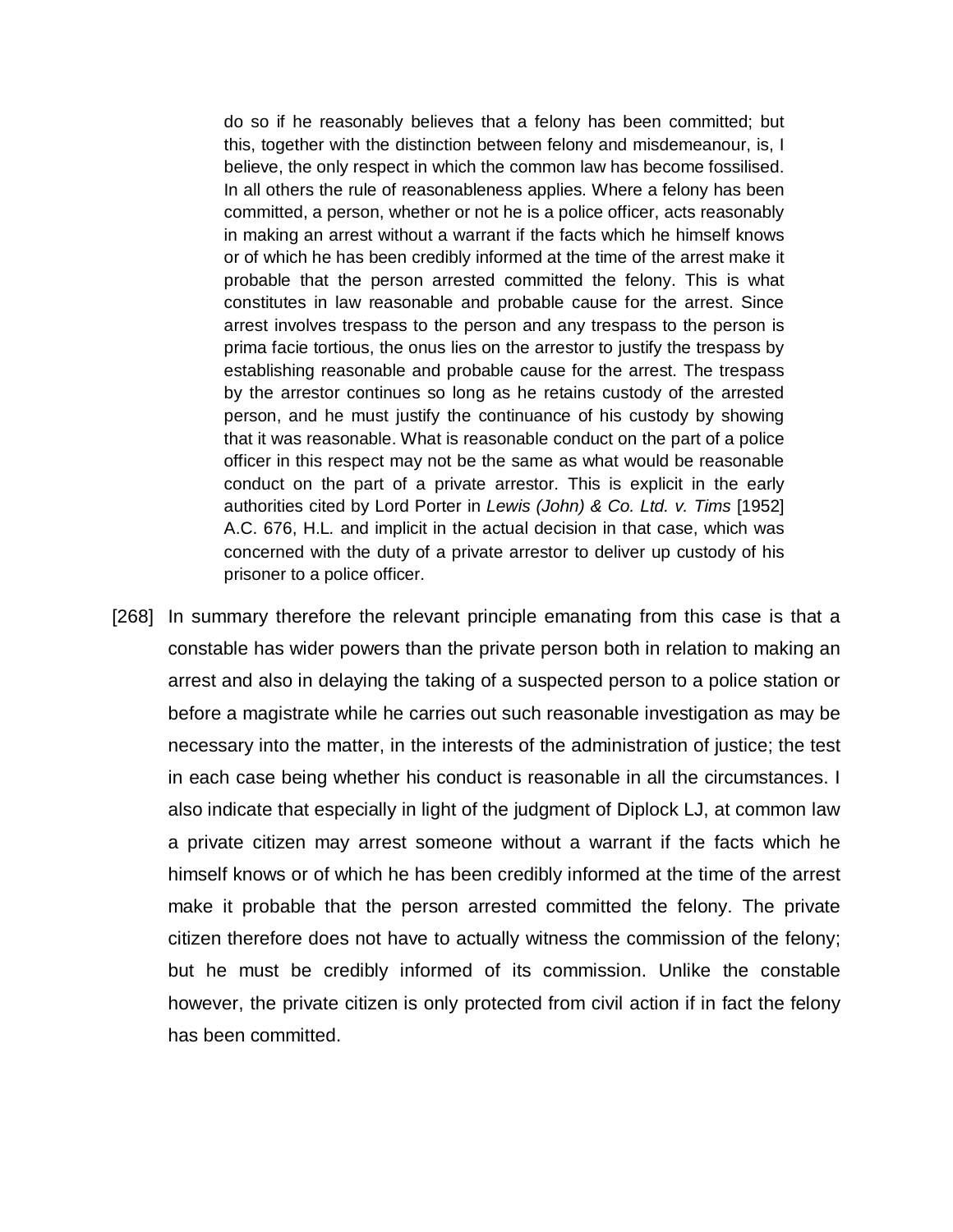> do so if he reasonably believes that a felony has been committed; but this, together with the distinction between felony and misdemeanour, is, I believe, the only respect in which the common law has become fossilised. In all others the rule of reasonableness applies. Where a felony has been committed, a person, whether or not he is a police officer, acts reasonably in making an arrest without a warrant if the facts which he himself knows or of which he has been credibly informed at the time of the arrest make it probable that the person arrested committed the felony. This is what constitutes in law reasonable and probable cause for the arrest. Since arrest involves trespass to the person and any trespass to the person is prima facie tortious, the onus lies on the arrestor to justify the trespass by establishing reasonable and probable cause for the arrest. The trespass by the arrestor continues so long as he retains custody of the arrested person, and he must justify the continuance of his custody by showing that it was reasonable. What is reasonable conduct on the part of a police officer in this respect may not be the same as what would be reasonable conduct on the part of a private arrestor. This is explicit in the early authorities cited by Lord Porter in *Lewis (John) & Co. Ltd. v. Tims* [1952] A.C. 676, H.L. and implicit in the actual decision in that case, which was concerned with the duty of a private arrestor to deliver up custody of his prisoner to a police officer.

[268] In summary therefore the relevant principle emanating from this case is that a constable has wider powers than the private person both in relation to making an arrest and also in delaying the taking of a suspected person to a police station or before a magistrate while he carries out such reasonable investigation as may be necessary into the matter, in the interests of the administration of justice; the test in each case being whether his conduct is reasonable in all the circumstances. I also indicate that especially in light of the judgment of Diplock LJ, at common law a private citizen may arrest someone without a warrant if the facts which he himself knows or of which he has been credibly informed at the time of the arrest make it probable that the person arrested committed the felony. The private citizen therefore does not have to actually witness the commission of the felony; but he must be credibly informed of its commission. Unlike the constable however, the private citizen is only protected from civil action if in fact the felony has been committed.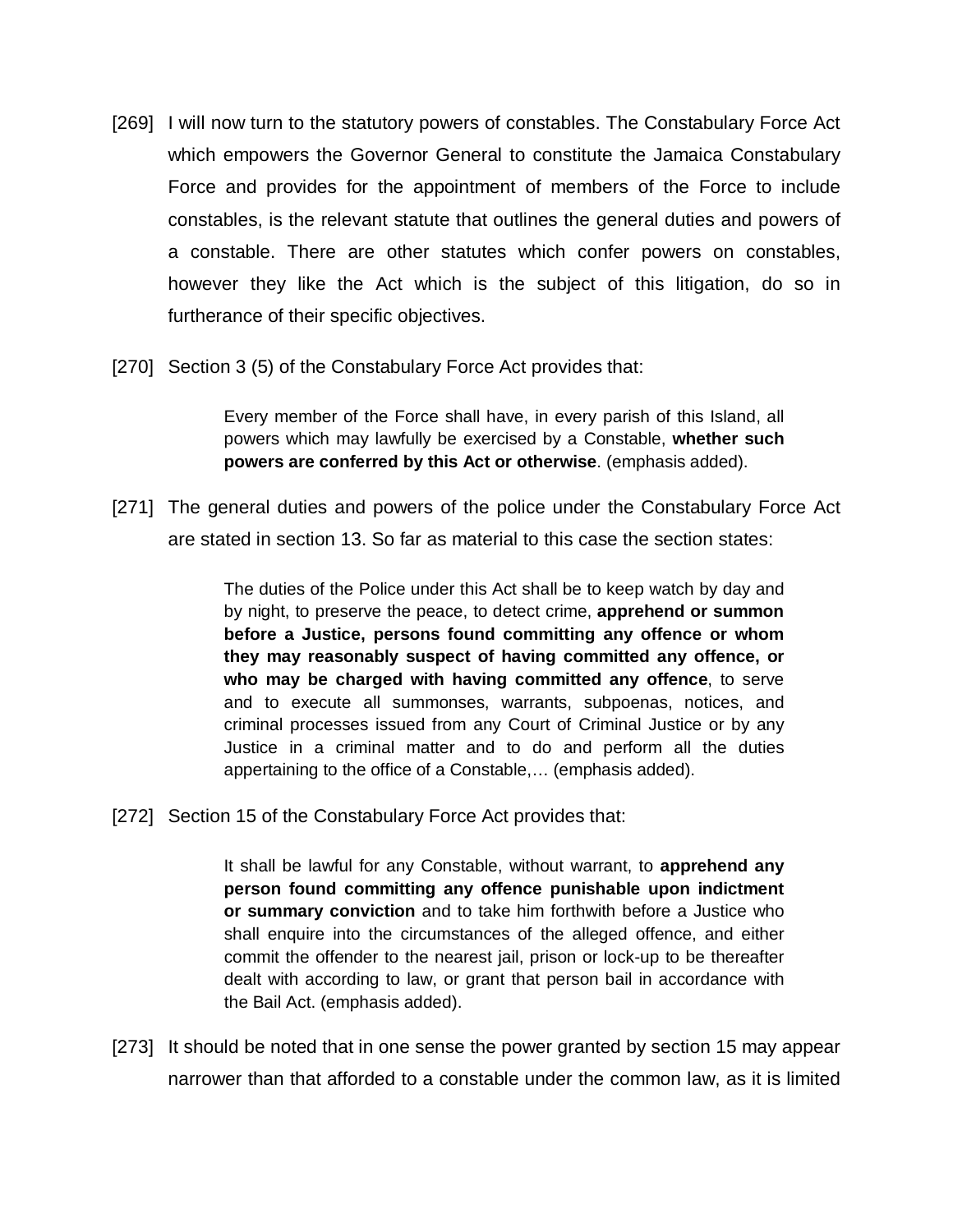[269] I will now turn to the statutory powers of constables. The Constabulary Force Act which empowers the Governor General to constitute the Jamaica Constabulary Force and provides for the appointment of members of the Force to include constables, is the relevant statute that outlines the general duties and powers of a constable. There are other statutes which confer powers on constables, however they like the Act which is the subject of this litigation, do so in furtherance of their specific objectives.

[270] Section 3 (5) of the Constabulary Force Act provides that:

> Every member of the Force shall have, in every parish of this Island, all powers which may lawfully be exercised by a Constable, **whether such powers are conferred by this Act or otherwise**. (emphasis added).

[271] The general duties and powers of the police under the Constabulary Force Act are stated in section 13. So far as material to this case the section states:

> The duties of the Police under this Act shall be to keep watch by day and by night, to preserve the peace, to detect crime, **apprehend or summon before a Justice, persons found committing any offence or whom they may reasonably suspect of having committed any offence, or who may be charged with having committed any offence**, to serve and to execute all summonses, warrants, subpoenas, notices, and criminal processes issued from any Court of Criminal Justice or by any Justice in a criminal matter and to do and perform all the duties appertaining to the office of a Constable,… (emphasis added).

[272] Section 15 of the Constabulary Force Act provides that:

> It shall be lawful for any Constable, without warrant, to **apprehend any person found committing any offence punishable upon indictment or summary conviction** and to take him forthwith before a Justice who shall enquire into the circumstances of the alleged offence, and either commit the offender to the nearest jail, prison or lock-up to be thereafter dealt with according to law, or grant that person bail in accordance with the Bail Act. (emphasis added).

[273] It should be noted that in one sense the power granted by section 15 may appear narrower than that afforded to a constable under the common law, as it is limited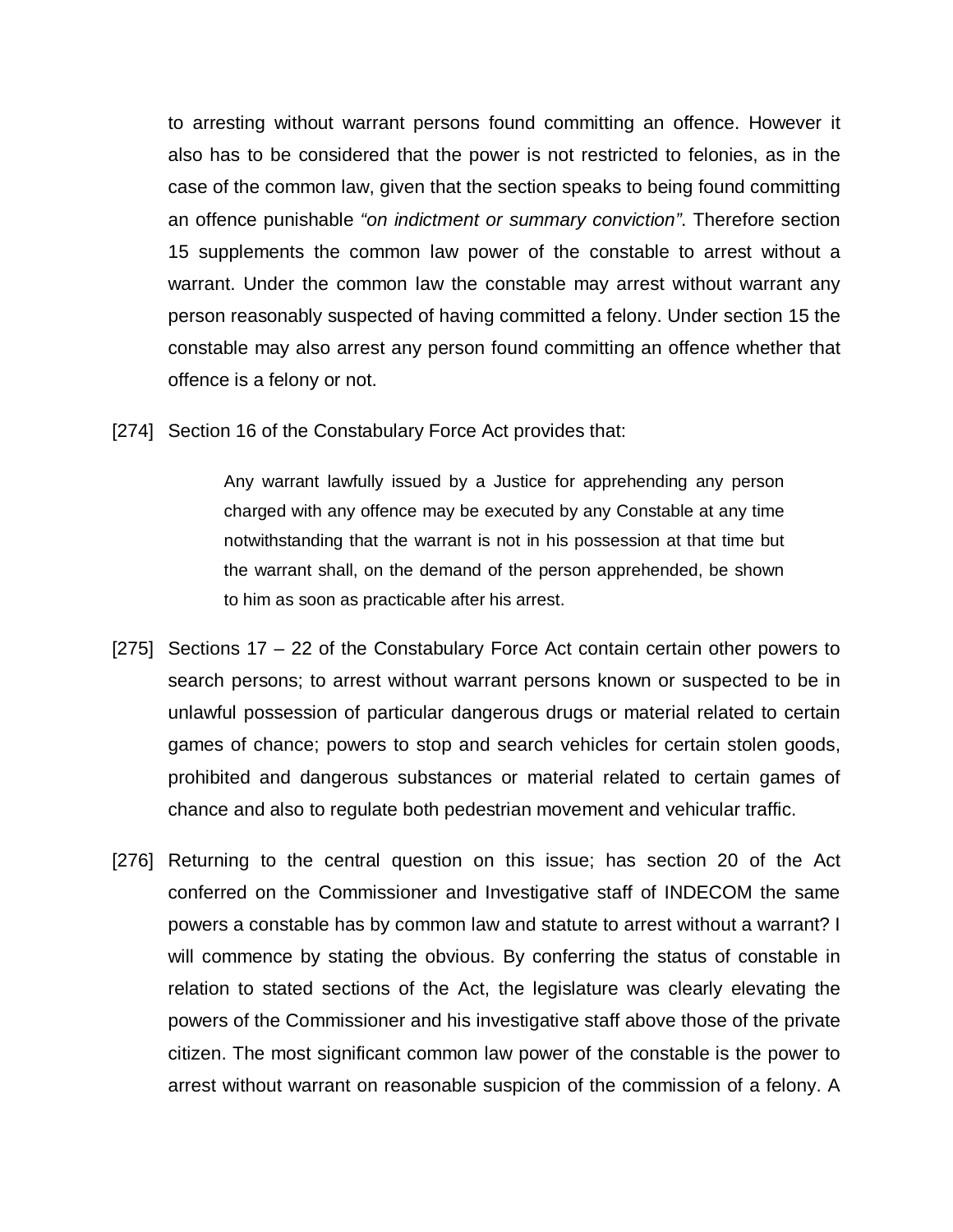to arresting without warrant persons found committing an offence. However it also has to be considered that the power is not restricted to felonies, as in the case of the common law, given that the section speaks to being found committing an offence punishable *"on indictment or summary conviction"*. Therefore section 15 supplements the common law power of the constable to arrest without a warrant. Under the common law the constable may arrest without warrant any person reasonably suspected of having committed a felony. Under section 15 the constable may also arrest any person found committing an offence whether that offence is a felony or not.

[274] Section 16 of the Constabulary Force Act provides that:

> Any warrant lawfully issued by a Justice for apprehending any person charged with any offence may be executed by any Constable at any time notwithstanding that the warrant is not in his possession at that time but the warrant shall, on the demand of the person apprehended, be shown to him as soon as practicable after his arrest.

[275] Sections 17 – 22 of the Constabulary Force Act contain certain other powers to search persons; to arrest without warrant persons known or suspected to be in unlawful possession of particular dangerous drugs or material related to certain games of chance; powers to stop and search vehicles for certain stolen goods, prohibited and dangerous substances or material related to certain games of chance and also to regulate both pedestrian movement and vehicular traffic.

[276] Returning to the central question on this issue; has section 20 of the Act conferred on the Commissioner and Investigative staff of INDECOM the same powers a constable has by common law and statute to arrest without a warrant? I will commence by stating the obvious. By conferring the status of constable in relation to stated sections of the Act, the legislature was clearly elevating the powers of the Commissioner and his investigative staff above those of the private citizen. The most significant common law power of the constable is the power to arrest without warrant on reasonable suspicion of the commission of a felony. A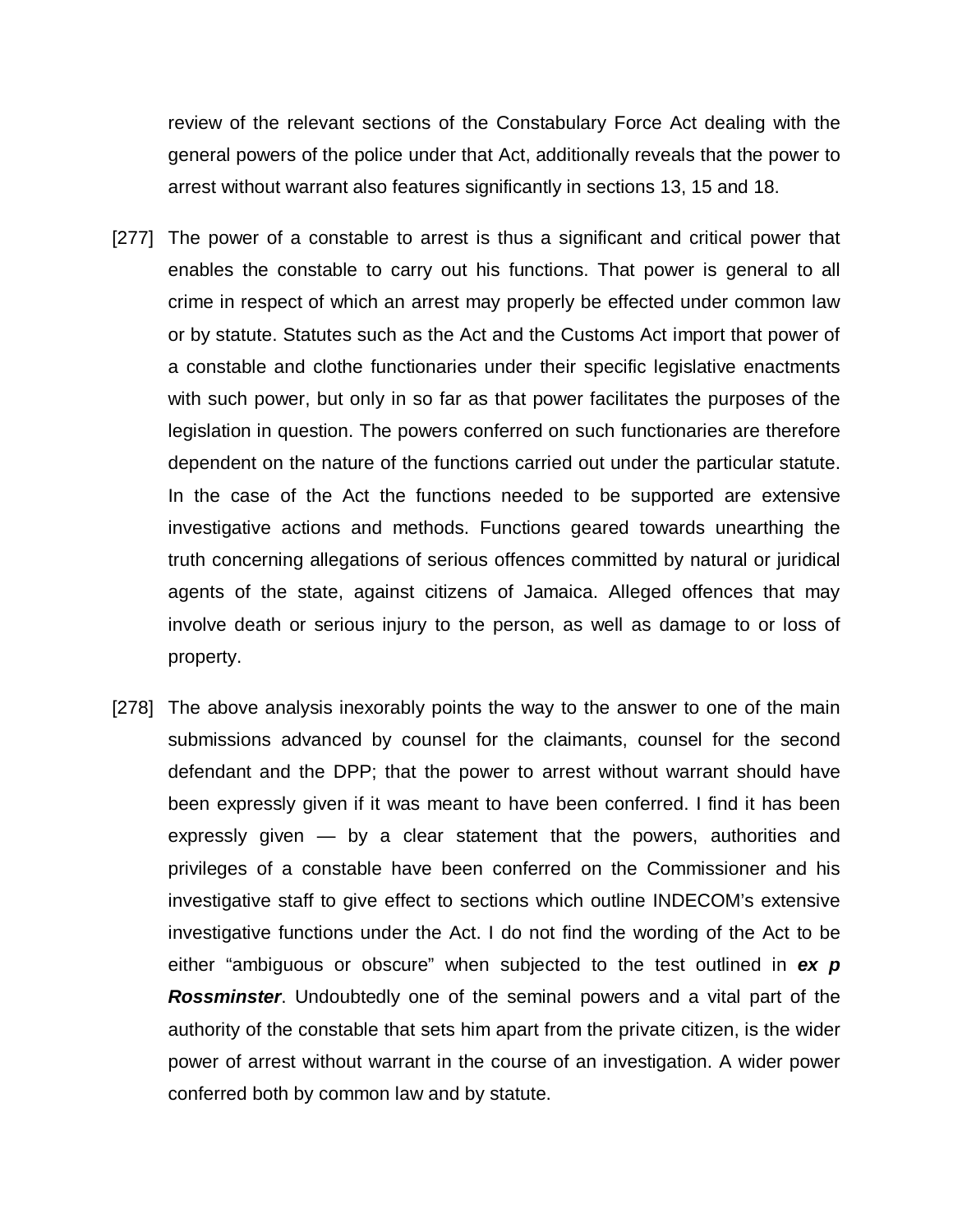review of the relevant sections of the Constabulary Force Act dealing with the general powers of the police under that Act, additionally reveals that the power to arrest without warrant also features significantly in sections 13, 15 and 18.

[277] The power of a constable to arrest is thus a significant and critical power that enables the constable to carry out his functions. That power is general to all crime in respect of which an arrest may properly be effected under common law or by statute. Statutes such as the Act and the Customs Act import that power of a constable and clothe functionaries under their specific legislative enactments with such power, but only in so far as that power facilitates the purposes of the legislation in question. The powers conferred on such functionaries are therefore dependent on the nature of the functions carried out under the particular statute. In the case of the Act the functions needed to be supported are extensive investigative actions and methods. Functions geared towards unearthing the truth concerning allegations of serious offences committed by natural or juridical agents of the state, against citizens of Jamaica. Alleged offences that may involve death or serious injury to the person, as well as damage to or loss of property.

[278] The above analysis inexorably points the way to the answer to one of the main submissions advanced by counsel for the claimants, counsel for the second defendant and the DPP; that the power to arrest without warrant should have been expressly given if it was meant to have been conferred. I find it has been expressly given — by a clear statement that the powers, authorities and privileges of a constable have been conferred on the Commissioner and his investigative staff to give effect to sections which outline INDECOM's extensive investigative functions under the Act. I do not find the wording of the Act to be either "ambiguous or obscure" when subjected to the test outlined in ***ex p Rossminster***. Undoubtedly one of the seminal powers and a vital part of the authority of the constable that sets him apart from the private citizen, is the wider power of arrest without warrant in the course of an investigation. A wider power conferred both by common law and by statute.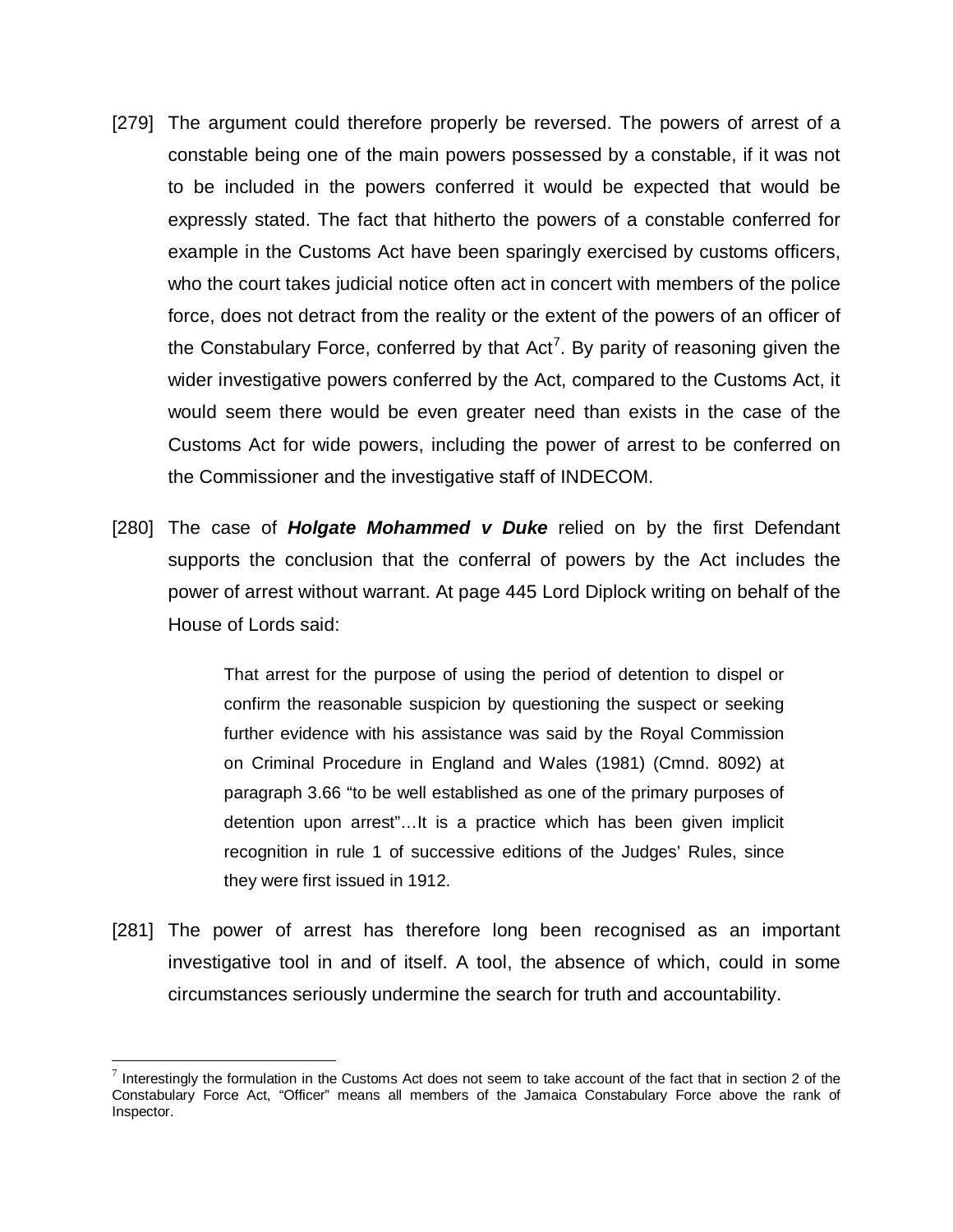[279] The argument could therefore properly be reversed. The powers of arrest of a constable being one of the main powers possessed by a constable, if it was not to be included in the powers conferred it would be expected that would be expressly stated. The fact that hitherto the powers of a constable conferred for example in the Customs Act have been sparingly exercised by customs officers, who the court takes judicial notice often act in concert with members of the police force, does not detract from the reality or the extent of the powers of an officer of the Constabulary Force, conferred by that Act[7]. By parity of reasoning given the wider investigative powers conferred by the Act, compared to the Customs Act, it would seem there would be even greater need than exists in the case of the Customs Act for wide powers, including the power of arrest to be conferred on the Commissioner and the investigative staff of INDECOM.

[280] The case of ***Holgate Mohammed v Duke*** relied on by the first Defendant supports the conclusion that the conferral of powers by the Act includes the power of arrest without warrant. At page 445 Lord Diplock writing on behalf of the House of Lords said:

> That arrest for the purpose of using the period of detention to dispel or confirm the reasonable suspicion by questioning the suspect or seeking further evidence with his assistance was said by the Royal Commission on Criminal Procedure in England and Wales (1981) (Cmnd. 8092) at paragraph 3.66 "to be well established as one of the primary purposes of detention upon arrest"…It is a practice which has been given implicit recognition in rule 1 of successive editions of the Judges' Rules, since they were first issued in 1912.

[281] The power of arrest has therefore long been recognised as an important investigative tool in and of itself. A tool, the absence of which, could in some circumstances seriously undermine the search for truth and accountability.

---

[7] Interestingly the formulation in the Customs Act does not seem to take account of the fact that in section 2 of the Constabulary Force Act, "Officer" means all members of the Jamaica Constabulary Force above the rank of Inspector.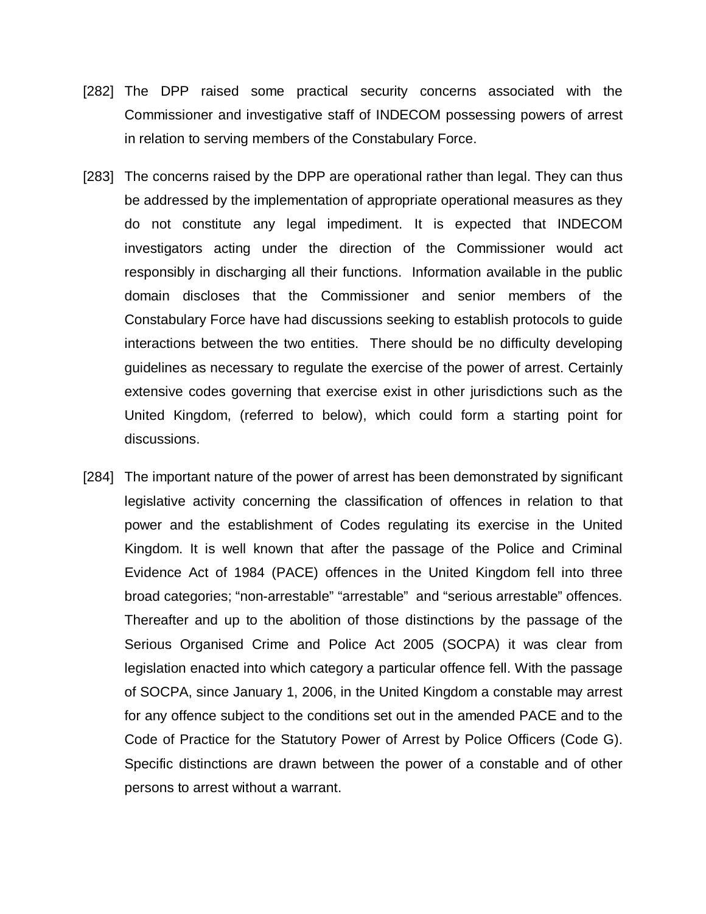[282] The DPP raised some practical security concerns associated with the Commissioner and investigative staff of INDECOM possessing powers of arrest in relation to serving members of the Constabulary Force.

[283] The concerns raised by the DPP are operational rather than legal. They can thus be addressed by the implementation of appropriate operational measures as they do not constitute any legal impediment. It is expected that INDECOM investigators acting under the direction of the Commissioner would act responsibly in discharging all their functions. Information available in the public domain discloses that the Commissioner and senior members of the Constabulary Force have had discussions seeking to establish protocols to guide interactions between the two entities. There should be no difficulty developing guidelines as necessary to regulate the exercise of the power of arrest. Certainly extensive codes governing that exercise exist in other jurisdictions such as the United Kingdom, (referred to below), which could form a starting point for discussions.

[284] The important nature of the power of arrest has been demonstrated by significant legislative activity concerning the classification of offences in relation to that power and the establishment of Codes regulating its exercise in the United Kingdom. It is well known that after the passage of the Police and Criminal Evidence Act of 1984 (PACE) offences in the United Kingdom fell into three broad categories; "non-arrestable" "arrestable" and "serious arrestable" offences. Thereafter and up to the abolition of those distinctions by the passage of the Serious Organised Crime and Police Act 2005 (SOCPA) it was clear from legislation enacted into which category a particular offence fell. With the passage of SOCPA, since January 1, 2006, in the United Kingdom a constable may arrest for any offence subject to the conditions set out in the amended PACE and to the Code of Practice for the Statutory Power of Arrest by Police Officers (Code G). Specific distinctions are drawn between the power of a constable and of other persons to arrest without a warrant.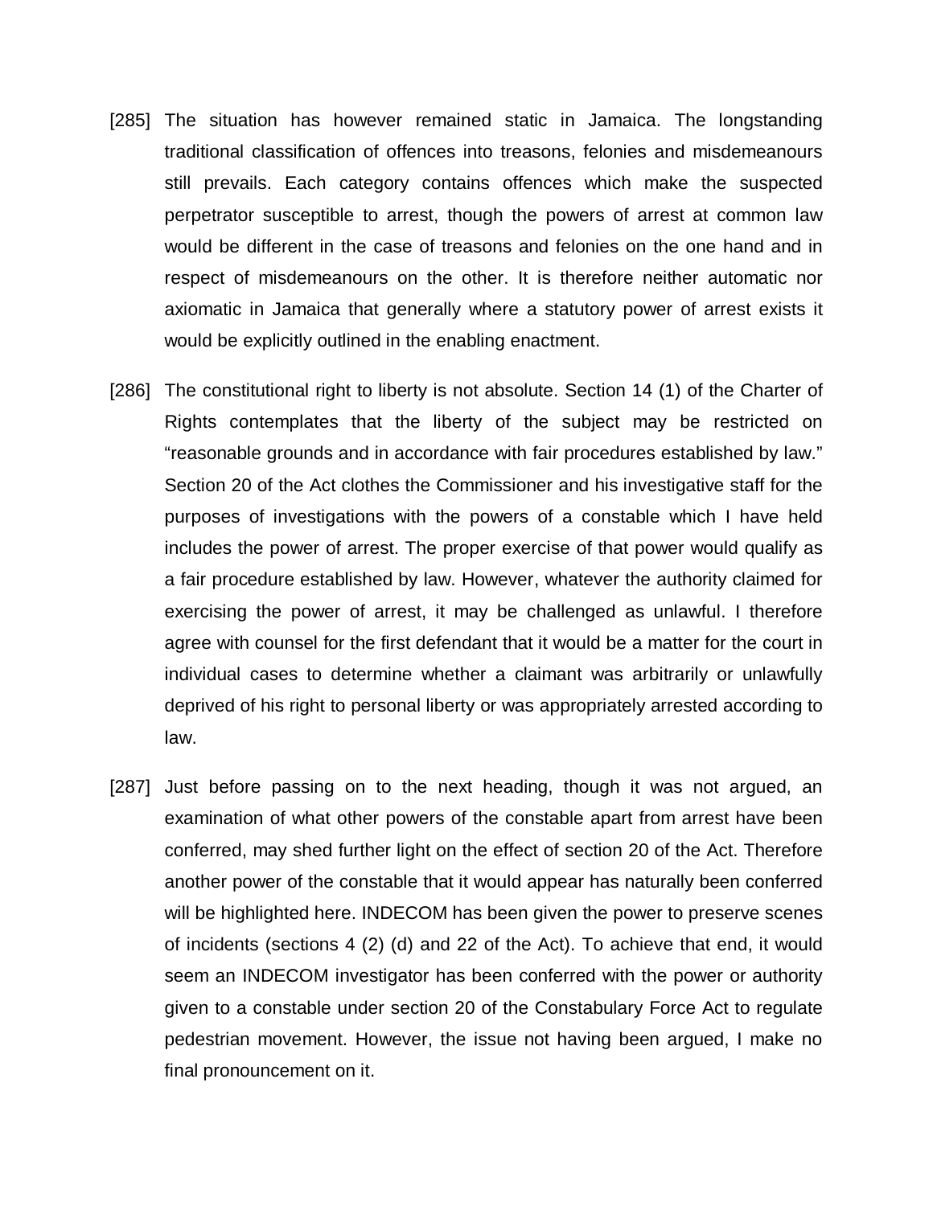[285] The situation has however remained static in Jamaica. The longstanding traditional classification of offences into treasons, felonies and misdemeanours still prevails. Each category contains offences which make the suspected perpetrator susceptible to arrest, though the powers of arrest at common law would be different in the case of treasons and felonies on the one hand and in respect of misdemeanours on the other. It is therefore neither automatic nor axiomatic in Jamaica that generally where a statutory power of arrest exists it would be explicitly outlined in the enabling enactment.

[286] The constitutional right to liberty is not absolute. Section 14 (1) of the Charter of Rights contemplates that the liberty of the subject may be restricted on "reasonable grounds and in accordance with fair procedures established by law." Section 20 of the Act clothes the Commissioner and his investigative staff for the purposes of investigations with the powers of a constable which I have held includes the power of arrest. The proper exercise of that power would qualify as a fair procedure established by law. However, whatever the authority claimed for exercising the power of arrest, it may be challenged as unlawful. I therefore agree with counsel for the first defendant that it would be a matter for the court in individual cases to determine whether a claimant was arbitrarily or unlawfully deprived of his right to personal liberty or was appropriately arrested according to law.

[287] Just before passing on to the next heading, though it was not argued, an examination of what other powers of the constable apart from arrest have been conferred, may shed further light on the effect of section 20 of the Act. Therefore another power of the constable that it would appear has naturally been conferred will be highlighted here. INDECOM has been given the power to preserve scenes of incidents (sections 4 (2) (d) and 22 of the Act). To achieve that end, it would seem an INDECOM investigator has been conferred with the power or authority given to a constable under section 20 of the Constabulary Force Act to regulate pedestrian movement. However, the issue not having been argued, I make no final pronouncement on it.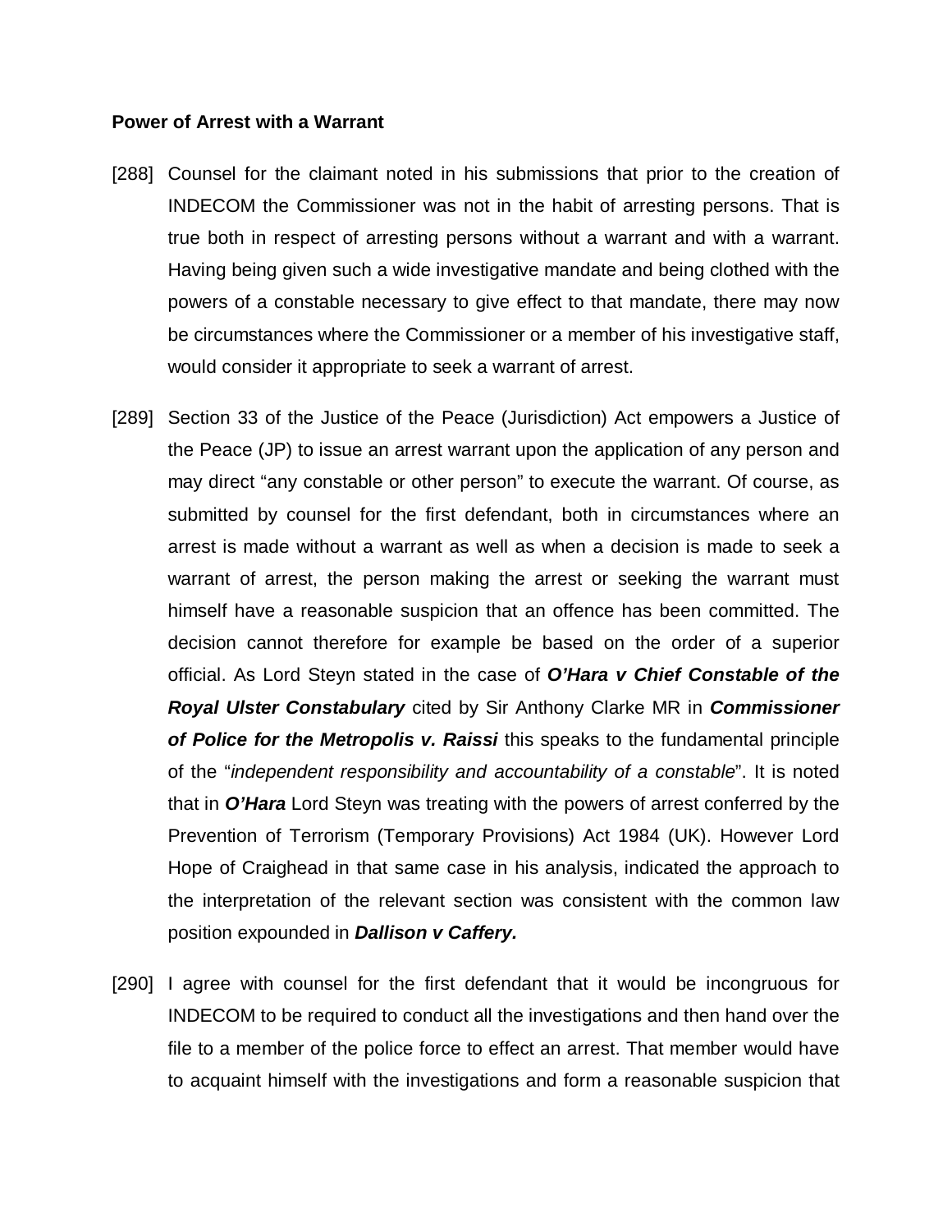**Power of Arrest with a Warrant**

[288] Counsel for the claimant noted in his submissions that prior to the creation of INDECOM the Commissioner was not in the habit of arresting persons. That is true both in respect of arresting persons without a warrant and with a warrant. Having being given such a wide investigative mandate and being clothed with the powers of a constable necessary to give effect to that mandate, there may now be circumstances where the Commissioner or a member of his investigative staff, would consider it appropriate to seek a warrant of arrest.

[289] Section 33 of the Justice of the Peace (Jurisdiction) Act empowers a Justice of the Peace (JP) to issue an arrest warrant upon the application of any person and may direct "any constable or other person" to execute the warrant. Of course, as submitted by counsel for the first defendant, both in circumstances where an arrest is made without a warrant as well as when a decision is made to seek a warrant of arrest, the person making the arrest or seeking the warrant must himself have a reasonable suspicion that an offence has been committed. The decision cannot therefore for example be based on the order of a superior official. As Lord Steyn stated in the case of ***O'Hara v Chief Constable of the Royal Ulster Constabulary*** cited by Sir Anthony Clarke MR in ***Commissioner of Police for the Metropolis v. Raissi*** this speaks to the fundamental principle of the "*independent responsibility and accountability of a constable*". It is noted that in ***O'Hara*** Lord Steyn was treating with the powers of arrest conferred by the Prevention of Terrorism (Temporary Provisions) Act 1984 (UK). However Lord Hope of Craighead in that same case in his analysis, indicated the approach to the interpretation of the relevant section was consistent with the common law position expounded in ***Dallison v Caffery.***

[290] I agree with counsel for the first defendant that it would be incongruous for INDECOM to be required to conduct all the investigations and then hand over the file to a member of the police force to effect an arrest. That member would have to acquaint himself with the investigations and form a reasonable suspicion that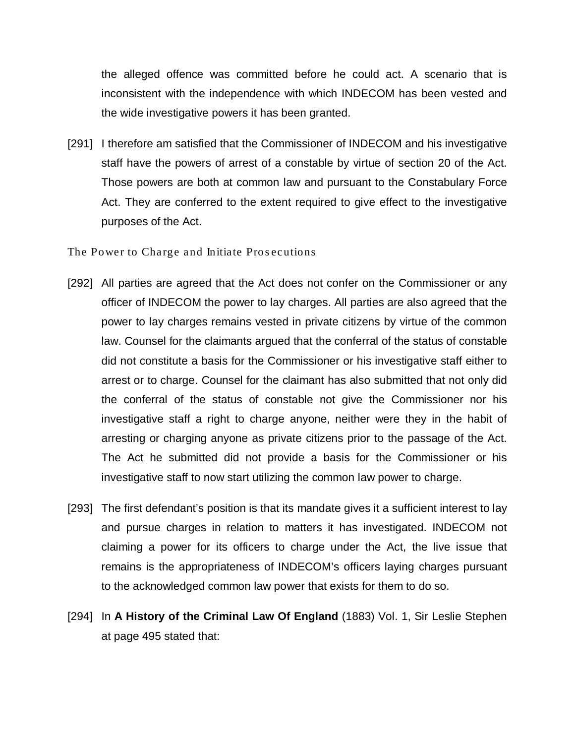the alleged offence was committed before he could act. A scenario that is inconsistent with the independence with which INDECOM has been vested and the wide investigative powers it has been granted.

[291] I therefore am satisfied that the Commissioner of INDECOM and his investigative staff have the powers of arrest of a constable by virtue of section 20 of the Act. Those powers are both at common law and pursuant to the Constabulary Force Act. They are conferred to the extent required to give effect to the investigative purposes of the Act.

### The Power to Charge and Initiate Prosecutions

[292] All parties are agreed that the Act does not confer on the Commissioner or any officer of INDECOM the power to lay charges. All parties are also agreed that the power to lay charges remains vested in private citizens by virtue of the common law. Counsel for the claimants argued that the conferral of the status of constable did not constitute a basis for the Commissioner or his investigative staff either to arrest or to charge. Counsel for the claimant has also submitted that not only did the conferral of the status of constable not give the Commissioner nor his investigative staff a right to charge anyone, neither were they in the habit of arresting or charging anyone as private citizens prior to the passage of the Act. The Act he submitted did not provide a basis for the Commissioner or his investigative staff to now start utilizing the common law power to charge.

[293] The first defendant's position is that its mandate gives it a sufficient interest to lay and pursue charges in relation to matters it has investigated. INDECOM not claiming a power for its officers to charge under the Act, the live issue that remains is the appropriateness of INDECOM's officers laying charges pursuant to the acknowledged common law power that exists for them to do so.

[294] In **A History of the Criminal Law Of England** (1883) Vol. 1, Sir Leslie Stephen at page 495 stated that: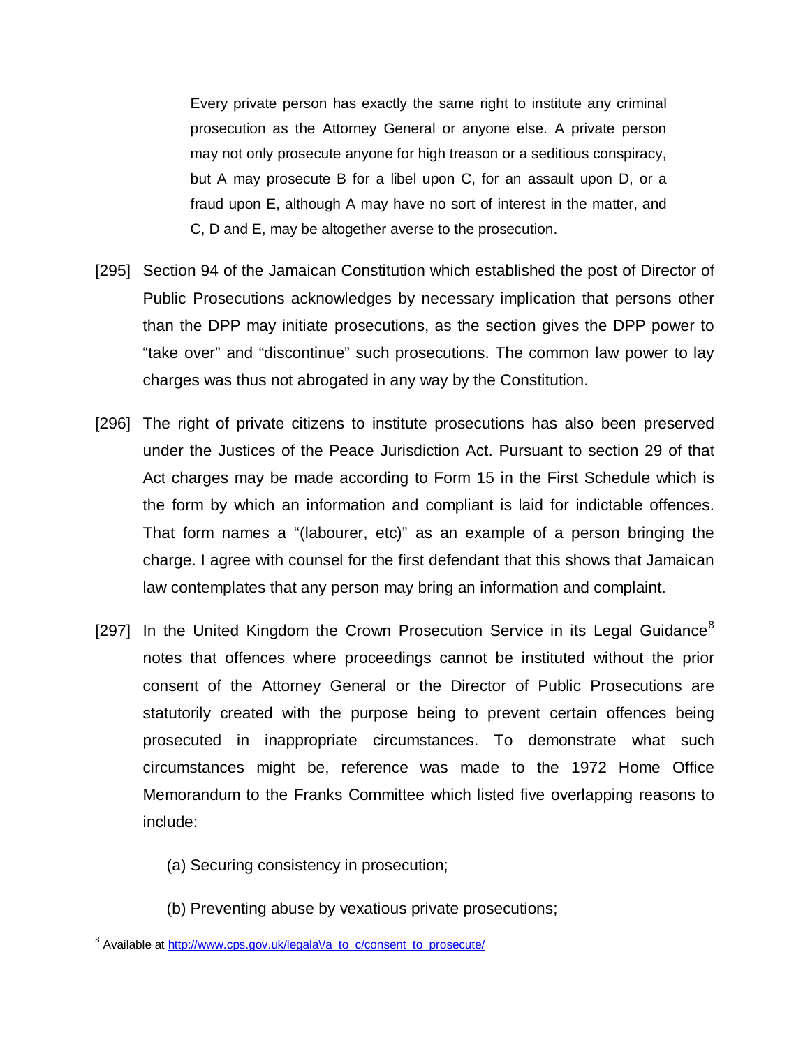> Every private person has exactly the same right to institute any criminal prosecution as the Attorney General or anyone else. A private person may not only prosecute anyone for high treason or a seditious conspiracy, but A may prosecute B for a libel upon C, for an assault upon D, or a fraud upon E, although A may have no sort of interest in the matter, and C, D and E, may be altogether averse to the prosecution.

[295] Section 94 of the Jamaican Constitution which established the post of Director of Public Prosecutions acknowledges by necessary implication that persons other than the DPP may initiate prosecutions, as the section gives the DPP power to "take over" and "discontinue" such prosecutions. The common law power to lay charges was thus not abrogated in any way by the Constitution.

[296] The right of private citizens to institute prosecutions has also been preserved under the Justices of the Peace Jurisdiction Act. Pursuant to section 29 of that Act charges may be made according to Form 15 in the First Schedule which is the form by which an information and compliant is laid for indictable offences. That form names a "(labourer, etc)" as an example of a person bringing the charge. I agree with counsel for the first defendant that this shows that Jamaican law contemplates that any person may bring an information and complaint.

[297] In the United Kingdom the Crown Prosecution Service in its Legal Guidance[8] notes that offences where proceedings cannot be instituted without the prior consent of the Attorney General or the Director of Public Prosecutions are statutorily created with the purpose being to prevent certain offences being prosecuted in inappropriate circumstances. To demonstrate what such circumstances might be, reference was made to the 1972 Home Office Memorandum to the Franks Committee which listed five overlapping reasons to include:

(a) Securing consistency in prosecution;

(b) Preventing abuse by vexatious private prosecutions;

---

[8] Available at http://www.cps.gov.uk/legala\/a_to_c/consent_to_prosecute/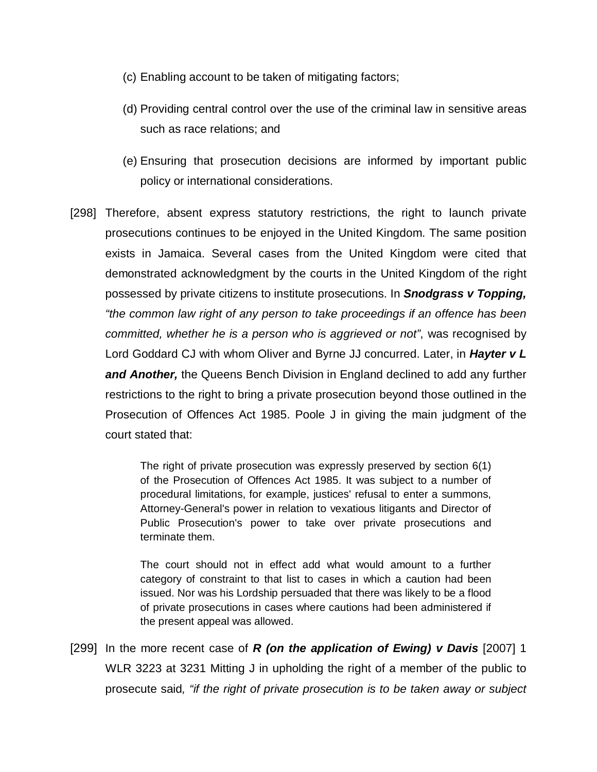(c) Enabling account to be taken of mitigating factors;

(d) Providing central control over the use of the criminal law in sensitive areas such as race relations; and

(e) Ensuring that prosecution decisions are informed by important public policy or international considerations.

[298] Therefore, absent express statutory restrictions, the right to launch private prosecutions continues to be enjoyed in the United Kingdom. The same position exists in Jamaica. Several cases from the United Kingdom were cited that demonstrated acknowledgment by the courts in the United Kingdom of the right possessed by private citizens to institute prosecutions. In ***Snodgrass v Topping,*** *"the common law right of any person to take proceedings if an offence has been committed, whether he is a person who is aggrieved or not"*, was recognised by Lord Goddard CJ with whom Oliver and Byrne JJ concurred. Later, in ***Hayter v L and Another,*** the Queens Bench Division in England declined to add any further restrictions to the right to bring a private prosecution beyond those outlined in the Prosecution of Offences Act 1985. Poole J in giving the main judgment of the court stated that:

> The right of private prosecution was expressly preserved by section 6(1) of the Prosecution of Offences Act 1985. It was subject to a number of procedural limitations, for example, justices' refusal to enter a summons, Attorney-General's power in relation to vexatious litigants and Director of Public Prosecution's power to take over private prosecutions and terminate them.
>
> The court should not in effect add what would amount to a further category of constraint to that list to cases in which a caution had been issued. Nor was his Lordship persuaded that there was likely to be a flood of private prosecutions in cases where cautions had been administered if the present appeal was allowed.

[299] In the more recent case of ***R (on the application of Ewing) v Davis*** [2007] 1 WLR 3223 at 3231 Mitting J in upholding the right of a member of the public to prosecute said*, "if the right of private prosecution is to be taken away or subject*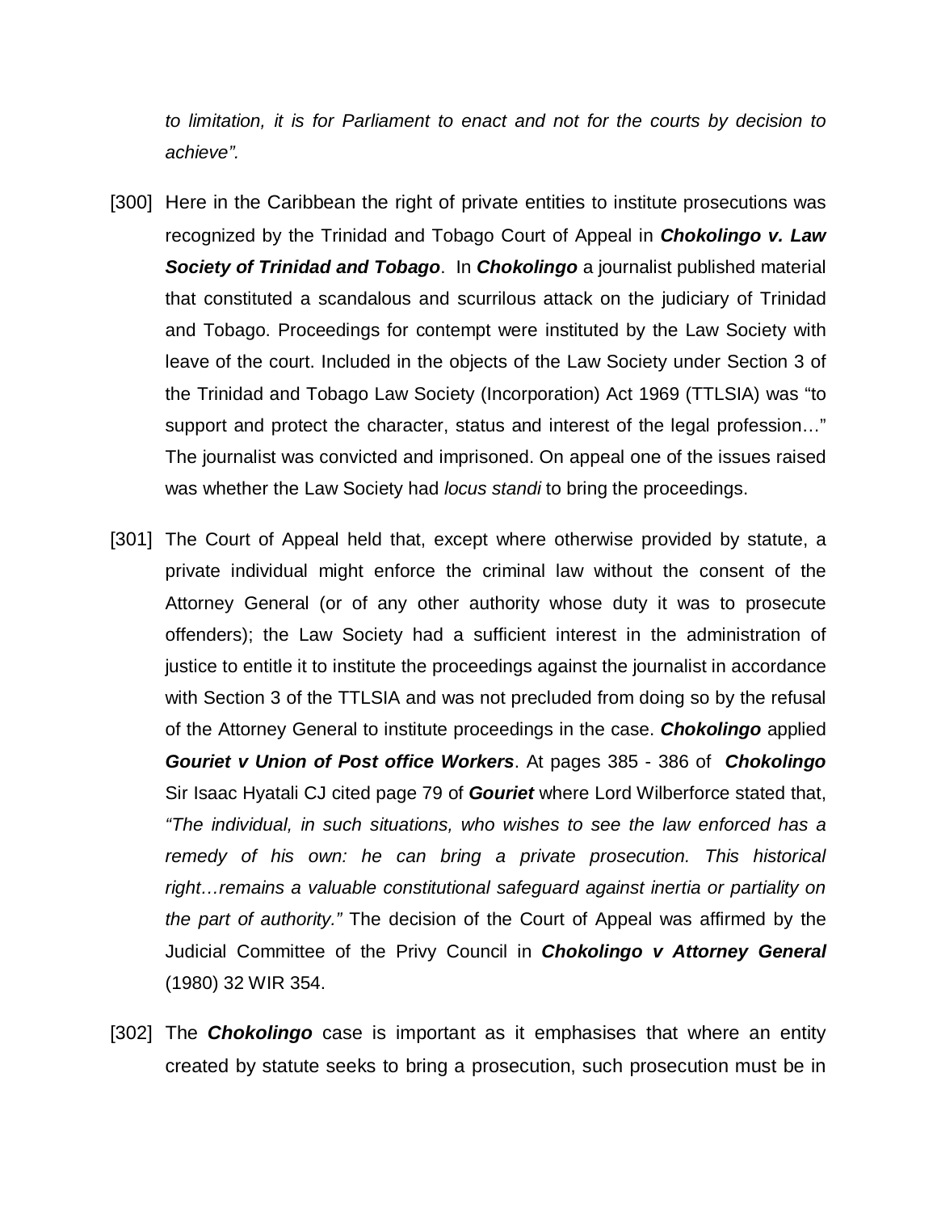*to limitation, it is for Parliament to enact and not for the courts by decision to achieve".*

[300] Here in the Caribbean the right of private entities to institute prosecutions was recognized by the Trinidad and Tobago Court of Appeal in ***Chokolingo v. Law Society of Trinidad and Tobago***. In ***Chokolingo*** a journalist published material that constituted a scandalous and scurrilous attack on the judiciary of Trinidad and Tobago. Proceedings for contempt were instituted by the Law Society with leave of the court. Included in the objects of the Law Society under Section 3 of the Trinidad and Tobago Law Society (Incorporation) Act 1969 (TTLSIA) was "to support and protect the character, status and interest of the legal profession…" The journalist was convicted and imprisoned. On appeal one of the issues raised was whether the Law Society had *locus standi* to bring the proceedings.

[301] The Court of Appeal held that, except where otherwise provided by statute, a private individual might enforce the criminal law without the consent of the Attorney General (or of any other authority whose duty it was to prosecute offenders); the Law Society had a sufficient interest in the administration of justice to entitle it to institute the proceedings against the journalist in accordance with Section 3 of the TTLSIA and was not precluded from doing so by the refusal of the Attorney General to institute proceedings in the case. ***Chokolingo*** applied ***Gouriet v Union of Post office Workers***. At pages 385 - 386 of ***Chokolingo*** Sir Isaac Hyatali CJ cited page 79 of ***Gouriet*** where Lord Wilberforce stated that, *"The individual, in such situations, who wishes to see the law enforced has a remedy of his own: he can bring a private prosecution. This historical right…remains a valuable constitutional safeguard against inertia or partiality on the part of authority."* The decision of the Court of Appeal was affirmed by the Judicial Committee of the Privy Council in ***Chokolingo v Attorney General*** (1980) 32 WIR 354.

[302] The ***Chokolingo*** case is important as it emphasises that where an entity created by statute seeks to bring a prosecution, such prosecution must be in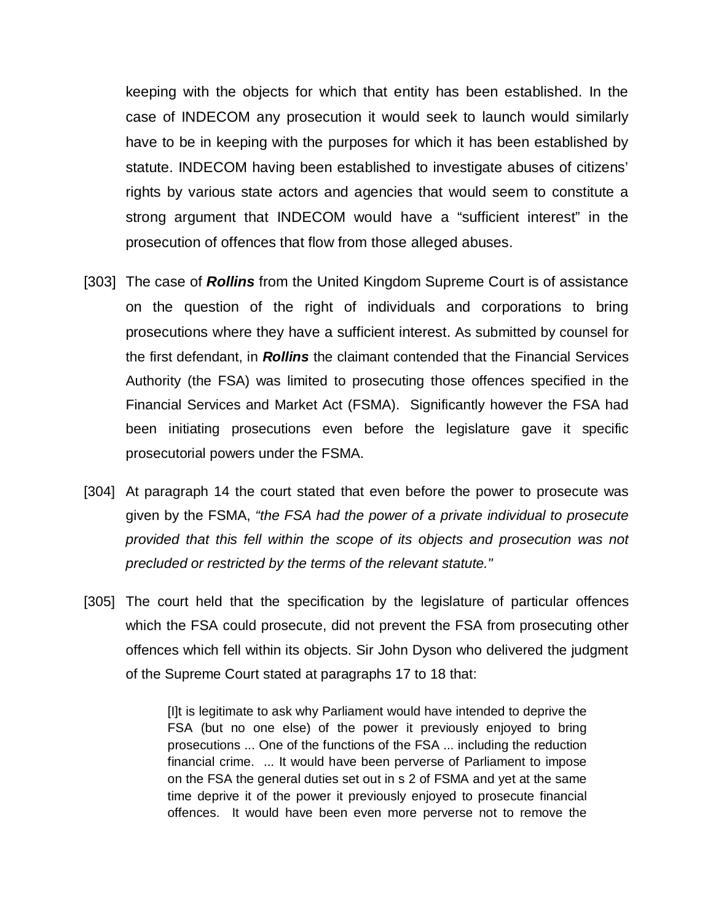keeping with the objects for which that entity has been established. In the case of INDECOM any prosecution it would seek to launch would similarly have to be in keeping with the purposes for which it has been established by statute. INDECOM having been established to investigate abuses of citizens' rights by various state actors and agencies that would seem to constitute a strong argument that INDECOM would have a "sufficient interest" in the prosecution of offences that flow from those alleged abuses.

[303] The case of ***Rollins*** from the United Kingdom Supreme Court is of assistance on the question of the right of individuals and corporations to bring prosecutions where they have a sufficient interest. As submitted by counsel for the first defendant, in ***Rollins*** the claimant contended that the Financial Services Authority (the FSA) was limited to prosecuting those offences specified in the Financial Services and Market Act (FSMA). Significantly however the FSA had been initiating prosecutions even before the legislature gave it specific prosecutorial powers under the FSMA.

[304] At paragraph 14 the court stated that even before the power to prosecute was given by the FSMA, *"the FSA had the power of a private individual to prosecute provided that this fell within the scope of its objects and prosecution was not precluded or restricted by the terms of the relevant statute."*

[305] The court held that the specification by the legislature of particular offences which the FSA could prosecute, did not prevent the FSA from prosecuting other offences which fell within its objects. Sir John Dyson who delivered the judgment of the Supreme Court stated at paragraphs 17 to 18 that:

> [I]t is legitimate to ask why Parliament would have intended to deprive the FSA (but no one else) of the power it previously enjoyed to bring prosecutions ... One of the functions of the FSA ... including the reduction financial crime. ... It would have been perverse of Parliament to impose on the FSA the general duties set out in s 2 of FSMA and yet at the same time deprive it of the power it previously enjoyed to prosecute financial offences. It would have been even more perverse not to remove the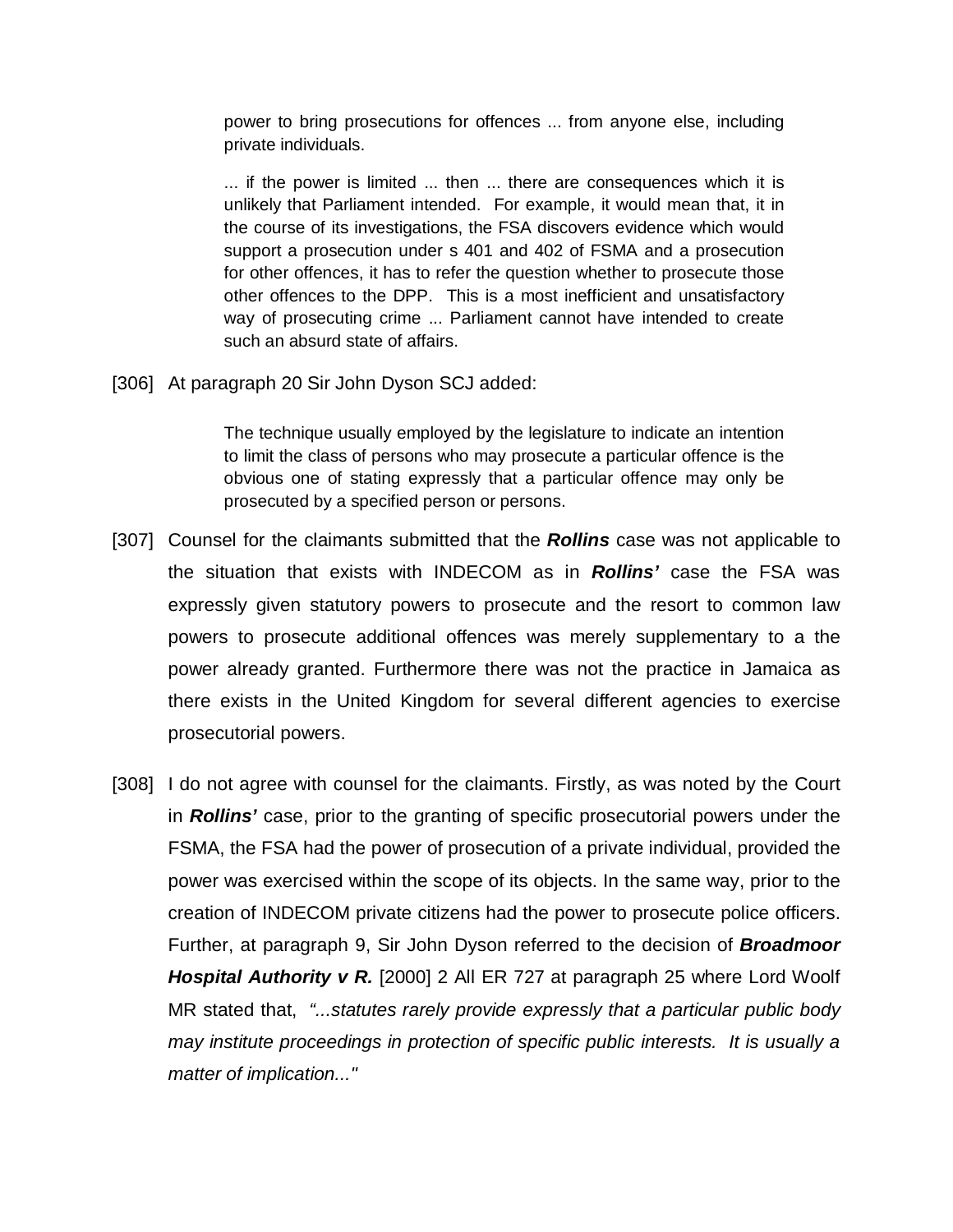> power to bring prosecutions for offences ... from anyone else, including private individuals.
>
> ... if the power is limited ... then ... there are consequences which it is unlikely that Parliament intended. For example, it would mean that, it in the course of its investigations, the FSA discovers evidence which would support a prosecution under s 401 and 402 of FSMA and a prosecution for other offences, it has to refer the question whether to prosecute those other offences to the DPP. This is a most inefficient and unsatisfactory way of prosecuting crime ... Parliament cannot have intended to create such an absurd state of affairs.

[306] At paragraph 20 Sir John Dyson SCJ added:

> The technique usually employed by the legislature to indicate an intention to limit the class of persons who may prosecute a particular offence is the obvious one of stating expressly that a particular offence may only be prosecuted by a specified person or persons.

[307] Counsel for the claimants submitted that the ***Rollins*** case was not applicable to the situation that exists with INDECOM as in ***Rollins'*** case the FSA was expressly given statutory powers to prosecute and the resort to common law powers to prosecute additional offences was merely supplementary to a the power already granted. Furthermore there was not the practice in Jamaica as there exists in the United Kingdom for several different agencies to exercise prosecutorial powers.

[308] I do not agree with counsel for the claimants. Firstly, as was noted by the Court in ***Rollins'*** case, prior to the granting of specific prosecutorial powers under the FSMA, the FSA had the power of prosecution of a private individual, provided the power was exercised within the scope of its objects. In the same way, prior to the creation of INDECOM private citizens had the power to prosecute police officers. Further, at paragraph 9, Sir John Dyson referred to the decision of ***Broadmoor Hospital Authority v R.*** [2000] 2 All ER 727 at paragraph 25 where Lord Woolf MR stated that, *"...statutes rarely provide expressly that a particular public body may institute proceedings in protection of specific public interests. It is usually a matter of implication..."*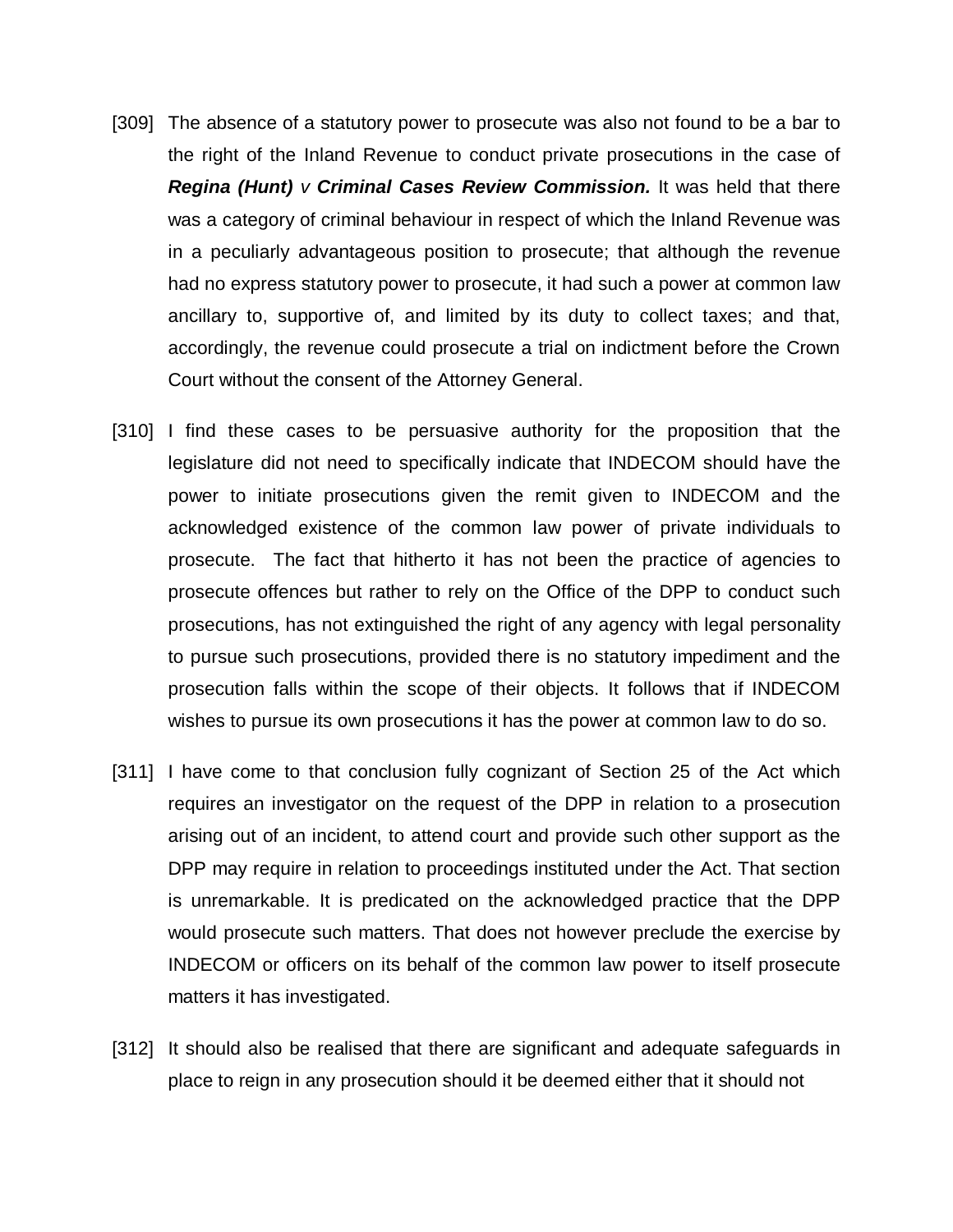[309] The absence of a statutory power to prosecute was also not found to be a bar to the right of the Inland Revenue to conduct private prosecutions in the case of ***Regina (Hunt)*** *v* ***Criminal Cases Review Commission.*** It was held that there was a category of criminal behaviour in respect of which the Inland Revenue was in a peculiarly advantageous position to prosecute; that although the revenue had no express statutory power to prosecute, it had such a power at common law ancillary to, supportive of, and limited by its duty to collect taxes; and that, accordingly, the revenue could prosecute a trial on indictment before the Crown Court without the consent of the Attorney General.

[310] I find these cases to be persuasive authority for the proposition that the legislature did not need to specifically indicate that INDECOM should have the power to initiate prosecutions given the remit given to INDECOM and the acknowledged existence of the common law power of private individuals to prosecute. The fact that hitherto it has not been the practice of agencies to prosecute offences but rather to rely on the Office of the DPP to conduct such prosecutions, has not extinguished the right of any agency with legal personality to pursue such prosecutions, provided there is no statutory impediment and the prosecution falls within the scope of their objects. It follows that if INDECOM wishes to pursue its own prosecutions it has the power at common law to do so.

[311] I have come to that conclusion fully cognizant of Section 25 of the Act which requires an investigator on the request of the DPP in relation to a prosecution arising out of an incident, to attend court and provide such other support as the DPP may require in relation to proceedings instituted under the Act. That section is unremarkable. It is predicated on the acknowledged practice that the DPP would prosecute such matters. That does not however preclude the exercise by INDECOM or officers on its behalf of the common law power to itself prosecute matters it has investigated.

[312] It should also be realised that there are significant and adequate safeguards in place to reign in any prosecution should it be deemed either that it should not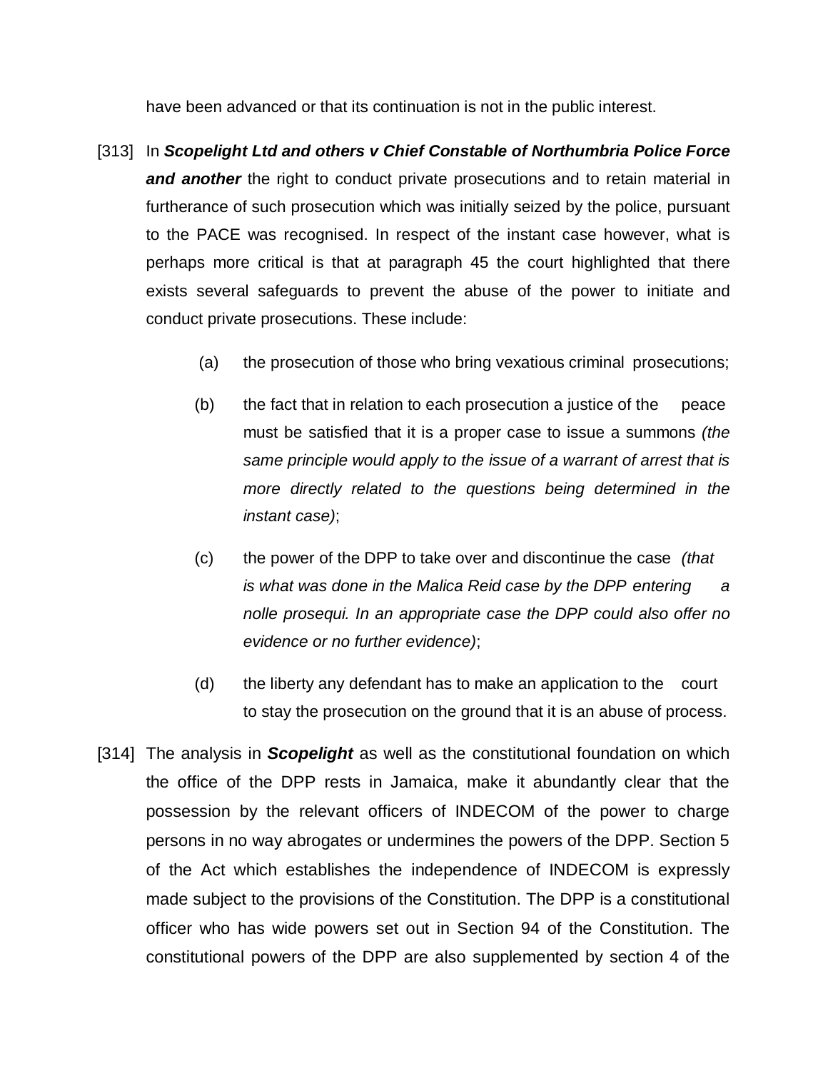have been advanced or that its continuation is not in the public interest.

[313] In ***Scopelight Ltd and others v Chief Constable of Northumbria Police Force and another*** the right to conduct private prosecutions and to retain material in furtherance of such prosecution which was initially seized by the police, pursuant to the PACE was recognised. In respect of the instant case however, what is perhaps more critical is that at paragraph 45 the court highlighted that there exists several safeguards to prevent the abuse of the power to initiate and conduct private prosecutions. These include:

(a) the prosecution of those who bring vexatious criminal prosecutions;

(b) the fact that in relation to each prosecution a justice of the peace must be satisfied that it is a proper case to issue a summons *(the same principle would apply to the issue of a warrant of arrest that is more directly related to the questions being determined in the instant case)*;

(c) the power of the DPP to take over and discontinue the case *(that is what was done in the Malica Reid case by the DPP entering a nolle prosequi. In an appropriate case the DPP could also offer no evidence or no further evidence)*;

(d) the liberty any defendant has to make an application to the court to stay the prosecution on the ground that it is an abuse of process.

[314] The analysis in ***Scopelight*** as well as the constitutional foundation on which the office of the DPP rests in Jamaica, make it abundantly clear that the possession by the relevant officers of INDECOM of the power to charge persons in no way abrogates or undermines the powers of the DPP. Section 5 of the Act which establishes the independence of INDECOM is expressly made subject to the provisions of the Constitution. The DPP is a constitutional officer who has wide powers set out in Section 94 of the Constitution. The constitutional powers of the DPP are also supplemented by section 4 of the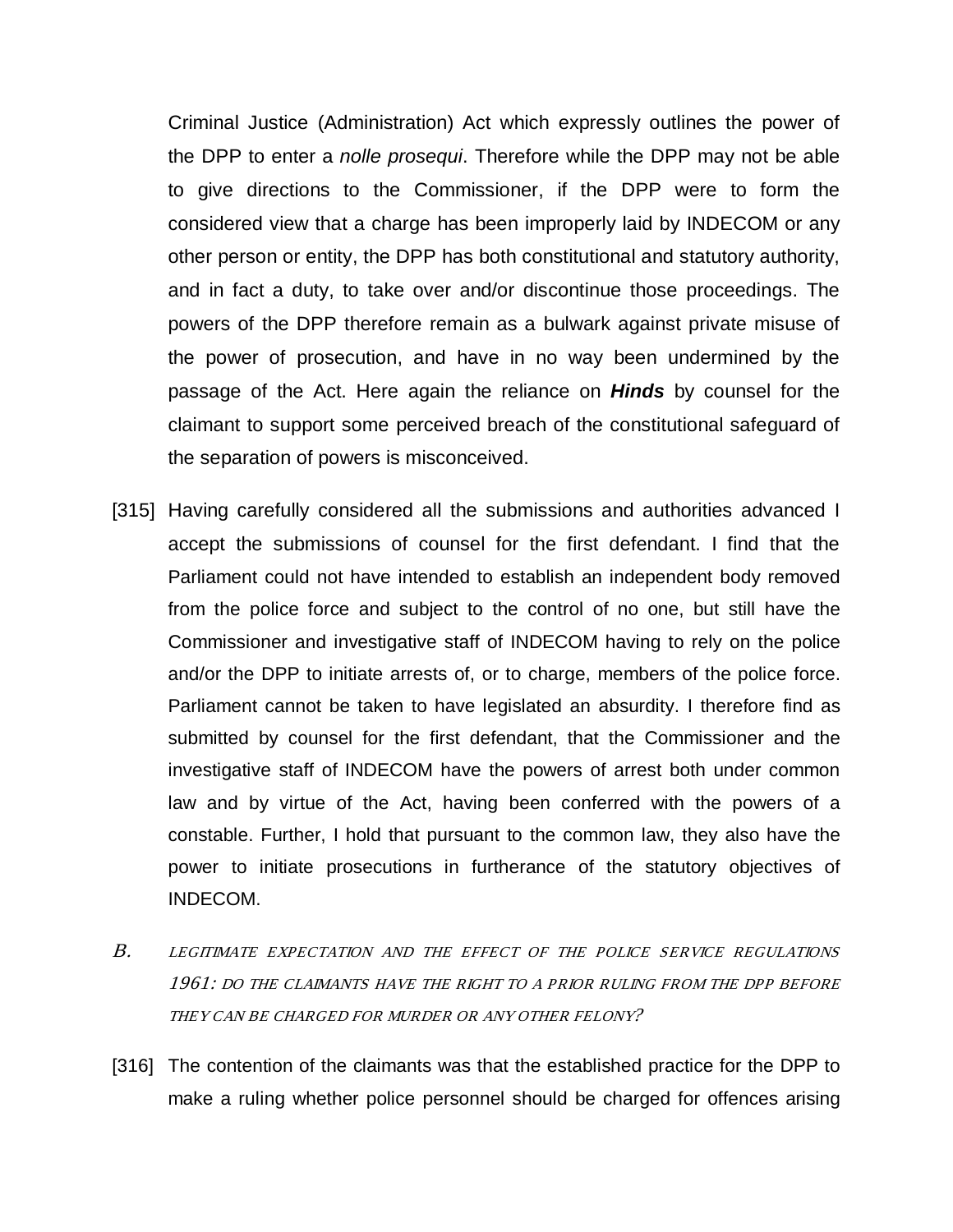Criminal Justice (Administration) Act which expressly outlines the power of the DPP to enter a *nolle prosequi*. Therefore while the DPP may not be able to give directions to the Commissioner, if the DPP were to form the considered view that a charge has been improperly laid by INDECOM or any other person or entity, the DPP has both constitutional and statutory authority, and in fact a duty, to take over and/or discontinue those proceedings. The powers of the DPP therefore remain as a bulwark against private misuse of the power of prosecution, and have in no way been undermined by the passage of the Act. Here again the reliance on ***Hinds*** by counsel for the claimant to support some perceived breach of the constitutional safeguard of the separation of powers is misconceived.

[315] Having carefully considered all the submissions and authorities advanced I accept the submissions of counsel for the first defendant. I find that the Parliament could not have intended to establish an independent body removed from the police force and subject to the control of no one, but still have the Commissioner and investigative staff of INDECOM having to rely on the police and/or the DPP to initiate arrests of, or to charge, members of the police force. Parliament cannot be taken to have legislated an absurdity. I therefore find as submitted by counsel for the first defendant, that the Commissioner and the investigative staff of INDECOM have the powers of arrest both under common law and by virtue of the Act, having been conferred with the powers of a constable. Further, I hold that pursuant to the common law, they also have the power to initiate prosecutions in furtherance of the statutory objectives of INDECOM.

### *B. LEGITIMATE EXPECTATION AND THE EFFECT OF THE POLICE SERVICE REGULATIONS 1961: DO THE CLAIMANTS HAVE THE RIGHT TO A PRIOR RULING FROM THE DPP BEFORE THEY CAN BE CHARGED FOR MURDER OR ANY OTHER FELONY?*

[316] The contention of the claimants was that the established practice for the DPP to make a ruling whether police personnel should be charged for offences arising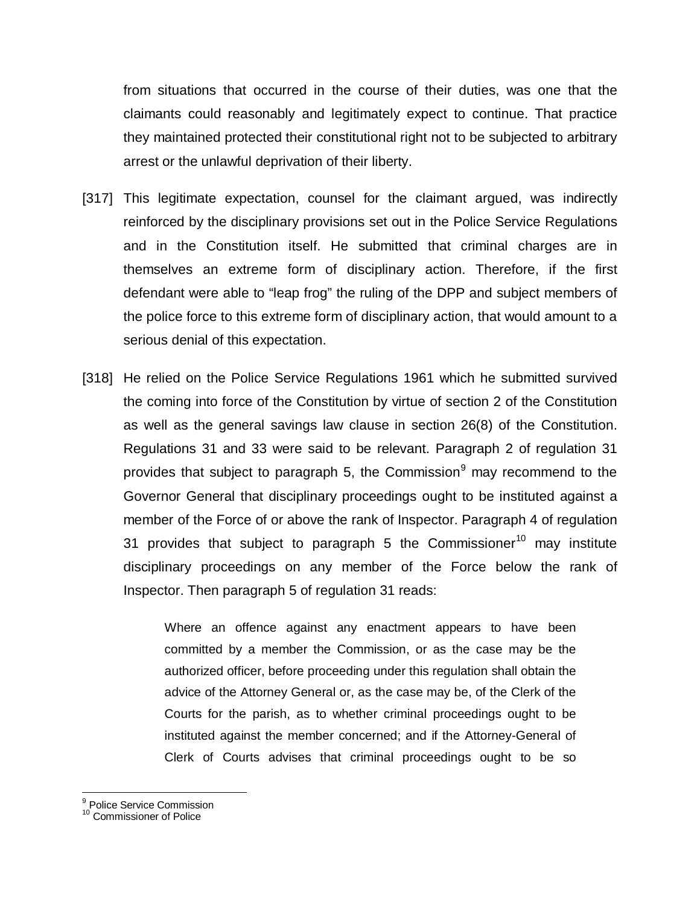from situations that occurred in the course of their duties, was one that the claimants could reasonably and legitimately expect to continue. That practice they maintained protected their constitutional right not to be subjected to arbitrary arrest or the unlawful deprivation of their liberty.

[317] This legitimate expectation, counsel for the claimant argued, was indirectly reinforced by the disciplinary provisions set out in the Police Service Regulations and in the Constitution itself. He submitted that criminal charges are in themselves an extreme form of disciplinary action. Therefore, if the first defendant were able to "leap frog" the ruling of the DPP and subject members of the police force to this extreme form of disciplinary action, that would amount to a serious denial of this expectation.

[318] He relied on the Police Service Regulations 1961 which he submitted survived the coming into force of the Constitution by virtue of section 2 of the Constitution as well as the general savings law clause in section 26(8) of the Constitution. Regulations 31 and 33 were said to be relevant. Paragraph 2 of regulation 31 provides that subject to paragraph 5, the Commission[9] may recommend to the Governor General that disciplinary proceedings ought to be instituted against a member of the Force of or above the rank of Inspector. Paragraph 4 of regulation 31 provides that subject to paragraph 5 the Commissioner[10] may institute disciplinary proceedings on any member of the Force below the rank of Inspector. Then paragraph 5 of regulation 31 reads:

> Where an offence against any enactment appears to have been committed by a member the Commission, or as the case may be the authorized officer, before proceeding under this regulation shall obtain the advice of the Attorney General or, as the case may be, of the Clerk of the Courts for the parish, as to whether criminal proceedings ought to be instituted against the member concerned; and if the Attorney-General of Clerk of Courts advises that criminal proceedings ought to be so

[9] Police Service Commission
[10] Commissioner of Police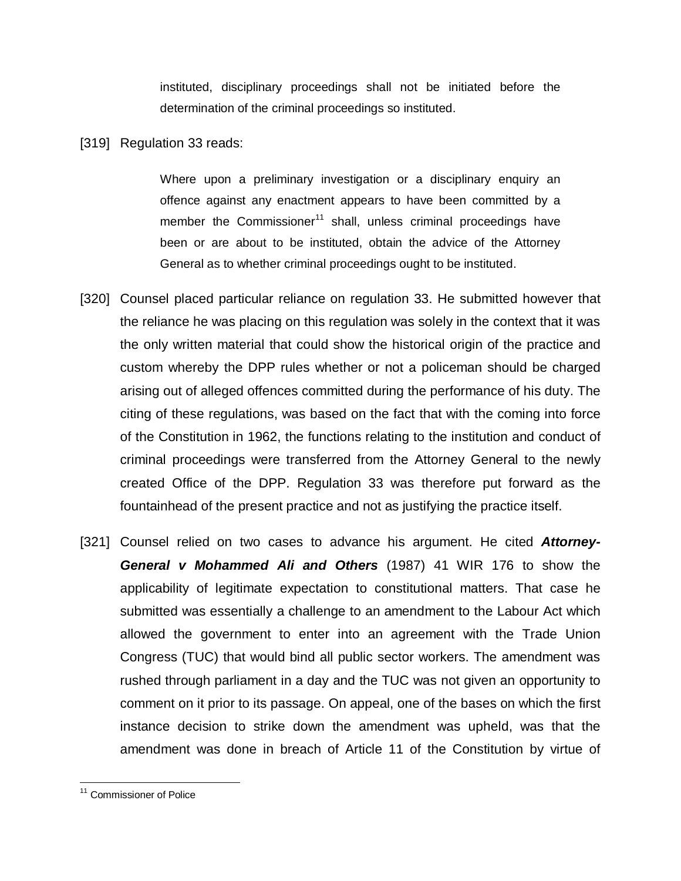> instituted, disciplinary proceedings shall not be initiated before the determination of the criminal proceedings so instituted.

[319] Regulation 33 reads:

> Where upon a preliminary investigation or a disciplinary enquiry an offence against any enactment appears to have been committed by a member the Commissioner[11] shall, unless criminal proceedings have been or are about to be instituted, obtain the advice of the Attorney General as to whether criminal proceedings ought to be instituted.

[320] Counsel placed particular reliance on regulation 33. He submitted however that the reliance he was placing on this regulation was solely in the context that it was the only written material that could show the historical origin of the practice and custom whereby the DPP rules whether or not a policeman should be charged arising out of alleged offences committed during the performance of his duty. The citing of these regulations, was based on the fact that with the coming into force of the Constitution in 1962, the functions relating to the institution and conduct of criminal proceedings were transferred from the Attorney General to the newly created Office of the DPP. Regulation 33 was therefore put forward as the fountainhead of the present practice and not as justifying the practice itself.

[321] Counsel relied on two cases to advance his argument. He cited ***Attorney-General v Mohammed Ali and Others*** (1987) 41 WIR 176 to show the applicability of legitimate expectation to constitutional matters. That case he submitted was essentially a challenge to an amendment to the Labour Act which allowed the government to enter into an agreement with the Trade Union Congress (TUC) that would bind all public sector workers. The amendment was rushed through parliament in a day and the TUC was not given an opportunity to comment on it prior to its passage. On appeal, one of the bases on which the first instance decision to strike down the amendment was upheld, was that the amendment was done in breach of Article 11 of the Constitution by virtue of

---

[11] Commissioner of Police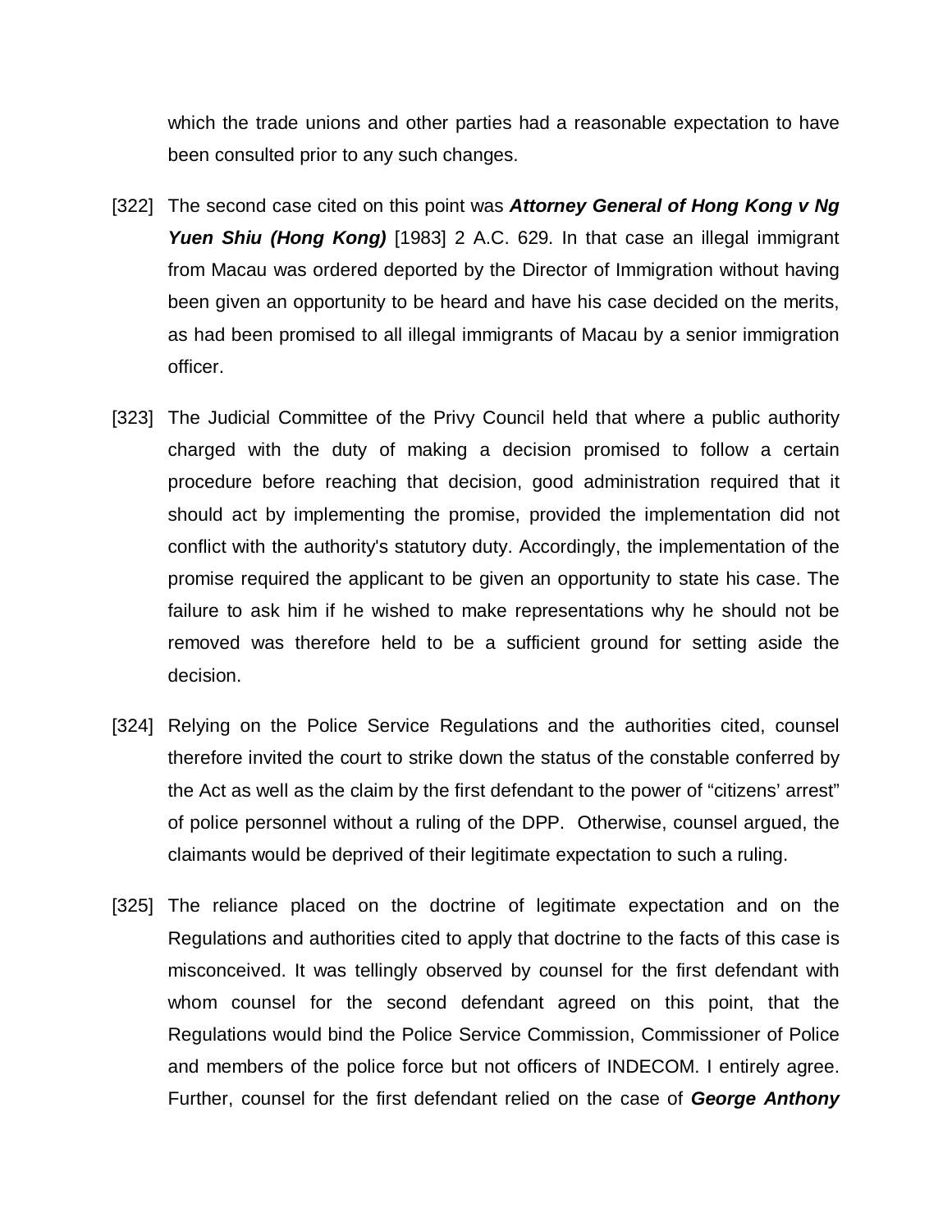which the trade unions and other parties had a reasonable expectation to have been consulted prior to any such changes.

[322] The second case cited on this point was ***Attorney General of Hong Kong v Ng Yuen Shiu (Hong Kong)*** [1983] 2 A.C. 629. In that case an illegal immigrant from Macau was ordered deported by the Director of Immigration without having been given an opportunity to be heard and have his case decided on the merits, as had been promised to all illegal immigrants of Macau by a senior immigration officer.

[323] The Judicial Committee of the Privy Council held that where a public authority charged with the duty of making a decision promised to follow a certain procedure before reaching that decision, good administration required that it should act by implementing the promise, provided the implementation did not conflict with the authority's statutory duty. Accordingly, the implementation of the promise required the applicant to be given an opportunity to state his case. The failure to ask him if he wished to make representations why he should not be removed was therefore held to be a sufficient ground for setting aside the decision.

[324] Relying on the Police Service Regulations and the authorities cited, counsel therefore invited the court to strike down the status of the constable conferred by the Act as well as the claim by the first defendant to the power of "citizens' arrest" of police personnel without a ruling of the DPP. Otherwise, counsel argued, the claimants would be deprived of their legitimate expectation to such a ruling.

[325] The reliance placed on the doctrine of legitimate expectation and on the Regulations and authorities cited to apply that doctrine to the facts of this case is misconceived. It was tellingly observed by counsel for the first defendant with whom counsel for the second defendant agreed on this point, that the Regulations would bind the Police Service Commission, Commissioner of Police and members of the police force but not officers of INDECOM. I entirely agree. Further, counsel for the first defendant relied on the case of ***George Anthony***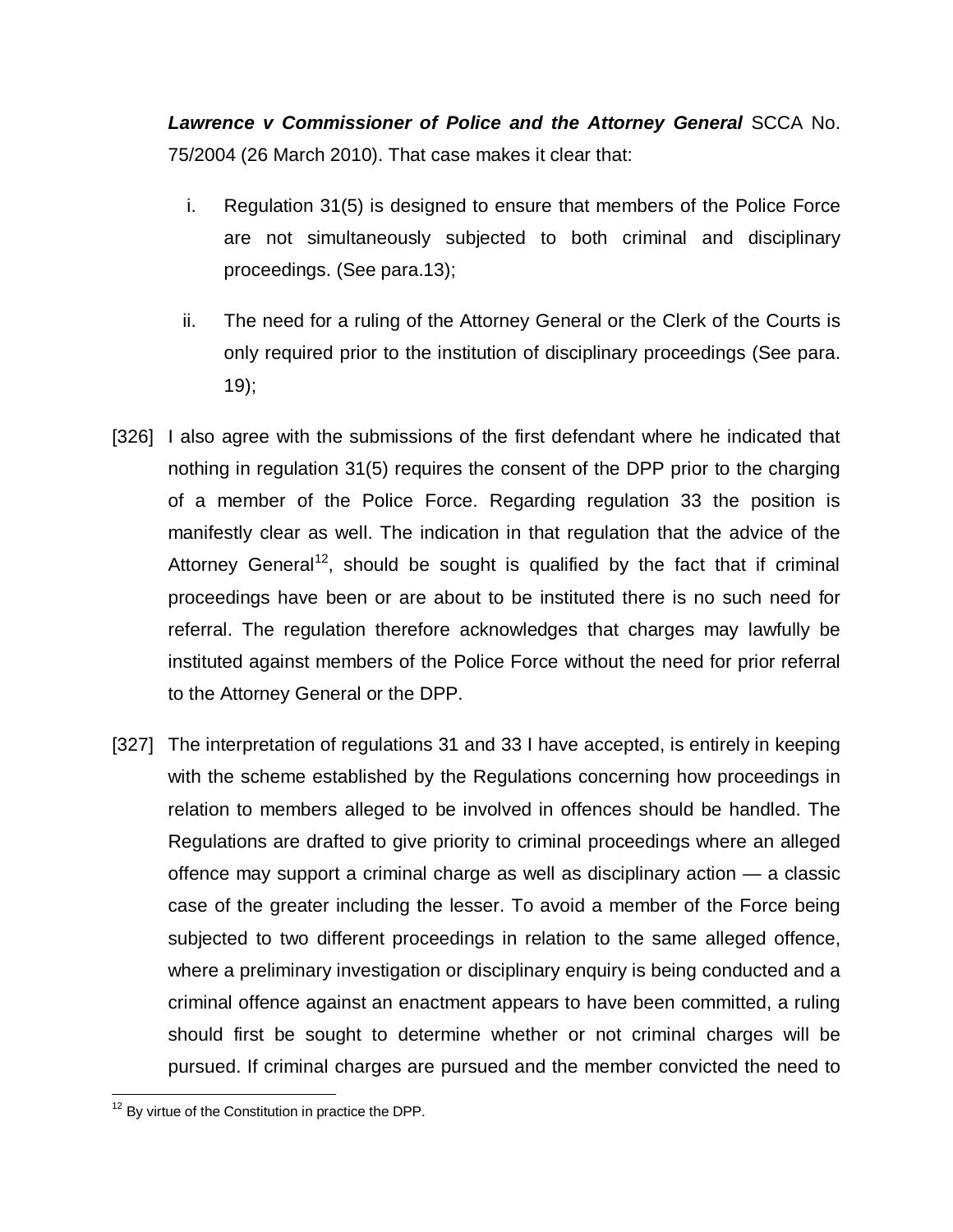***Lawrence v Commissioner of Police and the Attorney General*** SCCA No. 75/2004 (26 March 2010). That case makes it clear that:

i. Regulation 31(5) is designed to ensure that members of the Police Force are not simultaneously subjected to both criminal and disciplinary proceedings. (See para.13);

ii. The need for a ruling of the Attorney General or the Clerk of the Courts is only required prior to the institution of disciplinary proceedings (See para. 19);

[326] I also agree with the submissions of the first defendant where he indicated that nothing in regulation 31(5) requires the consent of the DPP prior to the charging of a member of the Police Force. Regarding regulation 33 the position is manifestly clear as well. The indication in that regulation that the advice of the Attorney General[12], should be sought is qualified by the fact that if criminal proceedings have been or are about to be instituted there is no such need for referral. The regulation therefore acknowledges that charges may lawfully be instituted against members of the Police Force without the need for prior referral to the Attorney General or the DPP.

[327] The interpretation of regulations 31 and 33 I have accepted, is entirely in keeping with the scheme established by the Regulations concerning how proceedings in relation to members alleged to be involved in offences should be handled. The Regulations are drafted to give priority to criminal proceedings where an alleged offence may support a criminal charge as well as disciplinary action — a classic case of the greater including the lesser. To avoid a member of the Force being subjected to two different proceedings in relation to the same alleged offence, where a preliminary investigation or disciplinary enquiry is being conducted and a criminal offence against an enactment appears to have been committed, a ruling should first be sought to determine whether or not criminal charges will be pursued. If criminal charges are pursued and the member convicted the need to

[12] By virtue of the Constitution in practice the DPP.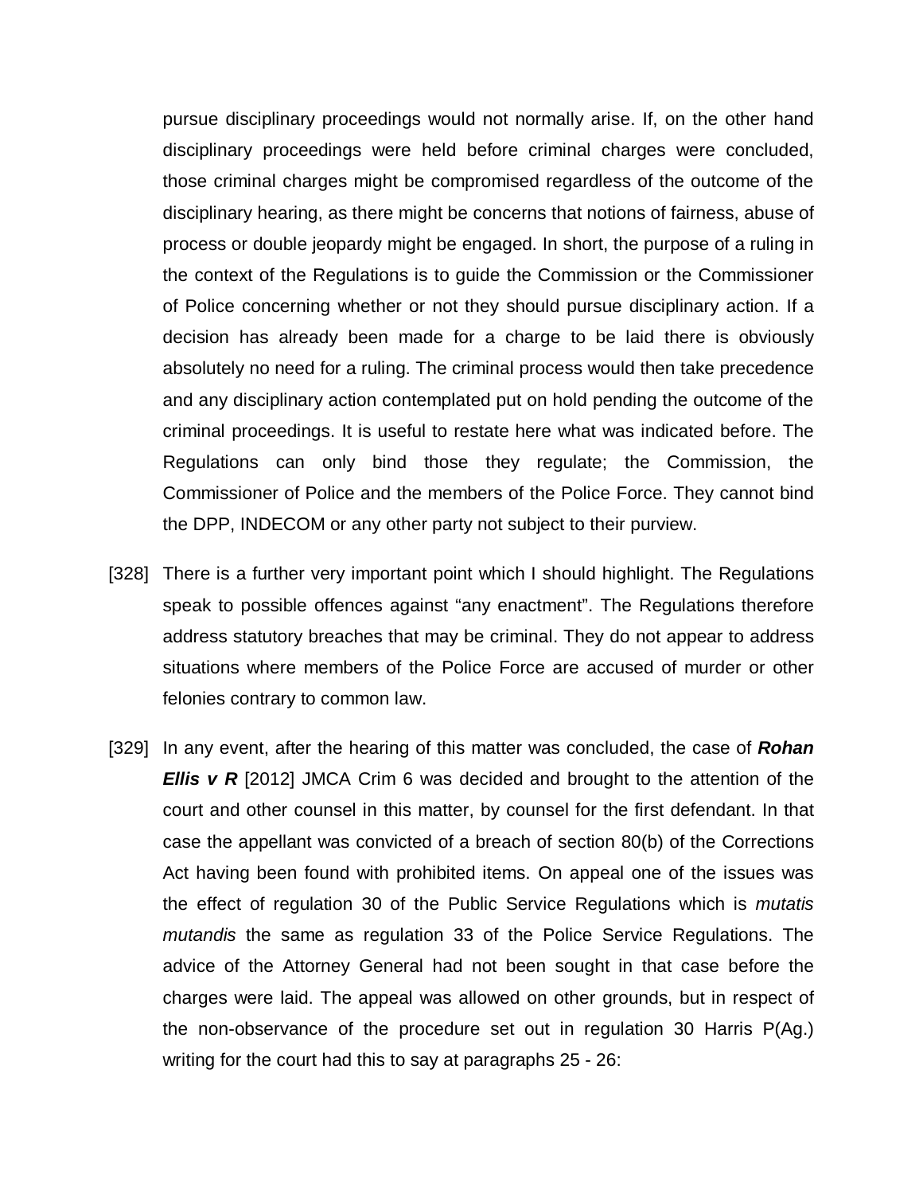pursue disciplinary proceedings would not normally arise. If, on the other hand disciplinary proceedings were held before criminal charges were concluded, those criminal charges might be compromised regardless of the outcome of the disciplinary hearing, as there might be concerns that notions of fairness, abuse of process or double jeopardy might be engaged. In short, the purpose of a ruling in the context of the Regulations is to guide the Commission or the Commissioner of Police concerning whether or not they should pursue disciplinary action. If a decision has already been made for a charge to be laid there is obviously absolutely no need for a ruling. The criminal process would then take precedence and any disciplinary action contemplated put on hold pending the outcome of the criminal proceedings. It is useful to restate here what was indicated before. The Regulations can only bind those they regulate; the Commission, the Commissioner of Police and the members of the Police Force. They cannot bind the DPP, INDECOM or any other party not subject to their purview.

[328] There is a further very important point which I should highlight. The Regulations speak to possible offences against “any enactment”. The Regulations therefore address statutory breaches that may be criminal. They do not appear to address situations where members of the Police Force are accused of murder or other felonies contrary to common law.

[329] In any event, after the hearing of this matter was concluded, the case of ***Rohan Ellis v R*** [2012] JMCA Crim 6 was decided and brought to the attention of the court and other counsel in this matter, by counsel for the first defendant. In that case the appellant was convicted of a breach of section 80(b) of the Corrections Act having been found with prohibited items. On appeal one of the issues was the effect of regulation 30 of the Public Service Regulations which is *mutatis mutandis* the same as regulation 33 of the Police Service Regulations. The advice of the Attorney General had not been sought in that case before the charges were laid. The appeal was allowed on other grounds, but in respect of the non-observance of the procedure set out in regulation 30 Harris P(Ag.) writing for the court had this to say at paragraphs 25 - 26: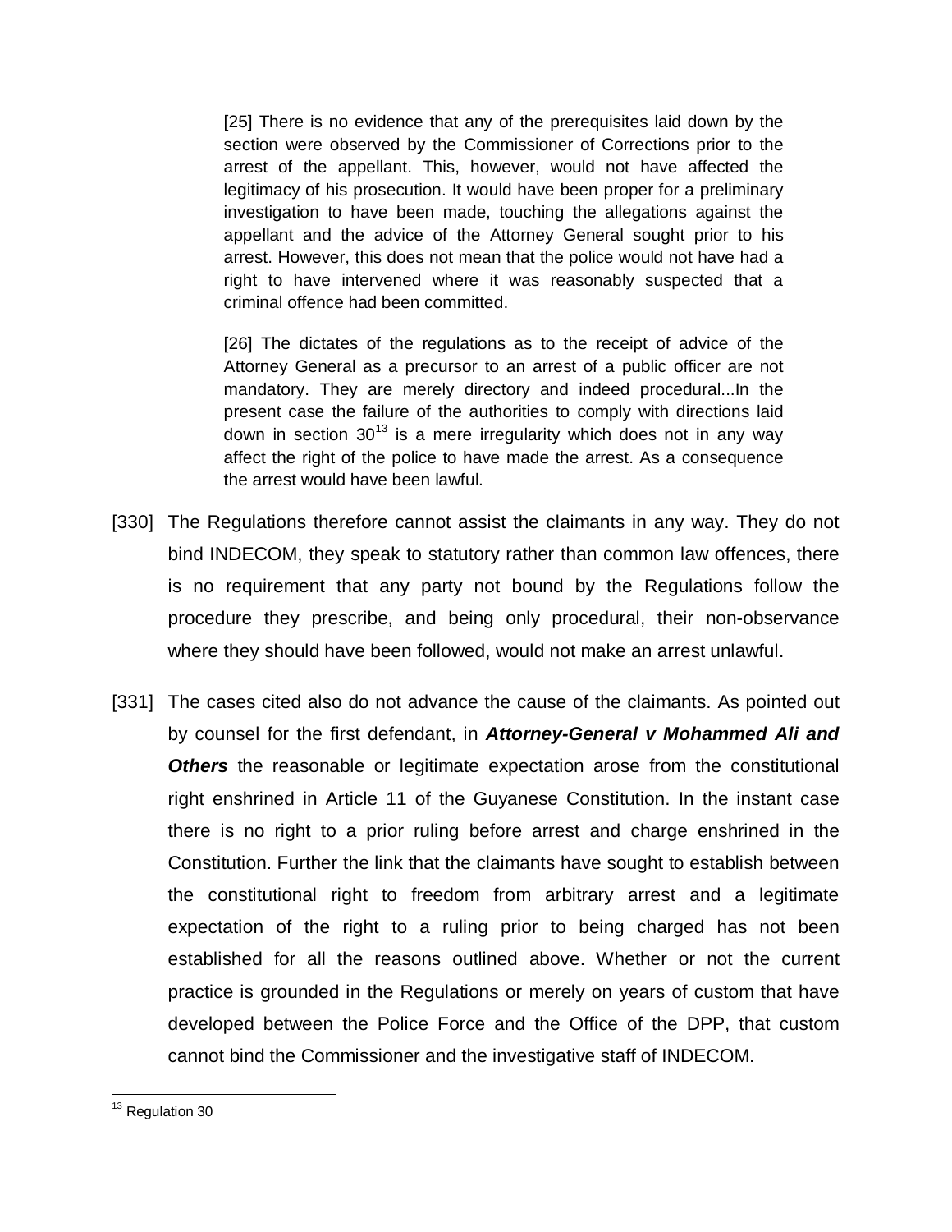> [25] There is no evidence that any of the prerequisites laid down by the section were observed by the Commissioner of Corrections prior to the arrest of the appellant. This, however, would not have affected the legitimacy of his prosecution. It would have been proper for a preliminary investigation to have been made, touching the allegations against the appellant and the advice of the Attorney General sought prior to his arrest. However, this does not mean that the police would not have had a right to have intervened where it was reasonably suspected that a criminal offence had been committed.
>
> [26] The dictates of the regulations as to the receipt of advice of the Attorney General as a precursor to an arrest of a public officer are not mandatory. They are merely directory and indeed procedural...In the present case the failure of the authorities to comply with directions laid down in section 30[13] is a mere irregularity which does not in any way affect the right of the police to have made the arrest. As a consequence the arrest would have been lawful.

[330] The Regulations therefore cannot assist the claimants in any way. They do not bind INDECOM, they speak to statutory rather than common law offences, there is no requirement that any party not bound by the Regulations follow the procedure they prescribe, and being only procedural, their non-observance where they should have been followed, would not make an arrest unlawful.

[331] The cases cited also do not advance the cause of the claimants. As pointed out by counsel for the first defendant, in ***Attorney-General v Mohammed Ali and Others*** the reasonable or legitimate expectation arose from the constitutional right enshrined in Article 11 of the Guyanese Constitution. In the instant case there is no right to a prior ruling before arrest and charge enshrined in the Constitution. Further the link that the claimants have sought to establish between the constitutional right to freedom from arbitrary arrest and a legitimate expectation of the right to a ruling prior to being charged has not been established for all the reasons outlined above. Whether or not the current practice is grounded in the Regulations or merely on years of custom that have developed between the Police Force and the Office of the DPP, that custom cannot bind the Commissioner and the investigative staff of INDECOM.

---

[13] Regulation 30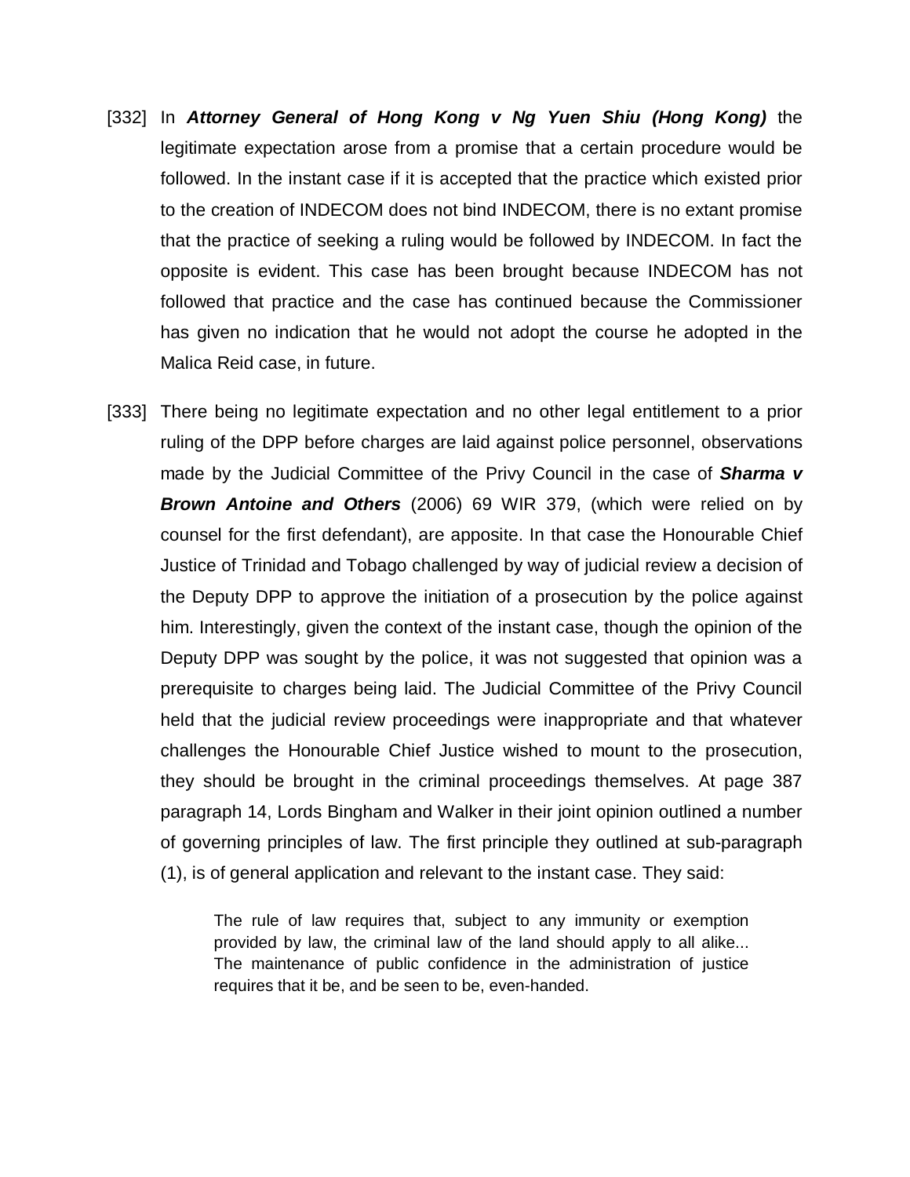[332] In ***Attorney General of Hong Kong v Ng Yuen Shiu (Hong Kong)*** the legitimate expectation arose from a promise that a certain procedure would be followed. In the instant case if it is accepted that the practice which existed prior to the creation of INDECOM does not bind INDECOM, there is no extant promise that the practice of seeking a ruling would be followed by INDECOM. In fact the opposite is evident. This case has been brought because INDECOM has not followed that practice and the case has continued because the Commissioner has given no indication that he would not adopt the course he adopted in the Malica Reid case, in future.

[333] There being no legitimate expectation and no other legal entitlement to a prior ruling of the DPP before charges are laid against police personnel, observations made by the Judicial Committee of the Privy Council in the case of ***Sharma v Brown Antoine and Others*** (2006) 69 WIR 379, (which were relied on by counsel for the first defendant), are apposite. In that case the Honourable Chief Justice of Trinidad and Tobago challenged by way of judicial review a decision of the Deputy DPP to approve the initiation of a prosecution by the police against him. Interestingly, given the context of the instant case, though the opinion of the Deputy DPP was sought by the police, it was not suggested that opinion was a prerequisite to charges being laid. The Judicial Committee of the Privy Council held that the judicial review proceedings were inappropriate and that whatever challenges the Honourable Chief Justice wished to mount to the prosecution, they should be brought in the criminal proceedings themselves. At page 387 paragraph 14, Lords Bingham and Walker in their joint opinion outlined a number of governing principles of law. The first principle they outlined at sub-paragraph (1), is of general application and relevant to the instant case. They said:

> The rule of law requires that, subject to any immunity or exemption provided by law, the criminal law of the land should apply to all alike... The maintenance of public confidence in the administration of justice requires that it be, and be seen to be, even-handed.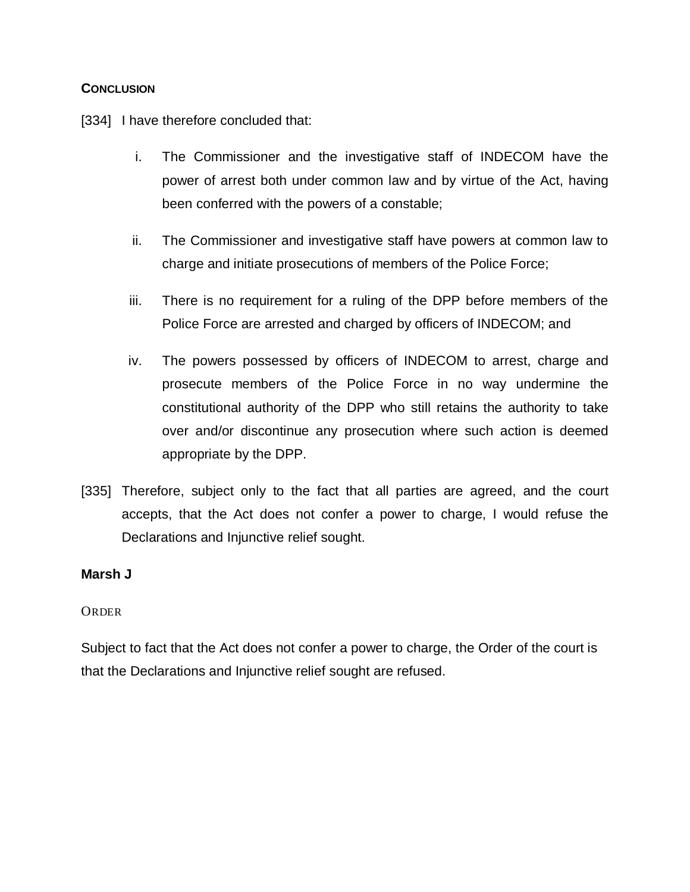### CONCLUSION

[334] I have therefore concluded that:

i. The Commissioner and the investigative staff of INDECOM have the power of arrest both under common law and by virtue of the Act, having been conferred with the powers of a constable;

ii. The Commissioner and investigative staff have powers at common law to charge and initiate prosecutions of members of the Police Force;

iii. There is no requirement for a ruling of the DPP before members of the Police Force are arrested and charged by officers of INDECOM; and

iv. The powers possessed by officers of INDECOM to arrest, charge and prosecute members of the Police Force in no way undermine the constitutional authority of the DPP who still retains the authority to take over and/or discontinue any prosecution where such action is deemed appropriate by the DPP.

[335] Therefore, subject only to the fact that all parties are agreed, and the court accepts, that the Act does not confer a power to charge, I would refuse the Declarations and Injunctive relief sought.

**Marsh J**

ORDER

Subject to fact that the Act does not confer a power to charge, the Order of the court is that the Declarations and Injunctive relief sought are refused.